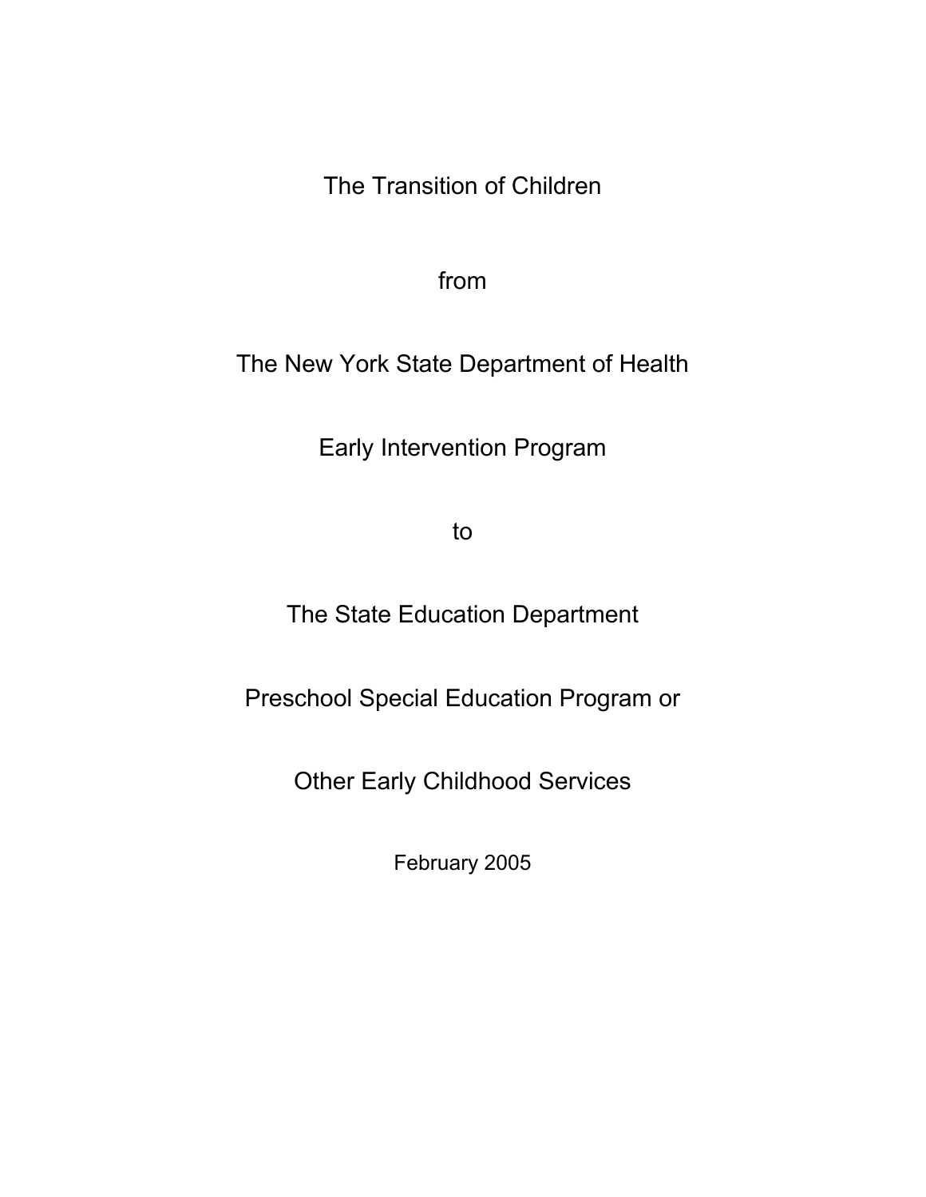# The Transition of Children

# from

# The New York State Department of Health

# Early Intervention Program

# to

# The State Education Department

# Preschool Special Education Program or

# Other Early Childhood Services

February 2005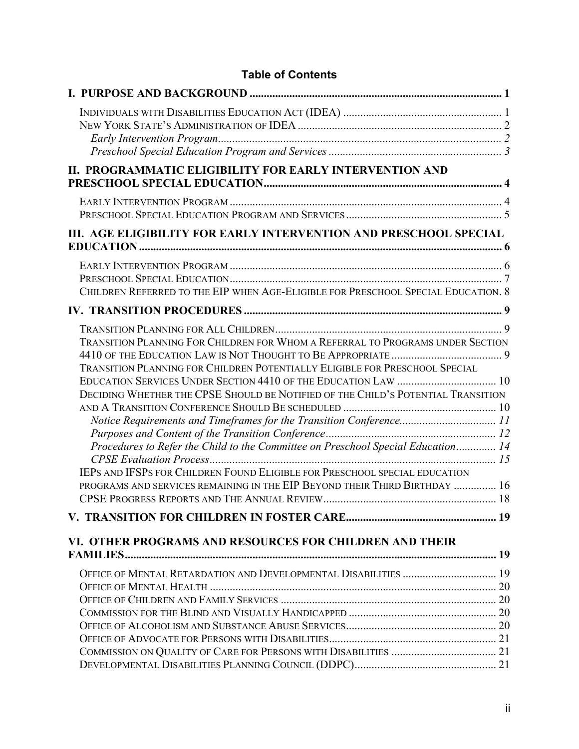# Table of Contents

**I. PURPOSE AND BACKGROUND** ........ 1

- INDIVIDUALS WITH DISABILITIES EDUCATION ACT (IDEA) ........ 1
- NEW YORK STATE'S ADMINISTRATION OF IDEA ........ 2
  - *Early Intervention Program* ........ 2
  - *Preschool Special Education Program and Services* ........ 3

**II. PROGRAMMATIC ELIGIBILITY FOR EARLY INTERVENTION AND PRESCHOOL SPECIAL EDUCATION** ........ 4

- EARLY INTERVENTION PROGRAM ........ 4
- PRESCHOOL SPECIAL EDUCATION PROGRAM AND SERVICES ........ 5

**III. AGE ELIGIBILITY FOR EARLY INTERVENTION AND PRESCHOOL SPECIAL EDUCATION** ........ 6

- EARLY INTERVENTION PROGRAM ........ 6
- PRESCHOOL SPECIAL EDUCATION ........ 7
- CHILDREN REFERRED TO THE EIP WHEN AGE-ELIGIBLE FOR PRESCHOOL SPECIAL EDUCATION. 8

**IV. TRANSITION PROCEDURES** ........ 9

- TRANSITION PLANNING FOR ALL CHILDREN ........ 9
- TRANSITION PLANNING FOR CHILDREN FOR WHOM A REFERRAL TO PROGRAMS UNDER SECTION 4410 OF THE EDUCATION LAW IS NOT THOUGHT TO BE APPROPRIATE ........ 9
- TRANSITION PLANNING FOR CHILDREN POTENTIALLY ELIGIBLE FOR PRESCHOOL SPECIAL EDUCATION SERVICES UNDER SECTION 4410 OF THE EDUCATION LAW ........ 10
- DECIDING WHETHER THE CPSE SHOULD BE NOTIFIED OF THE CHILD'S POTENTIAL TRANSITION AND A TRANSITION CONFERENCE SHOULD BE SCHEDULED ........ 10
  - *Notice Requirements and Timeframes for the Transition Conference* ........ 11
  - *Purposes and Content of the Transition Conference* ........ 12
  - *Procedures to Refer the Child to the Committee on Preschool Special Education* ........ 14
  - *CPSE Evaluation Process* ........ 15
- IEPS AND IFSPS FOR CHILDREN FOUND ELIGIBLE FOR PRESCHOOL SPECIAL EDUCATION PROGRAMS AND SERVICES REMAINING IN THE EIP BEYOND THEIR THIRD BIRTHDAY ........ 16
- CPSE PROGRESS REPORTS AND THE ANNUAL REVIEW ........ 18

**V. TRANSITION FOR CHILDREN IN FOSTER CARE** ........ 19

**VI. OTHER PROGRAMS AND RESOURCES FOR CHILDREN AND THEIR FAMILIES** ........ 19

- OFFICE OF MENTAL RETARDATION AND DEVELOPMENTAL DISABILITIES ........ 19
- OFFICE OF MENTAL HEALTH ........ 20
- OFFICE OF CHILDREN AND FAMILY SERVICES ........ 20
- COMMISSION FOR THE BLIND AND VISUALLY HANDICAPPED ........ 20
- OFFICE OF ALCOHOLISM AND SUBSTANCE ABUSE SERVICES ........ 20
- OFFICE OF ADVOCATE FOR PERSONS WITH DISABILITIES ........ 21
- COMMISSION ON QUALITY OF CARE FOR PERSONS WITH DISABILITIES ........ 21
- DEVELOPMENTAL DISABILITIES PLANNING COUNCIL (DDPC) ........ 21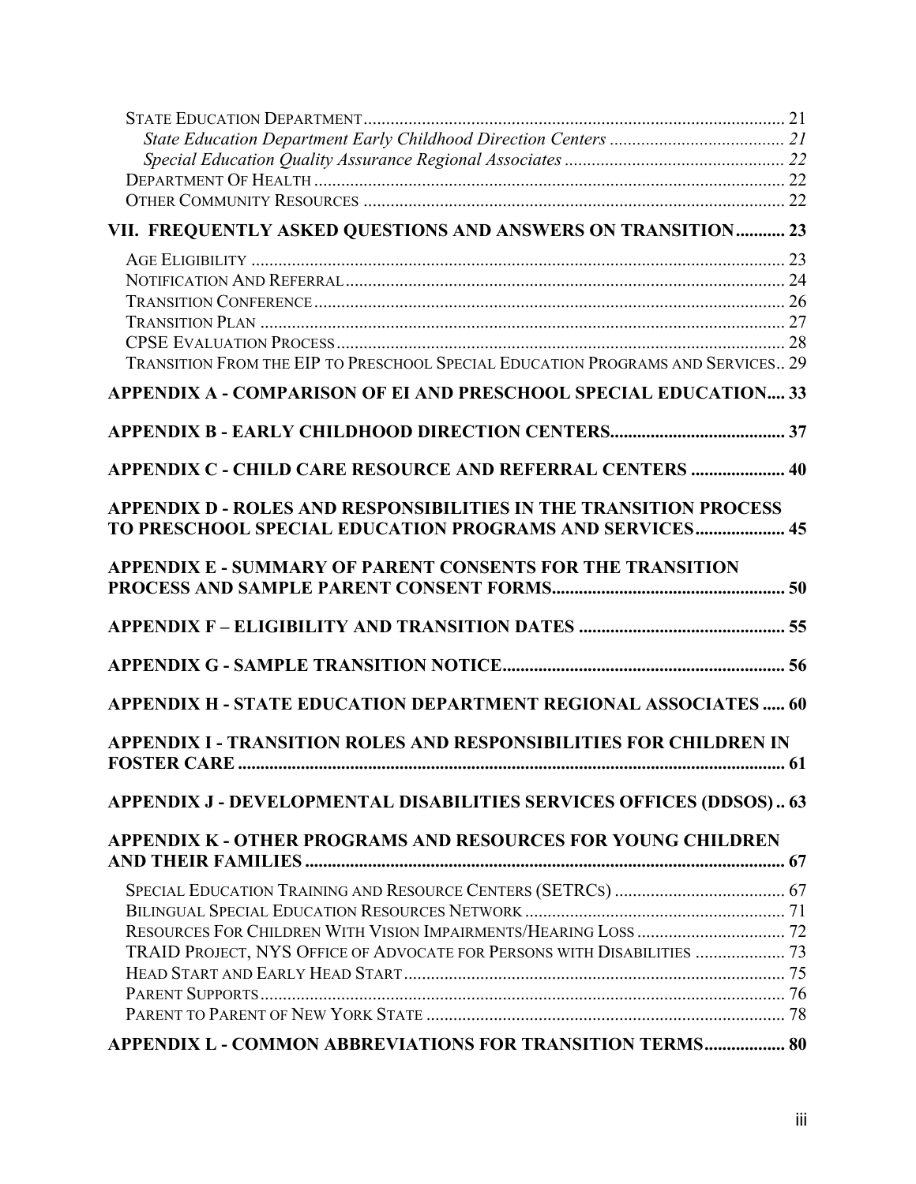State Education Department ........ 21

*State Education Department Early Childhood Direction Centers* ........ 21

*Special Education Quality Assurance Regional Associates* ........ 22

Department Of Health ........ 22

Other Community Resources ........ 22

**VII. FREQUENTLY ASKED QUESTIONS AND ANSWERS ON TRANSITION ........ 23**

Age Eligibility ........ 23

Notification And Referral ........ 24

Transition Conference ........ 26

Transition Plan ........ 27

CPSE Evaluation Process ........ 28

Transition From the EIP to Preschool Special Education Programs and Services ........ 29

**APPENDIX A - COMPARISON OF EI AND PRESCHOOL SPECIAL EDUCATION ........ 33**

**APPENDIX B - EARLY CHILDHOOD DIRECTION CENTERS ........ 37**

**APPENDIX C - CHILD CARE RESOURCE AND REFERRAL CENTERS ........ 40**

**APPENDIX D - ROLES AND RESPONSIBILITIES IN THE TRANSITION PROCESS TO PRESCHOOL SPECIAL EDUCATION PROGRAMS AND SERVICES ........ 45**

**APPENDIX E - SUMMARY OF PARENT CONSENTS FOR THE TRANSITION PROCESS AND SAMPLE PARENT CONSENT FORMS ........ 50**

**APPENDIX F – ELIGIBILITY AND TRANSITION DATES ........ 55**

**APPENDIX G - SAMPLE TRANSITION NOTICE ........ 56**

**APPENDIX H - STATE EDUCATION DEPARTMENT REGIONAL ASSOCIATES ........ 60**

**APPENDIX I - TRANSITION ROLES AND RESPONSIBILITIES FOR CHILDREN IN FOSTER CARE ........ 61**

**APPENDIX J - DEVELOPMENTAL DISABILITIES SERVICES OFFICES (DDSOS) ........ 63**

**APPENDIX K - OTHER PROGRAMS AND RESOURCES FOR YOUNG CHILDREN AND THEIR FAMILIES ........ 67**

Special Education Training and Resource Centers (SETRCs) ........ 67

Bilingual Special Education Resources Network ........ 71

Resources For Children With Vision Impairments/Hearing Loss ........ 72

TRAID Project, NYS Office of Advocate for Persons with Disabilities ........ 73

Head Start and Early Head Start ........ 75

Parent Supports ........ 76

Parent to Parent of New York State ........ 78

**APPENDIX L - COMMON ABBREVIATIONS FOR TRANSITION TERMS ........ 80**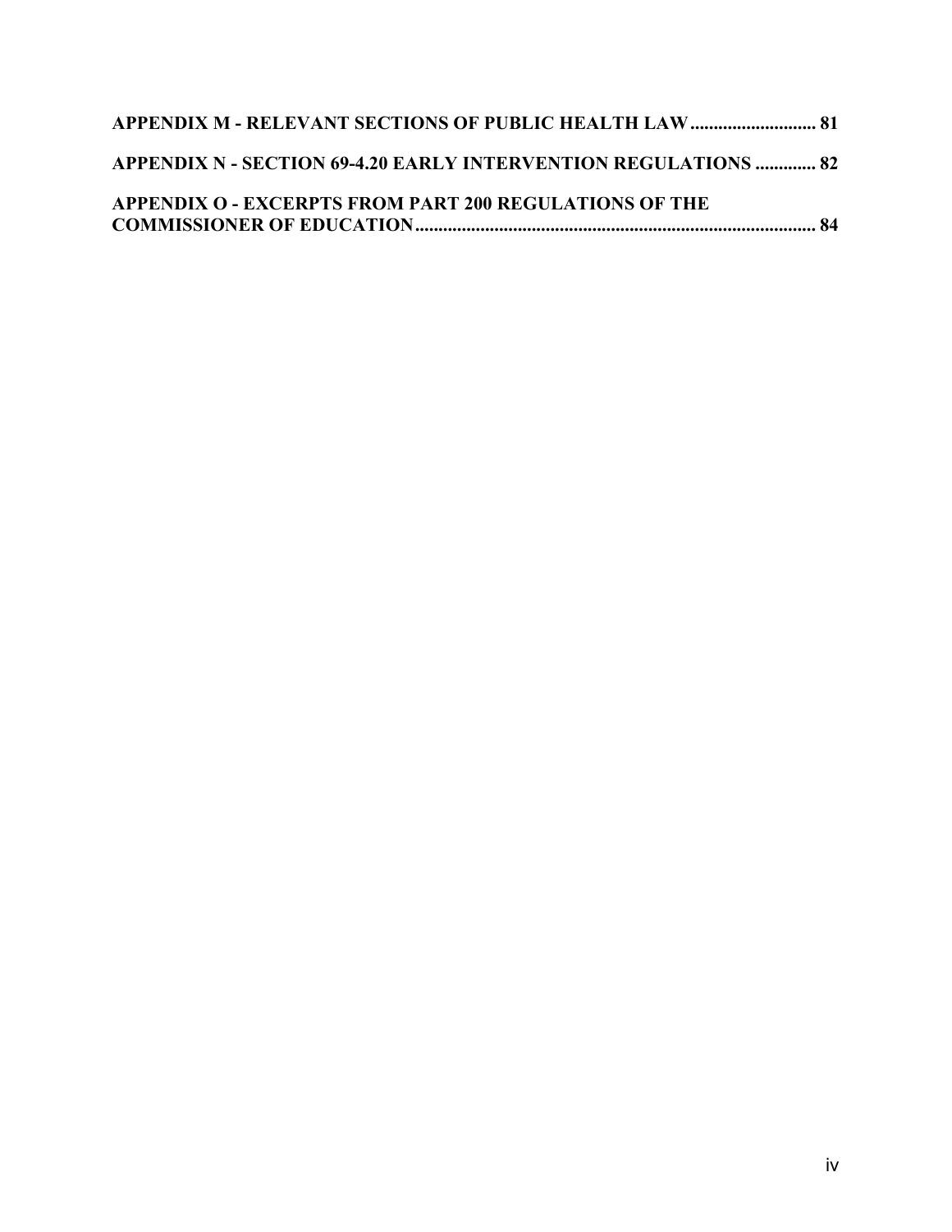**APPENDIX M - RELEVANT SECTIONS OF PUBLIC HEALTH LAW ........................... 81**

**APPENDIX N - SECTION 69-4.20 EARLY INTERVENTION REGULATIONS ............. 82**

**APPENDIX O - EXCERPTS FROM PART 200 REGULATIONS OF THE COMMISSIONER OF EDUCATION ........................................................................................ 84**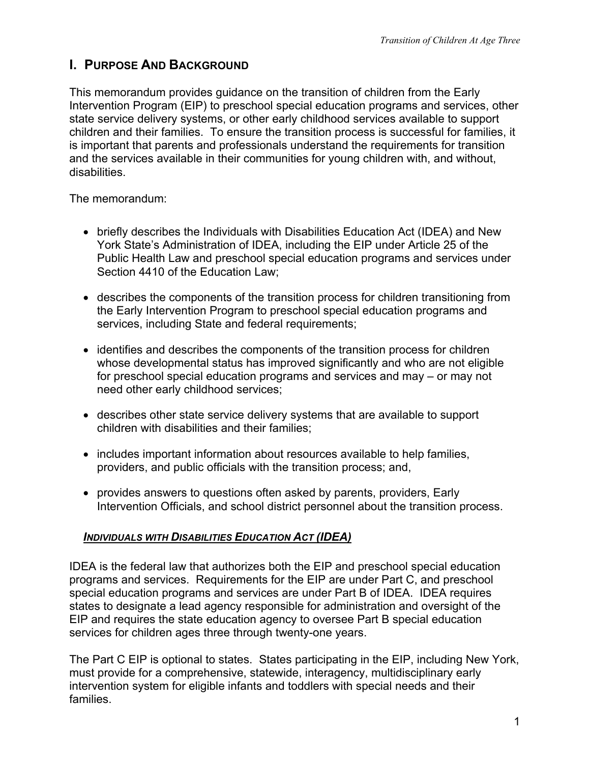## I. PURPOSE AND BACKGROUND

This memorandum provides guidance on the transition of children from the Early Intervention Program (EIP) to preschool special education programs and services, other state service delivery systems, or other early childhood services available to support children and their families. To ensure the transition process is successful for families, it is important that parents and professionals understand the requirements for transition and the services available in their communities for young children with, and without, disabilities.

The memorandum:

- briefly describes the Individuals with Disabilities Education Act (IDEA) and New York State's Administration of IDEA, including the EIP under Article 25 of the Public Health Law and preschool special education programs and services under Section 4410 of the Education Law;
- describes the components of the transition process for children transitioning from the Early Intervention Program to preschool special education programs and services, including State and federal requirements;
- identifies and describes the components of the transition process for children whose developmental status has improved significantly and who are not eligible for preschool special education programs and services and may – or may not need other early childhood services;
- describes other state service delivery systems that are available to support children with disabilities and their families;
- includes important information about resources available to help families, providers, and public officials with the transition process; and,
- provides answers to questions often asked by parents, providers, Early Intervention Officials, and school district personnel about the transition process.

### ***INDIVIDUALS WITH DISABILITIES EDUCATION ACT (IDEA)***

IDEA is the federal law that authorizes both the EIP and preschool special education programs and services. Requirements for the EIP are under Part C, and preschool special education programs and services are under Part B of IDEA. IDEA requires states to designate a lead agency responsible for administration and oversight of the EIP and requires the state education agency to oversee Part B special education services for children ages three through twenty-one years.

The Part C EIP is optional to states. States participating in the EIP, including New York, must provide for a comprehensive, statewide, interagency, multidisciplinary early intervention system for eligible infants and toddlers with special needs and their families.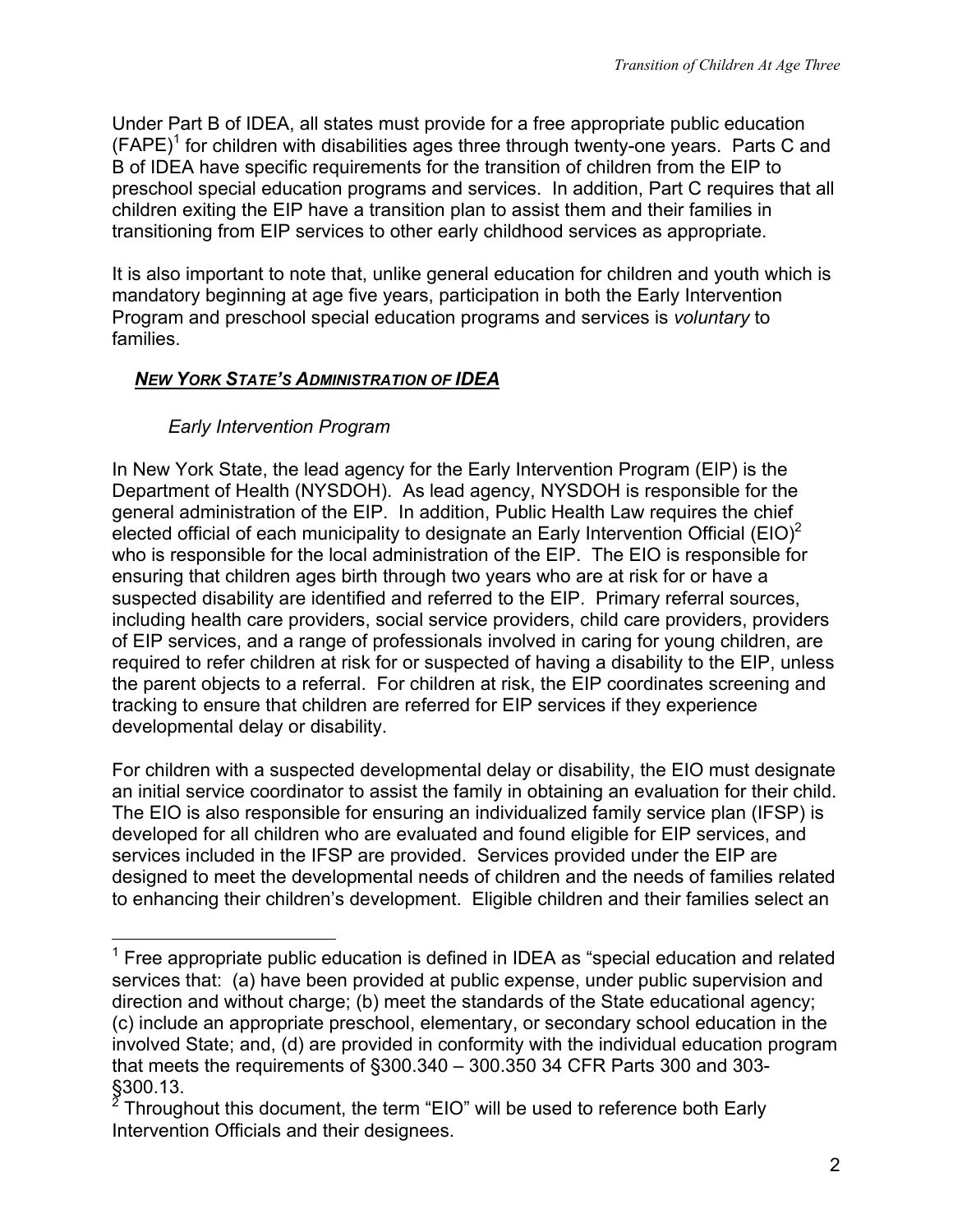Under Part B of IDEA, all states must provide for a free appropriate public education (FAPE)[1] for children with disabilities ages three through twenty-one years. Parts C and B of IDEA have specific requirements for the transition of children from the EIP to preschool special education programs and services. In addition, Part C requires that all children exiting the EIP have a transition plan to assist them and their families in transitioning from EIP services to other early childhood services as appropriate.

It is also important to note that, unlike general education for children and youth which is mandatory beginning at age five years, participation in both the Early Intervention Program and preschool special education programs and services is *voluntary* to families.

## ***NEW YORK STATE'S ADMINISTRATION OF IDEA***

### *Early Intervention Program*

In New York State, the lead agency for the Early Intervention Program (EIP) is the Department of Health (NYSDOH). As lead agency, NYSDOH is responsible for the general administration of the EIP. In addition, Public Health Law requires the chief elected official of each municipality to designate an Early Intervention Official (EIO)[2] who is responsible for the local administration of the EIP. The EIO is responsible for ensuring that children ages birth through two years who are at risk for or have a suspected disability are identified and referred to the EIP. Primary referral sources, including health care providers, social service providers, child care providers, providers of EIP services, and a range of professionals involved in caring for young children, are required to refer children at risk for or suspected of having a disability to the EIP, unless the parent objects to a referral. For children at risk, the EIP coordinates screening and tracking to ensure that children are referred for EIP services if they experience developmental delay or disability.

For children with a suspected developmental delay or disability, the EIO must designate an initial service coordinator to assist the family in obtaining an evaluation for their child. The EIO is also responsible for ensuring an individualized family service plan (IFSP) is developed for all children who are evaluated and found eligible for EIP services, and services included in the IFSP are provided. Services provided under the EIP are designed to meet the developmental needs of children and the needs of families related to enhancing their children's development. Eligible children and their families select an

---

[1] Free appropriate public education is defined in IDEA as "special education and related services that: (a) have been provided at public expense, under public supervision and direction and without charge; (b) meet the standards of the State educational agency; (c) include an appropriate preschool, elementary, or secondary school education in the involved State; and, (d) are provided in conformity with the individual education program that meets the requirements of §300.340 – 300.350 34 CFR Parts 300 and 303-§300.13.

[2] Throughout this document, the term "EIO" will be used to reference both Early Intervention Officials and their designees.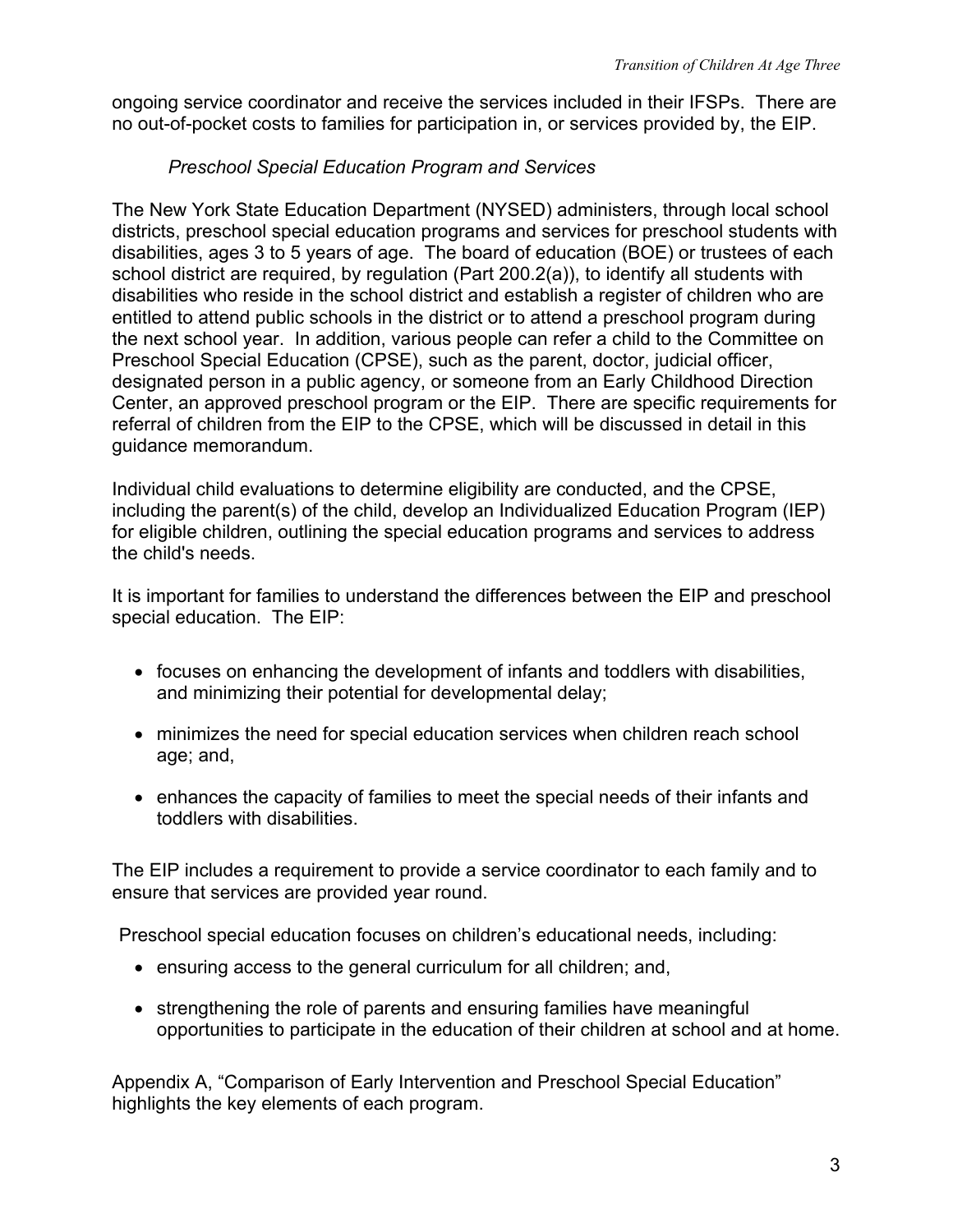ongoing service coordinator and receive the services included in their IFSPs. There are no out-of-pocket costs to families for participation in, or services provided by, the EIP.

*Preschool Special Education Program and Services*

The New York State Education Department (NYSED) administers, through local school districts, preschool special education programs and services for preschool students with disabilities, ages 3 to 5 years of age. The board of education (BOE) or trustees of each school district are required, by regulation (Part 200.2(a)), to identify all students with disabilities who reside in the school district and establish a register of children who are entitled to attend public schools in the district or to attend a preschool program during the next school year. In addition, various people can refer a child to the Committee on Preschool Special Education (CPSE), such as the parent, doctor, judicial officer, designated person in a public agency, or someone from an Early Childhood Direction Center, an approved preschool program or the EIP. There are specific requirements for referral of children from the EIP to the CPSE, which will be discussed in detail in this guidance memorandum.

Individual child evaluations to determine eligibility are conducted, and the CPSE, including the parent(s) of the child, develop an Individualized Education Program (IEP) for eligible children, outlining the special education programs and services to address the child's needs.

It is important for families to understand the differences between the EIP and preschool special education. The EIP:

- focuses on enhancing the development of infants and toddlers with disabilities, and minimizing their potential for developmental delay;
- minimizes the need for special education services when children reach school age; and,
- enhances the capacity of families to meet the special needs of their infants and toddlers with disabilities.

The EIP includes a requirement to provide a service coordinator to each family and to ensure that services are provided year round.

Preschool special education focuses on children's educational needs, including:

- ensuring access to the general curriculum for all children; and,
- strengthening the role of parents and ensuring families have meaningful opportunities to participate in the education of their children at school and at home.

Appendix A, "Comparison of Early Intervention and Preschool Special Education" highlights the key elements of each program.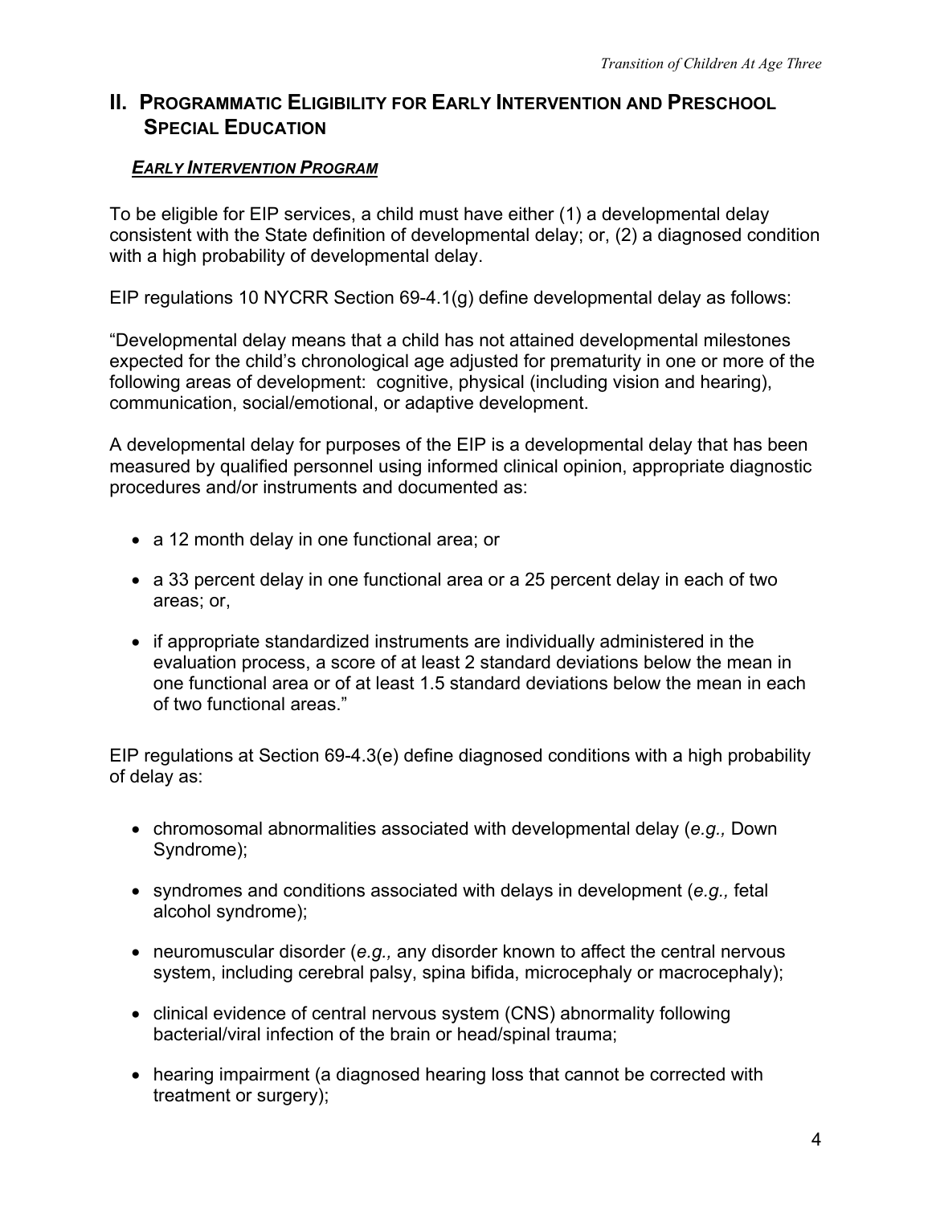## II. Programmatic Eligibility for Early Intervention and Preschool Special Education

### *Early Intervention Program*

To be eligible for EIP services, a child must have either (1) a developmental delay consistent with the State definition of developmental delay; or, (2) a diagnosed condition with a high probability of developmental delay.

EIP regulations 10 NYCRR Section 69-4.1(g) define developmental delay as follows:

"Developmental delay means that a child has not attained developmental milestones expected for the child's chronological age adjusted for prematurity in one or more of the following areas of development: cognitive, physical (including vision and hearing), communication, social/emotional, or adaptive development.

A developmental delay for purposes of the EIP is a developmental delay that has been measured by qualified personnel using informed clinical opinion, appropriate diagnostic procedures and/or instruments and documented as:

- a 12 month delay in one functional area; or
- a 33 percent delay in one functional area or a 25 percent delay in each of two areas; or,
- if appropriate standardized instruments are individually administered in the evaluation process, a score of at least 2 standard deviations below the mean in one functional area or of at least 1.5 standard deviations below the mean in each of two functional areas."

EIP regulations at Section 69-4.3(e) define diagnosed conditions with a high probability of delay as:

- chromosomal abnormalities associated with developmental delay (*e.g.,* Down Syndrome);
- syndromes and conditions associated with delays in development (*e.g.,* fetal alcohol syndrome);
- neuromuscular disorder (*e.g.,* any disorder known to affect the central nervous system, including cerebral palsy, spina bifida, microcephaly or macrocephaly);
- clinical evidence of central nervous system (CNS) abnormality following bacterial/viral infection of the brain or head/spinal trauma;
- hearing impairment (a diagnosed hearing loss that cannot be corrected with treatment or surgery);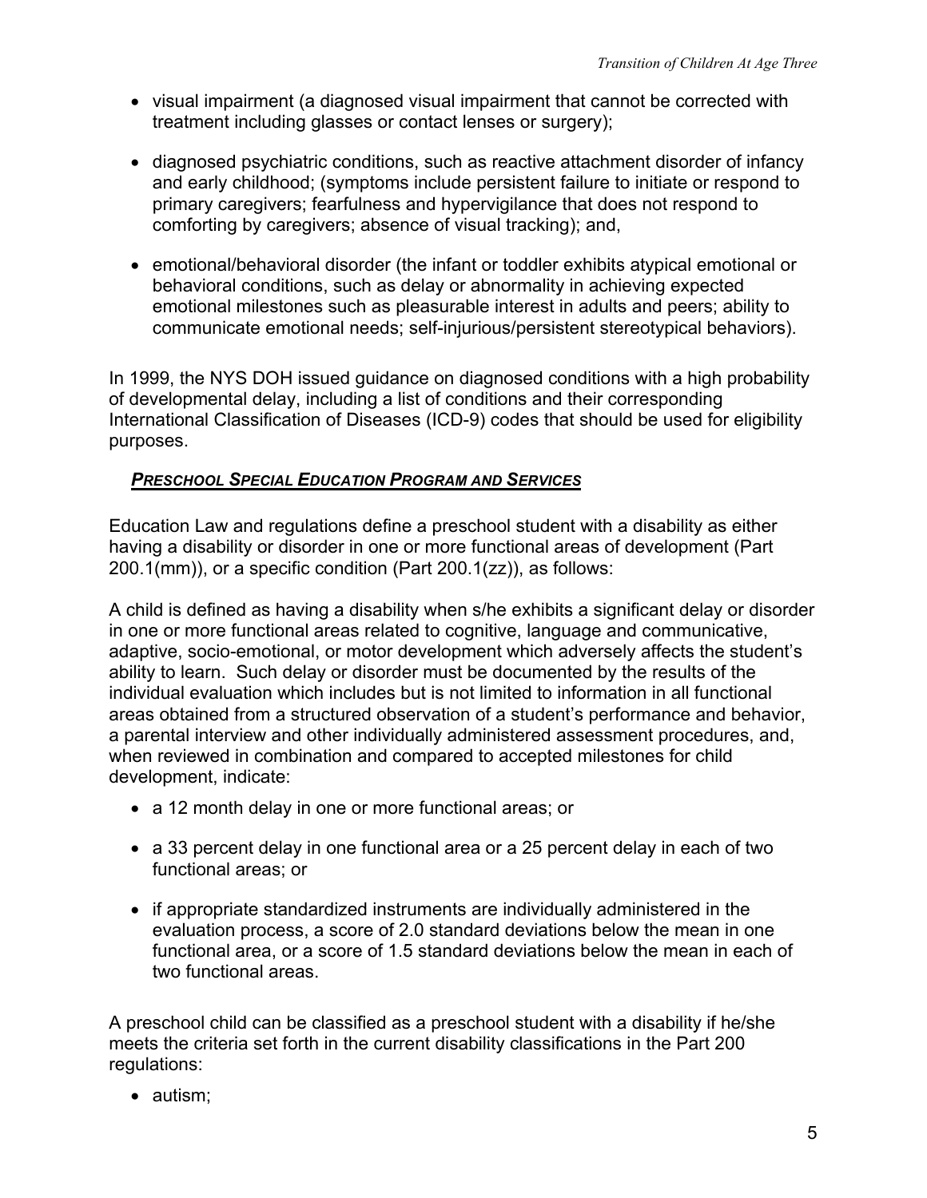- visual impairment (a diagnosed visual impairment that cannot be corrected with treatment including glasses or contact lenses or surgery);
- diagnosed psychiatric conditions, such as reactive attachment disorder of infancy and early childhood; (symptoms include persistent failure to initiate or respond to primary caregivers; fearfulness and hypervigilance that does not respond to comforting by caregivers; absence of visual tracking); and,
- emotional/behavioral disorder (the infant or toddler exhibits atypical emotional or behavioral conditions, such as delay or abnormality in achieving expected emotional milestones such as pleasurable interest in adults and peers; ability to communicate emotional needs; self-injurious/persistent stereotypical behaviors).

In 1999, the NYS DOH issued guidance on diagnosed conditions with a high probability of developmental delay, including a list of conditions and their corresponding International Classification of Diseases (ICD-9) codes that should be used for eligibility purposes.

***<u>PRESCHOOL SPECIAL EDUCATION PROGRAM AND SERVICES</u>***

Education Law and regulations define a preschool student with a disability as either having a disability or disorder in one or more functional areas of development (Part 200.1(mm)), or a specific condition (Part 200.1(zz)), as follows:

A child is defined as having a disability when s/he exhibits a significant delay or disorder in one or more functional areas related to cognitive, language and communicative, adaptive, socio-emotional, or motor development which adversely affects the student's ability to learn. Such delay or disorder must be documented by the results of the individual evaluation which includes but is not limited to information in all functional areas obtained from a structured observation of a student's performance and behavior, a parental interview and other individually administered assessment procedures, and, when reviewed in combination and compared to accepted milestones for child development, indicate:

- a 12 month delay in one or more functional areas; or
- a 33 percent delay in one functional area or a 25 percent delay in each of two functional areas; or
- if appropriate standardized instruments are individually administered in the evaluation process, a score of 2.0 standard deviations below the mean in one functional area, or a score of 1.5 standard deviations below the mean in each of two functional areas.

A preschool child can be classified as a preschool student with a disability if he/she meets the criteria set forth in the current disability classifications in the Part 200 regulations:

- autism;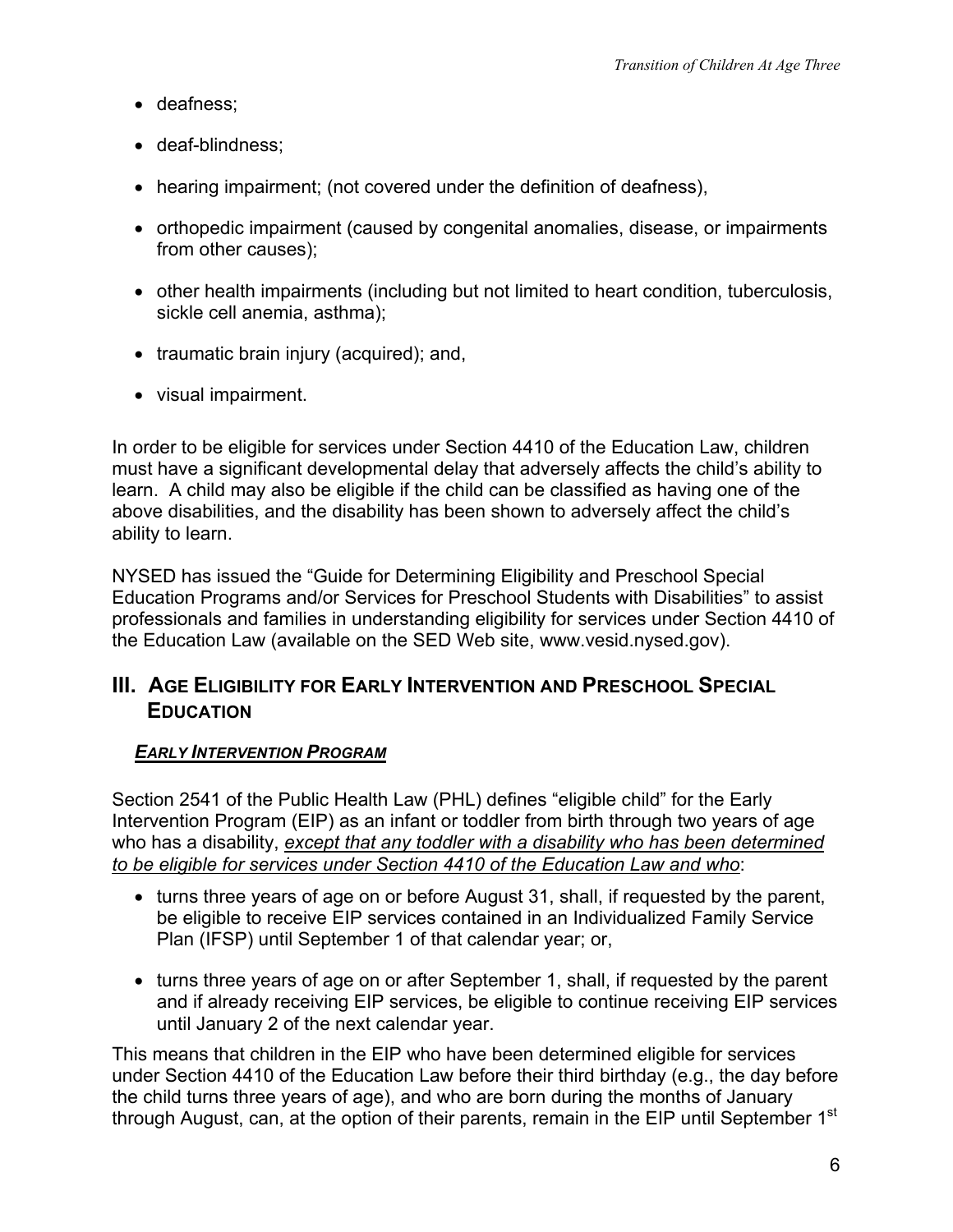- deafness;
- deaf-blindness;
- hearing impairment; (not covered under the definition of deafness),
- orthopedic impairment (caused by congenital anomalies, disease, or impairments from other causes);
- other health impairments (including but not limited to heart condition, tuberculosis, sickle cell anemia, asthma);
- traumatic brain injury (acquired); and,
- visual impairment.

In order to be eligible for services under Section 4410 of the Education Law, children must have a significant developmental delay that adversely affects the child's ability to learn. A child may also be eligible if the child can be classified as having one of the above disabilities, and the disability has been shown to adversely affect the child's ability to learn.

NYSED has issued the "Guide for Determining Eligibility and Preschool Special Education Programs and/or Services for Preschool Students with Disabilities" to assist professionals and families in understanding eligibility for services under Section 4410 of the Education Law (available on the SED Web site, www.vesid.nysed.gov).

## III. AGE ELIGIBILITY FOR EARLY INTERVENTION AND PRESCHOOL SPECIAL EDUCATION

### ***EARLY INTERVENTION PROGRAM***

Section 2541 of the Public Health Law (PHL) defines "eligible child" for the Early Intervention Program (EIP) as an infant or toddler from birth through two years of age who has a disability, *except that any toddler with a disability who has been determined to be eligible for services under Section 4410 of the Education Law and who*:

- turns three years of age on or before August 31, shall, if requested by the parent, be eligible to receive EIP services contained in an Individualized Family Service Plan (IFSP) until September 1 of that calendar year; or,
- turns three years of age on or after September 1, shall, if requested by the parent and if already receiving EIP services, be eligible to continue receiving EIP services until January 2 of the next calendar year.

This means that children in the EIP who have been determined eligible for services under Section 4410 of the Education Law before their third birthday (e.g., the day before the child turns three years of age), and who are born during the months of January through August, can, at the option of their parents, remain in the EIP until September 1st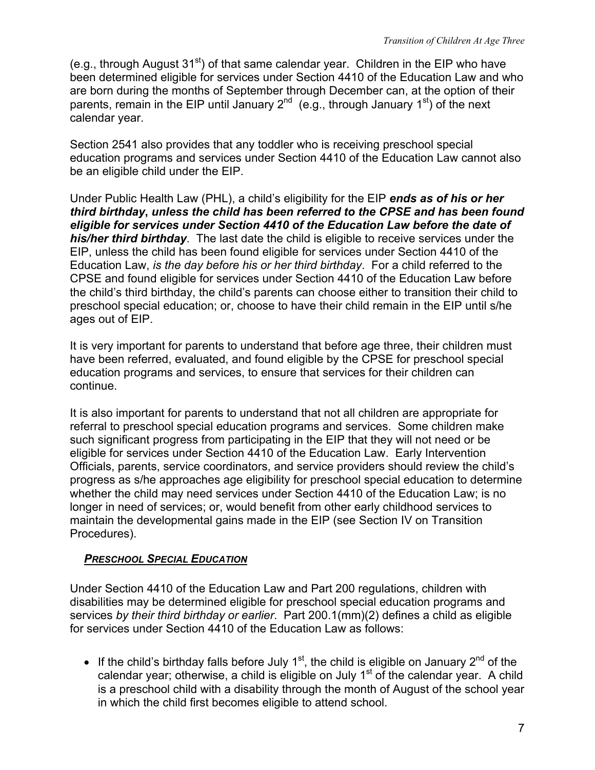(e.g., through August 31st) of that same calendar year. Children in the EIP who have been determined eligible for services under Section 4410 of the Education Law and who are born during the months of September through December can, at the option of their parents, remain in the EIP until January 2nd (e.g., through January 1st) of the next calendar year.

Section 2541 also provides that any toddler who is receiving preschool special education programs and services under Section 4410 of the Education Law cannot also be an eligible child under the EIP.

Under Public Health Law (PHL), a child's eligibility for the EIP ***ends as of his or her third birthday, unless the child has been referred to the CPSE and has been found eligible for services under Section 4410 of the Education Law before the date of his/her third birthday***. The last date the child is eligible to receive services under the EIP, unless the child has been found eligible for services under Section 4410 of the Education Law, *is the day before his or her third birthday*. For a child referred to the CPSE and found eligible for services under Section 4410 of the Education Law before the child's third birthday, the child's parents can choose either to transition their child to preschool special education; or, choose to have their child remain in the EIP until s/he ages out of EIP.

It is very important for parents to understand that before age three, their children must have been referred, evaluated, and found eligible by the CPSE for preschool special education programs and services, to ensure that services for their children can continue.

It is also important for parents to understand that not all children are appropriate for referral to preschool special education programs and services. Some children make such significant progress from participating in the EIP that they will not need or be eligible for services under Section 4410 of the Education Law. Early Intervention Officials, parents, service coordinators, and service providers should review the child's progress as s/he approaches age eligibility for preschool special education to determine whether the child may need services under Section 4410 of the Education Law; is no longer in need of services; or, would benefit from other early childhood services to maintain the developmental gains made in the EIP (see Section IV on Transition Procedures).

***PRESCHOOL SPECIAL EDUCATION***

Under Section 4410 of the Education Law and Part 200 regulations, children with disabilities may be determined eligible for preschool special education programs and services *by their third birthday or earlier*. Part 200.1(mm)(2) defines a child as eligible for services under Section 4410 of the Education Law as follows:

- If the child's birthday falls before July 1st, the child is eligible on January 2nd of the calendar year; otherwise, a child is eligible on July 1st of the calendar year. A child is a preschool child with a disability through the month of August of the school year in which the child first becomes eligible to attend school.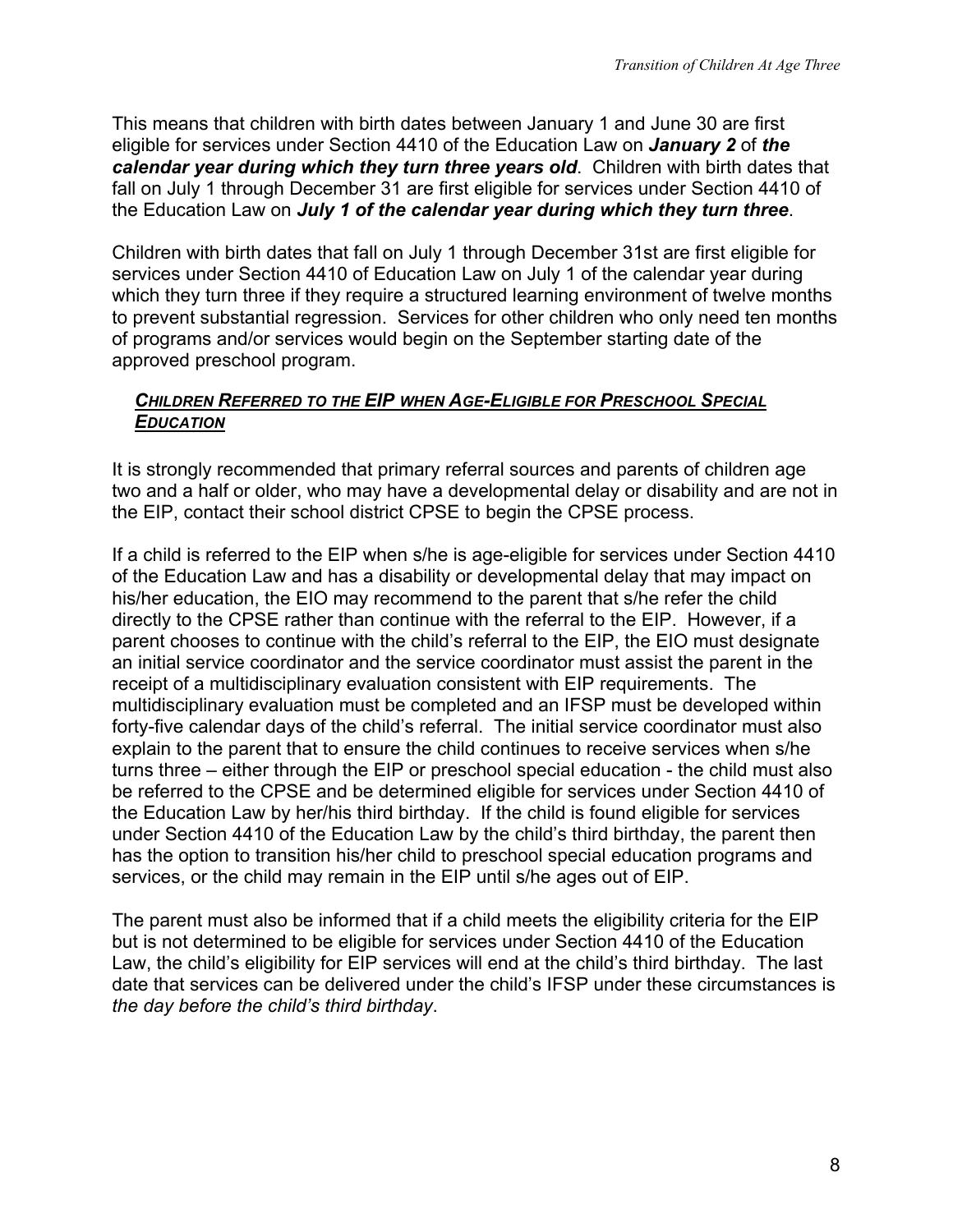This means that children with birth dates between January 1 and June 30 are first eligible for services under Section 4410 of the Education Law on ***January 2*** of ***the calendar year during which they turn three years old***. Children with birth dates that fall on July 1 through December 31 are first eligible for services under Section 4410 of the Education Law on ***July 1 of the calendar year during which they turn three***.

Children with birth dates that fall on July 1 through December 31st are first eligible for services under Section 4410 of Education Law on July 1 of the calendar year during which they turn three if they require a structured learning environment of twelve months to prevent substantial regression. Services for other children who only need ten months of programs and/or services would begin on the September starting date of the approved preschool program.

### ***Children Referred to the EIP when Age-Eligible for Preschool Special Education***

It is strongly recommended that primary referral sources and parents of children age two and a half or older, who may have a developmental delay or disability and are not in the EIP, contact their school district CPSE to begin the CPSE process.

If a child is referred to the EIP when s/he is age-eligible for services under Section 4410 of the Education Law and has a disability or developmental delay that may impact on his/her education, the EIO may recommend to the parent that s/he refer the child directly to the CPSE rather than continue with the referral to the EIP. However, if a parent chooses to continue with the child's referral to the EIP, the EIO must designate an initial service coordinator and the service coordinator must assist the parent in the receipt of a multidisciplinary evaluation consistent with EIP requirements. The multidisciplinary evaluation must be completed and an IFSP must be developed within forty-five calendar days of the child's referral. The initial service coordinator must also explain to the parent that to ensure the child continues to receive services when s/he turns three – either through the EIP or preschool special education - the child must also be referred to the CPSE and be determined eligible for services under Section 4410 of the Education Law by her/his third birthday. If the child is found eligible for services under Section 4410 of the Education Law by the child's third birthday, the parent then has the option to transition his/her child to preschool special education programs and services, or the child may remain in the EIP until s/he ages out of EIP.

The parent must also be informed that if a child meets the eligibility criteria for the EIP but is not determined to be eligible for services under Section 4410 of the Education Law, the child's eligibility for EIP services will end at the child's third birthday. The last date that services can be delivered under the child's IFSP under these circumstances is *the day before the child's third birthday*.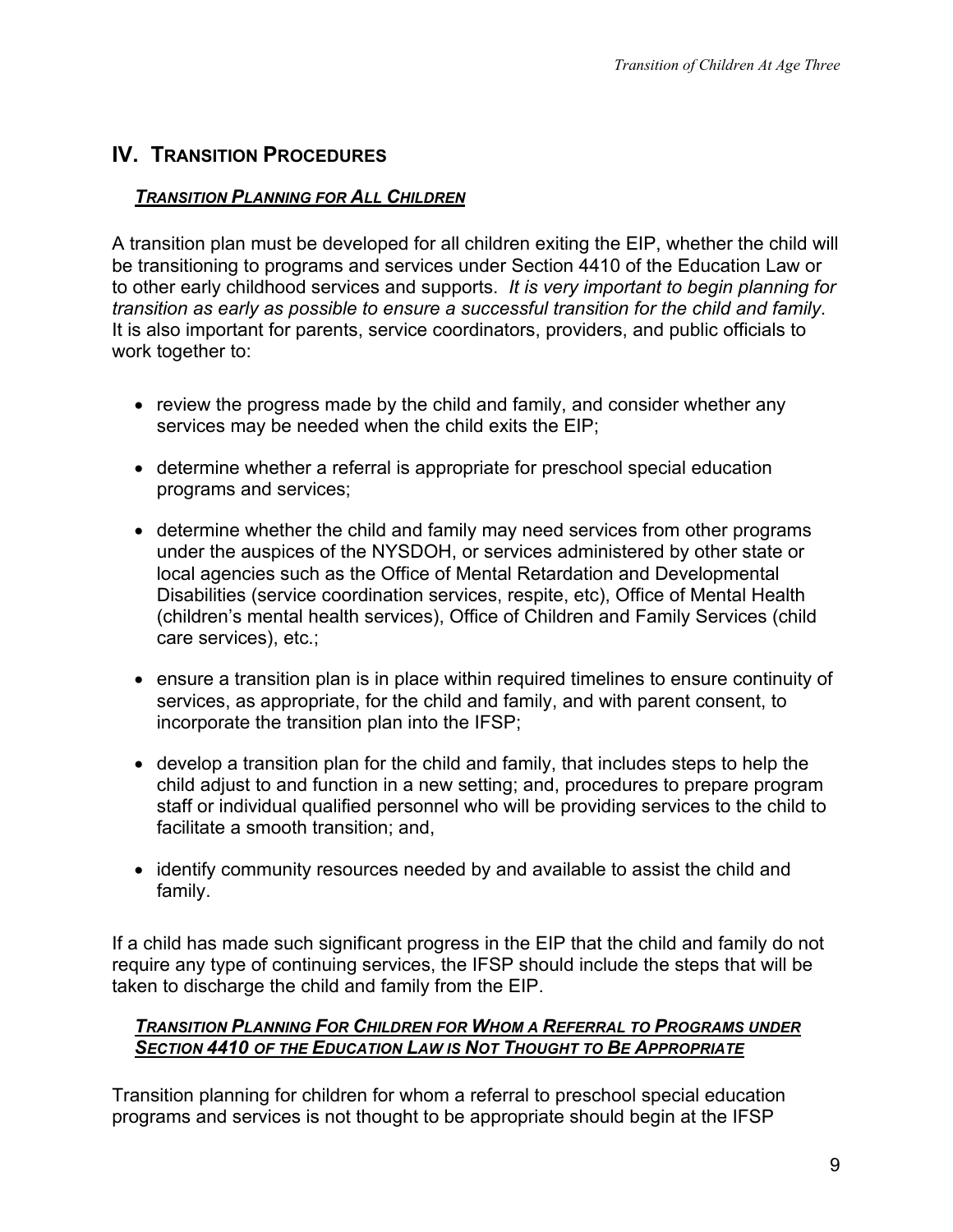## IV. Transition Procedures

### ***Transition Planning for All Children***

A transition plan must be developed for all children exiting the EIP, whether the child will be transitioning to programs and services under Section 4410 of the Education Law or to other early childhood services and supports. *It is very important to begin planning for transition as early as possible to ensure a successful transition for the child and family*. It is also important for parents, service coordinators, providers, and public officials to work together to:

- review the progress made by the child and family, and consider whether any services may be needed when the child exits the EIP;
- determine whether a referral is appropriate for preschool special education programs and services;
- determine whether the child and family may need services from other programs under the auspices of the NYSDOH, or services administered by other state or local agencies such as the Office of Mental Retardation and Developmental Disabilities (service coordination services, respite, etc), Office of Mental Health (children's mental health services), Office of Children and Family Services (child care services), etc.;
- ensure a transition plan is in place within required timelines to ensure continuity of services, as appropriate, for the child and family, and with parent consent, to incorporate the transition plan into the IFSP;
- develop a transition plan for the child and family, that includes steps to help the child adjust to and function in a new setting; and, procedures to prepare program staff or individual qualified personnel who will be providing services to the child to facilitate a smooth transition; and,
- identify community resources needed by and available to assist the child and family.

If a child has made such significant progress in the EIP that the child and family do not require any type of continuing services, the IFSP should include the steps that will be taken to discharge the child and family from the EIP.

### ***Transition Planning For Children for Whom a Referral to Programs under Section 4410 of the Education Law is Not Thought to Be Appropriate***

Transition planning for children for whom a referral to preschool special education programs and services is not thought to be appropriate should begin at the IFSP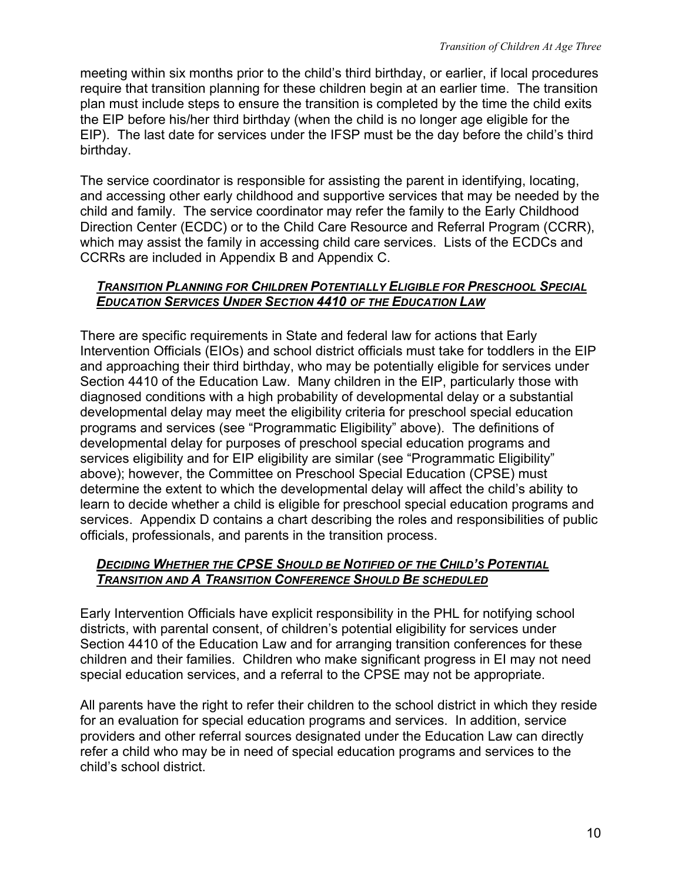meeting within six months prior to the child's third birthday, or earlier, if local procedures require that transition planning for these children begin at an earlier time. The transition plan must include steps to ensure the transition is completed by the time the child exits the EIP before his/her third birthday (when the child is no longer age eligible for the EIP). The last date for services under the IFSP must be the day before the child's third birthday.

The service coordinator is responsible for assisting the parent in identifying, locating, and accessing other early childhood and supportive services that may be needed by the child and family. The service coordinator may refer the family to the Early Childhood Direction Center (ECDC) or to the Child Care Resource and Referral Program (CCRR), which may assist the family in accessing child care services. Lists of the ECDCs and CCRRs are included in Appendix B and Appendix C.

### ***Transition Planning for Children Potentially Eligible for Preschool Special Education Services Under Section 4410 of the Education Law***

There are specific requirements in State and federal law for actions that Early Intervention Officials (EIOs) and school district officials must take for toddlers in the EIP and approaching their third birthday, who may be potentially eligible for services under Section 4410 of the Education Law. Many children in the EIP, particularly those with diagnosed conditions with a high probability of developmental delay or a substantial developmental delay may meet the eligibility criteria for preschool special education programs and services (see "Programmatic Eligibility" above). The definitions of developmental delay for purposes of preschool special education programs and services eligibility and for EIP eligibility are similar (see "Programmatic Eligibility" above); however, the Committee on Preschool Special Education (CPSE) must determine the extent to which the developmental delay will affect the child's ability to learn to decide whether a child is eligible for preschool special education programs and services. Appendix D contains a chart describing the roles and responsibilities of public officials, professionals, and parents in the transition process.

### ***Deciding Whether the CPSE Should be Notified of the Child's Potential Transition and A Transition Conference Should Be scheduled***

Early Intervention Officials have explicit responsibility in the PHL for notifying school districts, with parental consent, of children's potential eligibility for services under Section 4410 of the Education Law and for arranging transition conferences for these children and their families. Children who make significant progress in EI may not need special education services, and a referral to the CPSE may not be appropriate.

All parents have the right to refer their children to the school district in which they reside for an evaluation for special education programs and services. In addition, service providers and other referral sources designated under the Education Law can directly refer a child who may be in need of special education programs and services to the child's school district.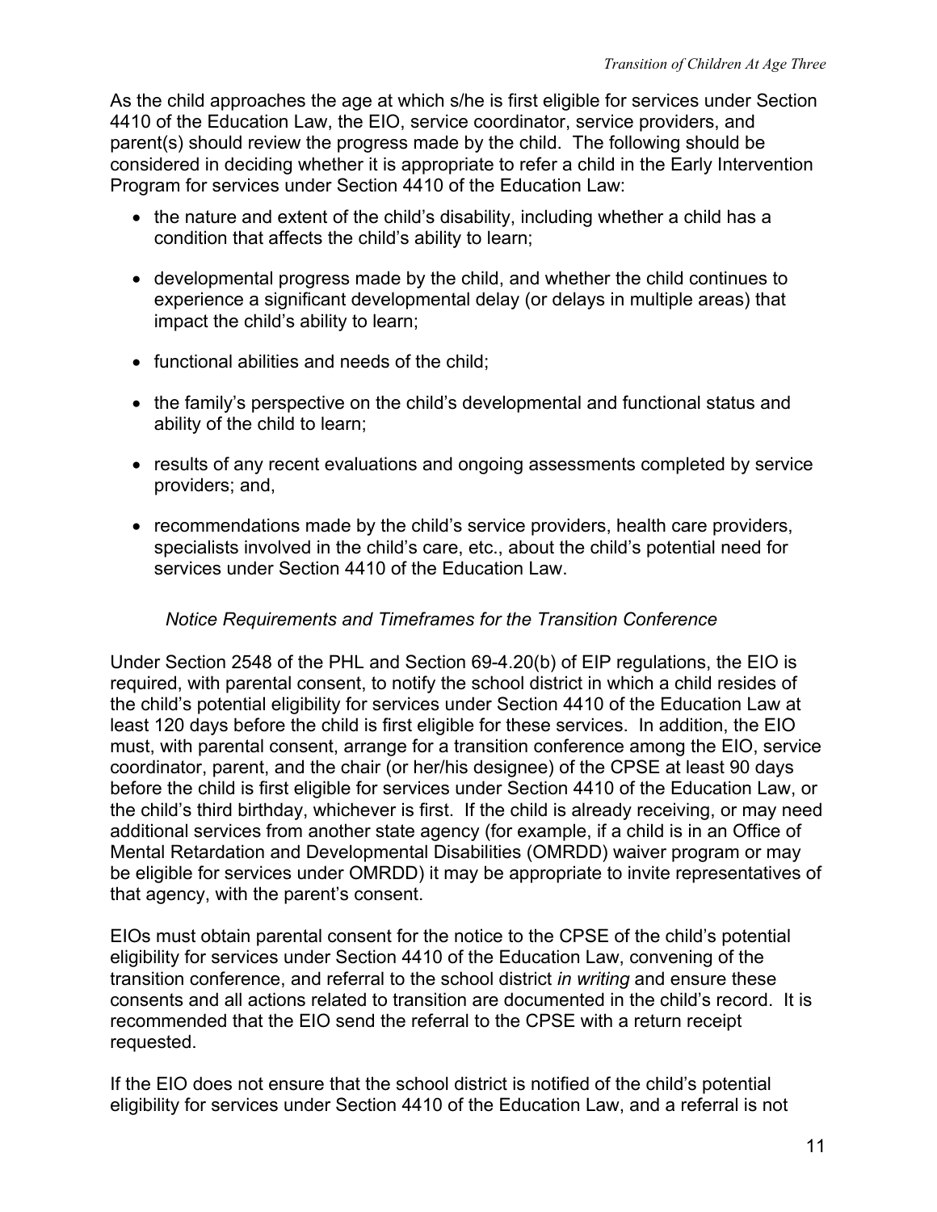As the child approaches the age at which s/he is first eligible for services under Section 4410 of the Education Law, the EIO, service coordinator, service providers, and parent(s) should review the progress made by the child. The following should be considered in deciding whether it is appropriate to refer a child in the Early Intervention Program for services under Section 4410 of the Education Law:

- the nature and extent of the child's disability, including whether a child has a condition that affects the child's ability to learn;
- developmental progress made by the child, and whether the child continues to experience a significant developmental delay (or delays in multiple areas) that impact the child's ability to learn;
- functional abilities and needs of the child;
- the family's perspective on the child's developmental and functional status and ability of the child to learn;
- results of any recent evaluations and ongoing assessments completed by service providers; and,
- recommendations made by the child's service providers, health care providers, specialists involved in the child's care, etc., about the child's potential need for services under Section 4410 of the Education Law.

*Notice Requirements and Timeframes for the Transition Conference*

Under Section 2548 of the PHL and Section 69-4.20(b) of EIP regulations, the EIO is required, with parental consent, to notify the school district in which a child resides of the child's potential eligibility for services under Section 4410 of the Education Law at least 120 days before the child is first eligible for these services. In addition, the EIO must, with parental consent, arrange for a transition conference among the EIO, service coordinator, parent, and the chair (or her/his designee) of the CPSE at least 90 days before the child is first eligible for services under Section 4410 of the Education Law, or the child's third birthday, whichever is first. If the child is already receiving, or may need additional services from another state agency (for example, if a child is in an Office of Mental Retardation and Developmental Disabilities (OMRDD) waiver program or may be eligible for services under OMRDD) it may be appropriate to invite representatives of that agency, with the parent's consent.

EIOs must obtain parental consent for the notice to the CPSE of the child's potential eligibility for services under Section 4410 of the Education Law, convening of the transition conference, and referral to the school district *in writing* and ensure these consents and all actions related to transition are documented in the child's record. It is recommended that the EIO send the referral to the CPSE with a return receipt requested.

If the EIO does not ensure that the school district is notified of the child's potential eligibility for services under Section 4410 of the Education Law, and a referral is not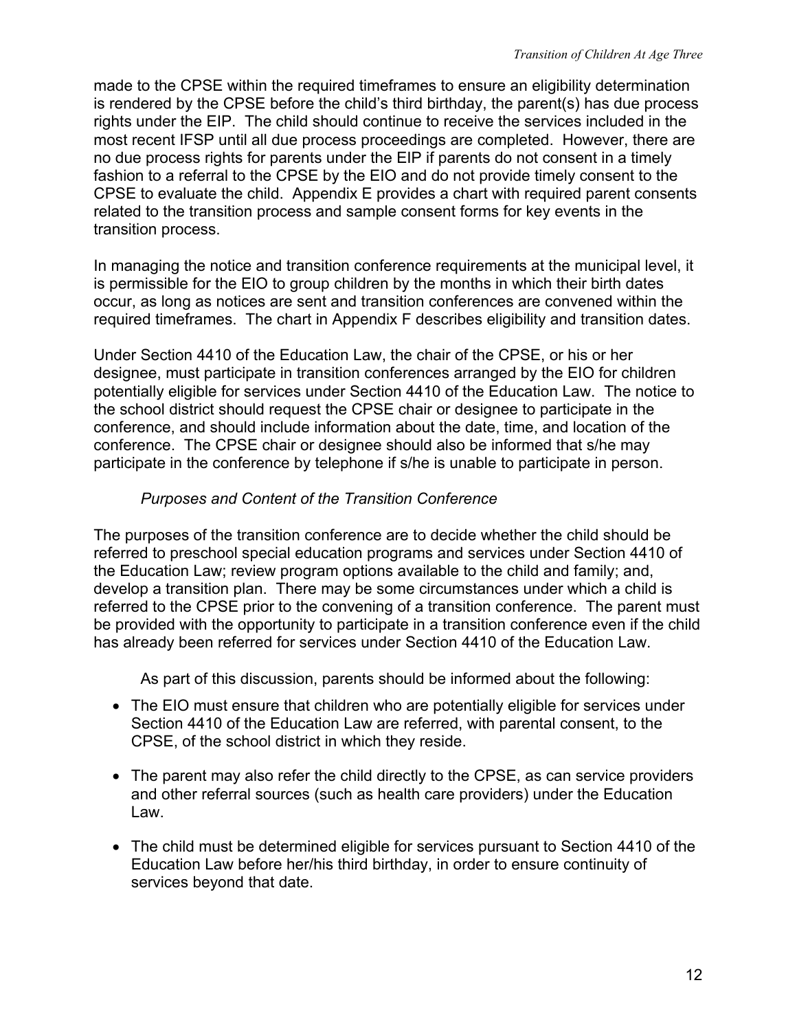made to the CPSE within the required timeframes to ensure an eligibility determination is rendered by the CPSE before the child's third birthday, the parent(s) has due process rights under the EIP. The child should continue to receive the services included in the most recent IFSP until all due process proceedings are completed. However, there are no due process rights for parents under the EIP if parents do not consent in a timely fashion to a referral to the CPSE by the EIO and do not provide timely consent to the CPSE to evaluate the child. Appendix E provides a chart with required parent consents related to the transition process and sample consent forms for key events in the transition process.

In managing the notice and transition conference requirements at the municipal level, it is permissible for the EIO to group children by the months in which their birth dates occur, as long as notices are sent and transition conferences are convened within the required timeframes. The chart in Appendix F describes eligibility and transition dates.

Under Section 4410 of the Education Law, the chair of the CPSE, or his or her designee, must participate in transition conferences arranged by the EIO for children potentially eligible for services under Section 4410 of the Education Law. The notice to the school district should request the CPSE chair or designee to participate in the conference, and should include information about the date, time, and location of the conference. The CPSE chair or designee should also be informed that s/he may participate in the conference by telephone if s/he is unable to participate in person.

*Purposes and Content of the Transition Conference*

The purposes of the transition conference are to decide whether the child should be referred to preschool special education programs and services under Section 4410 of the Education Law; review program options available to the child and family; and, develop a transition plan. There may be some circumstances under which a child is referred to the CPSE prior to the convening of a transition conference. The parent must be provided with the opportunity to participate in a transition conference even if the child has already been referred for services under Section 4410 of the Education Law.

As part of this discussion, parents should be informed about the following:

- The EIO must ensure that children who are potentially eligible for services under Section 4410 of the Education Law are referred, with parental consent, to the CPSE, of the school district in which they reside.

- The parent may also refer the child directly to the CPSE, as can service providers and other referral sources (such as health care providers) under the Education Law.

- The child must be determined eligible for services pursuant to Section 4410 of the Education Law before her/his third birthday, in order to ensure continuity of services beyond that date.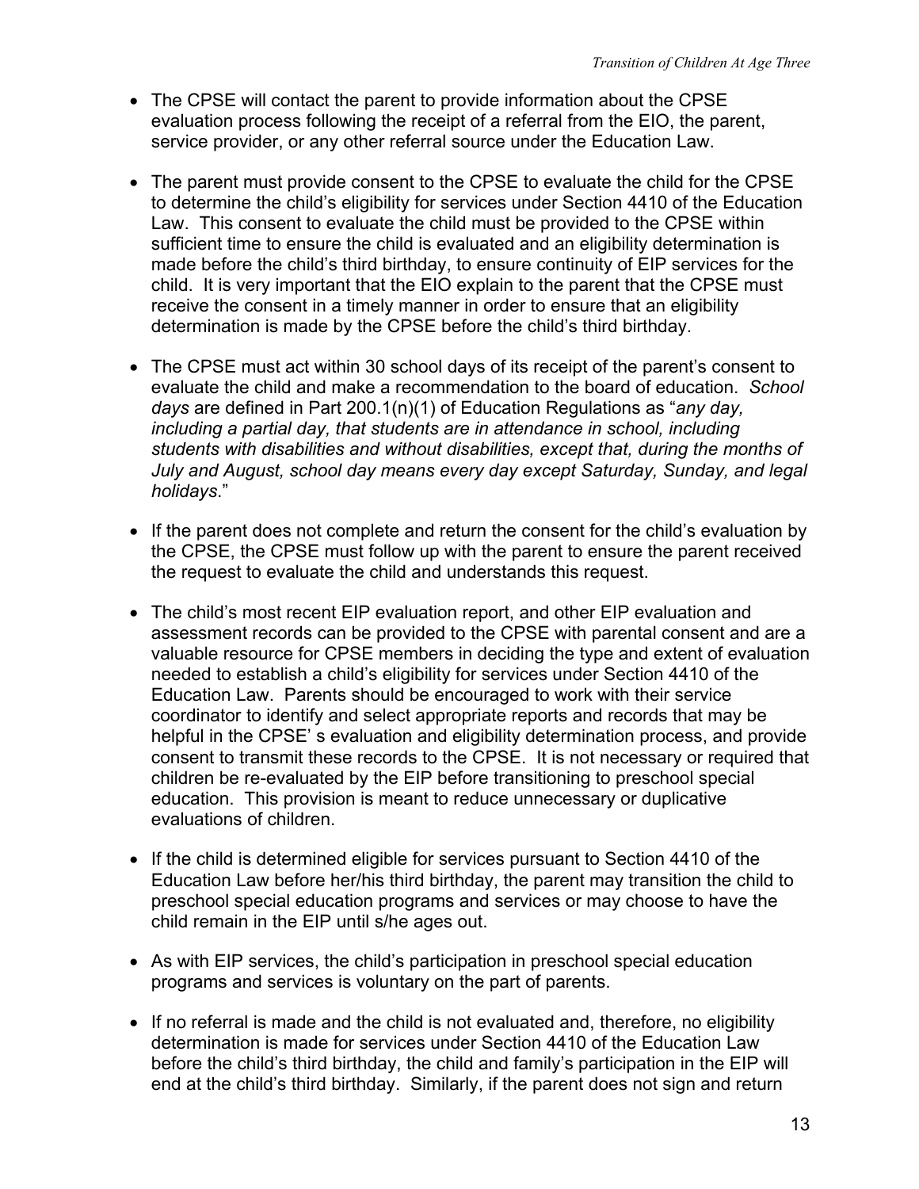- The CPSE will contact the parent to provide information about the CPSE evaluation process following the receipt of a referral from the EIO, the parent, service provider, or any other referral source under the Education Law.

- The parent must provide consent to the CPSE to evaluate the child for the CPSE to determine the child's eligibility for services under Section 4410 of the Education Law. This consent to evaluate the child must be provided to the CPSE within sufficient time to ensure the child is evaluated and an eligibility determination is made before the child's third birthday, to ensure continuity of EIP services for the child. It is very important that the EIO explain to the parent that the CPSE must receive the consent in a timely manner in order to ensure that an eligibility determination is made by the CPSE before the child's third birthday.

- The CPSE must act within 30 school days of its receipt of the parent's consent to evaluate the child and make a recommendation to the board of education. *School days* are defined in Part 200.1(n)(1) of Education Regulations as "*any day, including a partial day, that students are in attendance in school, including students with disabilities and without disabilities, except that, during the months of July and August, school day means every day except Saturday, Sunday, and legal holidays*."

- If the parent does not complete and return the consent for the child's evaluation by the CPSE, the CPSE must follow up with the parent to ensure the parent received the request to evaluate the child and understands this request.

- The child's most recent EIP evaluation report, and other EIP evaluation and assessment records can be provided to the CPSE with parental consent and are a valuable resource for CPSE members in deciding the type and extent of evaluation needed to establish a child's eligibility for services under Section 4410 of the Education Law. Parents should be encouraged to work with their service coordinator to identify and select appropriate reports and records that may be helpful in the CPSE' s evaluation and eligibility determination process, and provide consent to transmit these records to the CPSE. It is not necessary or required that children be re-evaluated by the EIP before transitioning to preschool special education. This provision is meant to reduce unnecessary or duplicative evaluations of children.

- If the child is determined eligible for services pursuant to Section 4410 of the Education Law before her/his third birthday, the parent may transition the child to preschool special education programs and services or may choose to have the child remain in the EIP until s/he ages out.

- As with EIP services, the child's participation in preschool special education programs and services is voluntary on the part of parents.

- If no referral is made and the child is not evaluated and, therefore, no eligibility determination is made for services under Section 4410 of the Education Law before the child's third birthday, the child and family's participation in the EIP will end at the child's third birthday. Similarly, if the parent does not sign and return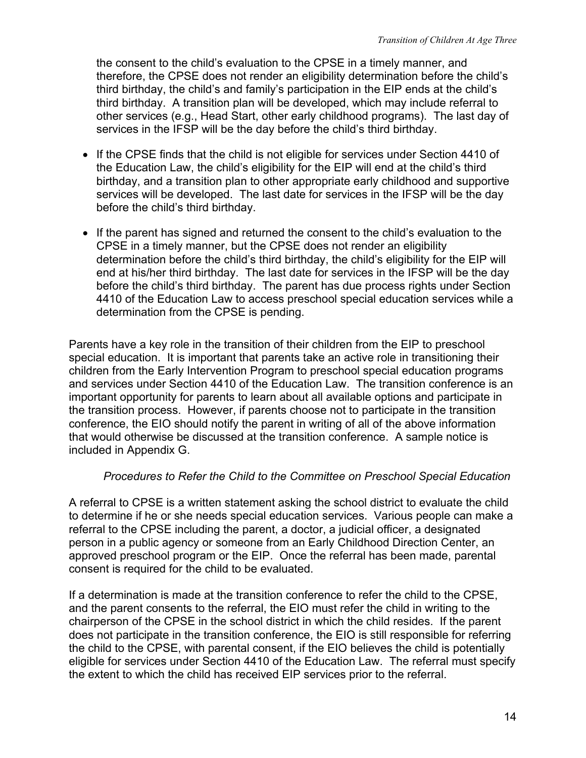the consent to the child's evaluation to the CPSE in a timely manner, and therefore, the CPSE does not render an eligibility determination before the child's third birthday, the child's and family's participation in the EIP ends at the child's third birthday. A transition plan will be developed, which may include referral to other services (e.g., Head Start, other early childhood programs). The last day of services in the IFSP will be the day before the child's third birthday.

- If the CPSE finds that the child is not eligible for services under Section 4410 of the Education Law, the child's eligibility for the EIP will end at the child's third birthday, and a transition plan to other appropriate early childhood and supportive services will be developed. The last date for services in the IFSP will be the day before the child's third birthday.

- If the parent has signed and returned the consent to the child's evaluation to the CPSE in a timely manner, but the CPSE does not render an eligibility determination before the child's third birthday, the child's eligibility for the EIP will end at his/her third birthday. The last date for services in the IFSP will be the day before the child's third birthday. The parent has due process rights under Section 4410 of the Education Law to access preschool special education services while a determination from the CPSE is pending.

Parents have a key role in the transition of their children from the EIP to preschool special education. It is important that parents take an active role in transitioning their children from the Early Intervention Program to preschool special education programs and services under Section 4410 of the Education Law. The transition conference is an important opportunity for parents to learn about all available options and participate in the transition process. However, if parents choose not to participate in the transition conference, the EIO should notify the parent in writing of all of the above information that would otherwise be discussed at the transition conference. A sample notice is included in Appendix G.

### *Procedures to Refer the Child to the Committee on Preschool Special Education*

A referral to CPSE is a written statement asking the school district to evaluate the child to determine if he or she needs special education services. Various people can make a referral to the CPSE including the parent, a doctor, a judicial officer, a designated person in a public agency or someone from an Early Childhood Direction Center, an approved preschool program or the EIP. Once the referral has been made, parental consent is required for the child to be evaluated.

If a determination is made at the transition conference to refer the child to the CPSE, and the parent consents to the referral, the EIO must refer the child in writing to the chairperson of the CPSE in the school district in which the child resides. If the parent does not participate in the transition conference, the EIO is still responsible for referring the child to the CPSE, with parental consent, if the EIO believes the child is potentially eligible for services under Section 4410 of the Education Law. The referral must specify the extent to which the child has received EIP services prior to the referral.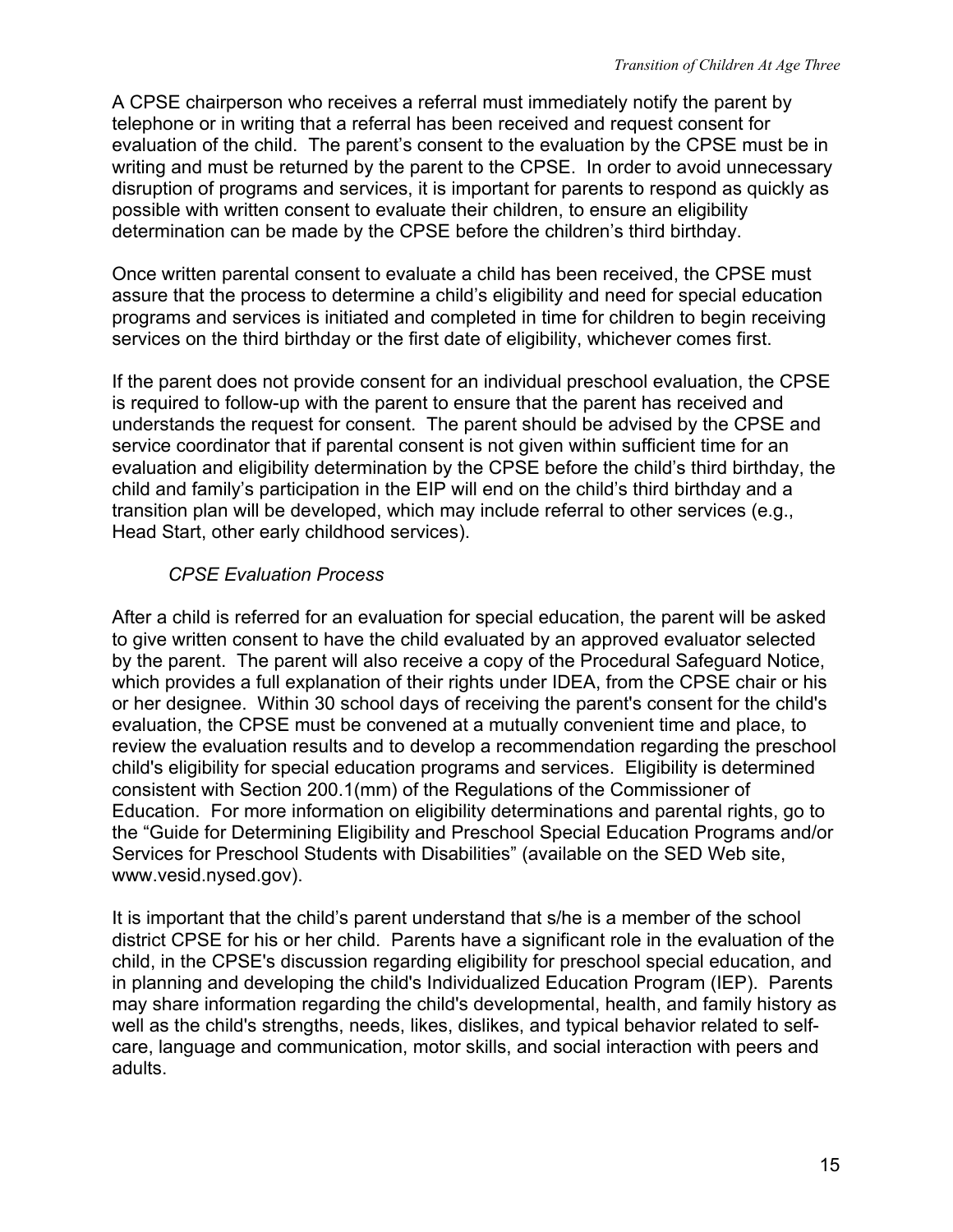A CPSE chairperson who receives a referral must immediately notify the parent by telephone or in writing that a referral has been received and request consent for evaluation of the child. The parent's consent to the evaluation by the CPSE must be in writing and must be returned by the parent to the CPSE. In order to avoid unnecessary disruption of programs and services, it is important for parents to respond as quickly as possible with written consent to evaluate their children, to ensure an eligibility determination can be made by the CPSE before the children's third birthday.

Once written parental consent to evaluate a child has been received, the CPSE must assure that the process to determine a child's eligibility and need for special education programs and services is initiated and completed in time for children to begin receiving services on the third birthday or the first date of eligibility, whichever comes first.

If the parent does not provide consent for an individual preschool evaluation, the CPSE is required to follow-up with the parent to ensure that the parent has received and understands the request for consent. The parent should be advised by the CPSE and service coordinator that if parental consent is not given within sufficient time for an evaluation and eligibility determination by the CPSE before the child's third birthday, the child and family's participation in the EIP will end on the child's third birthday and a transition plan will be developed, which may include referral to other services (e.g., Head Start, other early childhood services).

*CPSE Evaluation Process*

After a child is referred for an evaluation for special education, the parent will be asked to give written consent to have the child evaluated by an approved evaluator selected by the parent. The parent will also receive a copy of the Procedural Safeguard Notice, which provides a full explanation of their rights under IDEA, from the CPSE chair or his or her designee. Within 30 school days of receiving the parent's consent for the child's evaluation, the CPSE must be convened at a mutually convenient time and place, to review the evaluation results and to develop a recommendation regarding the preschool child's eligibility for special education programs and services. Eligibility is determined consistent with Section 200.1(mm) of the Regulations of the Commissioner of Education. For more information on eligibility determinations and parental rights, go to the "Guide for Determining Eligibility and Preschool Special Education Programs and/or Services for Preschool Students with Disabilities" (available on the SED Web site, www.vesid.nysed.gov).

It is important that the child's parent understand that s/he is a member of the school district CPSE for his or her child. Parents have a significant role in the evaluation of the child, in the CPSE's discussion regarding eligibility for preschool special education, and in planning and developing the child's Individualized Education Program (IEP). Parents may share information regarding the child's developmental, health, and family history as well as the child's strengths, needs, likes, dislikes, and typical behavior related to self-care, language and communication, motor skills, and social interaction with peers and adults.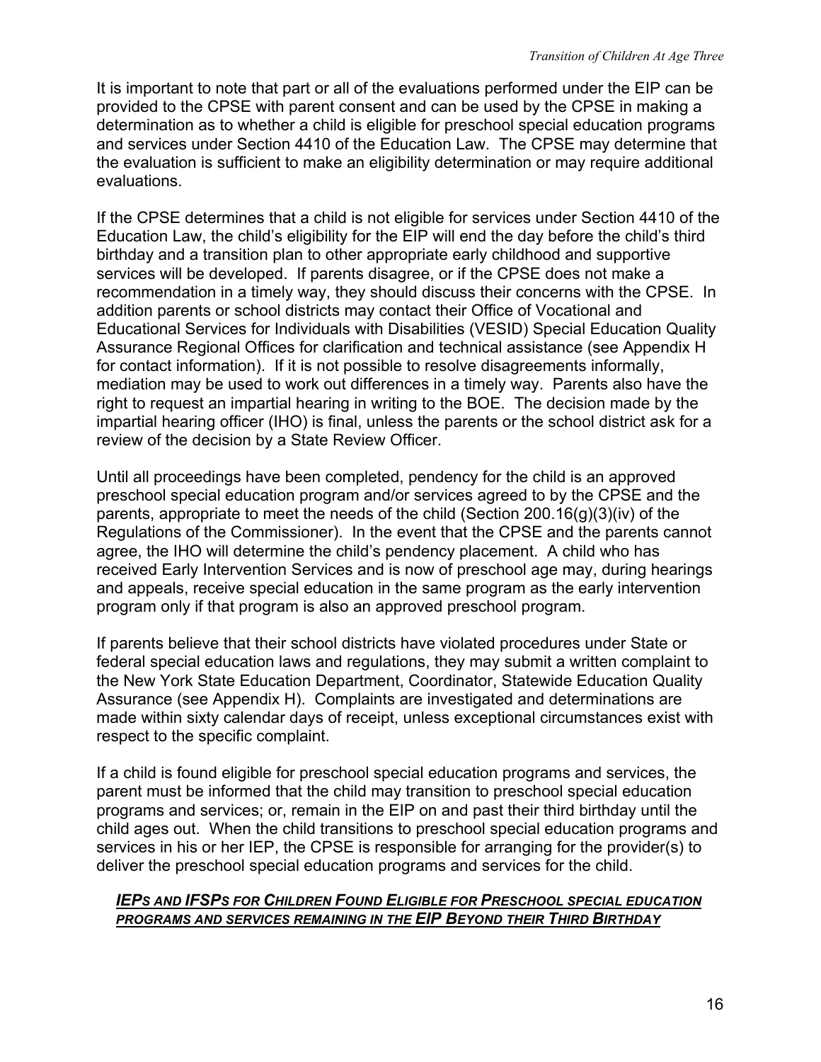It is important to note that part or all of the evaluations performed under the EIP can be provided to the CPSE with parent consent and can be used by the CPSE in making a determination as to whether a child is eligible for preschool special education programs and services under Section 4410 of the Education Law. The CPSE may determine that the evaluation is sufficient to make an eligibility determination or may require additional evaluations.

If the CPSE determines that a child is not eligible for services under Section 4410 of the Education Law, the child's eligibility for the EIP will end the day before the child's third birthday and a transition plan to other appropriate early childhood and supportive services will be developed. If parents disagree, or if the CPSE does not make a recommendation in a timely way, they should discuss their concerns with the CPSE. In addition parents or school districts may contact their Office of Vocational and Educational Services for Individuals with Disabilities (VESID) Special Education Quality Assurance Regional Offices for clarification and technical assistance (see Appendix H for contact information). If it is not possible to resolve disagreements informally, mediation may be used to work out differences in a timely way. Parents also have the right to request an impartial hearing in writing to the BOE. The decision made by the impartial hearing officer (IHO) is final, unless the parents or the school district ask for a review of the decision by a State Review Officer.

Until all proceedings have been completed, pendency for the child is an approved preschool special education program and/or services agreed to by the CPSE and the parents, appropriate to meet the needs of the child (Section 200.16(g)(3)(iv) of the Regulations of the Commissioner). In the event that the CPSE and the parents cannot agree, the IHO will determine the child's pendency placement. A child who has received Early Intervention Services and is now of preschool age may, during hearings and appeals, receive special education in the same program as the early intervention program only if that program is also an approved preschool program.

If parents believe that their school districts have violated procedures under State or federal special education laws and regulations, they may submit a written complaint to the New York State Education Department, Coordinator, Statewide Education Quality Assurance (see Appendix H). Complaints are investigated and determinations are made within sixty calendar days of receipt, unless exceptional circumstances exist with respect to the specific complaint.

If a child is found eligible for preschool special education programs and services, the parent must be informed that the child may transition to preschool special education programs and services; or, remain in the EIP on and past their third birthday until the child ages out. When the child transitions to preschool special education programs and services in his or her IEP, the CPSE is responsible for arranging for the provider(s) to deliver the preschool special education programs and services for the child.

### ***IEPs and IFSPs for Children Found Eligible for Preschool special education programs and services remaining in the EIP Beyond their Third Birthday***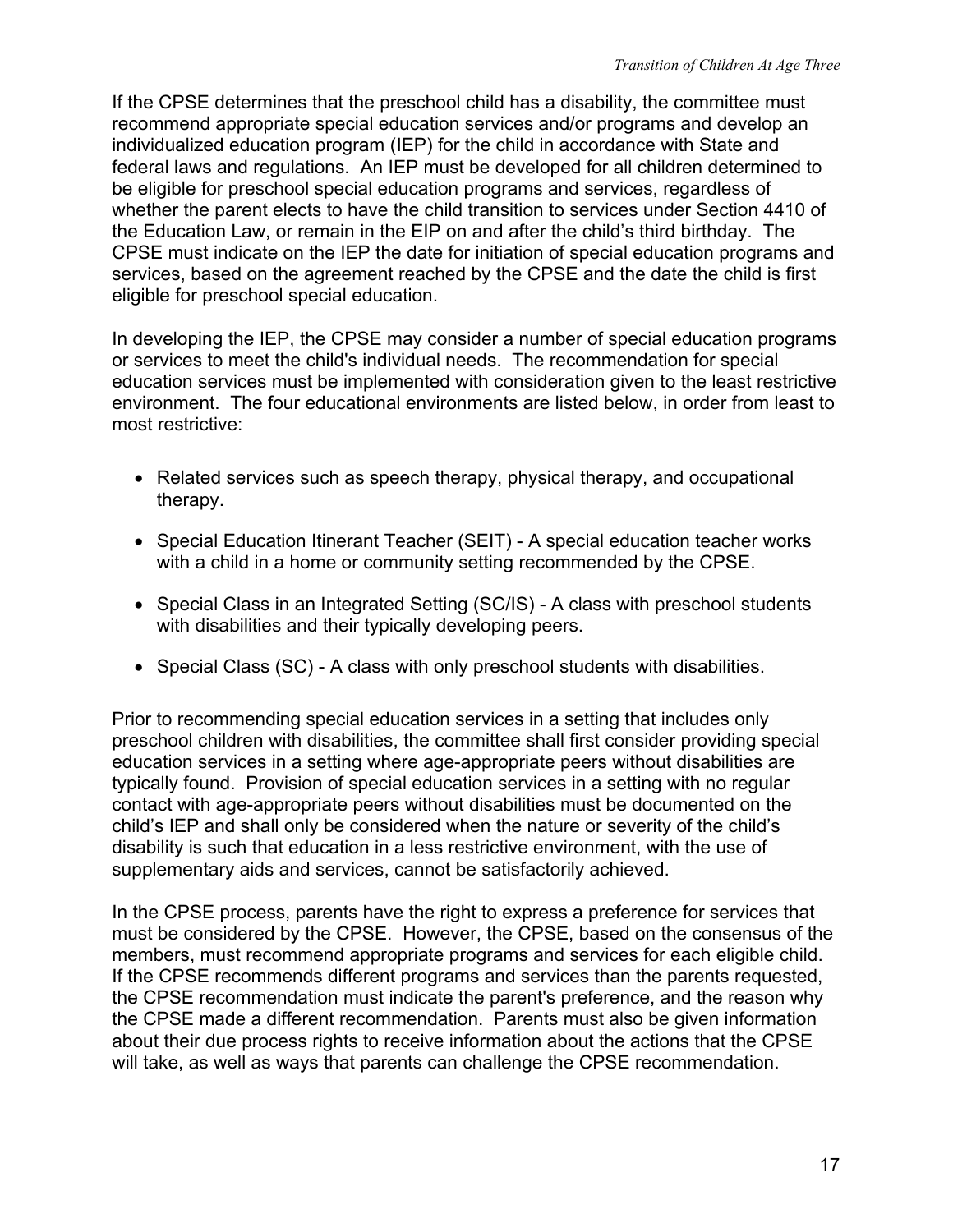If the CPSE determines that the preschool child has a disability, the committee must recommend appropriate special education services and/or programs and develop an individualized education program (IEP) for the child in accordance with State and federal laws and regulations. An IEP must be developed for all children determined to be eligible for preschool special education programs and services, regardless of whether the parent elects to have the child transition to services under Section 4410 of the Education Law, or remain in the EIP on and after the child's third birthday. The CPSE must indicate on the IEP the date for initiation of special education programs and services, based on the agreement reached by the CPSE and the date the child is first eligible for preschool special education.

In developing the IEP, the CPSE may consider a number of special education programs or services to meet the child's individual needs. The recommendation for special education services must be implemented with consideration given to the least restrictive environment. The four educational environments are listed below, in order from least to most restrictive:

- Related services such as speech therapy, physical therapy, and occupational therapy.
- Special Education Itinerant Teacher (SEIT) - A special education teacher works with a child in a home or community setting recommended by the CPSE.
- Special Class in an Integrated Setting (SC/IS) - A class with preschool students with disabilities and their typically developing peers.
- Special Class (SC) - A class with only preschool students with disabilities.

Prior to recommending special education services in a setting that includes only preschool children with disabilities, the committee shall first consider providing special education services in a setting where age-appropriate peers without disabilities are typically found. Provision of special education services in a setting with no regular contact with age-appropriate peers without disabilities must be documented on the child's IEP and shall only be considered when the nature or severity of the child's disability is such that education in a less restrictive environment, with the use of supplementary aids and services, cannot be satisfactorily achieved.

In the CPSE process, parents have the right to express a preference for services that must be considered by the CPSE. However, the CPSE, based on the consensus of the members, must recommend appropriate programs and services for each eligible child. If the CPSE recommends different programs and services than the parents requested, the CPSE recommendation must indicate the parent's preference, and the reason why the CPSE made a different recommendation. Parents must also be given information about their due process rights to receive information about the actions that the CPSE will take, as well as ways that parents can challenge the CPSE recommendation.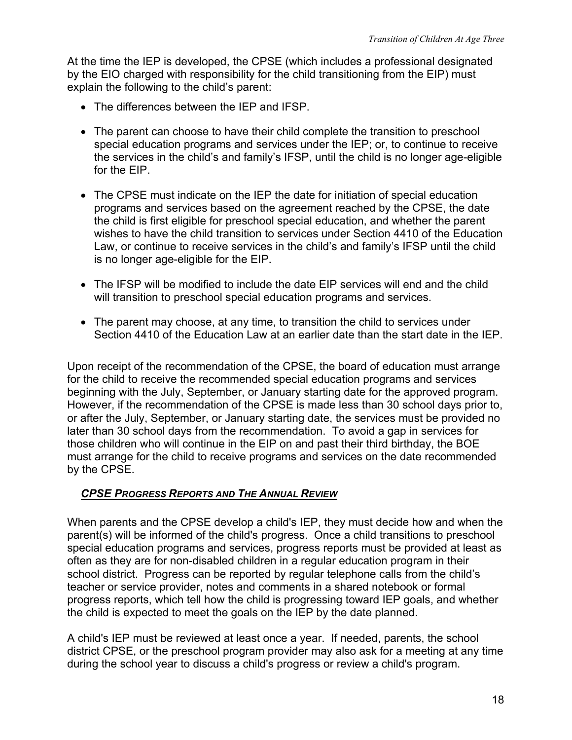At the time the IEP is developed, the CPSE (which includes a professional designated by the EIO charged with responsibility for the child transitioning from the EIP) must explain the following to the child's parent:

- The differences between the IEP and IFSP.
- The parent can choose to have their child complete the transition to preschool special education programs and services under the IEP; or, to continue to receive the services in the child's and family's IFSP, until the child is no longer age-eligible for the EIP.
- The CPSE must indicate on the IEP the date for initiation of special education programs and services based on the agreement reached by the CPSE, the date the child is first eligible for preschool special education, and whether the parent wishes to have the child transition to services under Section 4410 of the Education Law, or continue to receive services in the child's and family's IFSP until the child is no longer age-eligible for the EIP.
- The IFSP will be modified to include the date EIP services will end and the child will transition to preschool special education programs and services.
- The parent may choose, at any time, to transition the child to services under Section 4410 of the Education Law at an earlier date than the start date in the IEP.

Upon receipt of the recommendation of the CPSE, the board of education must arrange for the child to receive the recommended special education programs and services beginning with the July, September, or January starting date for the approved program. However, if the recommendation of the CPSE is made less than 30 school days prior to, or after the July, September, or January starting date, the services must be provided no later than 30 school days from the recommendation. To avoid a gap in services for those children who will continue in the EIP on and past their third birthday, the BOE must arrange for the child to receive programs and services on the date recommended by the CPSE.

### ***CPSE PROGRESS REPORTS AND THE ANNUAL REVIEW***

When parents and the CPSE develop a child's IEP, they must decide how and when the parent(s) will be informed of the child's progress. Once a child transitions to preschool special education programs and services, progress reports must be provided at least as often as they are for non-disabled children in a regular education program in their school district. Progress can be reported by regular telephone calls from the child's teacher or service provider, notes and comments in a shared notebook or formal progress reports, which tell how the child is progressing toward IEP goals, and whether the child is expected to meet the goals on the IEP by the date planned.

A child's IEP must be reviewed at least once a year. If needed, parents, the school district CPSE, or the preschool program provider may also ask for a meeting at any time during the school year to discuss a child's progress or review a child's program.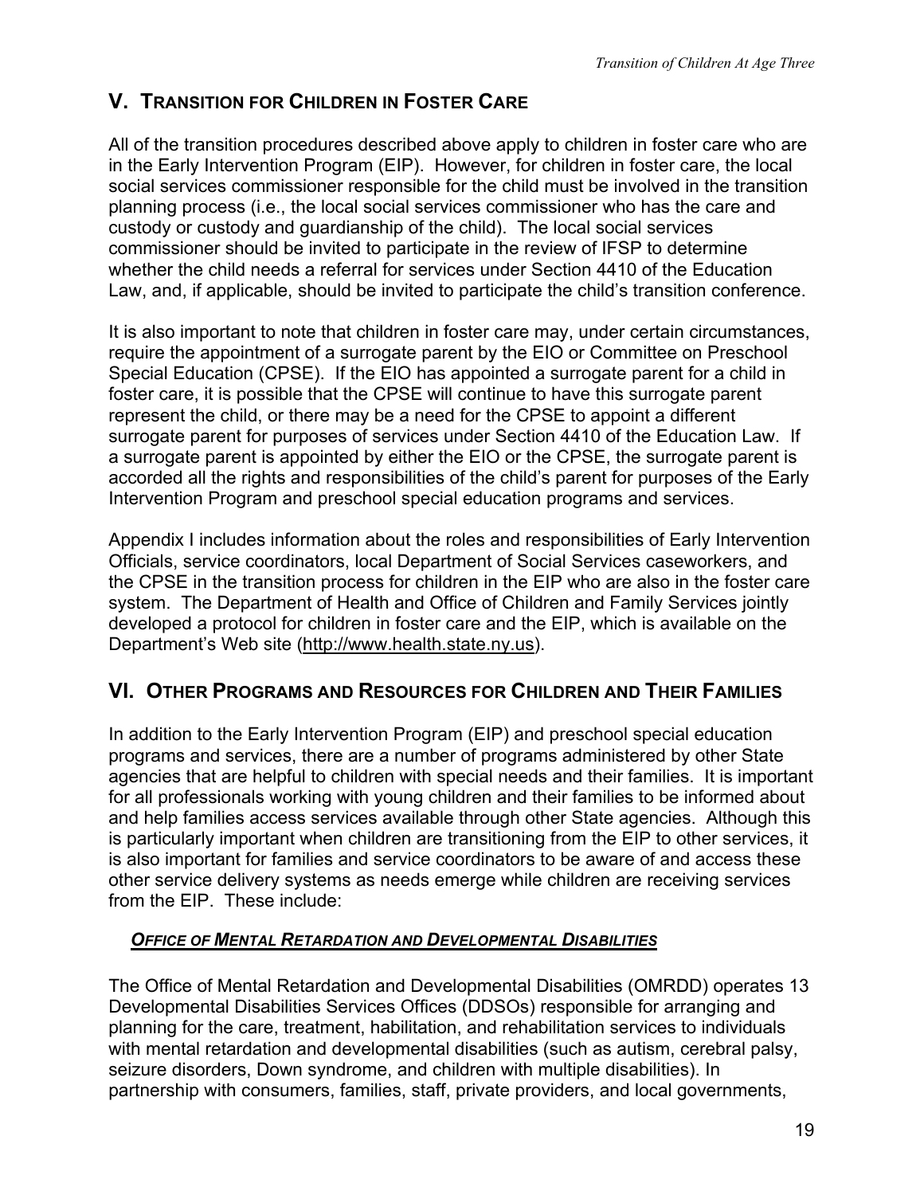## V. TRANSITION FOR CHILDREN IN FOSTER CARE

All of the transition procedures described above apply to children in foster care who are in the Early Intervention Program (EIP). However, for children in foster care, the local social services commissioner responsible for the child must be involved in the transition planning process (i.e., the local social services commissioner who has the care and custody or custody and guardianship of the child). The local social services commissioner should be invited to participate in the review of IFSP to determine whether the child needs a referral for services under Section 4410 of the Education Law, and, if applicable, should be invited to participate the child's transition conference.

It is also important to note that children in foster care may, under certain circumstances, require the appointment of a surrogate parent by the EIO or Committee on Preschool Special Education (CPSE). If the EIO has appointed a surrogate parent for a child in foster care, it is possible that the CPSE will continue to have this surrogate parent represent the child, or there may be a need for the CPSE to appoint a different surrogate parent for purposes of services under Section 4410 of the Education Law. If a surrogate parent is appointed by either the EIO or the CPSE, the surrogate parent is accorded all the rights and responsibilities of the child's parent for purposes of the Early Intervention Program and preschool special education programs and services.

Appendix I includes information about the roles and responsibilities of Early Intervention Officials, service coordinators, local Department of Social Services caseworkers, and the CPSE in the transition process for children in the EIP who are also in the foster care system. The Department of Health and Office of Children and Family Services jointly developed a protocol for children in foster care and the EIP, which is available on the Department's Web site (http://www.health.state.ny.us).

## VI. OTHER PROGRAMS AND RESOURCES FOR CHILDREN AND THEIR FAMILIES

In addition to the Early Intervention Program (EIP) and preschool special education programs and services, there are a number of programs administered by other State agencies that are helpful to children with special needs and their families. It is important for all professionals working with young children and their families to be informed about and help families access services available through other State agencies. Although this is particularly important when children are transitioning from the EIP to other services, it is also important for families and service coordinators to be aware of and access these other service delivery systems as needs emerge while children are receiving services from the EIP. These include:

### ***OFFICE OF MENTAL RETARDATION AND DEVELOPMENTAL DISABILITIES***

The Office of Mental Retardation and Developmental Disabilities (OMRDD) operates 13 Developmental Disabilities Services Offices (DDSOs) responsible for arranging and planning for the care, treatment, habilitation, and rehabilitation services to individuals with mental retardation and developmental disabilities (such as autism, cerebral palsy, seizure disorders, Down syndrome, and children with multiple disabilities). In partnership with consumers, families, staff, private providers, and local governments,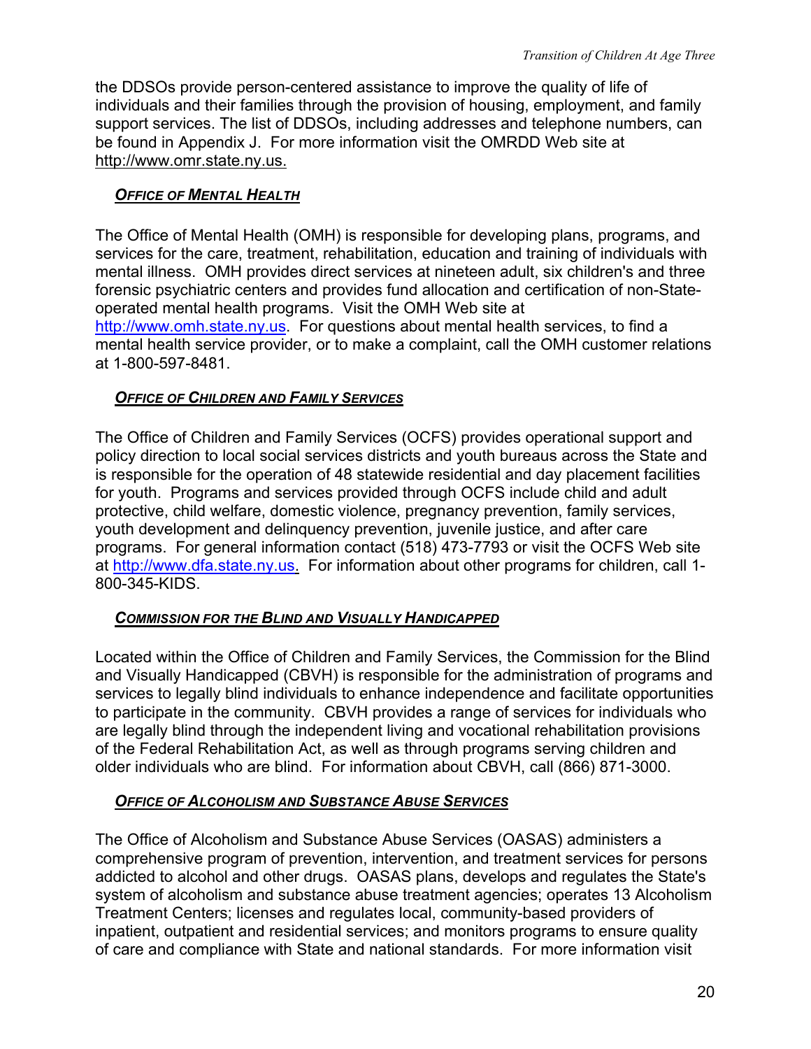the DDSOs provide person-centered assistance to improve the quality of life of individuals and their families through the provision of housing, employment, and family support services. The list of DDSOs, including addresses and telephone numbers, can be found in Appendix J. For more information visit the OMRDD Web site at http://www.omr.state.ny.us.

### *Office of Mental Health*

The Office of Mental Health (OMH) is responsible for developing plans, programs, and services for the care, treatment, rehabilitation, education and training of individuals with mental illness. OMH provides direct services at nineteen adult, six children's and three forensic psychiatric centers and provides fund allocation and certification of non-State-operated mental health programs. Visit the OMH Web site at http://www.omh.state.ny.us. For questions about mental health services, to find a mental health service provider, or to make a complaint, call the OMH customer relations at 1-800-597-8481.

### *Office of Children and Family Services*

The Office of Children and Family Services (OCFS) provides operational support and policy direction to local social services districts and youth bureaus across the State and is responsible for the operation of 48 statewide residential and day placement facilities for youth. Programs and services provided through OCFS include child and adult protective, child welfare, domestic violence, pregnancy prevention, family services, youth development and delinquency prevention, juvenile justice, and after care programs. For general information contact (518) 473-7793 or visit the OCFS Web site at http://www.dfa.state.ny.us. For information about other programs for children, call 1-800-345-KIDS.

### *Commission for the Blind and Visually Handicapped*

Located within the Office of Children and Family Services, the Commission for the Blind and Visually Handicapped (CBVH) is responsible for the administration of programs and services to legally blind individuals to enhance independence and facilitate opportunities to participate in the community. CBVH provides a range of services for individuals who are legally blind through the independent living and vocational rehabilitation provisions of the Federal Rehabilitation Act, as well as through programs serving children and older individuals who are blind. For information about CBVH, call (866) 871-3000.

### *Office of Alcoholism and Substance Abuse Services*

The Office of Alcoholism and Substance Abuse Services (OASAS) administers a comprehensive program of prevention, intervention, and treatment services for persons addicted to alcohol and other drugs. OASAS plans, develops and regulates the State's system of alcoholism and substance abuse treatment agencies; operates 13 Alcoholism Treatment Centers; licenses and regulates local, community-based providers of inpatient, outpatient and residential services; and monitors programs to ensure quality of care and compliance with State and national standards. For more information visit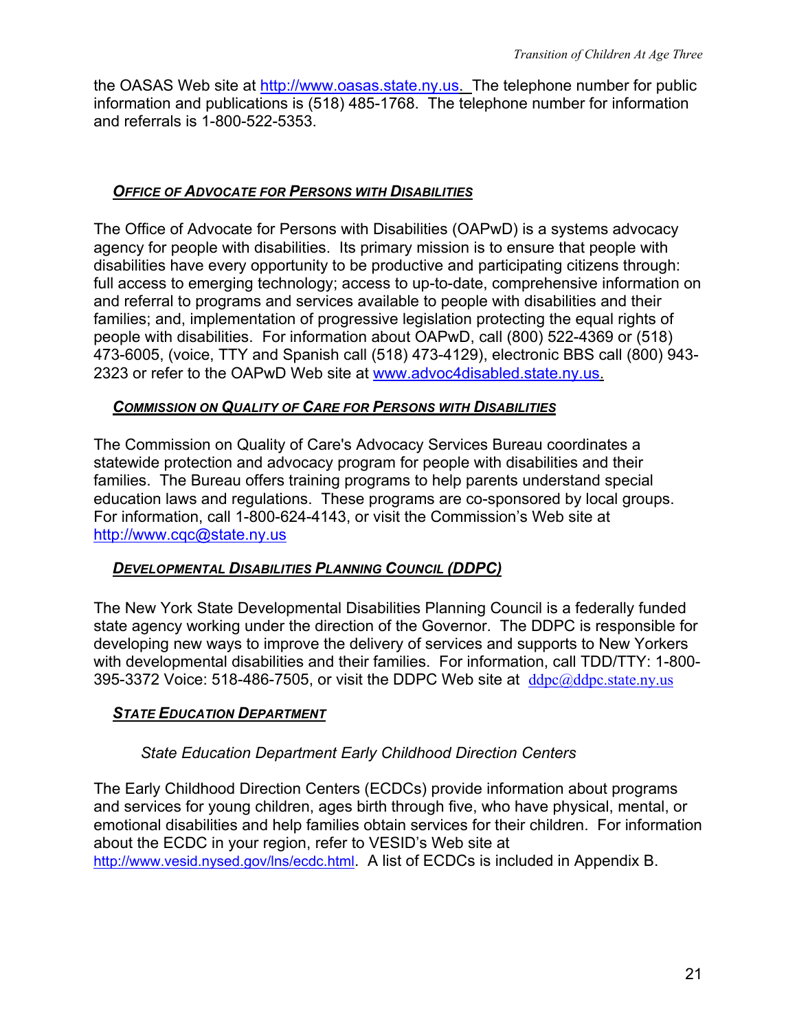the OASAS Web site at http://www.oasas.state.ny.us. The telephone number for public information and publications is (518) 485-1768. The telephone number for information and referrals is 1-800-522-5353.

### *Office of Advocate for Persons with Disabilities*

The Office of Advocate for Persons with Disabilities (OAPwD) is a systems advocacy agency for people with disabilities. Its primary mission is to ensure that people with disabilities have every opportunity to be productive and participating citizens through: full access to emerging technology; access to up-to-date, comprehensive information on and referral to programs and services available to people with disabilities and their families; and, implementation of progressive legislation protecting the equal rights of people with disabilities. For information about OAPwD, call (800) 522-4369 or (518) 473-6005, (voice, TTY and Spanish call (518) 473-4129), electronic BBS call (800) 943-2323 or refer to the OAPwD Web site at www.advoc4disabled.state.ny.us.

### *Commission on Quality of Care for Persons with Disabilities*

The Commission on Quality of Care's Advocacy Services Bureau coordinates a statewide protection and advocacy program for people with disabilities and their families. The Bureau offers training programs to help parents understand special education laws and regulations. These programs are co-sponsored by local groups. For information, call 1-800-624-4143, or visit the Commission's Web site at http://www.cqc@state.ny.us

### *Developmental Disabilities Planning Council (DDPC)*

The New York State Developmental Disabilities Planning Council is a federally funded state agency working under the direction of the Governor. The DDPC is responsible for developing new ways to improve the delivery of services and supports to New Yorkers with developmental disabilities and their families. For information, call TDD/TTY: 1-800-395-3372 Voice: 518-486-7505, or visit the DDPC Web site at ddpc@ddpc.state.ny.us

### *State Education Department*

#### *State Education Department Early Childhood Direction Centers*

The Early Childhood Direction Centers (ECDCs) provide information about programs and services for young children, ages birth through five, who have physical, mental, or emotional disabilities and help families obtain services for their children. For information about the ECDC in your region, refer to VESID's Web site at http://www.vesid.nysed.gov/lns/ecdc.html. A list of ECDCs is included in Appendix B.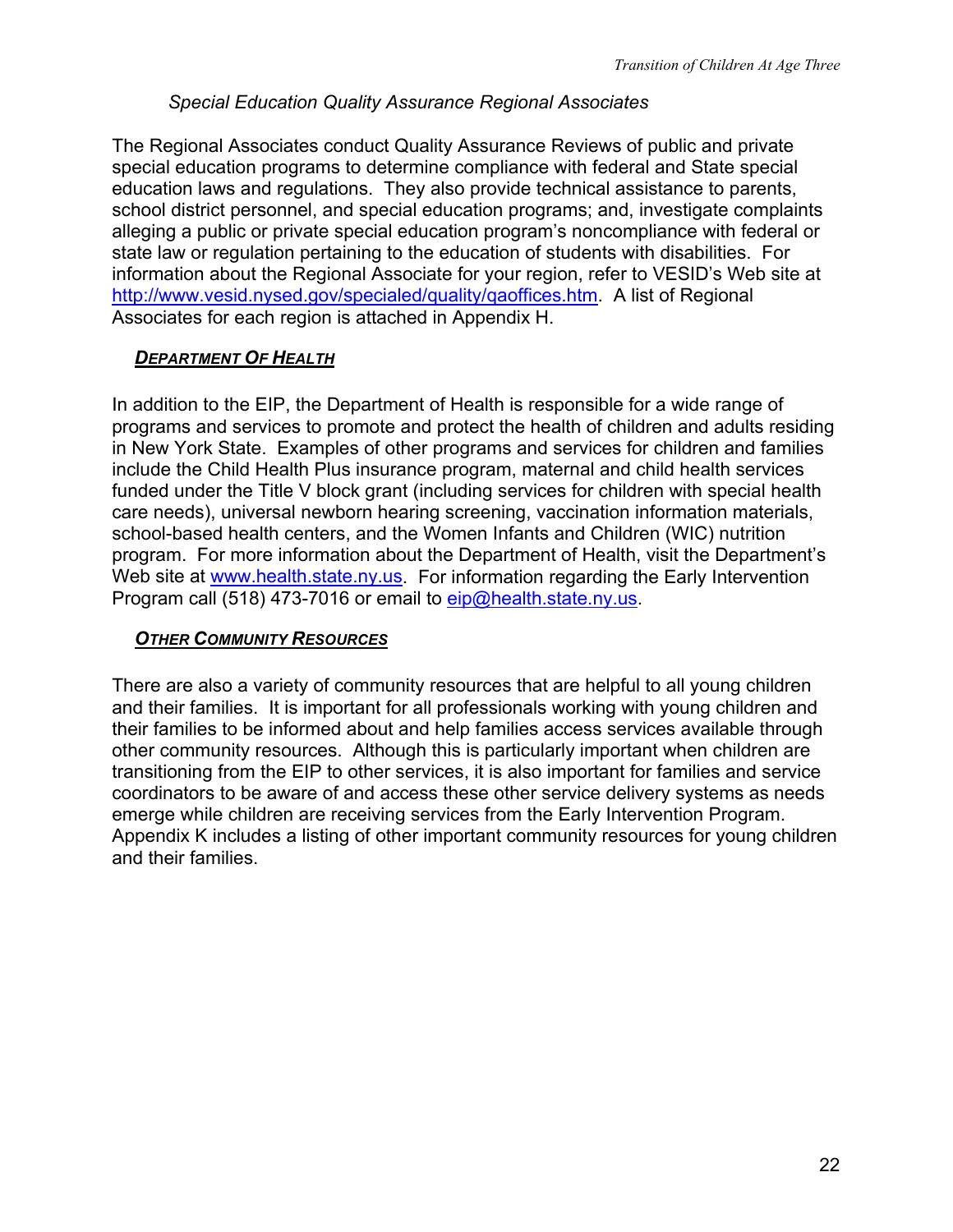### *Special Education Quality Assurance Regional Associates*

The Regional Associates conduct Quality Assurance Reviews of public and private special education programs to determine compliance with federal and State special education laws and regulations. They also provide technical assistance to parents, school district personnel, and special education programs; and, investigate complaints alleging a public or private special education program's noncompliance with federal or state law or regulation pertaining to the education of students with disabilities. For information about the Regional Associate for your region, refer to VESID's Web site at http://www.vesid.nysed.gov/specialed/quality/qaoffices.htm. A list of Regional Associates for each region is attached in Appendix H.

## ***DEPARTMENT OF HEALTH***

In addition to the EIP, the Department of Health is responsible for a wide range of programs and services to promote and protect the health of children and adults residing in New York State. Examples of other programs and services for children and families include the Child Health Plus insurance program, maternal and child health services funded under the Title V block grant (including services for children with special health care needs), universal newborn hearing screening, vaccination information materials, school-based health centers, and the Women Infants and Children (WIC) nutrition program. For more information about the Department of Health, visit the Department's Web site at www.health.state.ny.us. For information regarding the Early Intervention Program call (518) 473-7016 or email to eip@health.state.ny.us.

## ***OTHER COMMUNITY RESOURCES***

There are also a variety of community resources that are helpful to all young children and their families. It is important for all professionals working with young children and their families to be informed about and help families access services available through other community resources. Although this is particularly important when children are transitioning from the EIP to other services, it is also important for families and service coordinators to be aware of and access these other service delivery systems as needs emerge while children are receiving services from the Early Intervention Program. Appendix K includes a listing of other important community resources for young children and their families.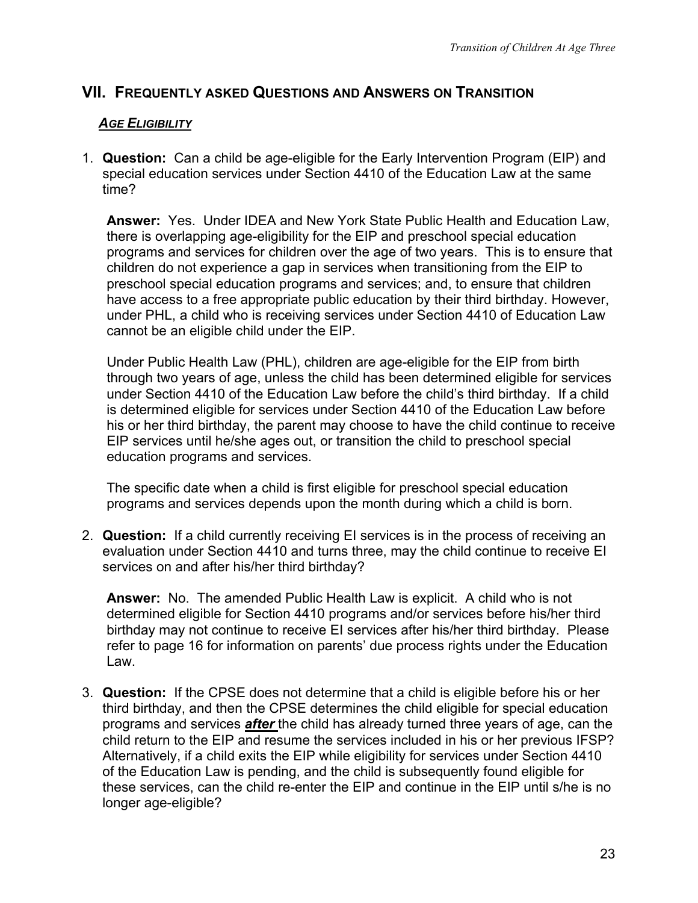## VII. Frequently asked Questions and Answers on Transition

### *Age Eligibility*

1. **Question:** Can a child be age-eligible for the Early Intervention Program (EIP) and special education services under Section 4410 of the Education Law at the same time?

   **Answer:** Yes. Under IDEA and New York State Public Health and Education Law, there is overlapping age-eligibility for the EIP and preschool special education programs and services for children over the age of two years. This is to ensure that children do not experience a gap in services when transitioning from the EIP to preschool special education programs and services; and, to ensure that children have access to a free appropriate public education by their third birthday. However, under PHL, a child who is receiving services under Section 4410 of Education Law cannot be an eligible child under the EIP.

   Under Public Health Law (PHL), children are age-eligible for the EIP from birth through two years of age, unless the child has been determined eligible for services under Section 4410 of the Education Law before the child's third birthday. If a child is determined eligible for services under Section 4410 of the Education Law before his or her third birthday, the parent may choose to have the child continue to receive EIP services until he/she ages out, or transition the child to preschool special education programs and services.

   The specific date when a child is first eligible for preschool special education programs and services depends upon the month during which a child is born.

2. **Question:** If a child currently receiving EI services is in the process of receiving an evaluation under Section 4410 and turns three, may the child continue to receive EI services on and after his/her third birthday?

   **Answer:** No. The amended Public Health Law is explicit. A child who is not determined eligible for Section 4410 programs and/or services before his/her third birthday may not continue to receive EI services after his/her third birthday. Please refer to page 16 for information on parents' due process rights under the Education Law.

3. **Question:** If the CPSE does not determine that a child is eligible before his or her third birthday, and then the CPSE determines the child eligible for special education programs and services ***after*** the child has already turned three years of age, can the child return to the EIP and resume the services included in his or her previous IFSP? Alternatively, if a child exits the EIP while eligibility for services under Section 4410 of the Education Law is pending, and the child is subsequently found eligible for these services, can the child re-enter the EIP and continue in the EIP until s/he is no longer age-eligible?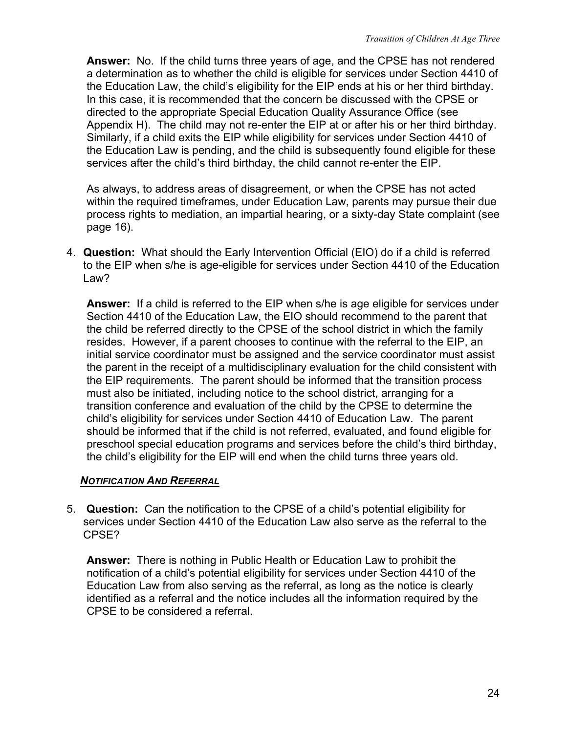**Answer:** No. If the child turns three years of age, and the CPSE has not rendered a determination as to whether the child is eligible for services under Section 4410 of the Education Law, the child's eligibility for the EIP ends at his or her third birthday. In this case, it is recommended that the concern be discussed with the CPSE or directed to the appropriate Special Education Quality Assurance Office (see Appendix H). The child may not re-enter the EIP at or after his or her third birthday. Similarly, if a child exits the EIP while eligibility for services under Section 4410 of the Education Law is pending, and the child is subsequently found eligible for these services after the child's third birthday, the child cannot re-enter the EIP.

As always, to address areas of disagreement, or when the CPSE has not acted within the required timeframes, under Education Law, parents may pursue their due process rights to mediation, an impartial hearing, or a sixty-day State complaint (see page 16).

4. **Question:** What should the Early Intervention Official (EIO) do if a child is referred to the EIP when s/he is age-eligible for services under Section 4410 of the Education Law?

   **Answer:** If a child is referred to the EIP when s/he is age eligible for services under Section 4410 of the Education Law, the EIO should recommend to the parent that the child be referred directly to the CPSE of the school district in which the family resides. However, if a parent chooses to continue with the referral to the EIP, an initial service coordinator must be assigned and the service coordinator must assist the parent in the receipt of a multidisciplinary evaluation for the child consistent with the EIP requirements. The parent should be informed that the transition process must also be initiated, including notice to the school district, arranging for a transition conference and evaluation of the child by the CPSE to determine the child's eligibility for services under Section 4410 of Education Law. The parent should be informed that if the child is not referred, evaluated, and found eligible for preschool special education programs and services before the child's third birthday, the child's eligibility for the EIP will end when the child turns three years old.

***NOTIFICATION AND REFERRAL***

5. **Question:** Can the notification to the CPSE of a child's potential eligibility for services under Section 4410 of the Education Law also serve as the referral to the CPSE?

   **Answer:** There is nothing in Public Health or Education Law to prohibit the notification of a child's potential eligibility for services under Section 4410 of the Education Law from also serving as the referral, as long as the notice is clearly identified as a referral and the notice includes all the information required by the CPSE to be considered a referral.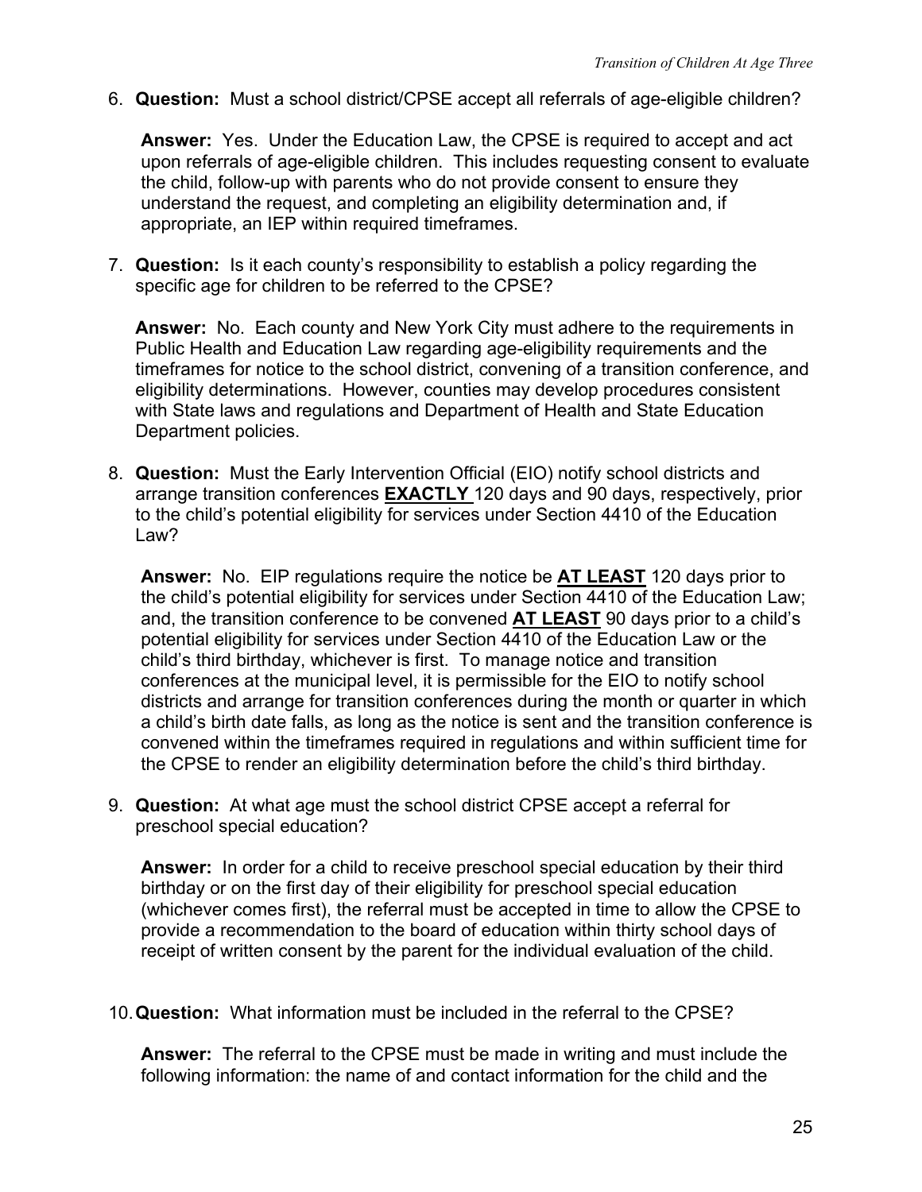6. **Question:** Must a school district/CPSE accept all referrals of age-eligible children?

   **Answer:** Yes. Under the Education Law, the CPSE is required to accept and act upon referrals of age-eligible children. This includes requesting consent to evaluate the child, follow-up with parents who do not provide consent to ensure they understand the request, and completing an eligibility determination and, if appropriate, an IEP within required timeframes.

7. **Question:** Is it each county's responsibility to establish a policy regarding the specific age for children to be referred to the CPSE?

   **Answer:** No. Each county and New York City must adhere to the requirements in Public Health and Education Law regarding age-eligibility requirements and the timeframes for notice to the school district, convening of a transition conference, and eligibility determinations. However, counties may develop procedures consistent with State laws and regulations and Department of Health and State Education Department policies.

8. **Question:** Must the Early Intervention Official (EIO) notify school districts and arrange transition conferences **EXACTLY** 120 days and 90 days, respectively, prior to the child's potential eligibility for services under Section 4410 of the Education Law?

   **Answer:** No. EIP regulations require the notice be **AT LEAST** 120 days prior to the child's potential eligibility for services under Section 4410 of the Education Law; and, the transition conference to be convened **AT LEAST** 90 days prior to a child's potential eligibility for services under Section 4410 of the Education Law or the child's third birthday, whichever is first. To manage notice and transition conferences at the municipal level, it is permissible for the EIO to notify school districts and arrange for transition conferences during the month or quarter in which a child's birth date falls, as long as the notice is sent and the transition conference is convened within the timeframes required in regulations and within sufficient time for the CPSE to render an eligibility determination before the child's third birthday.

9. **Question:** At what age must the school district CPSE accept a referral for preschool special education?

   **Answer:** In order for a child to receive preschool special education by their third birthday or on the first day of their eligibility for preschool special education (whichever comes first), the referral must be accepted in time to allow the CPSE to provide a recommendation to the board of education within thirty school days of receipt of written consent by the parent for the individual evaluation of the child.

10. **Question:** What information must be included in the referral to the CPSE?

    **Answer:** The referral to the CPSE must be made in writing and must include the following information: the name of and contact information for the child and the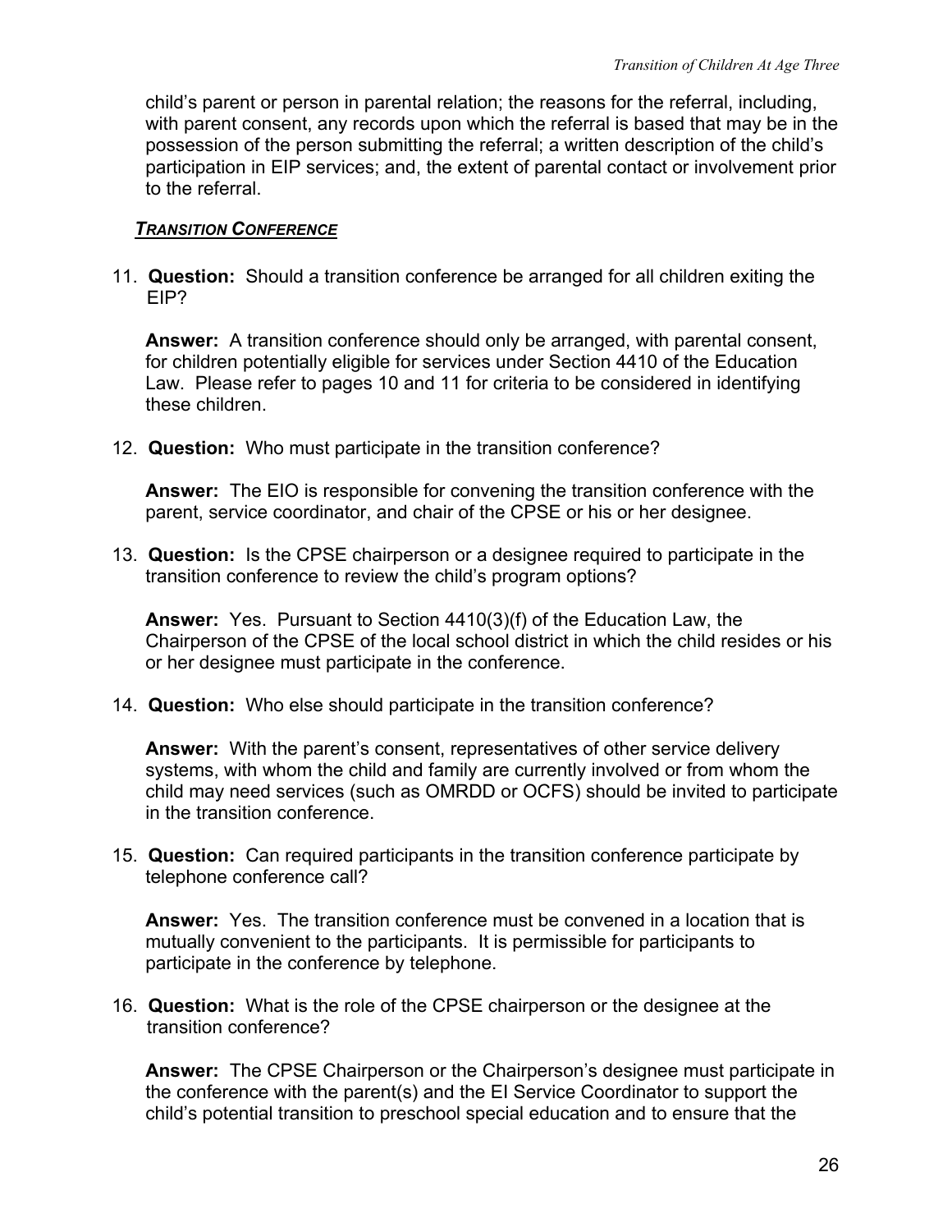child's parent or person in parental relation; the reasons for the referral, including, with parent consent, any records upon which the referral is based that may be in the possession of the person submitting the referral; a written description of the child's participation in EIP services; and, the extent of parental contact or involvement prior to the referral.

### ***TRANSITION CONFERENCE***

11. **Question:** Should a transition conference be arranged for all children exiting the EIP?

    **Answer:** A transition conference should only be arranged, with parental consent, for children potentially eligible for services under Section 4410 of the Education Law. Please refer to pages 10 and 11 for criteria to be considered in identifying these children.

12. **Question:** Who must participate in the transition conference?

    **Answer:** The EIO is responsible for convening the transition conference with the parent, service coordinator, and chair of the CPSE or his or her designee.

13. **Question:** Is the CPSE chairperson or a designee required to participate in the transition conference to review the child's program options?

    **Answer:** Yes. Pursuant to Section 4410(3)(f) of the Education Law, the Chairperson of the CPSE of the local school district in which the child resides or his or her designee must participate in the conference.

14. **Question:** Who else should participate in the transition conference?

    **Answer:** With the parent's consent, representatives of other service delivery systems, with whom the child and family are currently involved or from whom the child may need services (such as OMRDD or OCFS) should be invited to participate in the transition conference.

15. **Question:** Can required participants in the transition conference participate by telephone conference call?

    **Answer:** Yes. The transition conference must be convened in a location that is mutually convenient to the participants. It is permissible for participants to participate in the conference by telephone.

16. **Question:** What is the role of the CPSE chairperson or the designee at the transition conference?

    **Answer:** The CPSE Chairperson or the Chairperson's designee must participate in the conference with the parent(s) and the EI Service Coordinator to support the child's potential transition to preschool special education and to ensure that the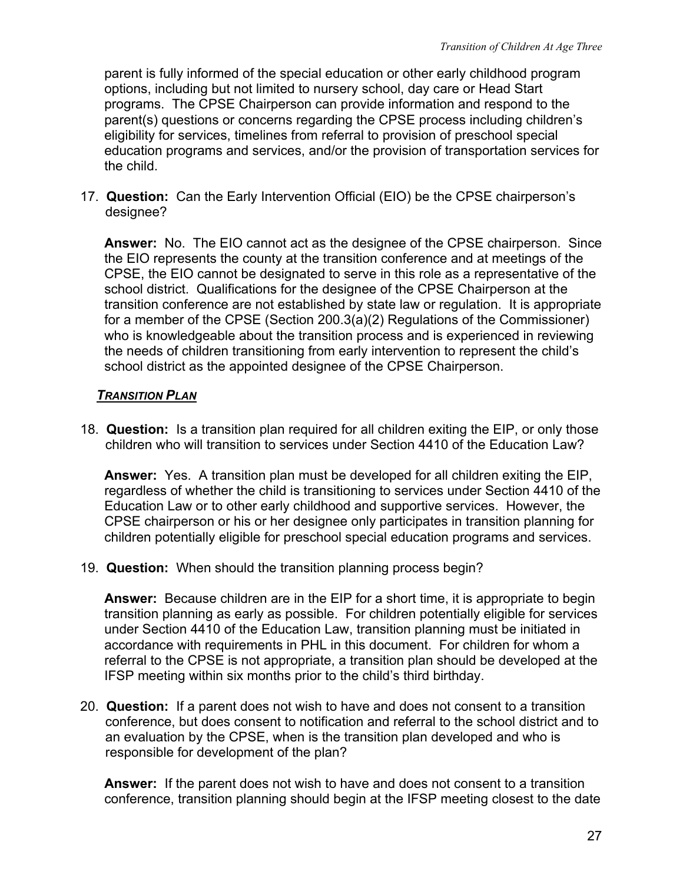parent is fully informed of the special education or other early childhood program options, including but not limited to nursery school, day care or Head Start programs. The CPSE Chairperson can provide information and respond to the parent(s) questions or concerns regarding the CPSE process including children's eligibility for services, timelines from referral to provision of preschool special education programs and services, and/or the provision of transportation services for the child.

17. **Question:** Can the Early Intervention Official (EIO) be the CPSE chairperson's designee?

    **Answer:** No. The EIO cannot act as the designee of the CPSE chairperson. Since the EIO represents the county at the transition conference and at meetings of the CPSE, the EIO cannot be designated to serve in this role as a representative of the school district. Qualifications for the designee of the CPSE Chairperson at the transition conference are not established by state law or regulation. It is appropriate for a member of the CPSE (Section 200.3(a)(2) Regulations of the Commissioner) who is knowledgeable about the transition process and is experienced in reviewing the needs of children transitioning from early intervention to represent the child's school district as the appointed designee of the CPSE Chairperson.

***TRANSITION PLAN***

18. **Question:** Is a transition plan required for all children exiting the EIP, or only those children who will transition to services under Section 4410 of the Education Law?

    **Answer:** Yes. A transition plan must be developed for all children exiting the EIP, regardless of whether the child is transitioning to services under Section 4410 of the Education Law or to other early childhood and supportive services. However, the CPSE chairperson or his or her designee only participates in transition planning for children potentially eligible for preschool special education programs and services.

19. **Question:** When should the transition planning process begin?

    **Answer:** Because children are in the EIP for a short time, it is appropriate to begin transition planning as early as possible. For children potentially eligible for services under Section 4410 of the Education Law, transition planning must be initiated in accordance with requirements in PHL in this document. For children for whom a referral to the CPSE is not appropriate, a transition plan should be developed at the IFSP meeting within six months prior to the child's third birthday.

20. **Question:** If a parent does not wish to have and does not consent to a transition conference, but does consent to notification and referral to the school district and to an evaluation by the CPSE, when is the transition plan developed and who is responsible for development of the plan?

    **Answer:** If the parent does not wish to have and does not consent to a transition conference, transition planning should begin at the IFSP meeting closest to the date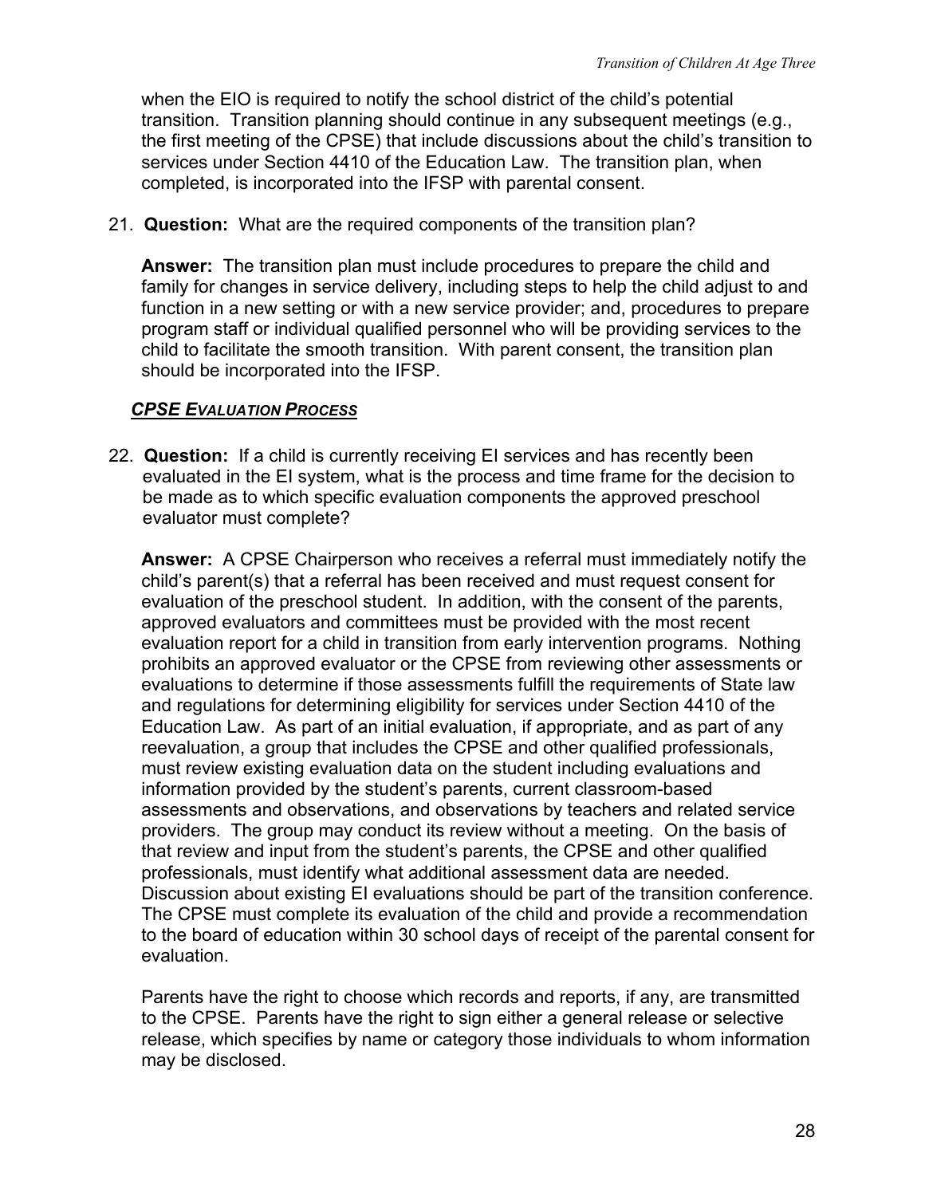when the EIO is required to notify the school district of the child's potential transition. Transition planning should continue in any subsequent meetings (e.g., the first meeting of the CPSE) that include discussions about the child's transition to services under Section 4410 of the Education Law. The transition plan, when completed, is incorporated into the IFSP with parental consent.

21. **Question:** What are the required components of the transition plan?

    **Answer:** The transition plan must include procedures to prepare the child and family for changes in service delivery, including steps to help the child adjust to and function in a new setting or with a new service provider; and, procedures to prepare program staff or individual qualified personnel who will be providing services to the child to facilitate the smooth transition. With parent consent, the transition plan should be incorporated into the IFSP.

### ***CPSE EVALUATION PROCESS***

22. **Question:** If a child is currently receiving EI services and has recently been evaluated in the EI system, what is the process and time frame for the decision to be made as to which specific evaluation components the approved preschool evaluator must complete?

    **Answer:** A CPSE Chairperson who receives a referral must immediately notify the child's parent(s) that a referral has been received and must request consent for evaluation of the preschool student. In addition, with the consent of the parents, approved evaluators and committees must be provided with the most recent evaluation report for a child in transition from early intervention programs. Nothing prohibits an approved evaluator or the CPSE from reviewing other assessments or evaluations to determine if those assessments fulfill the requirements of State law and regulations for determining eligibility for services under Section 4410 of the Education Law. As part of an initial evaluation, if appropriate, and as part of any reevaluation, a group that includes the CPSE and other qualified professionals, must review existing evaluation data on the student including evaluations and information provided by the student's parents, current classroom-based assessments and observations, and observations by teachers and related service providers. The group may conduct its review without a meeting. On the basis of that review and input from the student's parents, the CPSE and other qualified professionals, must identify what additional assessment data are needed. Discussion about existing EI evaluations should be part of the transition conference. The CPSE must complete its evaluation of the child and provide a recommendation to the board of education within 30 school days of receipt of the parental consent for evaluation.

    Parents have the right to choose which records and reports, if any, are transmitted to the CPSE. Parents have the right to sign either a general release or selective release, which specifies by name or category those individuals to whom information may be disclosed.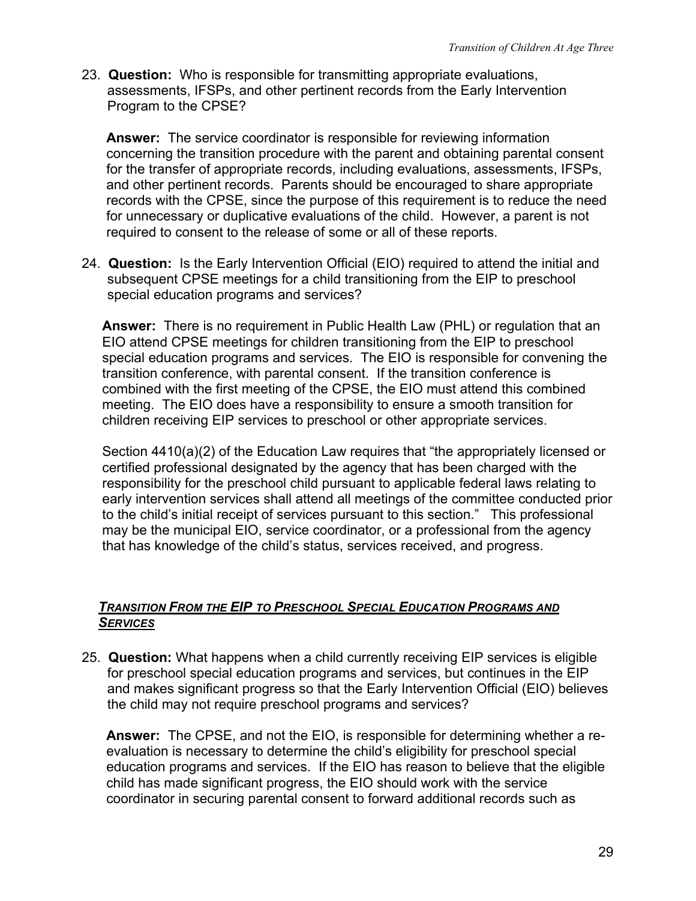23. **Question:** Who is responsible for transmitting appropriate evaluations, assessments, IFSPs, and other pertinent records from the Early Intervention Program to the CPSE?

    **Answer:** The service coordinator is responsible for reviewing information concerning the transition procedure with the parent and obtaining parental consent for the transfer of appropriate records, including evaluations, assessments, IFSPs, and other pertinent records. Parents should be encouraged to share appropriate records with the CPSE, since the purpose of this requirement is to reduce the need for unnecessary or duplicative evaluations of the child. However, a parent is not required to consent to the release of some or all of these reports.

24. **Question:** Is the Early Intervention Official (EIO) required to attend the initial and subsequent CPSE meetings for a child transitioning from the EIP to preschool special education programs and services?

    **Answer:** There is no requirement in Public Health Law (PHL) or regulation that an EIO attend CPSE meetings for children transitioning from the EIP to preschool special education programs and services. The EIO is responsible for convening the transition conference, with parental consent. If the transition conference is combined with the first meeting of the CPSE, the EIO must attend this combined meeting. The EIO does have a responsibility to ensure a smooth transition for children receiving EIP services to preschool or other appropriate services.

    Section 4410(a)(2) of the Education Law requires that "the appropriately licensed or certified professional designated by the agency that has been charged with the responsibility for the preschool child pursuant to applicable federal laws relating to early intervention services shall attend all meetings of the committee conducted prior to the child's initial receipt of services pursuant to this section." This professional may be the municipal EIO, service coordinator, or a professional from the agency that has knowledge of the child's status, services received, and progress.

## ***Transition From the EIP to Preschool Special Education Programs and Services***

25. **Question:** What happens when a child currently receiving EIP services is eligible for preschool special education programs and services, but continues in the EIP and makes significant progress so that the Early Intervention Official (EIO) believes the child may not require preschool programs and services?

    **Answer:** The CPSE, and not the EIO, is responsible for determining whether a re-evaluation is necessary to determine the child's eligibility for preschool special education programs and services. If the EIO has reason to believe that the eligible child has made significant progress, the EIO should work with the service coordinator in securing parental consent to forward additional records such as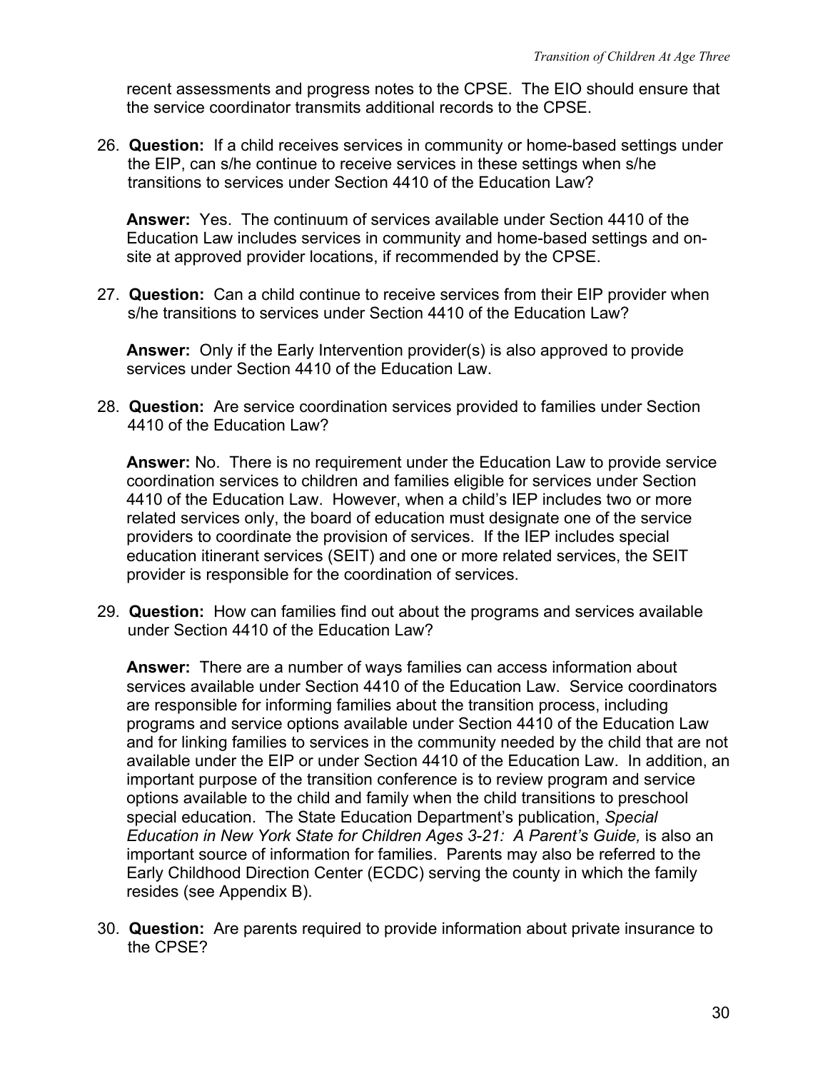recent assessments and progress notes to the CPSE. The EIO should ensure that the service coordinator transmits additional records to the CPSE.

26. **Question:** If a child receives services in community or home-based settings under the EIP, can s/he continue to receive services in these settings when s/he transitions to services under Section 4410 of the Education Law?

    **Answer:** Yes. The continuum of services available under Section 4410 of the Education Law includes services in community and home-based settings and on-site at approved provider locations, if recommended by the CPSE.

27. **Question:** Can a child continue to receive services from their EIP provider when s/he transitions to services under Section 4410 of the Education Law?

    **Answer:** Only if the Early Intervention provider(s) is also approved to provide services under Section 4410 of the Education Law.

28. **Question:** Are service coordination services provided to families under Section 4410 of the Education Law?

    **Answer:** No. There is no requirement under the Education Law to provide service coordination services to children and families eligible for services under Section 4410 of the Education Law. However, when a child's IEP includes two or more related services only, the board of education must designate one of the service providers to coordinate the provision of services. If the IEP includes special education itinerant services (SEIT) and one or more related services, the SEIT provider is responsible for the coordination of services.

29. **Question:** How can families find out about the programs and services available under Section 4410 of the Education Law?

    **Answer:** There are a number of ways families can access information about services available under Section 4410 of the Education Law. Service coordinators are responsible for informing families about the transition process, including programs and service options available under Section 4410 of the Education Law and for linking families to services in the community needed by the child that are not available under the EIP or under Section 4410 of the Education Law. In addition, an important purpose of the transition conference is to review program and service options available to the child and family when the child transitions to preschool special education. The State Education Department's publication, *Special Education in New York State for Children Ages 3-21: A Parent's Guide,* is also an important source of information for families. Parents may also be referred to the Early Childhood Direction Center (ECDC) serving the county in which the family resides (see Appendix B).

30. **Question:** Are parents required to provide information about private insurance to the CPSE?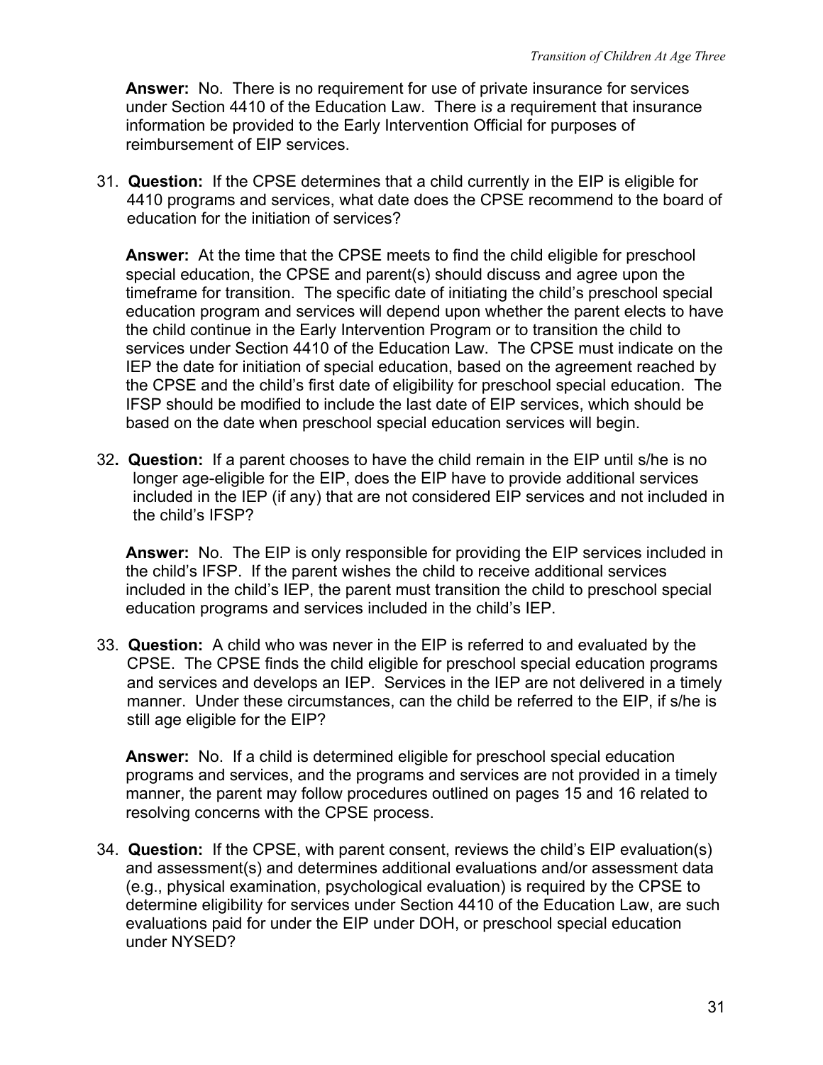**Answer:** No. There is no requirement for use of private insurance for services under Section 4410 of the Education Law. There is a requirement that insurance information be provided to the Early Intervention Official for purposes of reimbursement of EIP services.

31. **Question:** If the CPSE determines that a child currently in the EIP is eligible for 4410 programs and services, what date does the CPSE recommend to the board of education for the initiation of services?

    **Answer:** At the time that the CPSE meets to find the child eligible for preschool special education, the CPSE and parent(s) should discuss and agree upon the timeframe for transition. The specific date of initiating the child's preschool special education program and services will depend upon whether the parent elects to have the child continue in the Early Intervention Program or to transition the child to services under Section 4410 of the Education Law. The CPSE must indicate on the IEP the date for initiation of special education, based on the agreement reached by the CPSE and the child's first date of eligibility for preschool special education. The IFSP should be modified to include the last date of EIP services, which should be based on the date when preschool special education services will begin.

32. **Question:** If a parent chooses to have the child remain in the EIP until s/he is no longer age-eligible for the EIP, does the EIP have to provide additional services included in the IEP (if any) that are not considered EIP services and not included in the child's IFSP?

    **Answer:** No. The EIP is only responsible for providing the EIP services included in the child's IFSP. If the parent wishes the child to receive additional services included in the child's IEP, the parent must transition the child to preschool special education programs and services included in the child's IEP.

33. **Question:** A child who was never in the EIP is referred to and evaluated by the CPSE. The CPSE finds the child eligible for preschool special education programs and services and develops an IEP. Services in the IEP are not delivered in a timely manner. Under these circumstances, can the child be referred to the EIP, if s/he is still age eligible for the EIP?

    **Answer:** No. If a child is determined eligible for preschool special education programs and services, and the programs and services are not provided in a timely manner, the parent may follow procedures outlined on pages 15 and 16 related to resolving concerns with the CPSE process.

34. **Question:** If the CPSE, with parent consent, reviews the child's EIP evaluation(s) and assessment(s) and determines additional evaluations and/or assessment data (e.g., physical examination, psychological evaluation) is required by the CPSE to determine eligibility for services under Section 4410 of the Education Law, are such evaluations paid for under the EIP under DOH, or preschool special education under NYSED?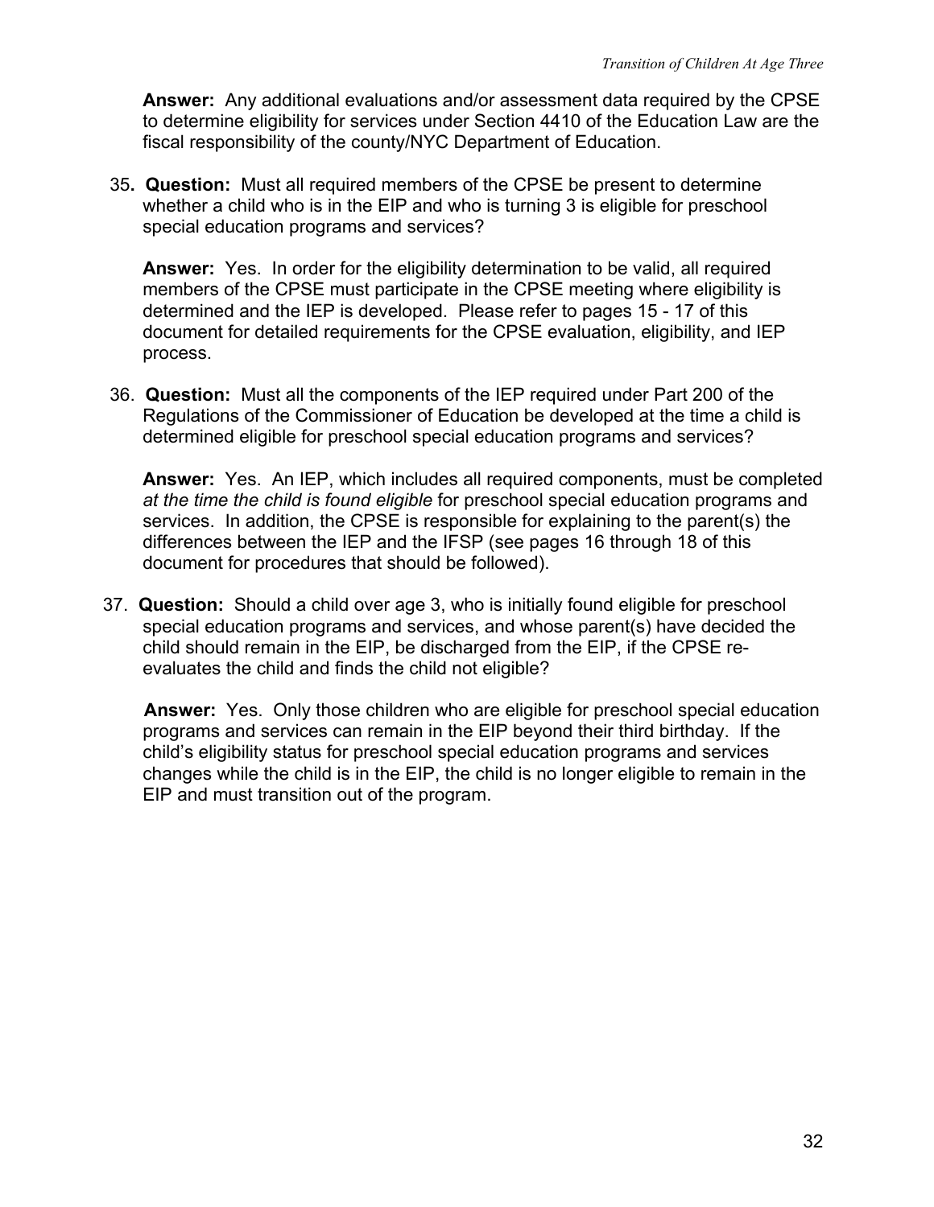**Answer:** Any additional evaluations and/or assessment data required by the CPSE to determine eligibility for services under Section 4410 of the Education Law are the fiscal responsibility of the county/NYC Department of Education.

35. **Question:** Must all required members of the CPSE be present to determine whether a child who is in the EIP and who is turning 3 is eligible for preschool special education programs and services?

    **Answer:** Yes. In order for the eligibility determination to be valid, all required members of the CPSE must participate in the CPSE meeting where eligibility is determined and the IEP is developed. Please refer to pages 15 - 17 of this document for detailed requirements for the CPSE evaluation, eligibility, and IEP process.

36. **Question:** Must all the components of the IEP required under Part 200 of the Regulations of the Commissioner of Education be developed at the time a child is determined eligible for preschool special education programs and services?

    **Answer:** Yes. An IEP, which includes all required components, must be completed *at the time the child is found eligible* for preschool special education programs and services. In addition, the CPSE is responsible for explaining to the parent(s) the differences between the IEP and the IFSP (see pages 16 through 18 of this document for procedures that should be followed).

37. **Question:** Should a child over age 3, who is initially found eligible for preschool special education programs and services, and whose parent(s) have decided the child should remain in the EIP, be discharged from the EIP, if the CPSE re-evaluates the child and finds the child not eligible?

    **Answer:** Yes. Only those children who are eligible for preschool special education programs and services can remain in the EIP beyond their third birthday. If the child's eligibility status for preschool special education programs and services changes while the child is in the EIP, the child is no longer eligible to remain in the EIP and must transition out of the program.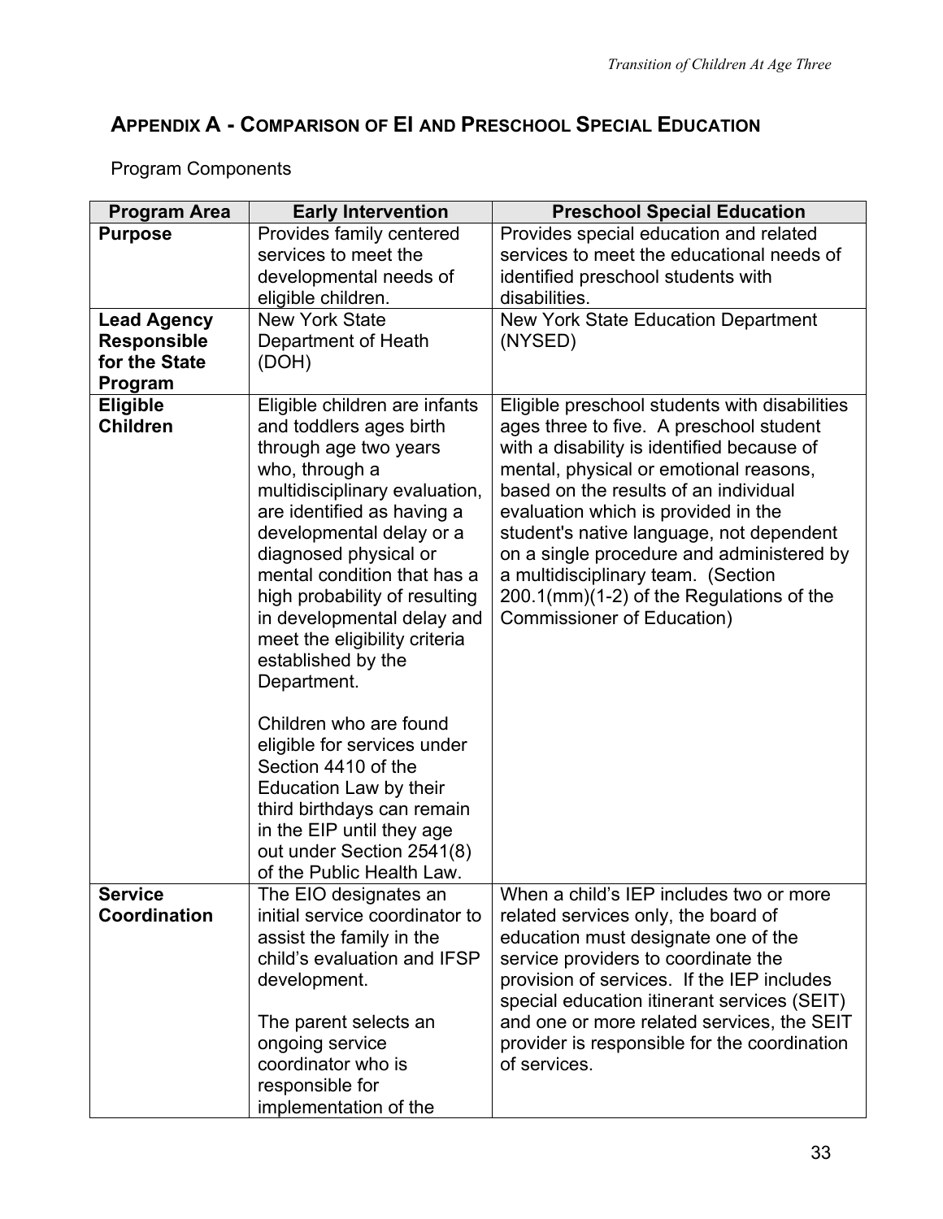## APPENDIX A - COMPARISON OF EI AND PRESCHOOL SPECIAL EDUCATION

Program Components

| Program Area | Early Intervention | Preschool Special Education |
|---|---|---|
| **Purpose** | Provides family centered services to meet the developmental needs of eligible children. | Provides special education and related services to meet the educational needs of identified preschool students with disabilities. |
| **Lead Agency Responsible for the State Program** | New York State Department of Heath (DOH) | New York State Education Department (NYSED) |
| **Eligible Children** | Eligible children are infants and toddlers ages birth through age two years who, through a multidisciplinary evaluation, are identified as having a developmental delay or a diagnosed physical or mental condition that has a high probability of resulting in developmental delay and meet the eligibility criteria established by the Department.<br><br>Children who are found eligible for services under Section 4410 of the Education Law by their third birthdays can remain in the EIP until they age out under Section 2541(8) of the Public Health Law. | Eligible preschool students with disabilities ages three to five. A preschool student with a disability is identified because of mental, physical or emotional reasons, based on the results of an individual evaluation which is provided in the student's native language, not dependent on a single procedure and administered by a multidisciplinary team. (Section 200.1(mm)(1-2) of the Regulations of the Commissioner of Education) |
| **Service Coordination** | The EIO designates an initial service coordinator to assist the family in the child's evaluation and IFSP development.<br><br>The parent selects an ongoing service coordinator who is responsible for implementation of the | When a child's IEP includes two or more related services only, the board of education must designate one of the service providers to coordinate the provision of services. If the IEP includes special education itinerant services (SEIT) and one or more related services, the SEIT provider is responsible for the coordination of services. |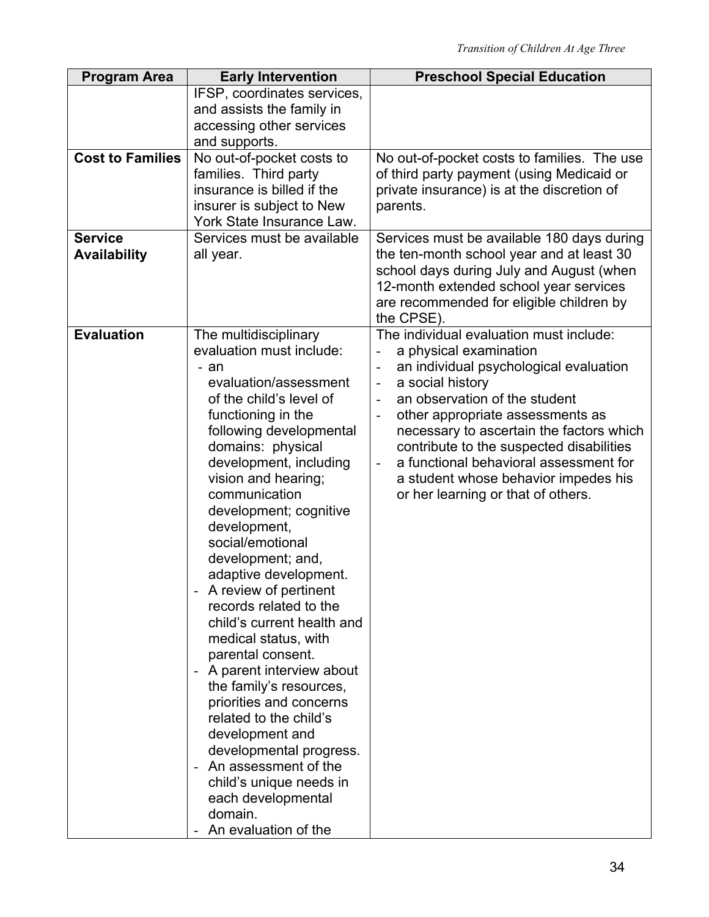| Program Area | Early Intervention | Preschool Special Education |
|---|---|---|
| | IFSP, coordinates services, and assists the family in accessing other services and supports. | |
| **Cost to Families** | No out-of-pocket costs to families. Third party insurance is billed if the insurer is subject to New York State Insurance Law. | No out-of-pocket costs to families. The use of third party payment (using Medicaid or private insurance) is at the discretion of parents. |
| **Service Availability** | Services must be available all year. | Services must be available 180 days during the ten-month school year and at least 30 school days during July and August (when 12-month extended school year services are recommended for eligible children by the CPSE). |
| **Evaluation** | The multidisciplinary evaluation must include: <br>- an evaluation/assessment of the child's level of functioning in the following developmental domains: physical development, including vision and hearing; communication development; cognitive development, social/emotional development; and, adaptive development. <br>- A review of pertinent records related to the child's current health and medical status, with parental consent. <br>- A parent interview about the family's resources, priorities and concerns related to the child's development and developmental progress. <br>- An assessment of the child's unique needs in each developmental domain. <br>- An evaluation of the | The individual evaluation must include: <br>- a physical examination <br>- an individual psychological evaluation <br>- a social history <br>- an observation of the student <br>- other appropriate assessments as necessary to ascertain the factors which contribute to the suspected disabilities <br>- a functional behavioral assessment for a student whose behavior impedes his or her learning or that of others. |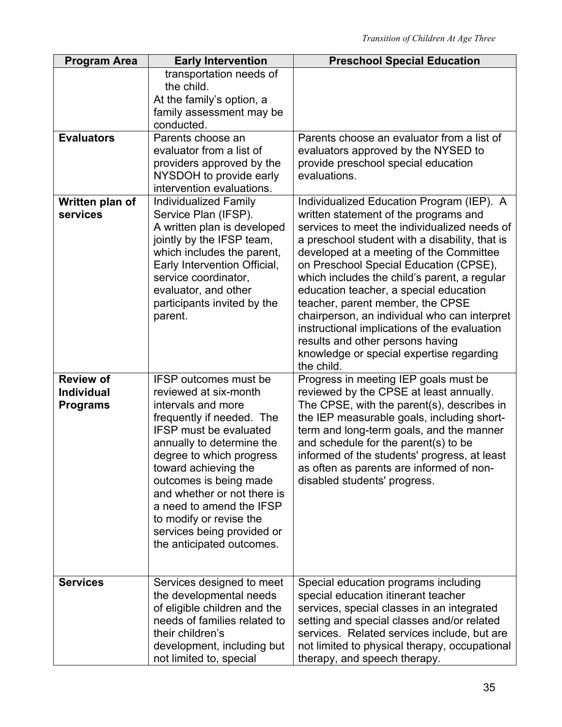| Program Area | Early Intervention | Preschool Special Education |
|---|---|---|
| | transportation needs of the child. At the family's option, a family assessment may be conducted. | |
| **Evaluators** | Parents choose an evaluator from a list of providers approved by the NYSDOH to provide early intervention evaluations. | Parents choose an evaluator from a list of evaluators approved by the NYSED to provide preschool special education evaluations. |
| **Written plan of services** | Individualized Family Service Plan (IFSP). A written plan is developed jointly by the IFSP team, which includes the parent, Early Intervention Official, service coordinator, evaluator, and other participants invited by the parent. | Individualized Education Program (IEP). A written statement of the programs and services to meet the individualized needs of a preschool student with a disability, that is developed at a meeting of the Committee on Preschool Special Education (CPSE), which includes the child's parent, a regular education teacher, a special education teacher, parent member, the CPSE chairperson, an individual who can interpret instructional implications of the evaluation results and other persons having knowledge or special expertise regarding the child. |
| **Review of Individual Programs** | IFSP outcomes must be reviewed at six-month intervals and more frequently if needed. The IFSP must be evaluated annually to determine the degree to which progress toward achieving the outcomes is being made and whether or not there is a need to amend the IFSP to modify or revise the services being provided or the anticipated outcomes. | Progress in meeting IEP goals must be reviewed by the CPSE at least annually. The CPSE, with the parent(s), describes in the IEP measurable goals, including short-term and long-term goals, and the manner and schedule for the parent(s) to be informed of the students' progress, at least as often as parents are informed of non-disabled students' progress. |
| **Services** | Services designed to meet the developmental needs of eligible children and the needs of families related to their children's development, including but not limited to, special | Special education programs including special education itinerant teacher services, special classes in an integrated setting and special classes and/or related services. Related services include, but are not limited to physical therapy, occupational therapy, and speech therapy. |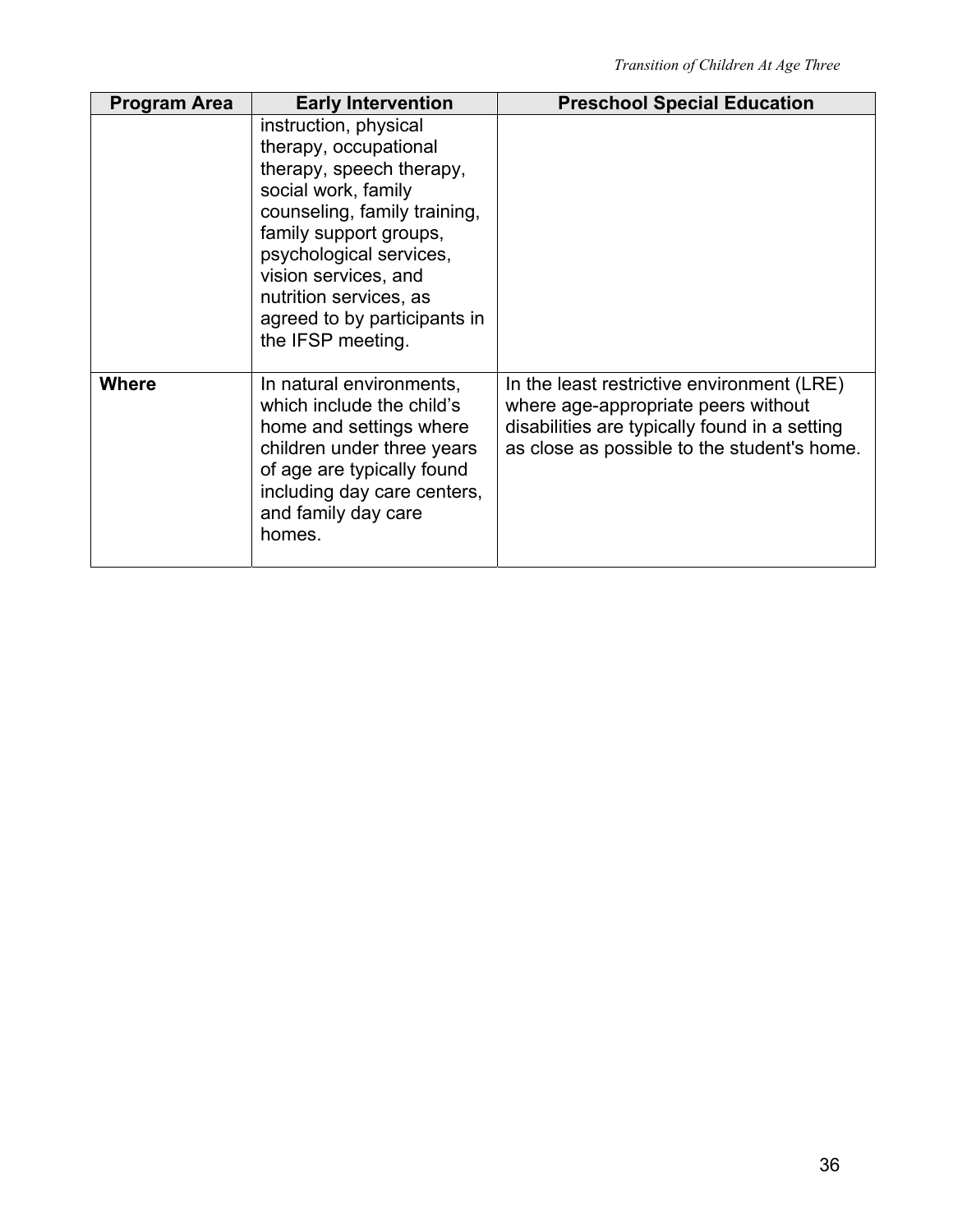| Program Area | Early Intervention | Preschool Special Education |
|---|---|---|
| | instruction, physical therapy, occupational therapy, speech therapy, social work, family counseling, family training, family support groups, psychological services, vision services, and nutrition services, as agreed to by participants in the IFSP meeting. | |
| **Where** | In natural environments, which include the child's home and settings where children under three years of age are typically found including day care centers, and family day care homes. | In the least restrictive environment (LRE) where age-appropriate peers without disabilities are typically found in a setting as close as possible to the student's home. |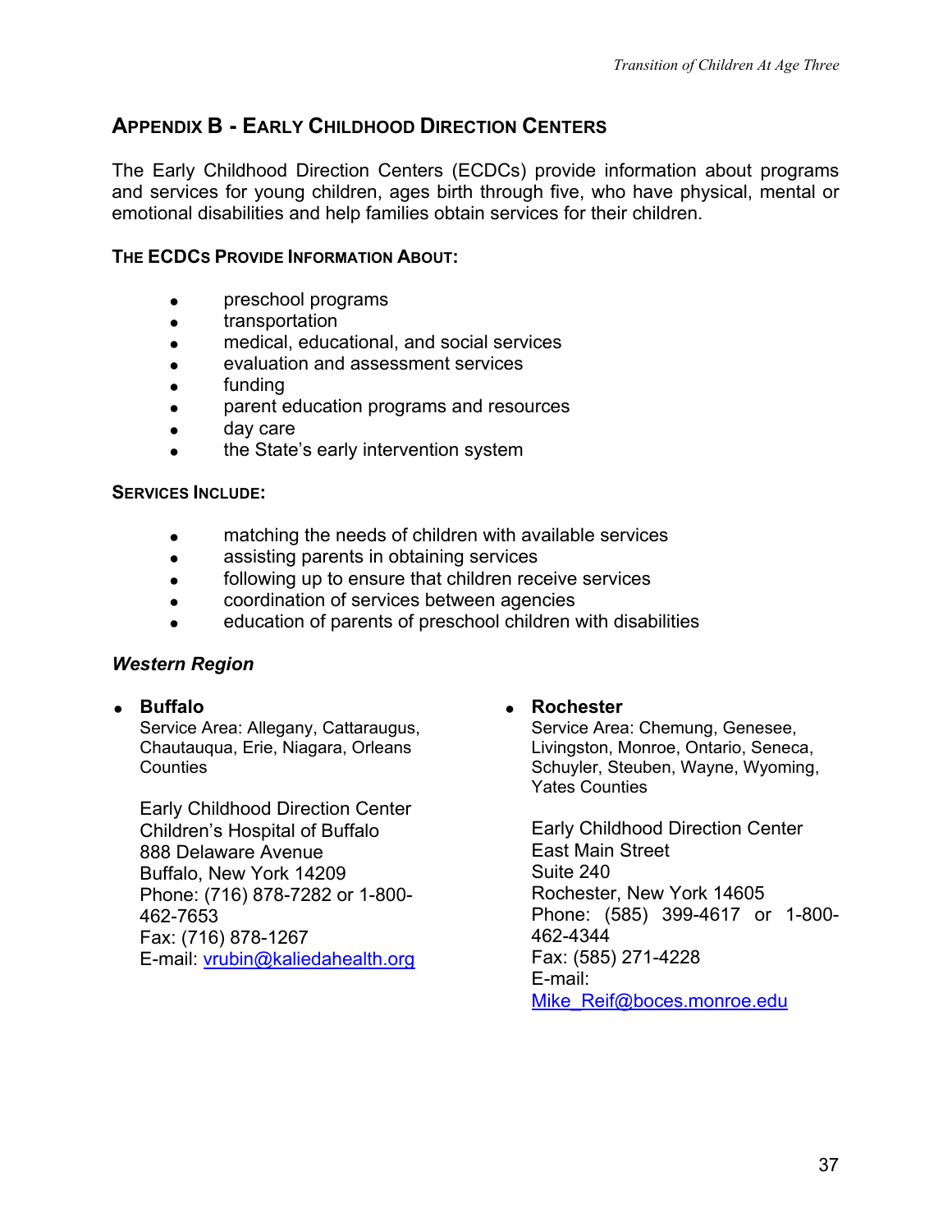## APPENDIX B - EARLY CHILDHOOD DIRECTION CENTERS

The Early Childhood Direction Centers (ECDCs) provide information about programs and services for young children, ages birth through five, who have physical, mental or emotional disabilities and help families obtain services for their children.

### THE ECDCS PROVIDE INFORMATION ABOUT:

- preschool programs
- transportation
- medical, educational, and social services
- evaluation and assessment services
- funding
- parent education programs and resources
- day care
- the State's early intervention system

### SERVICES INCLUDE:

- matching the needs of children with available services
- assisting parents in obtaining services
- following up to ensure that children receive services
- coordination of services between agencies
- education of parents of preschool children with disabilities

### *Western Region*

- **Buffalo**
  Service Area: Allegany, Cattaraugus, Chautauqua, Erie, Niagara, Orleans Counties

  Early Childhood Direction Center
  Children's Hospital of Buffalo
  888 Delaware Avenue
  Buffalo, New York 14209
  Phone: (716) 878-7282 or 1-800-462-7653
  Fax: (716) 878-1267
  E-mail: vrubin@kaliedahealth.org

- **Rochester**
  Service Area: Chemung, Genesee, Livingston, Monroe, Ontario, Seneca, Schuyler, Steuben, Wayne, Wyoming, Yates Counties

  Early Childhood Direction Center
  East Main Street
  Suite 240
  Rochester, New York 14605
  Phone: (585) 399-4617 or 1-800-462-4344
  Fax: (585) 271-4228
  E-mail: Mike_Reif@boces.monroe.edu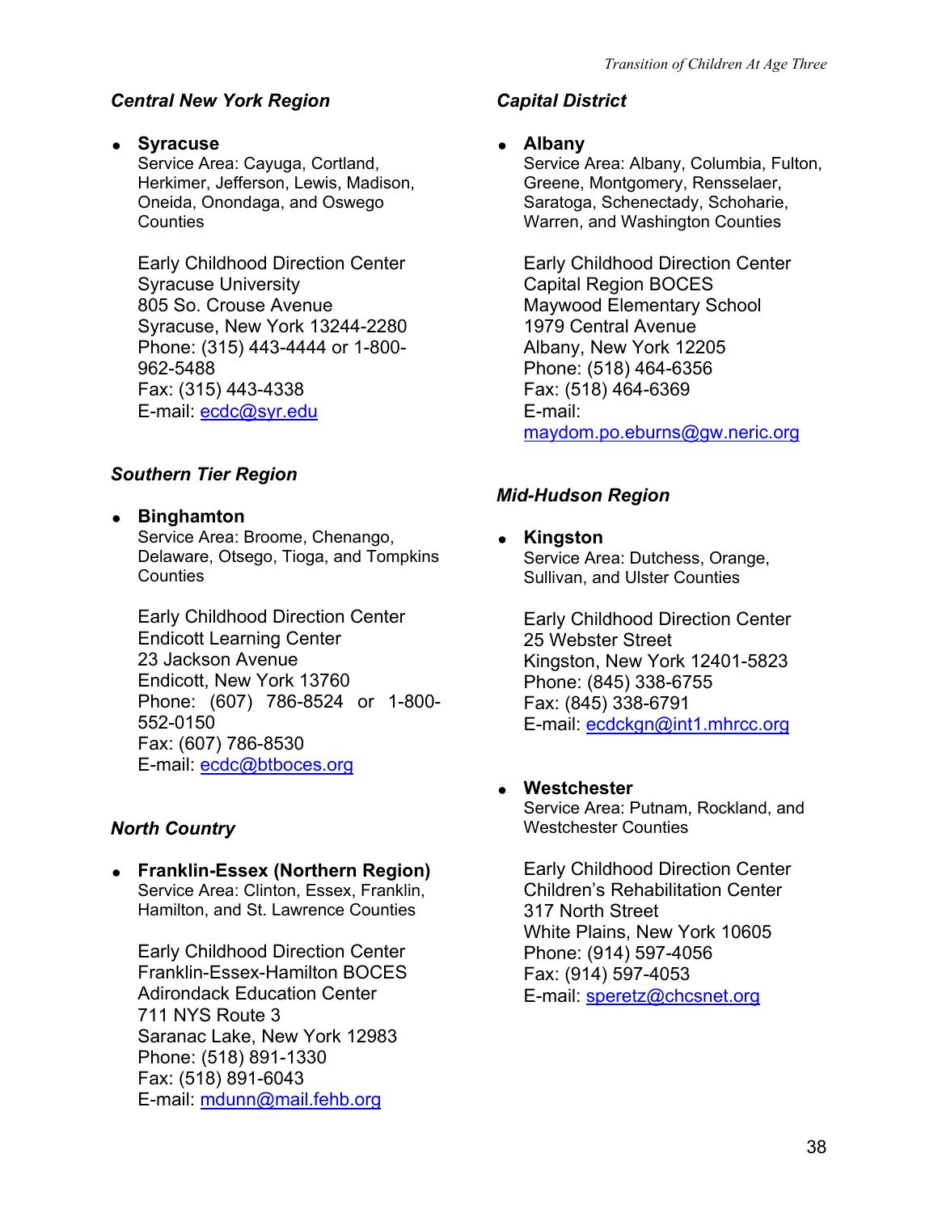### *Central New York Region*

- **Syracuse**
  Service Area: Cayuga, Cortland, Herkimer, Jefferson, Lewis, Madison, Oneida, Onondaga, and Oswego Counties

  Early Childhood Direction Center
  Syracuse University
  805 So. Crouse Avenue
  Syracuse, New York 13244-2280
  Phone: (315) 443-4444 or 1-800-962-5488
  Fax: (315) 443-4338
  E-mail: ecdc@syr.edu

### *Southern Tier Region*

- **Binghamton**
  Service Area: Broome, Chenango, Delaware, Otsego, Tioga, and Tompkins Counties

  Early Childhood Direction Center
  Endicott Learning Center
  23 Jackson Avenue
  Endicott, New York 13760
  Phone: (607) 786-8524 or 1-800-552-0150
  Fax: (607) 786-8530
  E-mail: ecdc@btboces.org

### *North Country*

- **Franklin-Essex (Northern Region)**
  Service Area: Clinton, Essex, Franklin, Hamilton, and St. Lawrence Counties

  Early Childhood Direction Center
  Franklin-Essex-Hamilton BOCES
  Adirondack Education Center
  711 NYS Route 3
  Saranac Lake, New York 12983
  Phone: (518) 891-1330
  Fax: (518) 891-6043
  E-mail: mdunn@mail.fehb.org

### *Capital District*

- **Albany**
  Service Area: Albany, Columbia, Fulton, Greene, Montgomery, Rensselaer, Saratoga, Schenectady, Schoharie, Warren, and Washington Counties

  Early Childhood Direction Center
  Capital Region BOCES
  Maywood Elementary School
  1979 Central Avenue
  Albany, New York 12205
  Phone: (518) 464-6356
  Fax: (518) 464-6369
  E-mail: maydom.po.eburns@gw.neric.org

### *Mid-Hudson Region*

- **Kingston**
  Service Area: Dutchess, Orange, Sullivan, and Ulster Counties

  Early Childhood Direction Center
  25 Webster Street
  Kingston, New York 12401-5823
  Phone: (845) 338-6755
  Fax: (845) 338-6791
  E-mail: ecdckgn@int1.mhrcc.org

- **Westchester**
  Service Area: Putnam, Rockland, and Westchester Counties

  Early Childhood Direction Center
  Children's Rehabilitation Center
  317 North Street
  White Plains, New York 10605
  Phone: (914) 597-4056
  Fax: (914) 597-4053
  E-mail: speretz@chcsnet.org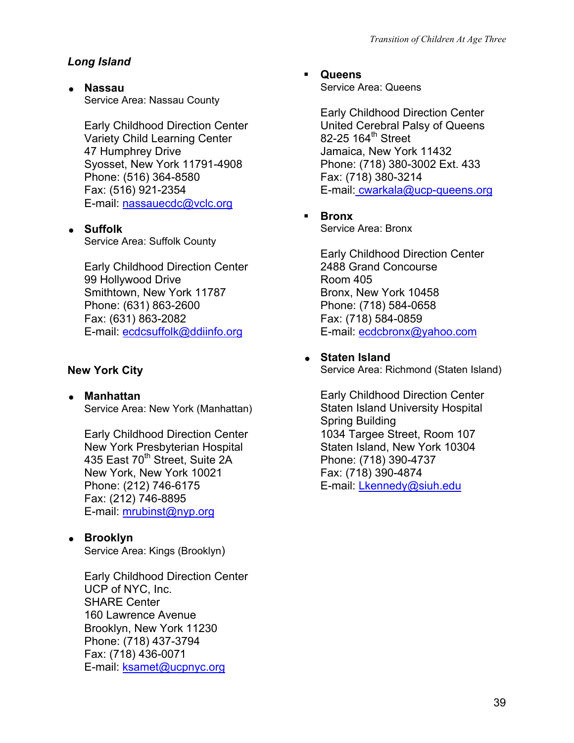### *Long Island*

- **Nassau**
  Service Area: Nassau County

  Early Childhood Direction Center
  Variety Child Learning Center
  47 Humphrey Drive
  Syosset, New York 11791-4908
  Phone: (516) 364-8580
  Fax: (516) 921-2354
  E-mail: nassauecdc@vclc.org

- **Suffolk**
  Service Area: Suffolk County

  Early Childhood Direction Center
  99 Hollywood Drive
  Smithtown, New York 11787
  Phone: (631) 863-2600
  Fax: (631) 863-2082
  E-mail: ecdcsuffolk@ddiinfo.org

### New York City

- **Manhattan**
  Service Area: New York (Manhattan)

  Early Childhood Direction Center
  New York Presbyterian Hospital
  435 East 70th Street, Suite 2A
  New York, New York 10021
  Phone: (212) 746-6175
  Fax: (212) 746-8895
  E-mail: mrubinst@nyp.org

- **Brooklyn**
  Service Area: Kings (Brooklyn)

  Early Childhood Direction Center
  UCP of NYC, Inc.
  SHARE Center
  160 Lawrence Avenue
  Brooklyn, New York 11230
  Phone: (718) 437-3794
  Fax: (718) 436-0071
  E-mail: ksamet@ucpnyc.org

- **Queens**
  Service Area: Queens

  Early Childhood Direction Center
  United Cerebral Palsy of Queens
  82-25 164th Street
  Jamaica, New York 11432
  Phone: (718) 380-3002 Ext. 433
  Fax: (718) 380-3214
  E-mail: cwarkala@ucp-queens.org

- **Bronx**
  Service Area: Bronx

  Early Childhood Direction Center
  2488 Grand Concourse
  Room 405
  Bronx, New York 10458
  Phone: (718) 584-0658
  Fax: (718) 584-0859
  E-mail: ecdcbronx@yahoo.com

- **Staten Island**
  Service Area: Richmond (Staten Island)

  Early Childhood Direction Center
  Staten Island University Hospital
  Spring Building
  1034 Targee Street, Room 107
  Staten Island, New York 10304
  Phone: (718) 390-4737
  Fax: (718) 390-4874
  E-mail: Lkennedy@siuh.edu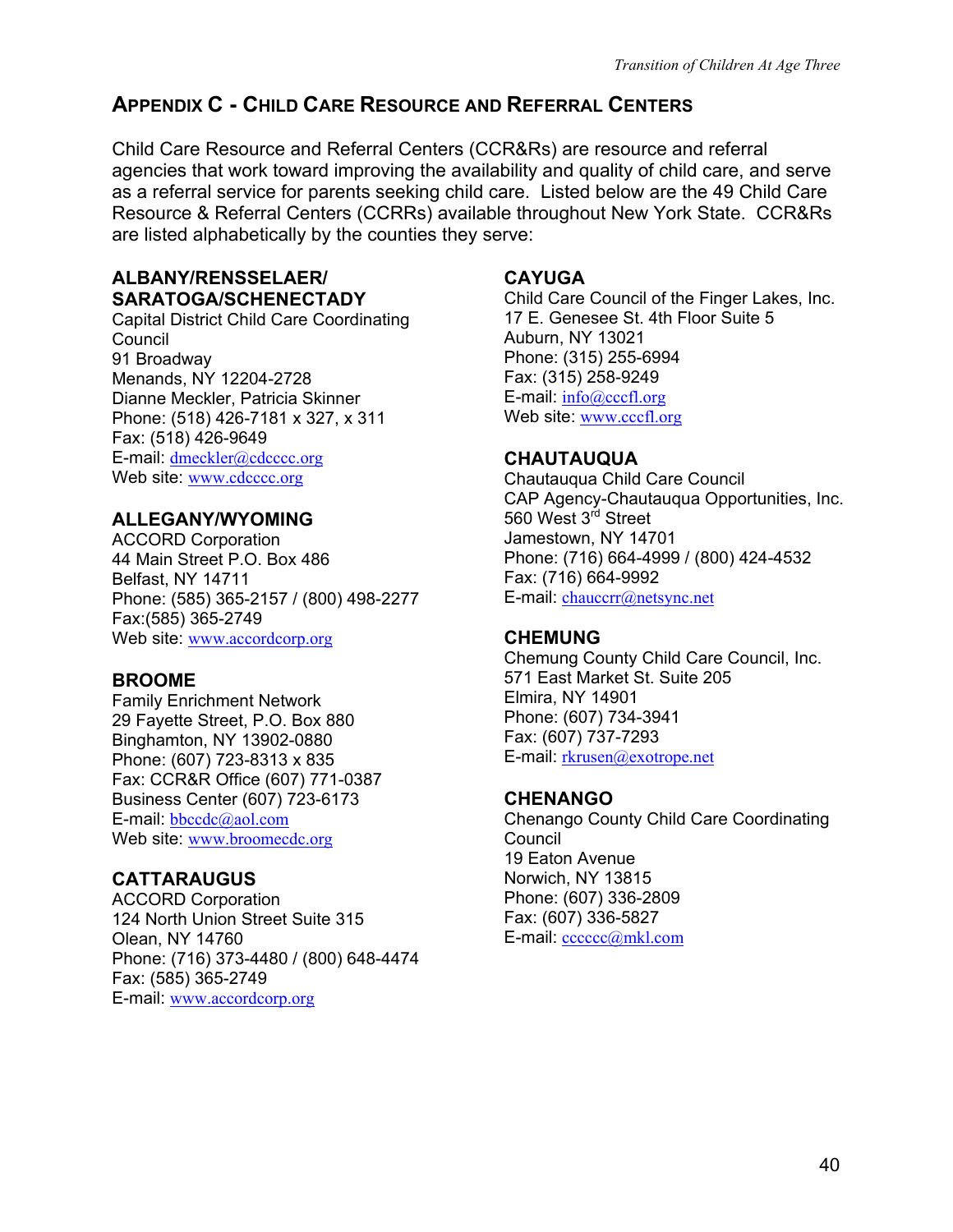## APPENDIX C - CHILD CARE RESOURCE AND REFERRAL CENTERS

Child Care Resource and Referral Centers (CCR&Rs) are resource and referral agencies that work toward improving the availability and quality of child care, and serve as a referral service for parents seeking child care. Listed below are the 49 Child Care Resource & Referral Centers (CCRRs) available throughout New York State. CCR&Rs are listed alphabetically by the counties they serve:

**ALBANY/RENSSELAER/ SARATOGA/SCHENECTADY**
Capital District Child Care Coordinating Council
91 Broadway
Menands, NY 12204-2728
Dianne Meckler, Patricia Skinner
Phone: (518) 426-7181 x 327, x 311
Fax: (518) 426-9649
E-mail: dmeckler@cdcccc.org
Web site: www.cdcccc.org

**ALLEGANY/WYOMING**
ACCORD Corporation
44 Main Street P.O. Box 486
Belfast, NY 14711
Phone: (585) 365-2157 / (800) 498-2277
Fax:(585) 365-2749
Web site: www.accordcorp.org

**BROOME**
Family Enrichment Network
29 Fayette Street, P.O. Box 880
Binghamton, NY 13902-0880
Phone: (607) 723-8313 x 835
Fax: CCR&R Office (607) 771-0387
Business Center (607) 723-6173
E-mail: bbccdc@aol.com
Web site: www.broomecdc.org

**CATTARAUGUS**
ACCORD Corporation
124 North Union Street Suite 315
Olean, NY 14760
Phone: (716) 373-4480 / (800) 648-4474
Fax: (585) 365-2749
E-mail: www.accordcorp.org

**CAYUGA**
Child Care Council of the Finger Lakes, Inc.
17 E. Genesee St. 4th Floor Suite 5
Auburn, NY 13021
Phone: (315) 255-6994
Fax: (315) 258-9249
E-mail: info@cccfl.org
Web site: www.cccfl.org

**CHAUTAUQUA**
Chautauqua Child Care Council
CAP Agency-Chautauqua Opportunities, Inc.
560 West 3rd Street
Jamestown, NY 14701
Phone: (716) 664-4999 / (800) 424-4532
Fax: (716) 664-9992
E-mail: chauccrr@netsync.net

**CHEMUNG**
Chemung County Child Care Council, Inc.
571 East Market St. Suite 205
Elmira, NY 14901
Phone: (607) 734-3941
Fax: (607) 737-7293
E-mail: rkrusen@exotrope.net

**CHENANGO**
Chenango County Child Care Coordinating Council
19 Eaton Avenue
Norwich, NY 13815
Phone: (607) 336-2809
Fax: (607) 336-5827
E-mail: cccccc@mkl.com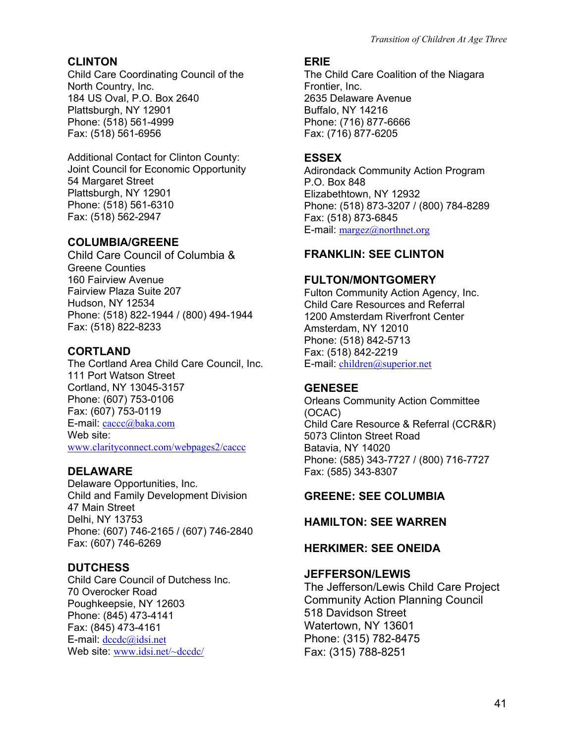## CLINTON

Child Care Coordinating Council of the North Country, Inc.
184 US Oval, P.O. Box 2640
Plattsburgh, NY 12901
Phone: (518) 561-4999
Fax: (518) 561-6956

Additional Contact for Clinton County:
Joint Council for Economic Opportunity
54 Margaret Street
Plattsburgh, NY 12901
Phone: (518) 561-6310
Fax: (518) 562-2947

## COLUMBIA/GREENE

Child Care Council of Columbia & Greene Counties
160 Fairview Avenue
Fairview Plaza Suite 207
Hudson, NY 12534
Phone: (518) 822-1944 / (800) 494-1944
Fax: (518) 822-8233

## CORTLAND

The Cortland Area Child Care Council, Inc.
111 Port Watson Street
Cortland, NY 13045-3157
Phone: (607) 753-0106
Fax: (607) 753-0119
E-mail: caccc@baka.com
Web site: www.clarityconnect.com/webpages2/caccc

## DELAWARE

Delaware Opportunities, Inc.
Child and Family Development Division
47 Main Street
Delhi, NY 13753
Phone: (607) 746-2165 / (607) 746-2840
Fax: (607) 746-6269

## DUTCHESS

Child Care Council of Dutchess Inc.
70 Overocker Road
Poughkeepsie, NY 12603
Phone: (845) 473-4141
Fax: (845) 473-4161
E-mail: dccdc@idsi.net
Web site: www.idsi.net/~dccdc/

## ERIE

The Child Care Coalition of the Niagara Frontier, Inc.
2635 Delaware Avenue
Buffalo, NY 14216
Phone: (716) 877-6666
Fax: (716) 877-6205

## ESSEX

Adirondack Community Action Program
P.O. Box 848
Elizabethtown, NY 12932
Phone: (518) 873-3207 / (800) 784-8289
Fax: (518) 873-6845
E-mail: margez@northnet.org

## FRANKLIN: SEE CLINTON

## FULTON/MONTGOMERY

Fulton Community Action Agency, Inc.
Child Care Resources and Referral
1200 Amsterdam Riverfront Center
Amsterdam, NY 12010
Phone: (518) 842-5713
Fax: (518) 842-2219
E-mail: children@superior.net

## GENESEE

Orleans Community Action Committee (OCAC)
Child Care Resource & Referral (CCR&R)
5073 Clinton Street Road
Batavia, NY 14020
Phone: (585) 343-7727 / (800) 716-7727
Fax: (585) 343-8307

## GREENE: SEE COLUMBIA

## HAMILTON: SEE WARREN

## HERKIMER: SEE ONEIDA

## JEFFERSON/LEWIS

The Jefferson/Lewis Child Care Project
Community Action Planning Council
518 Davidson Street
Watertown, NY 13601
Phone: (315) 782-8475
Fax: (315) 788-8251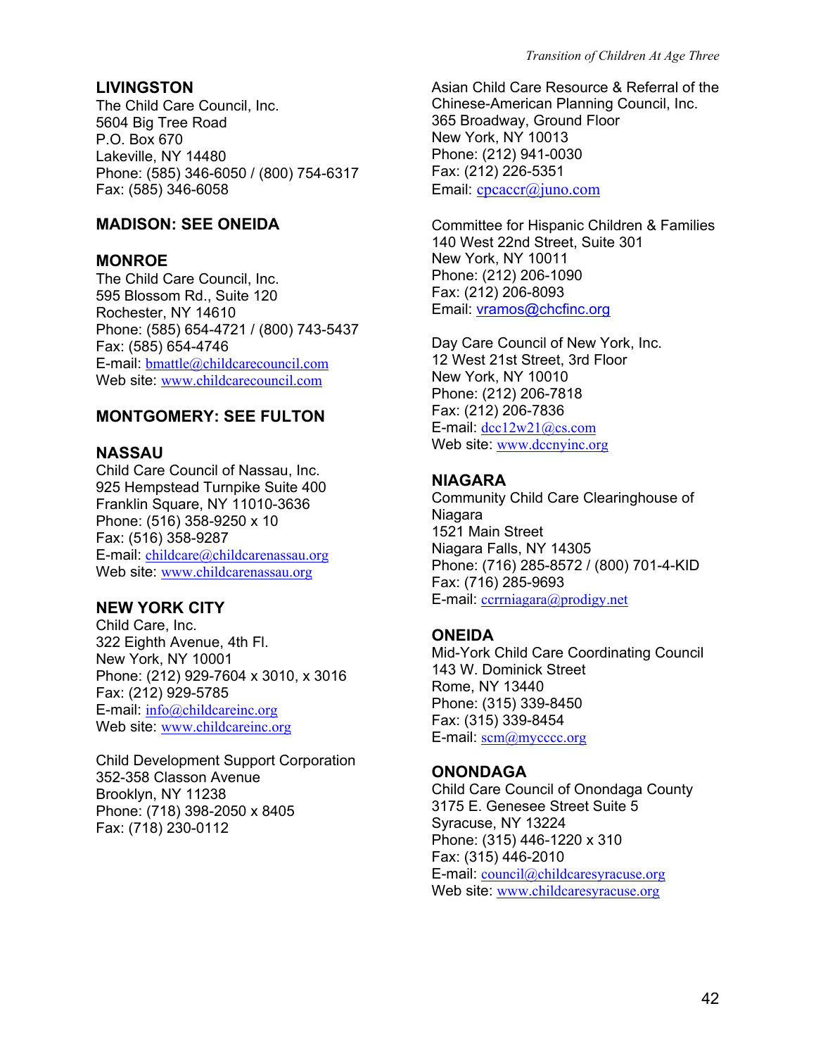**LIVINGSTON**
The Child Care Council, Inc.
5604 Big Tree Road
P.O. Box 670
Lakeville, NY 14480
Phone: (585) 346-6050 / (800) 754-6317
Fax: (585) 346-6058

**MADISON: SEE ONEIDA**

**MONROE**
The Child Care Council, Inc.
595 Blossom Rd., Suite 120
Rochester, NY 14610
Phone: (585) 654-4721 / (800) 743-5437
Fax: (585) 654-4746
E-mail: bmattle@childcarecouncil.com
Web site: www.childcarecouncil.com

**MONTGOMERY: SEE FULTON**

**NASSAU**
Child Care Council of Nassau, Inc.
925 Hempstead Turnpike Suite 400
Franklin Square, NY 11010-3636
Phone: (516) 358-9250 x 10
Fax: (516) 358-9287
E-mail: childcare@childcarenassau.org
Web site: www.childcarenassau.org

**NEW YORK CITY**
Child Care, Inc.
322 Eighth Avenue, 4th Fl.
New York, NY 10001
Phone: (212) 929-7604 x 3010, x 3016
Fax: (212) 929-5785
E-mail: info@childcareinc.org
Web site: www.childcareinc.org

Child Development Support Corporation
352-358 Classon Avenue
Brooklyn, NY 11238
Phone: (718) 398-2050 x 8405
Fax: (718) 230-0112

Asian Child Care Resource & Referral of the Chinese-American Planning Council, Inc.
365 Broadway, Ground Floor
New York, NY 10013
Phone: (212) 941-0030
Fax: (212) 226-5351
Email: cpcaccr@juno.com

Committee for Hispanic Children & Families
140 West 22nd Street, Suite 301
New York, NY 10011
Phone: (212) 206-1090
Fax: (212) 206-8093
Email: vramos@chcfinc.org

Day Care Council of New York, Inc.
12 West 21st Street, 3rd Floor
New York, NY 10010
Phone: (212) 206-7818
Fax: (212) 206-7836
E-mail: dcc12w21@cs.com
Web site: www.dccnyinc.org

**NIAGARA**
Community Child Care Clearinghouse of Niagara
1521 Main Street
Niagara Falls, NY 14305
Phone: (716) 285-8572 / (800) 701-4-KID
Fax: (716) 285-9693
E-mail: ccrrniagara@prodigy.net

**ONEIDA**
Mid-York Child Care Coordinating Council
143 W. Dominick Street
Rome, NY 13440
Phone: (315) 339-8450
Fax: (315) 339-8454
E-mail: scm@mycccc.org

**ONONDAGA**
Child Care Council of Onondaga County
3175 E. Genesee Street Suite 5
Syracuse, NY 13224
Phone: (315) 446-1220 x 310
Fax: (315) 446-2010
E-mail: council@childcaresyracuse.org
Web site: www.childcaresyracuse.org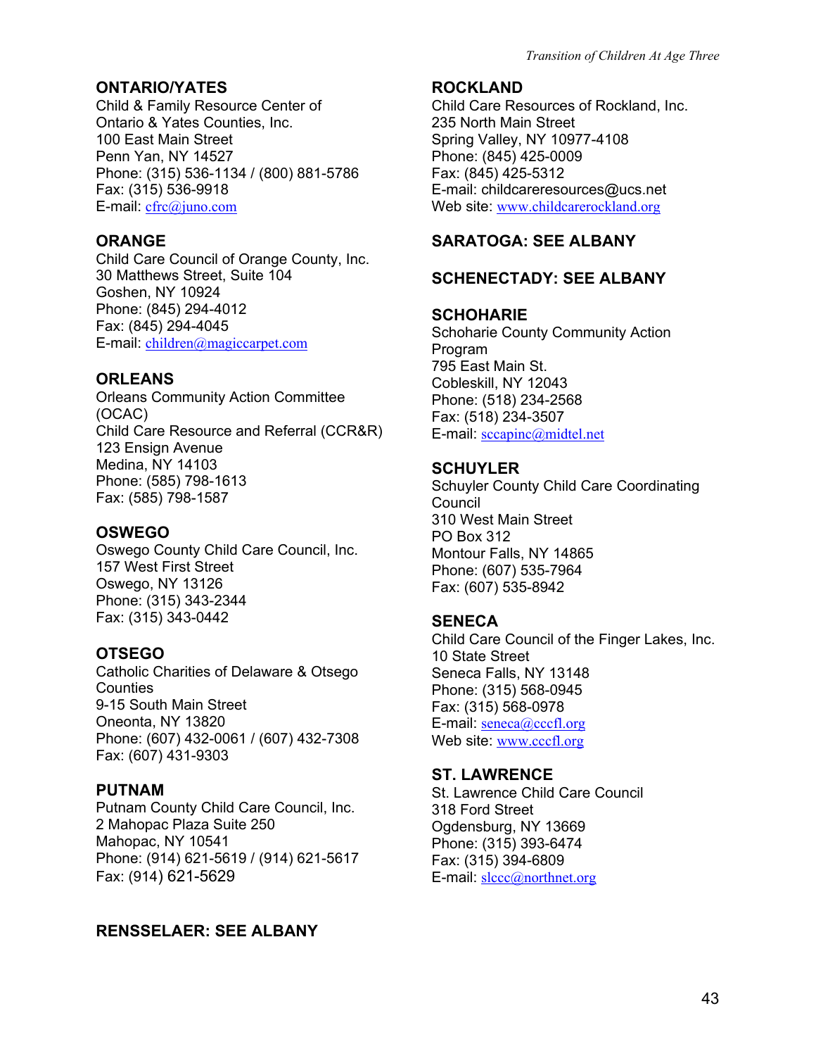## ONTARIO/YATES

Child & Family Resource Center of Ontario & Yates Counties, Inc.
100 East Main Street
Penn Yan, NY 14527
Phone: (315) 536-1134 / (800) 881-5786
Fax: (315) 536-9918
E-mail: cfrc@juno.com

## ORANGE

Child Care Council of Orange County, Inc.
30 Matthews Street, Suite 104
Goshen, NY 10924
Phone: (845) 294-4012
Fax: (845) 294-4045
E-mail: children@magiccarpet.com

## ORLEANS

Orleans Community Action Committee (OCAC)
Child Care Resource and Referral (CCR&R)
123 Ensign Avenue
Medina, NY 14103
Phone: (585) 798-1613
Fax: (585) 798-1587

## OSWEGO

Oswego County Child Care Council, Inc.
157 West First Street
Oswego, NY 13126
Phone: (315) 343-2344
Fax: (315) 343-0442

## OTSEGO

Catholic Charities of Delaware & Otsego Counties
9-15 South Main Street
Oneonta, NY 13820
Phone: (607) 432-0061 / (607) 432-7308
Fax: (607) 431-9303

## PUTNAM

Putnam County Child Care Council, Inc.
2 Mahopac Plaza Suite 250
Mahopac, NY 10541
Phone: (914) 621-5619 / (914) 621-5617
Fax: (914) 621-5629

## RENSSELAER: SEE ALBANY

## ROCKLAND

Child Care Resources of Rockland, Inc.
235 North Main Street
Spring Valley, NY 10977-4108
Phone: (845) 425-0009
Fax: (845) 425-5312
E-mail: childcareresources@ucs.net
Web site: www.childcarerockland.org

## SARATOGA: SEE ALBANY

## SCHENECTADY: SEE ALBANY

## SCHOHARIE

Schoharie County Community Action Program
795 East Main St.
Cobleskill, NY 12043
Phone: (518) 234-2568
Fax: (518) 234-3507
E-mail: sccapinc@midtel.net

## SCHUYLER

Schuyler County Child Care Coordinating Council
310 West Main Street
PO Box 312
Montour Falls, NY 14865
Phone: (607) 535-7964
Fax: (607) 535-8942

## SENECA

Child Care Council of the Finger Lakes, Inc.
10 State Street
Seneca Falls, NY 13148
Phone: (315) 568-0945
Fax: (315) 568-0978
E-mail: seneca@cccfl.org
Web site: www.cccfl.org

## ST. LAWRENCE

St. Lawrence Child Care Council
318 Ford Street
Ogdensburg, NY 13669
Phone: (315) 393-6474
Fax: (315) 394-6809
E-mail: slccc@northnet.org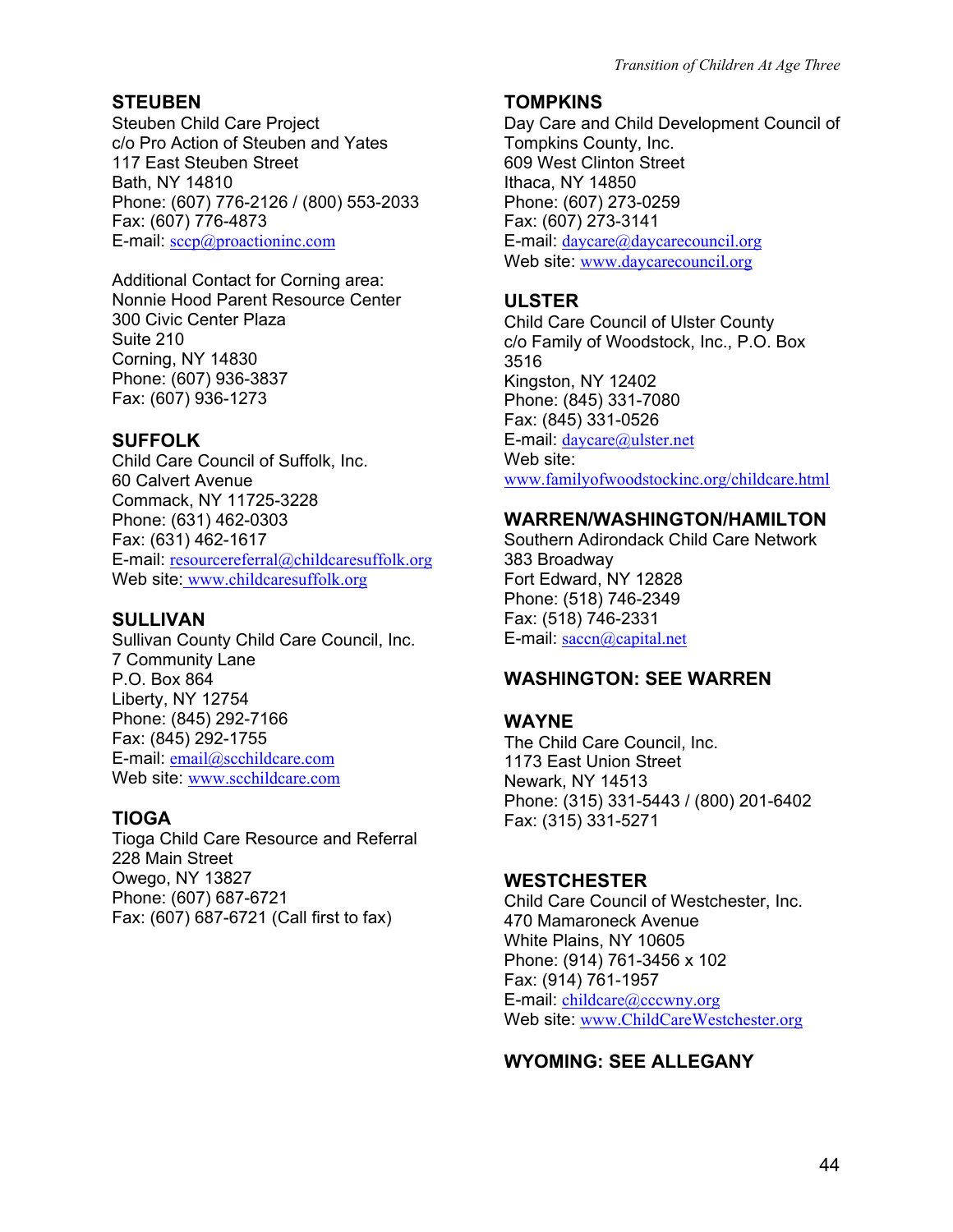**STEUBEN**
Steuben Child Care Project
c/o Pro Action of Steuben and Yates
117 East Steuben Street
Bath, NY 14810
Phone: (607) 776-2126 / (800) 553-2033
Fax: (607) 776-4873
E-mail: sccp@proactioninc.com

Additional Contact for Corning area:
Nonnie Hood Parent Resource Center
300 Civic Center Plaza
Suite 210
Corning, NY 14830
Phone: (607) 936-3837
Fax: (607) 936-1273

**SUFFOLK**
Child Care Council of Suffolk, Inc.
60 Calvert Avenue
Commack, NY 11725-3228
Phone: (631) 462-0303
Fax: (631) 462-1617
E-mail: resourcereferral@childcaresuffolk.org
Web site: www.childcaresuffolk.org

**SULLIVAN**
Sullivan County Child Care Council, Inc.
7 Community Lane
P.O. Box 864
Liberty, NY 12754
Phone: (845) 292-7166
Fax: (845) 292-1755
E-mail: email@scchildcare.com
Web site: www.scchildcare.com

**TIOGA**
Tioga Child Care Resource and Referral
228 Main Street
Owego, NY 13827
Phone: (607) 687-6721
Fax: (607) 687-6721 (Call first to fax)

**TOMPKINS**
Day Care and Child Development Council of Tompkins County, Inc.
609 West Clinton Street
Ithaca, NY 14850
Phone: (607) 273-0259
Fax: (607) 273-3141
E-mail: daycare@daycarecouncil.org
Web site: www.daycarecouncil.org

**ULSTER**
Child Care Council of Ulster County
c/o Family of Woodstock, Inc., P.O. Box 3516
Kingston, NY 12402
Phone: (845) 331-7080
Fax: (845) 331-0526
E-mail: daycare@ulster.net
Web site:
www.familyofwoodstockinc.org/childcare.html

**WARREN/WASHINGTON/HAMILTON**
Southern Adirondack Child Care Network
383 Broadway
Fort Edward, NY 12828
Phone: (518) 746-2349
Fax: (518) 746-2331
E-mail: saccn@capital.net

**WASHINGTON: SEE WARREN**

**WAYNE**
The Child Care Council, Inc.
1173 East Union Street
Newark, NY 14513
Phone: (315) 331-5443 / (800) 201-6402
Fax: (315) 331-5271

**WESTCHESTER**
Child Care Council of Westchester, Inc.
470 Mamaroneck Avenue
White Plains, NY 10605
Phone: (914) 761-3456 x 102
Fax: (914) 761-1957
E-mail: childcare@cccwny.org
Web site: www.ChildCareWestchester.org

**WYOMING: SEE ALLEGANY**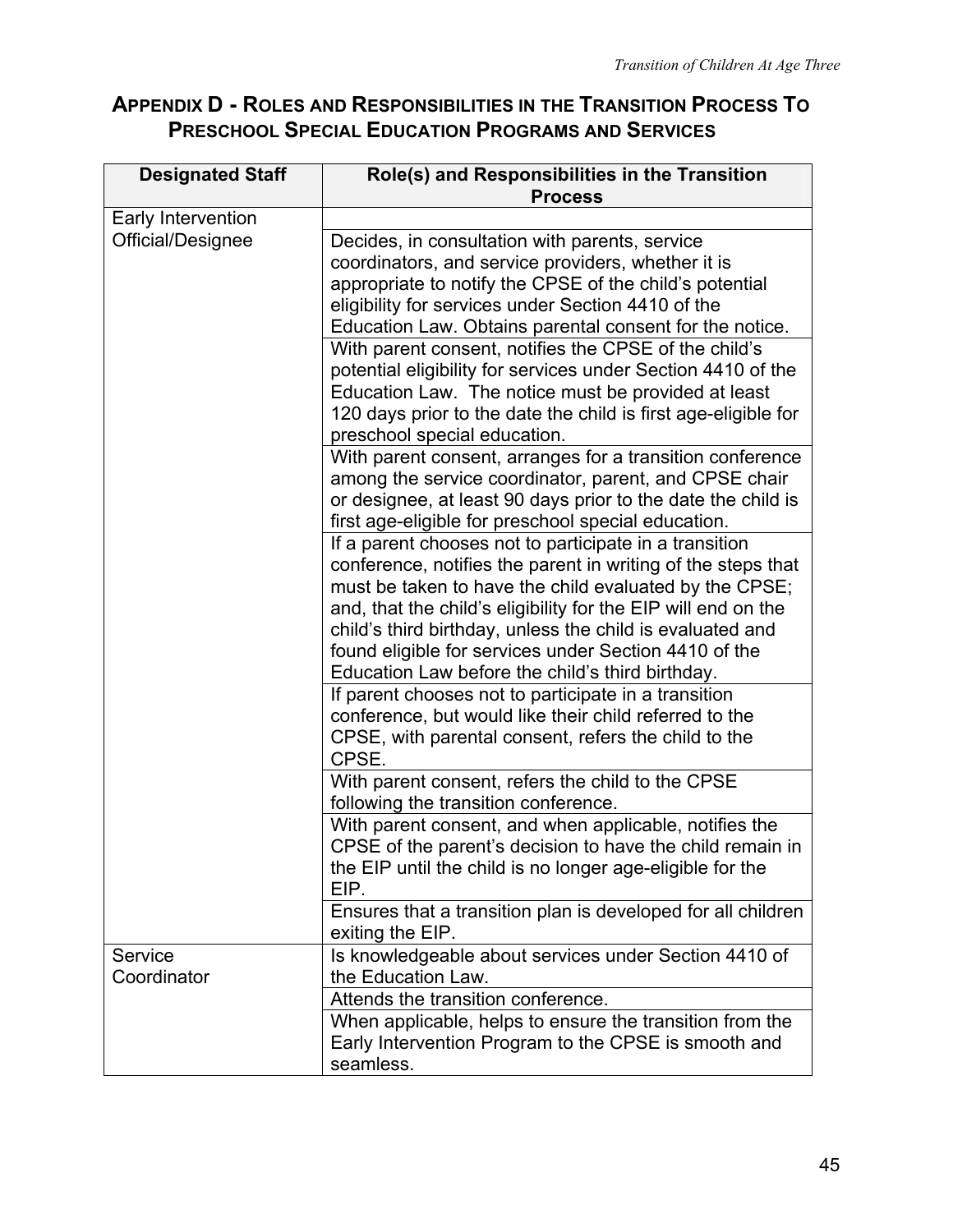## Appendix D - Roles and Responsibilities in the Transition Process To Preschool Special Education Programs and Services

| Designated Staff | Role(s) and Responsibilities in the Transition Process |
|---|---|
| Early Intervention Official/Designee | |
| | Decides, in consultation with parents, service coordinators, and service providers, whether it is appropriate to notify the CPSE of the child's potential eligibility for services under Section 4410 of the Education Law. Obtains parental consent for the notice. |
| | With parent consent, notifies the CPSE of the child's potential eligibility for services under Section 4410 of the Education Law. The notice must be provided at least 120 days prior to the date the child is first age-eligible for preschool special education. |
| | With parent consent, arranges for a transition conference among the service coordinator, parent, and CPSE chair or designee, at least 90 days prior to the date the child is first age-eligible for preschool special education. |
| | If a parent chooses not to participate in a transition conference, notifies the parent in writing of the steps that must be taken to have the child evaluated by the CPSE; and, that the child's eligibility for the EIP will end on the child's third birthday, unless the child is evaluated and found eligible for services under Section 4410 of the Education Law before the child's third birthday. |
| | If parent chooses not to participate in a transition conference, but would like their child referred to the CPSE, with parental consent, refers the child to the CPSE. |
| | With parent consent, refers the child to the CPSE following the transition conference. |
| | With parent consent, and when applicable, notifies the CPSE of the parent's decision to have the child remain in the EIP until the child is no longer age-eligible for the EIP. |
| | Ensures that a transition plan is developed for all children exiting the EIP. |
| Service Coordinator | Is knowledgeable about services under Section 4410 of the Education Law. |
| | Attends the transition conference. |
| | When applicable, helps to ensure the transition from the Early Intervention Program to the CPSE is smooth and seamless. |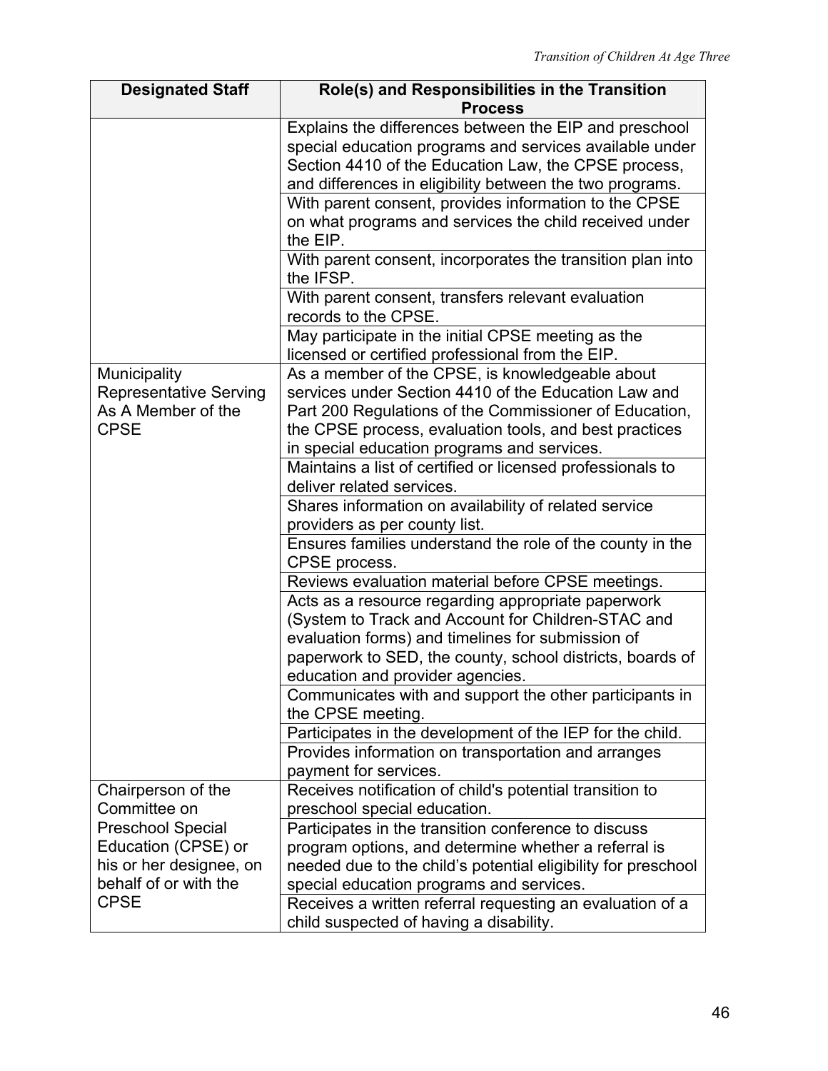| Designated Staff | Role(s) and Responsibilities in the Transition Process |
|---|---|
| | Explains the differences between the EIP and preschool special education programs and services available under Section 4410 of the Education Law, the CPSE process, and differences in eligibility between the two programs. |
| | With parent consent, provides information to the CPSE on what programs and services the child received under the EIP. |
| | With parent consent, incorporates the transition plan into the IFSP. |
| | With parent consent, transfers relevant evaluation records to the CPSE. |
| | May participate in the initial CPSE meeting as the licensed or certified professional from the EIP. |
| Municipality Representative Serving As A Member of the CPSE | As a member of the CPSE, is knowledgeable about services under Section 4410 of the Education Law and Part 200 Regulations of the Commissioner of Education, the CPSE process, evaluation tools, and best practices in special education programs and services. |
| | Maintains a list of certified or licensed professionals to deliver related services. |
| | Shares information on availability of related service providers as per county list. |
| | Ensures families understand the role of the county in the CPSE process. |
| | Reviews evaluation material before CPSE meetings. |
| | Acts as a resource regarding appropriate paperwork (System to Track and Account for Children-STAC and evaluation forms) and timelines for submission of paperwork to SED, the county, school districts, boards of education and provider agencies. |
| | Communicates with and support the other participants in the CPSE meeting. |
| | Participates in the development of the IEP for the child. |
| | Provides information on transportation and arranges payment for services. |
| Chairperson of the Committee on Preschool Special Education (CPSE) or his or her designee, on behalf of or with the CPSE | Receives notification of child's potential transition to preschool special education. |
| | Participates in the transition conference to discuss program options, and determine whether a referral is needed due to the child's potential eligibility for preschool special education programs and services. |
| | Receives a written referral requesting an evaluation of a child suspected of having a disability. |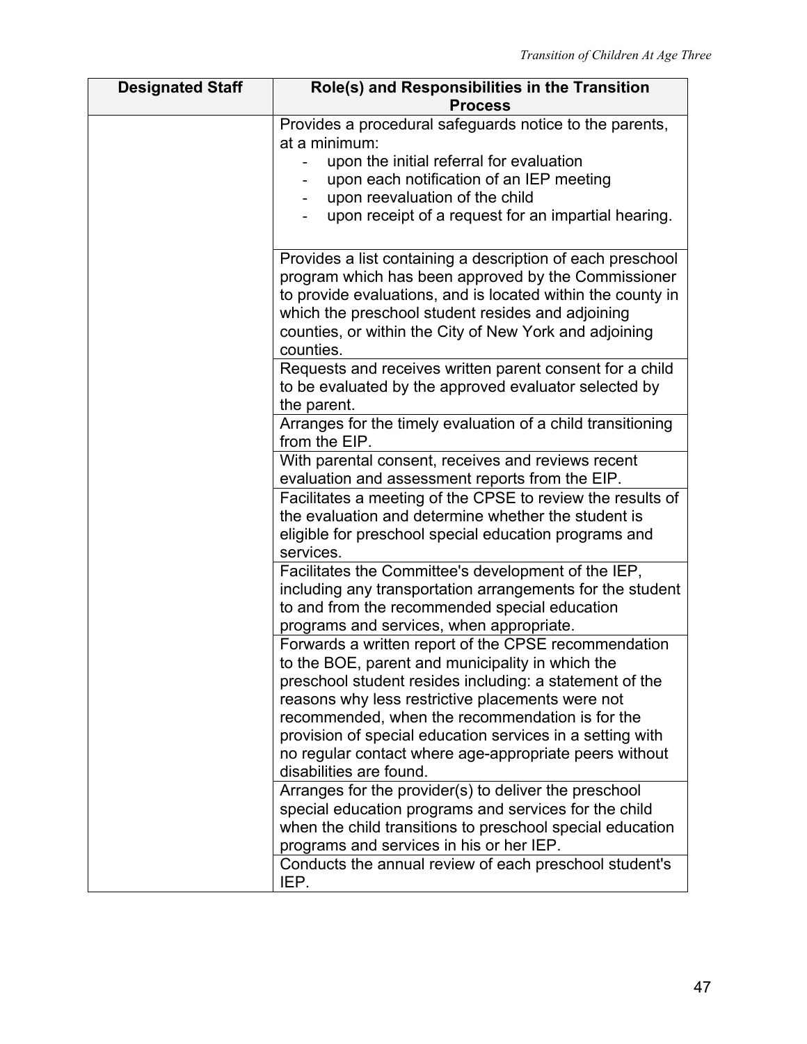| Designated Staff | Role(s) and Responsibilities in the Transition Process |
|---|---|
| | Provides a procedural safeguards notice to the parents, at a minimum:<br>- upon the initial referral for evaluation<br>- upon each notification of an IEP meeting<br>- upon reevaluation of the child<br>- upon receipt of a request for an impartial hearing. |
| | Provides a list containing a description of each preschool program which has been approved by the Commissioner to provide evaluations, and is located within the county in which the preschool student resides and adjoining counties, or within the City of New York and adjoining counties. |
| | Requests and receives written parent consent for a child to be evaluated by the approved evaluator selected by the parent. |
| | Arranges for the timely evaluation of a child transitioning from the EIP. |
| | With parental consent, receives and reviews recent evaluation and assessment reports from the EIP. |
| | Facilitates a meeting of the CPSE to review the results of the evaluation and determine whether the student is eligible for preschool special education programs and services. |
| | Facilitates the Committee's development of the IEP, including any transportation arrangements for the student to and from the recommended special education programs and services, when appropriate. |
| | Forwards a written report of the CPSE recommendation to the BOE, parent and municipality in which the preschool student resides including: a statement of the reasons why less restrictive placements were not recommended, when the recommendation is for the provision of special education services in a setting with no regular contact where age-appropriate peers without disabilities are found. |
| | Arranges for the provider(s) to deliver the preschool special education programs and services for the child when the child transitions to preschool special education programs and services in his or her IEP. |
| | Conducts the annual review of each preschool student's IEP. |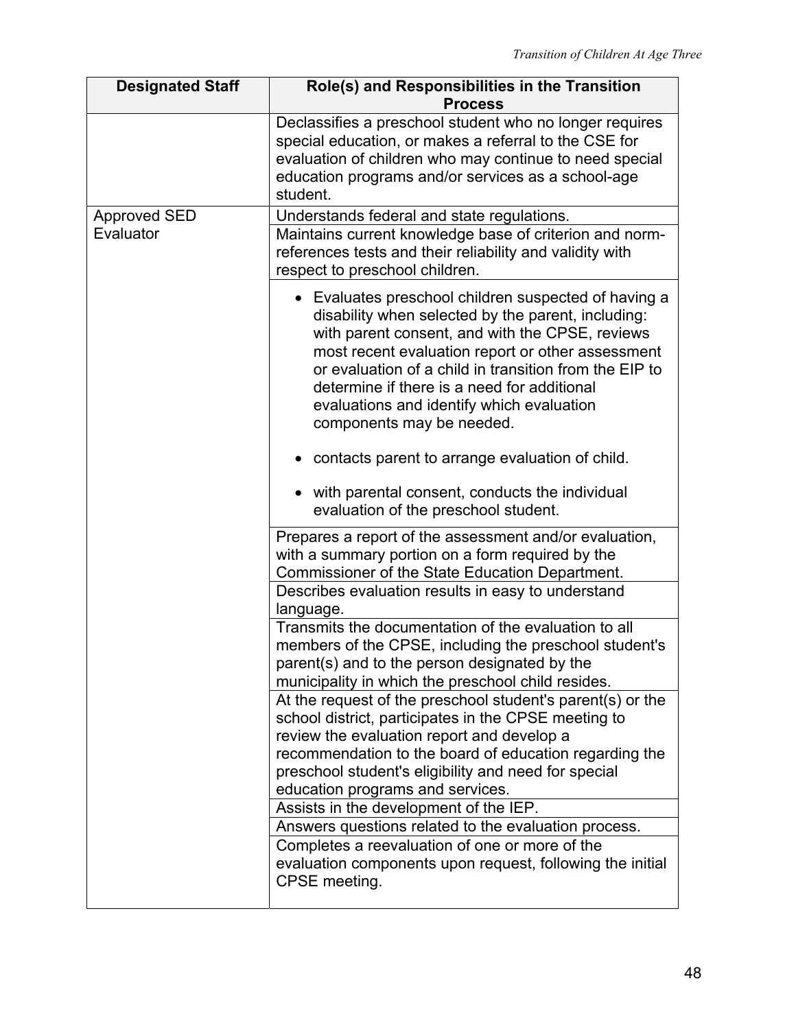| Designated Staff | Role(s) and Responsibilities in the Transition Process |
|---|---|
| | Declassifies a preschool student who no longer requires special education, or makes a referral to the CSE for evaluation of children who may continue to need special education programs and/or services as a school-age student. |
| Approved SED Evaluator | Understands federal and state regulations. |
| | Maintains current knowledge base of criterion and norm-references tests and their reliability and validity with respect to preschool children. |
| | • Evaluates preschool children suspected of having a disability when selected by the parent, including: with parent consent, and with the CPSE, reviews most recent evaluation report or other assessment or evaluation of a child in transition from the EIP to determine if there is a need for additional evaluations and identify which evaluation components may be needed.<br>• contacts parent to arrange evaluation of child.<br>• with parental consent, conducts the individual evaluation of the preschool student. |
| | Prepares a report of the assessment and/or evaluation, with a summary portion on a form required by the Commissioner of the State Education Department. |
| | Describes evaluation results in easy to understand language. |
| | Transmits the documentation of the evaluation to all members of the CPSE, including the preschool student's parent(s) and to the person designated by the municipality in which the preschool child resides. |
| | At the request of the preschool student's parent(s) or the school district, participates in the CPSE meeting to review the evaluation report and develop a recommendation to the board of education regarding the preschool student's eligibility and need for special education programs and services. |
| | Assists in the development of the IEP. |
| | Answers questions related to the evaluation process. |
| | Completes a reevaluation of one or more of the evaluation components upon request, following the initial CPSE meeting. |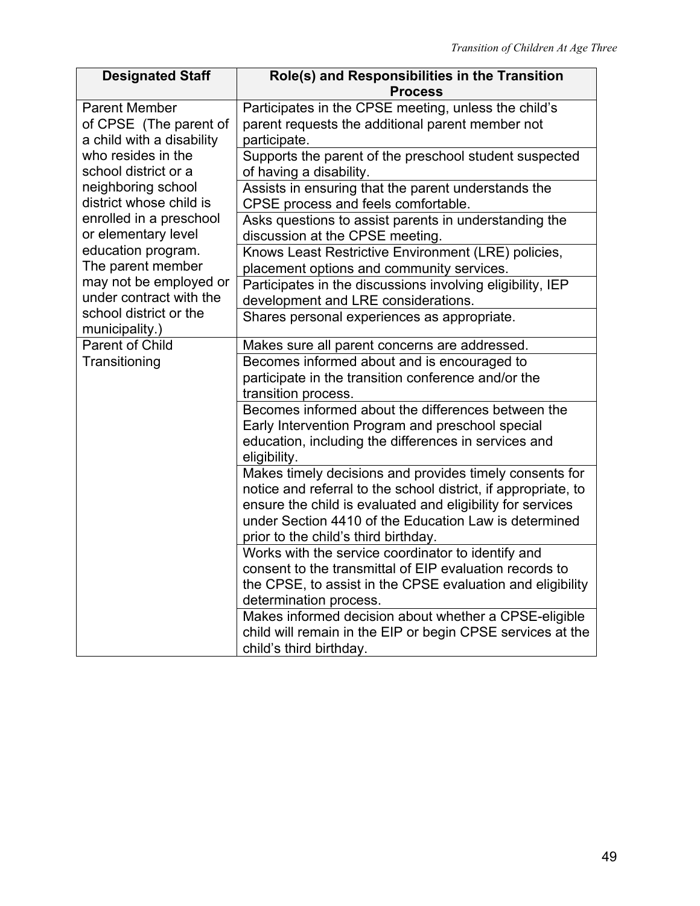| Designated Staff | Role(s) and Responsibilities in the Transition Process |
| --- | --- |
| Parent Member of CPSE (The parent of a child with a disability who resides in the school district or a neighboring school district whose child is enrolled in a preschool or elementary level education program. The parent member may not be employed or under contract with the school district or the municipality.) | Participates in the CPSE meeting, unless the child's parent requests the additional parent member not participate. |
| | Supports the parent of the preschool student suspected of having a disability. |
| | Assists in ensuring that the parent understands the CPSE process and feels comfortable. |
| | Asks questions to assist parents in understanding the discussion at the CPSE meeting. |
| | Knows Least Restrictive Environment (LRE) policies, placement options and community services. |
| | Participates in the discussions involving eligibility, IEP development and LRE considerations. |
| | Shares personal experiences as appropriate. |
| Parent of Child Transitioning | Makes sure all parent concerns are addressed. |
| | Becomes informed about and is encouraged to participate in the transition conference and/or the transition process. |
| | Becomes informed about the differences between the Early Intervention Program and preschool special education, including the differences in services and eligibility. |
| | Makes timely decisions and provides timely consents for notice and referral to the school district, if appropriate, to ensure the child is evaluated and eligibility for services under Section 4410 of the Education Law is determined prior to the child's third birthday. |
| | Works with the service coordinator to identify and consent to the transmittal of EIP evaluation records to the CPSE, to assist in the CPSE evaluation and eligibility determination process. |
| | Makes informed decision about whether a CPSE-eligible child will remain in the EIP or begin CPSE services at the child's third birthday. |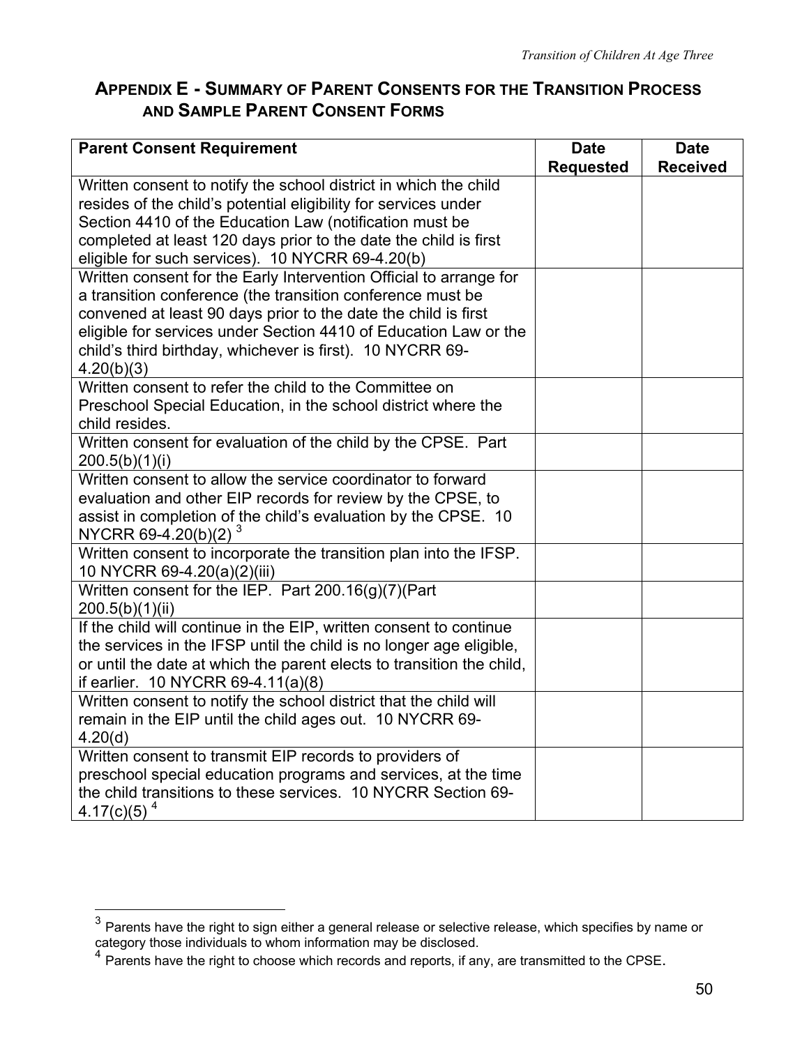## APPENDIX E - SUMMARY OF PARENT CONSENTS FOR THE TRANSITION PROCESS AND SAMPLE PARENT CONSENT FORMS

| Parent Consent Requirement | Date Requested | Date Received |
|---|---|---|
| Written consent to notify the school district in which the child resides of the child's potential eligibility for services under Section 4410 of the Education Law (notification must be completed at least 120 days prior to the date the child is first eligible for such services). 10 NYCRR 69-4.20(b) | | |
| Written consent for the Early Intervention Official to arrange for a transition conference (the transition conference must be convened at least 90 days prior to the date the child is first eligible for services under Section 4410 of Education Law or the child's third birthday, whichever is first). 10 NYCRR 69-4.20(b)(3) | | |
| Written consent to refer the child to the Committee on Preschool Special Education, in the school district where the child resides. | | |
| Written consent for evaluation of the child by the CPSE. Part 200.5(b)(1)(i) | | |
| Written consent to allow the service coordinator to forward evaluation and other EIP records for review by the CPSE, to assist in completion of the child's evaluation by the CPSE. 10 NYCRR 69-4.20(b)(2) [3] | | |
| Written consent to incorporate the transition plan into the IFSP. 10 NYCRR 69-4.20(a)(2)(iii) | | |
| Written consent for the IEP. Part 200.16(g)(7)(Part 200.5(b)(1)(ii) | | |
| If the child will continue in the EIP, written consent to continue the services in the IFSP until the child is no longer age eligible, or until the date at which the parent elects to transition the child, if earlier. 10 NYCRR 69-4.11(a)(8) | | |
| Written consent to notify the school district that the child will remain in the EIP until the child ages out. 10 NYCRR 69-4.20(d) | | |
| Written consent to transmit EIP records to providers of preschool special education programs and services, at the time the child transitions to these services. 10 NYCRR Section 69-4.17(c)(5) [4] | | |

[3] Parents have the right to sign either a general release or selective release, which specifies by name or category those individuals to whom information may be disclosed.

[4] Parents have the right to choose which records and reports, if any, are transmitted to the CPSE.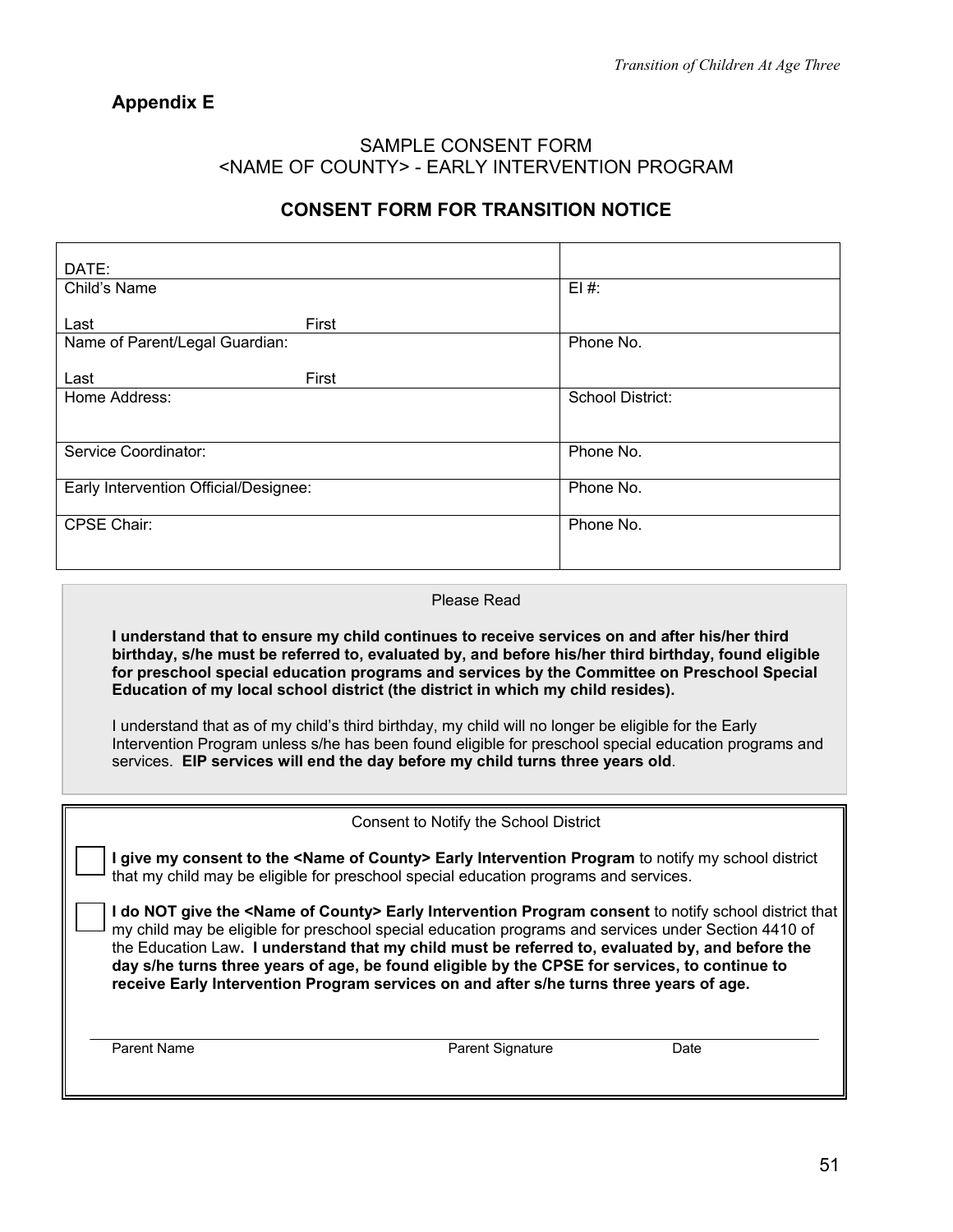## Appendix E

SAMPLE CONSENT FORM
<NAME OF COUNTY> - EARLY INTERVENTION PROGRAM

### CONSENT FORM FOR TRANSITION NOTICE

| DATE: | |
|---|---|
| Child's Name<br><br>Last First | EI #: |
| Name of Parent/Legal Guardian:<br><br>Last First | Phone No. |
| Home Address: | School District: |
| Service Coordinator: | Phone No. |
| Early Intervention Official/Designee: | Phone No. |
| CPSE Chair: | Phone No. |

Please Read

**I understand that to ensure my child continues to receive services on and after his/her third birthday, s/he must be referred to, evaluated by, and before his/her third birthday, found eligible for preschool special education programs and services by the Committee on Preschool Special Education of my local school district (the district in which my child resides).**

I understand that as of my child's third birthday, my child will no longer be eligible for the Early Intervention Program unless s/he has been found eligible for preschool special education programs and services. **EIP services will end the day before my child turns three years old**.

Consent to Notify the School District

☐ **I give my consent to the <Name of County> Early Intervention Program** to notify my school district that my child may be eligible for preschool special education programs and services.

☐ **I do NOT give the <Name of County> Early Intervention Program consent** to notify school district that my child may be eligible for preschool special education programs and services under Section 4410 of the Education Law**. I understand that my child must be referred to, evaluated by, and before the day s/he turns three years of age, be found eligible by the CPSE for services, to continue to receive Early Intervention Program services on and after s/he turns three years of age.**

Parent Name ______________________ Parent Signature ______________________ Date ______________________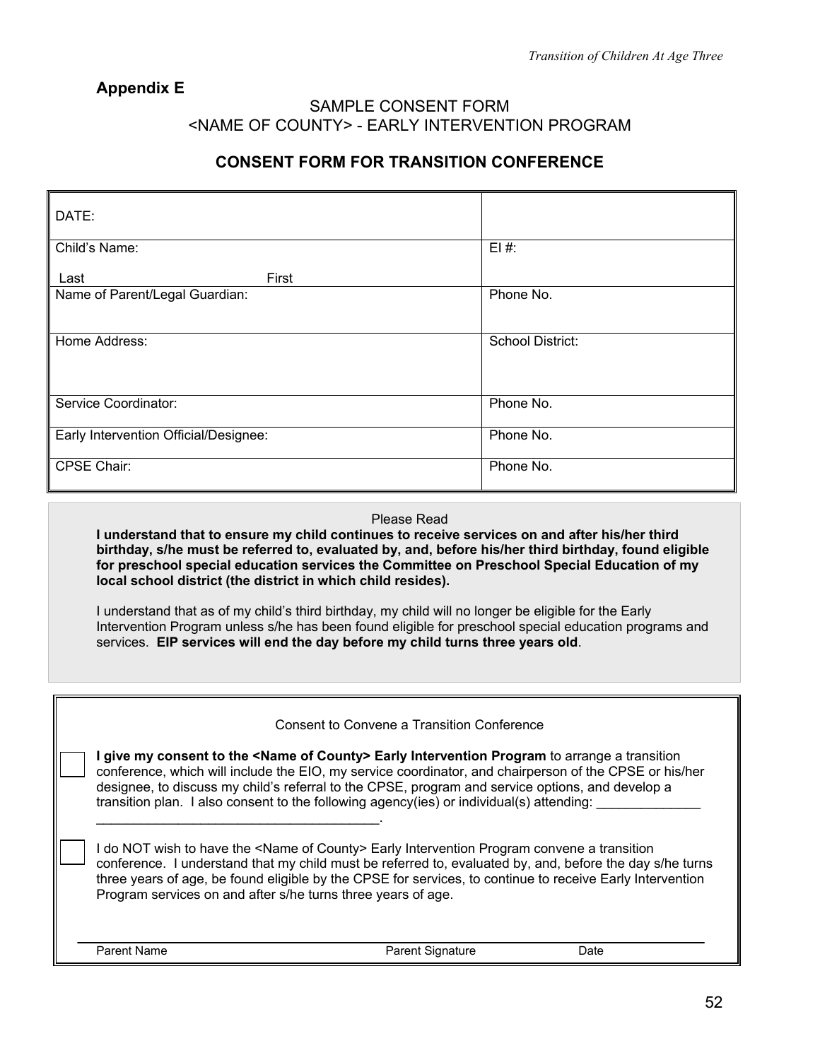## Appendix E

SAMPLE CONSENT FORM
<NAME OF COUNTY> - EARLY INTERVENTION PROGRAM

### CONSENT FORM FOR TRANSITION CONFERENCE

| DATE: | |
|---|---|
| Child's Name:<br>Last First | EI #: |
| Name of Parent/Legal Guardian: | Phone No. |
| Home Address: | School District: |
| Service Coordinator: | Phone No. |
| Early Intervention Official/Designee: | Phone No. |
| CPSE Chair: | Phone No. |

Please Read

**I understand that to ensure my child continues to receive services on and after his/her third birthday, s/he must be referred to, evaluated by, and, before his/her third birthday, found eligible for preschool special education services the Committee on Preschool Special Education of my local school district (the district in which child resides).**

I understand that as of my child's third birthday, my child will no longer be eligible for the Early Intervention Program unless s/he has been found eligible for preschool special education programs and services. **EIP services will end the day before my child turns three years old**.

Consent to Convene a Transition Conference

☐ **I give my consent to the <Name of County> Early Intervention Program** to arrange a transition conference, which will include the EIO, my service coordinator, and chairperson of the CPSE or his/her designee, to discuss my child's referral to the CPSE, program and service options, and develop a transition plan. I also consent to the following agency(ies) or individual(s) attending: ______________ ______________________________________.

☐ I do NOT wish to have the <Name of County> Early Intervention Program convene a transition conference. I understand that my child must be referred to, evaluated by, and, before the day s/he turns three years of age, be found eligible by the CPSE for services, to continue to receive Early Intervention Program services on and after s/he turns three years of age.

______________________________________________________________

Parent Name          Parent Signature          Date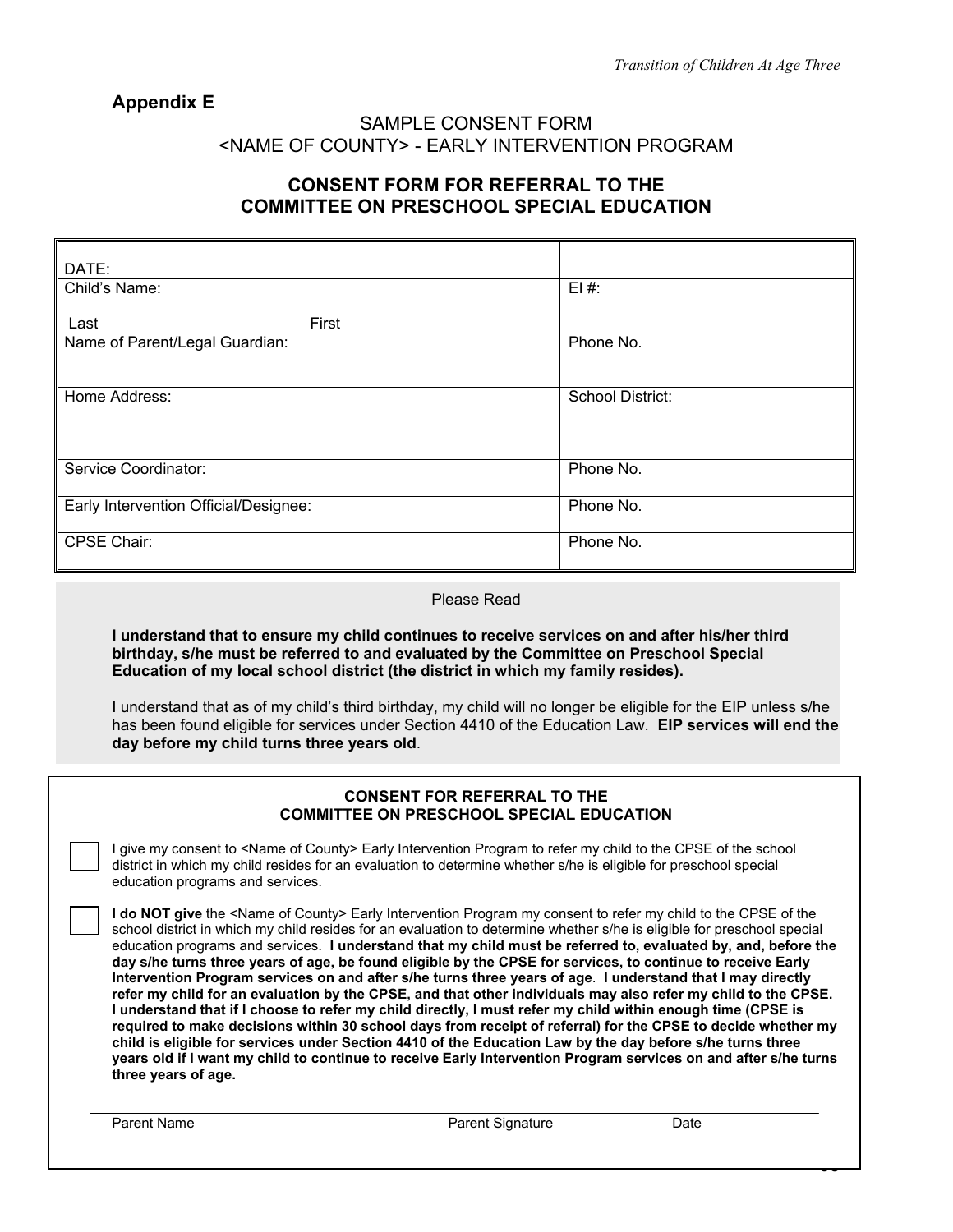## Appendix E

SAMPLE CONSENT FORM
<NAME OF COUNTY> - EARLY INTERVENTION PROGRAM

### CONSENT FORM FOR REFERRAL TO THE COMMITTEE ON PRESCHOOL SPECIAL EDUCATION

| DATE: | |
|---|---|
| Child's Name:<br><br>Last First | EI #: |
| Name of Parent/Legal Guardian: | Phone No. |
| Home Address: | School District: |
| Service Coordinator: | Phone No. |
| Early Intervention Official/Designee: | Phone No. |
| CPSE Chair: | Phone No. |

Please Read

**I understand that to ensure my child continues to receive services on and after his/her third birthday, s/he must be referred to and evaluated by the Committee on Preschool Special Education of my local school district (the district in which my family resides).**

I understand that as of my child's third birthday, my child will no longer be eligible for the EIP unless s/he has been found eligible for services under Section 4410 of the Education Law. **EIP services will end the day before my child turns three years old**.

**CONSENT FOR REFERRAL TO THE COMMITTEE ON PRESCHOOL SPECIAL EDUCATION**

☐ I give my consent to <Name of County> Early Intervention Program to refer my child to the CPSE of the school district in which my child resides for an evaluation to determine whether s/he is eligible for preschool special education programs and services.

☐ **I do NOT give** the <Name of County> Early Intervention Program my consent to refer my child to the CPSE of the school district in which my child resides for an evaluation to determine whether s/he is eligible for preschool special education programs and services. **I understand that my child must be referred to, evaluated by, and, before the day s/he turns three years of age, be found eligible by the CPSE for services, to continue to receive Early Intervention Program services on and after s/he turns three years of age**. **I understand that I may directly refer my child for an evaluation by the CPSE, and that other individuals may also refer my child to the CPSE. I understand that if I choose to refer my child directly, I must refer my child within enough time (CPSE is required to make decisions within 30 school days from receipt of referral) for the CPSE to decide whether my child is eligible for services under Section 4410 of the Education Law by the day before s/he turns three years old if I want my child to continue to receive Early Intervention Program services on and after s/he turns three years of age.**

Parent Name Parent Signature Date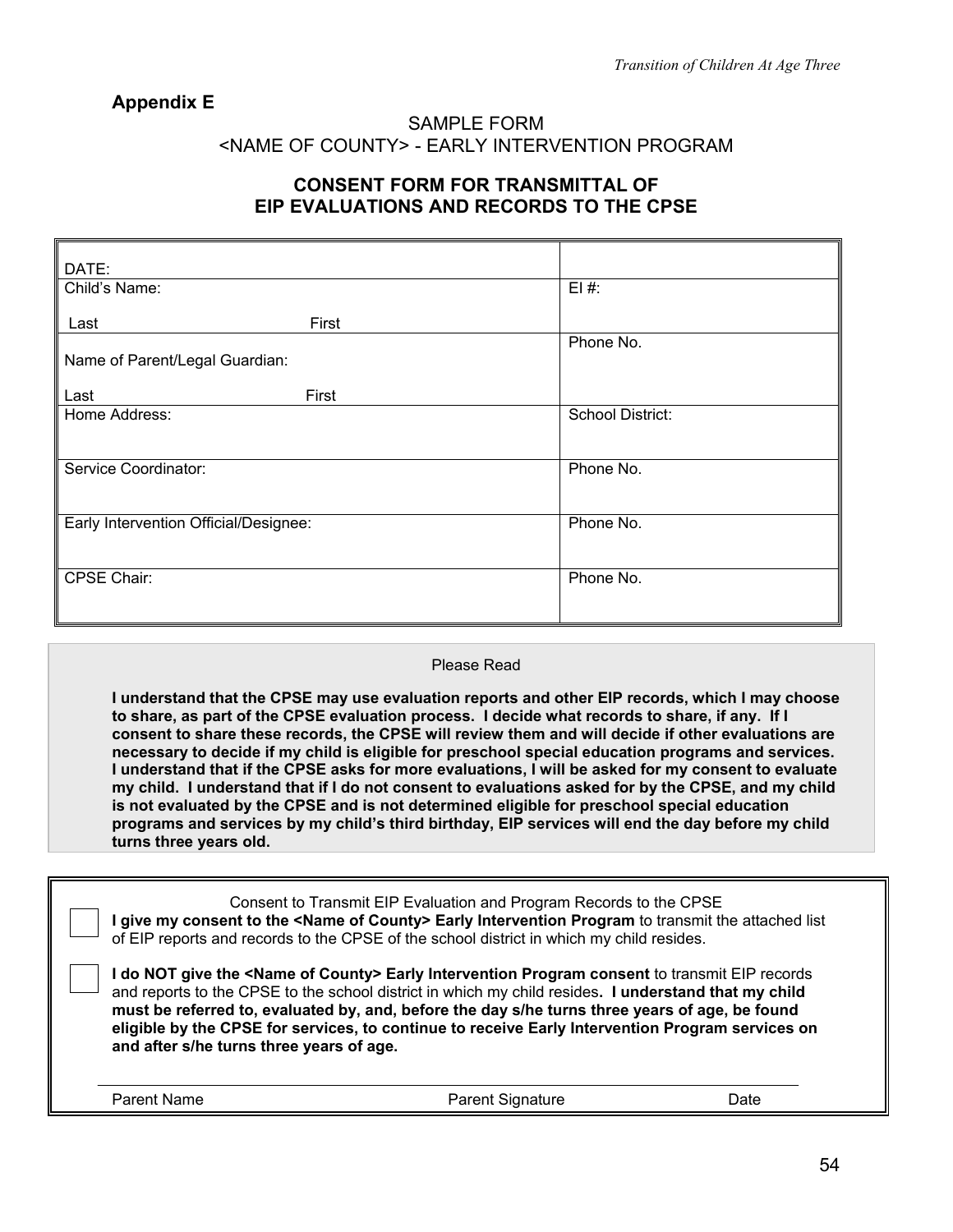## Appendix E

SAMPLE FORM
<NAME OF COUNTY> - EARLY INTERVENTION PROGRAM

### CONSENT FORM FOR TRANSMITTAL OF EIP EVALUATIONS AND RECORDS TO THE CPSE

| | |
|---|---|
| DATE: | |
| Child's Name:<br><br>Last First | EI #: |
| Name of Parent/Legal Guardian:<br><br>Last First | Phone No. |
| Home Address: | School District: |
| Service Coordinator: | Phone No. |
| Early Intervention Official/Designee: | Phone No. |
| CPSE Chair: | Phone No. |

Please Read

**I understand that the CPSE may use evaluation reports and other EIP records, which I may choose to share, as part of the CPSE evaluation process. I decide what records to share, if any. If I consent to share these records, the CPSE will review them and will decide if other evaluations are necessary to decide if my child is eligible for preschool special education programs and services. I understand that if the CPSE asks for more evaluations, I will be asked for my consent to evaluate my child. I understand that if I do not consent to evaluations asked for by the CPSE, and my child is not evaluated by the CPSE and is not determined eligible for preschool special education programs and services by my child's third birthday, EIP services will end the day before my child turns three years old.**

Consent to Transmit EIP Evaluation and Program Records to the CPSE

☐ **I give my consent to the <Name of County> Early Intervention Program** to transmit the attached list of EIP reports and records to the CPSE of the school district in which my child resides.

☐ **I do NOT give the <Name of County> Early Intervention Program consent** to transmit EIP records and reports to the CPSE to the school district in which my child resides**. I understand that my child must be referred to, evaluated by, and, before the day s/he turns three years of age, be found eligible by the CPSE for services, to continue to receive Early Intervention Program services on and after s/he turns three years of age.**

______________________________________________________________________

Parent Name Parent Signature Date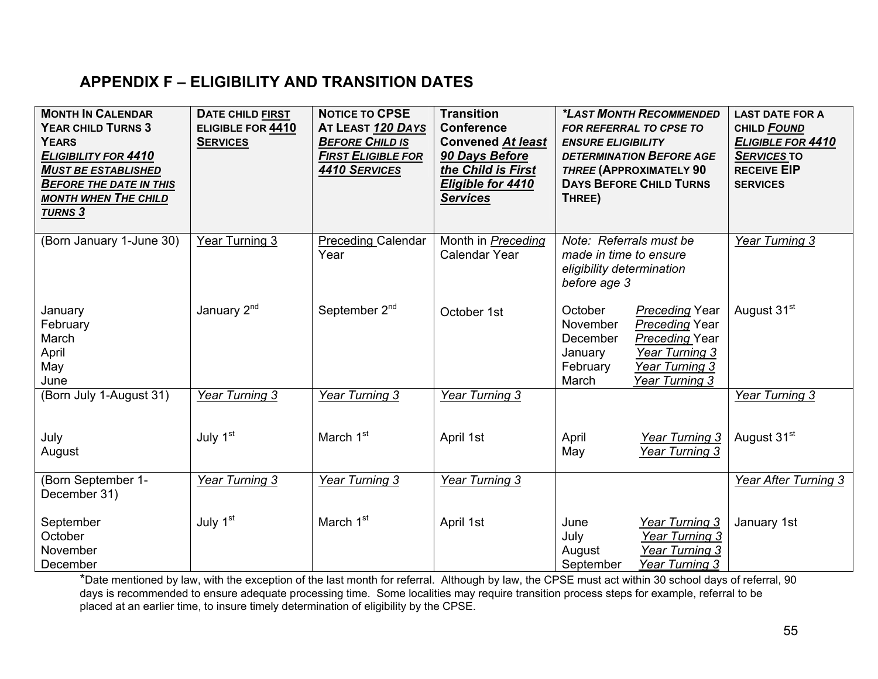## APPENDIX F – ELIGIBILITY AND TRANSITION DATES

| **MONTH IN CALENDAR YEAR CHILD TURNS 3 YEARS** ***ELIGIBILITY FOR 4410 MUST BE ESTABLISHED BEFORE THE DATE IN THIS MONTH WHEN THE CHILD TURNS 3*** | **DATE CHILD FIRST ELIGIBLE FOR 4410 SERVICES** | **NOTICE TO CPSE AT LEAST *120 DAYS BEFORE CHILD IS FIRST ELIGIBLE FOR 4410 SERVICES*** | **Transition Conference Convened *At least 90 Days Before the Child is First Eligible for 4410 Services*** | ***\*LAST MONTH RECOMMENDED FOR REFERRAL TO CPSE TO ENSURE ELIGIBILITY DETERMINATION BEFORE AGE THREE* (APPROXIMATELY 90 DAYS BEFORE CHILD TURNS THREE)** | **LAST DATE FOR A CHILD *FOUND ELIGIBLE FOR 4410 SERVICES* TO RECEIVE EIP SERVICES** |
|---|---|---|---|---|---|
| (Born January 1-June 30) | Year Turning 3 | Preceding Calendar Year | Month in *Preceding* Calendar Year | *Note: Referrals must be made in time to ensure eligibility determination before age 3* | *Year Turning 3* |
| January<br>February<br>March<br>April<br>May<br>June | January 2nd | September 2nd | October 1st | October *Preceding* Year<br>November *Preceding* Year<br>December *Preceding* Year<br>January *Year Turning 3*<br>February *Year Turning 3*<br>March *Year Turning 3* | August 31st |
| (Born July 1-August 31) | *Year Turning 3* | *Year Turning 3* | *Year Turning 3* | | *Year Turning 3* |
| July<br>August | July 1st | March 1st | April 1st | April *Year Turning 3*<br>May *Year Turning 3* | August 31st |
| (Born September 1-December 31) | *Year Turning 3* | *Year Turning 3* | *Year Turning 3* | | *Year After Turning 3* |
| September<br>October<br>November<br>December | July 1st | March 1st | April 1st | June *Year Turning 3*<br>July *Year Turning 3*<br>August *Year Turning 3*<br>September *Year Turning 3* | January 1st |

*Date mentioned by law, with the exception of the last month for referral. Although by law, the CPSE must act within 30 school days of referral, 90 days is recommended to ensure adequate processing time. Some localities may require transition process steps for example, referral to be placed at an earlier time, to insure timely determination of eligibility by the CPSE.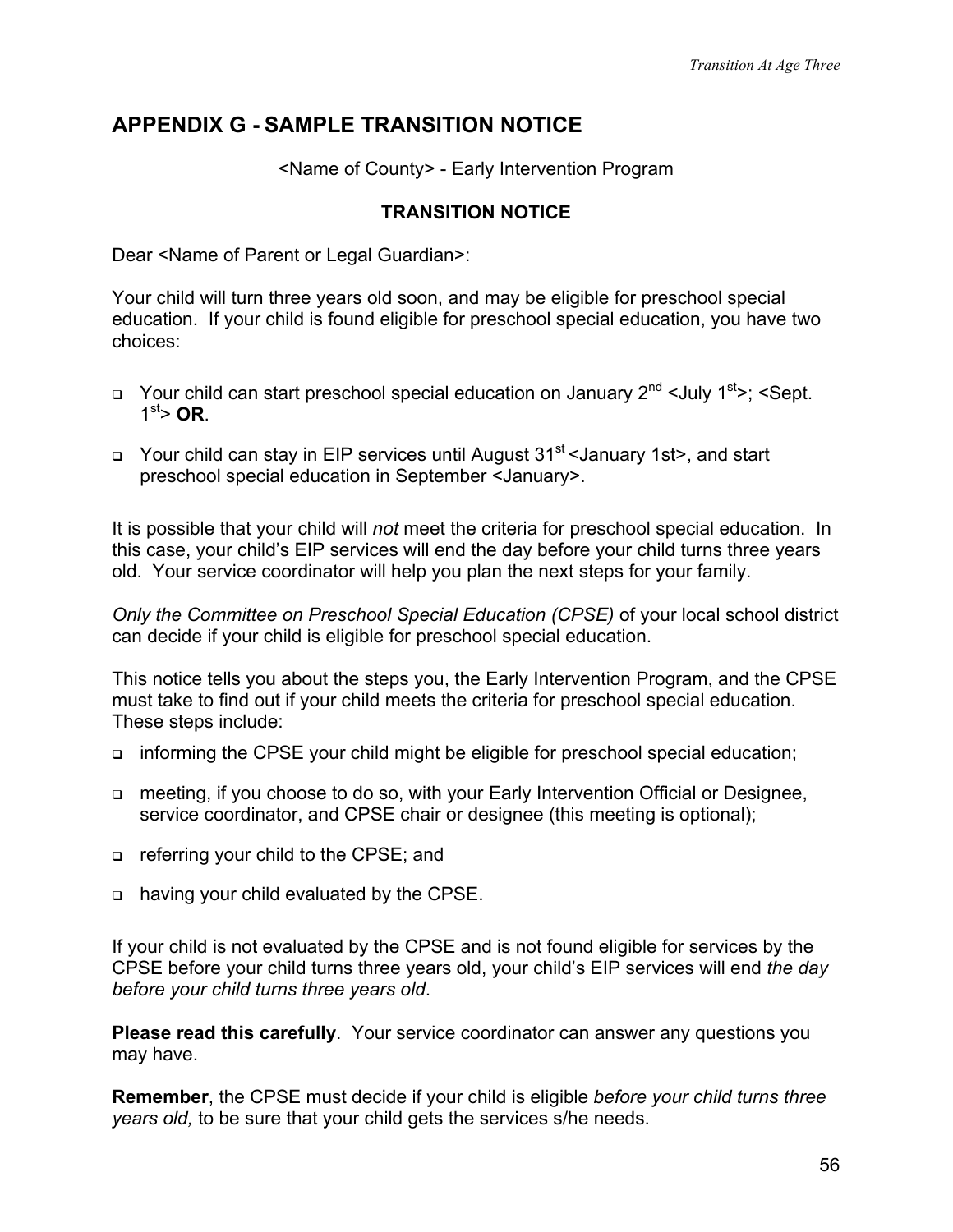## APPENDIX G - SAMPLE TRANSITION NOTICE

<Name of County> - Early Intervention Program

**TRANSITION NOTICE**

Dear <Name of Parent or Legal Guardian>:

Your child will turn three years old soon, and may be eligible for preschool special education. If your child is found eligible for preschool special education, you have two choices:

- Your child can start preschool special education on January 2nd <July 1st>; <Sept. 1st> **OR**.
- Your child can stay in EIP services until August 31st <January 1st>, and start preschool special education in September <January>.

It is possible that your child will *not* meet the criteria for preschool special education. In this case, your child's EIP services will end the day before your child turns three years old. Your service coordinator will help you plan the next steps for your family.

*Only the Committee on Preschool Special Education (CPSE)* of your local school district can decide if your child is eligible for preschool special education.

This notice tells you about the steps you, the Early Intervention Program, and the CPSE must take to find out if your child meets the criteria for preschool special education. These steps include:

- informing the CPSE your child might be eligible for preschool special education;
- meeting, if you choose to do so, with your Early Intervention Official or Designee, service coordinator, and CPSE chair or designee (this meeting is optional);
- referring your child to the CPSE; and
- having your child evaluated by the CPSE.

If your child is not evaluated by the CPSE and is not found eligible for services by the CPSE before your child turns three years old, your child's EIP services will end *the day before your child turns three years old*.

**Please read this carefully**. Your service coordinator can answer any questions you may have.

**Remember**, the CPSE must decide if your child is eligible *before your child turns three years old,* to be sure that your child gets the services s/he needs.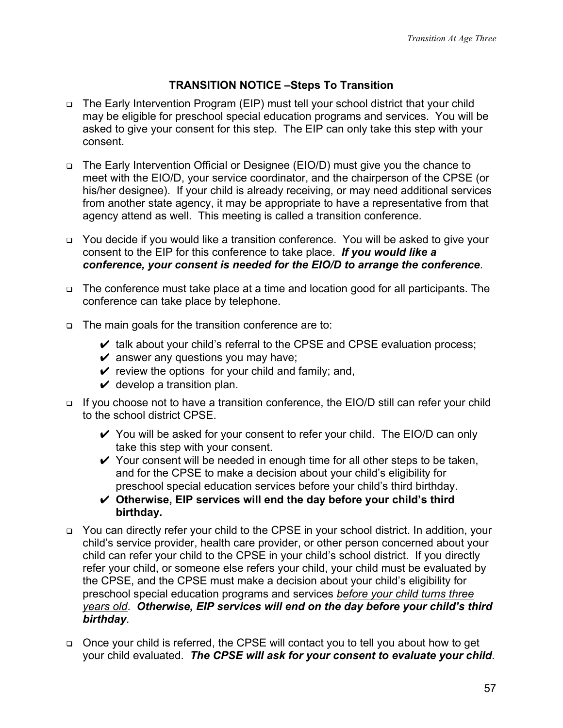### TRANSITION NOTICE –Steps To Transition

- The Early Intervention Program (EIP) must tell your school district that your child may be eligible for preschool special education programs and services. You will be asked to give your consent for this step. The EIP can only take this step with your consent.

- The Early Intervention Official or Designee (EIO/D) must give you the chance to meet with the EIO/D, your service coordinator, and the chairperson of the CPSE (or his/her designee). If your child is already receiving, or may need additional services from another state agency, it may be appropriate to have a representative from that agency attend as well. This meeting is called a transition conference.

- You decide if you would like a transition conference. You will be asked to give your consent to the EIP for this conference to take place. ***If you would like a conference, your consent is needed for the EIO/D to arrange the conference***.

- The conference must take place at a time and location good for all participants. The conference can take place by telephone.

- The main goals for the transition conference are to:
  - ✔ talk about your child's referral to the CPSE and CPSE evaluation process;
  - ✔ answer any questions you may have;
  - ✔ review the options for your child and family; and,
  - ✔ develop a transition plan.

- If you choose not to have a transition conference, the EIO/D still can refer your child to the school district CPSE.
  - ✔ You will be asked for your consent to refer your child. The EIO/D can only take this step with your consent.
  - ✔ Your consent will be needed in enough time for all other steps to be taken, and for the CPSE to make a decision about your child's eligibility for preschool special education services before your child's third birthday.
  - ✔ **Otherwise, EIP services will end the day before your child's third birthday.**

- You can directly refer your child to the CPSE in your school district. In addition, your child's service provider, health care provider, or other person concerned about your child can refer your child to the CPSE in your child's school district. If you directly refer your child, or someone else refers your child, your child must be evaluated by the CPSE, and the CPSE must make a decision about your child's eligibility for preschool special education programs and services <u>*before your child turns three years old*</u>. ***Otherwise, EIP services will end on the day before your child's third birthday***.

- Once your child is referred, the CPSE will contact you to tell you about how to get your child evaluated. ***The CPSE will ask for your consent to evaluate your child***.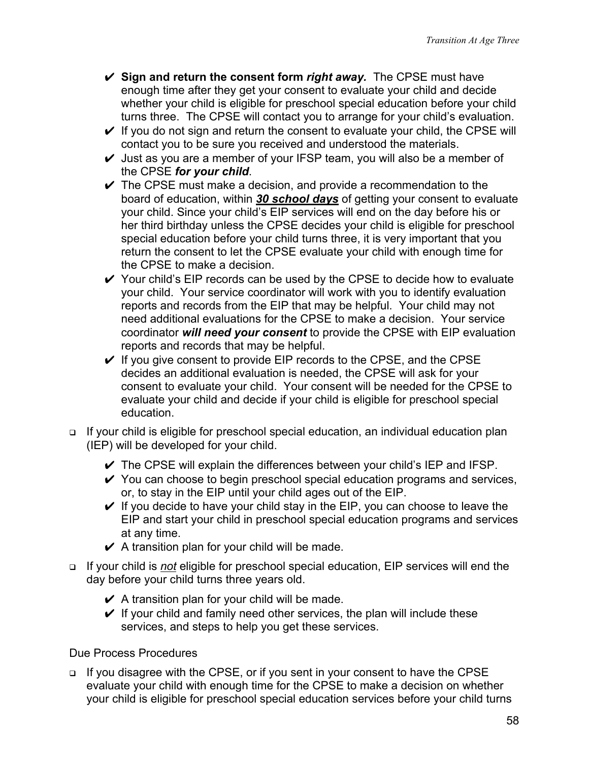- **Sign and return the consent form *right away.*** The CPSE must have enough time after they get your consent to evaluate your child and decide whether your child is eligible for preschool special education before your child turns three. The CPSE will contact you to arrange for your child's evaluation.
- If you do not sign and return the consent to evaluate your child, the CPSE will contact you to be sure you received and understood the materials.
- Just as you are a member of your IFSP team, you will also be a member of the CPSE ***for your child***.
- The CPSE must make a decision, and provide a recommendation to the board of education, within ***<u>30 school days</u>*** of getting your consent to evaluate your child. Since your child's EIP services will end on the day before his or her third birthday unless the CPSE decides your child is eligible for preschool special education before your child turns three, it is very important that you return the consent to let the CPSE evaluate your child with enough time for the CPSE to make a decision.
- Your child's EIP records can be used by the CPSE to decide how to evaluate your child. Your service coordinator will work with you to identify evaluation reports and records from the EIP that may be helpful. Your child may not need additional evaluations for the CPSE to make a decision. Your service coordinator ***will need your consent*** to provide the CPSE with EIP evaluation reports and records that may be helpful.
- If you give consent to provide EIP records to the CPSE, and the CPSE decides an additional evaluation is needed, the CPSE will ask for your consent to evaluate your child. Your consent will be needed for the CPSE to evaluate your child and decide if your child is eligible for preschool special education.

- If your child is eligible for preschool special education, an individual education plan (IEP) will be developed for your child.
  - The CPSE will explain the differences between your child's IEP and IFSP.
  - You can choose to begin preschool special education programs and services, or, to stay in the EIP until your child ages out of the EIP.
  - If you decide to have your child stay in the EIP, you can choose to leave the EIP and start your child in preschool special education programs and services at any time.
  - A transition plan for your child will be made.

- If your child is *<u>not</u>* eligible for preschool special education, EIP services will end the day before your child turns three years old.
  - A transition plan for your child will be made.
  - If your child and family need other services, the plan will include these services, and steps to help you get these services.

Due Process Procedures

- If you disagree with the CPSE, or if you sent in your consent to have the CPSE evaluate your child with enough time for the CPSE to make a decision on whether your child is eligible for preschool special education services before your child turns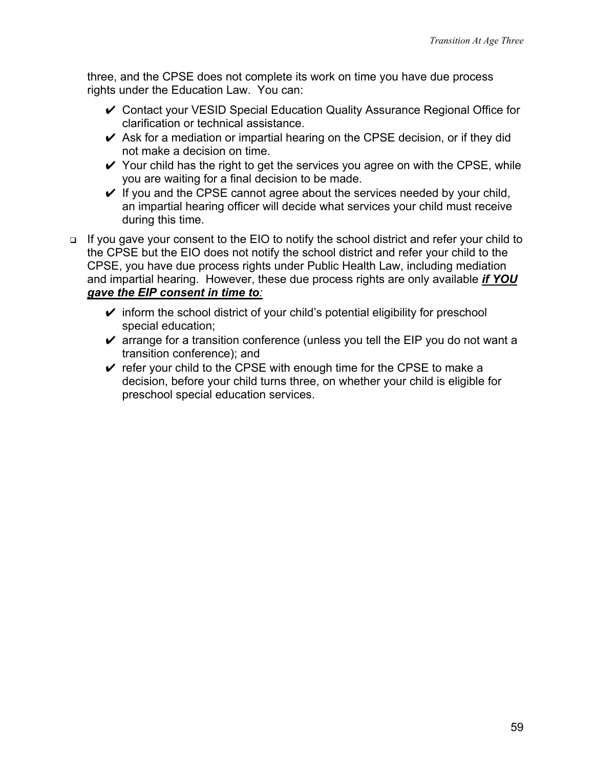three, and the CPSE does not complete its work on time you have due process rights under the Education Law. You can:

- ✔ Contact your VESID Special Education Quality Assurance Regional Office for clarification or technical assistance.
- ✔ Ask for a mediation or impartial hearing on the CPSE decision, or if they did not make a decision on time.
- ✔ Your child has the right to get the services you agree on with the CPSE, while you are waiting for a final decision to be made.
- ✔ If you and the CPSE cannot agree about the services needed by your child, an impartial hearing officer will decide what services your child must receive during this time.

- ❑ If you gave your consent to the EIO to notify the school district and refer your child to the CPSE but the EIO does not notify the school district and refer your child to the CPSE, you have due process rights under Public Health Law, including mediation and impartial hearing. However, these due process rights are only available ***<u>if YOU gave the EIP consent in time to</u>***:

  - ✔ inform the school district of your child's potential eligibility for preschool special education;
  - ✔ arrange for a transition conference (unless you tell the EIP you do not want a transition conference); and
  - ✔ refer your child to the CPSE with enough time for the CPSE to make a decision, before your child turns three, on whether your child is eligible for preschool special education services.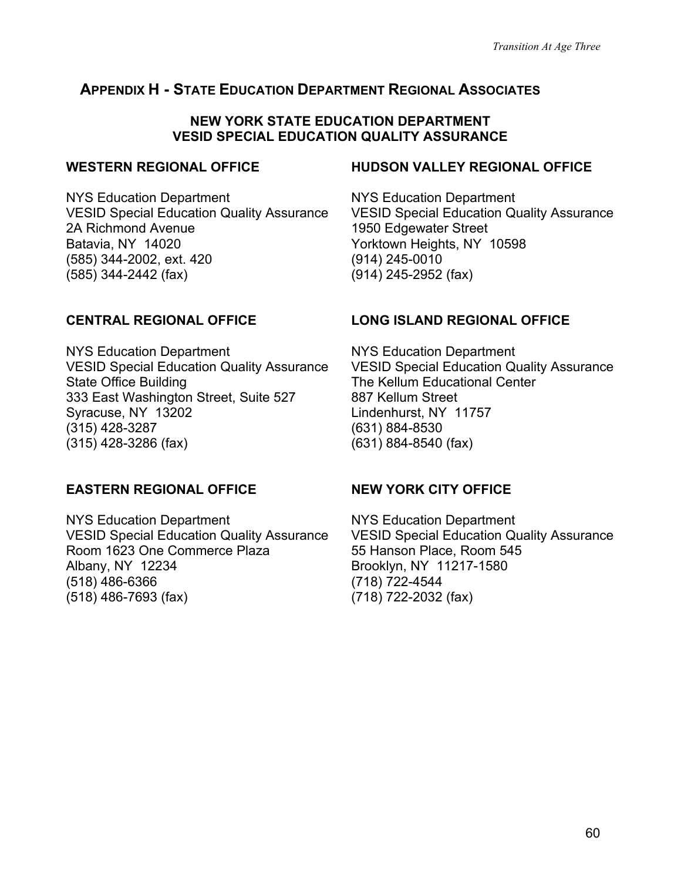## APPENDIX H - STATE EDUCATION DEPARTMENT REGIONAL ASSOCIATES

**NEW YORK STATE EDUCATION DEPARTMENT**
**VESID SPECIAL EDUCATION QUALITY ASSURANCE**

### WESTERN REGIONAL OFFICE

NYS Education Department
VESID Special Education Quality Assurance
2A Richmond Avenue
Batavia, NY 14020
(585) 344-2002, ext. 420
(585) 344-2442 (fax)

### HUDSON VALLEY REGIONAL OFFICE

NYS Education Department
VESID Special Education Quality Assurance
1950 Edgewater Street
Yorktown Heights, NY 10598
(914) 245-0010
(914) 245-2952 (fax)

### CENTRAL REGIONAL OFFICE

NYS Education Department
VESID Special Education Quality Assurance
State Office Building
333 East Washington Street, Suite 527
Syracuse, NY 13202
(315) 428-3287
(315) 428-3286 (fax)

### LONG ISLAND REGIONAL OFFICE

NYS Education Department
VESID Special Education Quality Assurance
The Kellum Educational Center
887 Kellum Street
Lindenhurst, NY 11757
(631) 884-8530
(631) 884-8540 (fax)

### EASTERN REGIONAL OFFICE

NYS Education Department
VESID Special Education Quality Assurance
Room 1623 One Commerce Plaza
Albany, NY 12234
(518) 486-6366
(518) 486-7693 (fax)

### NEW YORK CITY OFFICE

NYS Education Department
VESID Special Education Quality Assurance
55 Hanson Place, Room 545
Brooklyn, NY 11217-1580
(718) 722-4544
(718) 722-2032 (fax)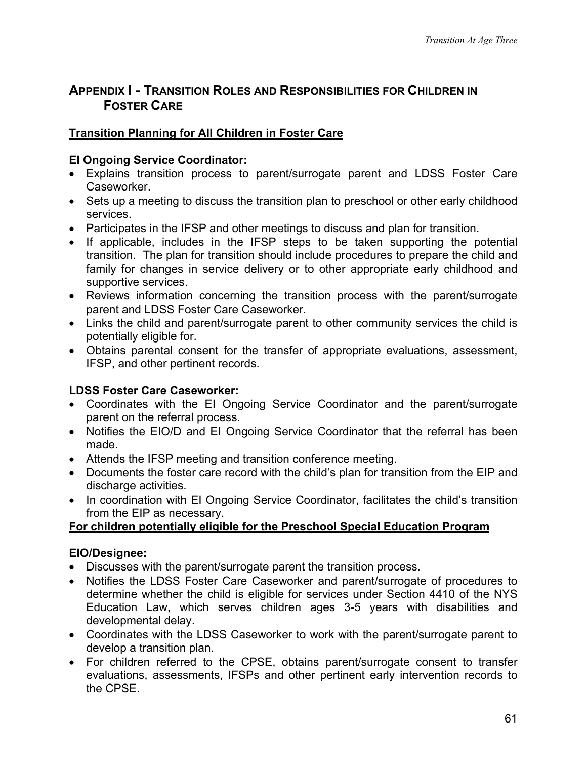## APPENDIX I - TRANSITION ROLES AND RESPONSIBILITIES FOR CHILDREN IN FOSTER CARE

**Transition Planning for All Children in Foster Care**

**EI Ongoing Service Coordinator:**

- Explains transition process to parent/surrogate parent and LDSS Foster Care Caseworker.
- Sets up a meeting to discuss the transition plan to preschool or other early childhood services.
- Participates in the IFSP and other meetings to discuss and plan for transition.
- If applicable, includes in the IFSP steps to be taken supporting the potential transition. The plan for transition should include procedures to prepare the child and family for changes in service delivery or to other appropriate early childhood and supportive services.
- Reviews information concerning the transition process with the parent/surrogate parent and LDSS Foster Care Caseworker.
- Links the child and parent/surrogate parent to other community services the child is potentially eligible for.
- Obtains parental consent for the transfer of appropriate evaluations, assessment, IFSP, and other pertinent records.

**LDSS Foster Care Caseworker:**

- Coordinates with the EI Ongoing Service Coordinator and the parent/surrogate parent on the referral process.
- Notifies the EIO/D and EI Ongoing Service Coordinator that the referral has been made.
- Attends the IFSP meeting and transition conference meeting.
- Documents the foster care record with the child's plan for transition from the EIP and discharge activities.
- In coordination with EI Ongoing Service Coordinator, facilitates the child's transition from the EIP as necessary.

**For children potentially eligible for the Preschool Special Education Program**

**EIO/Designee:**

- Discusses with the parent/surrogate parent the transition process.
- Notifies the LDSS Foster Care Caseworker and parent/surrogate of procedures to determine whether the child is eligible for services under Section 4410 of the NYS Education Law, which serves children ages 3-5 years with disabilities and developmental delay.
- Coordinates with the LDSS Caseworker to work with the parent/surrogate parent to develop a transition plan.
- For children referred to the CPSE, obtains parent/surrogate consent to transfer evaluations, assessments, IFSPs and other pertinent early intervention records to the CPSE.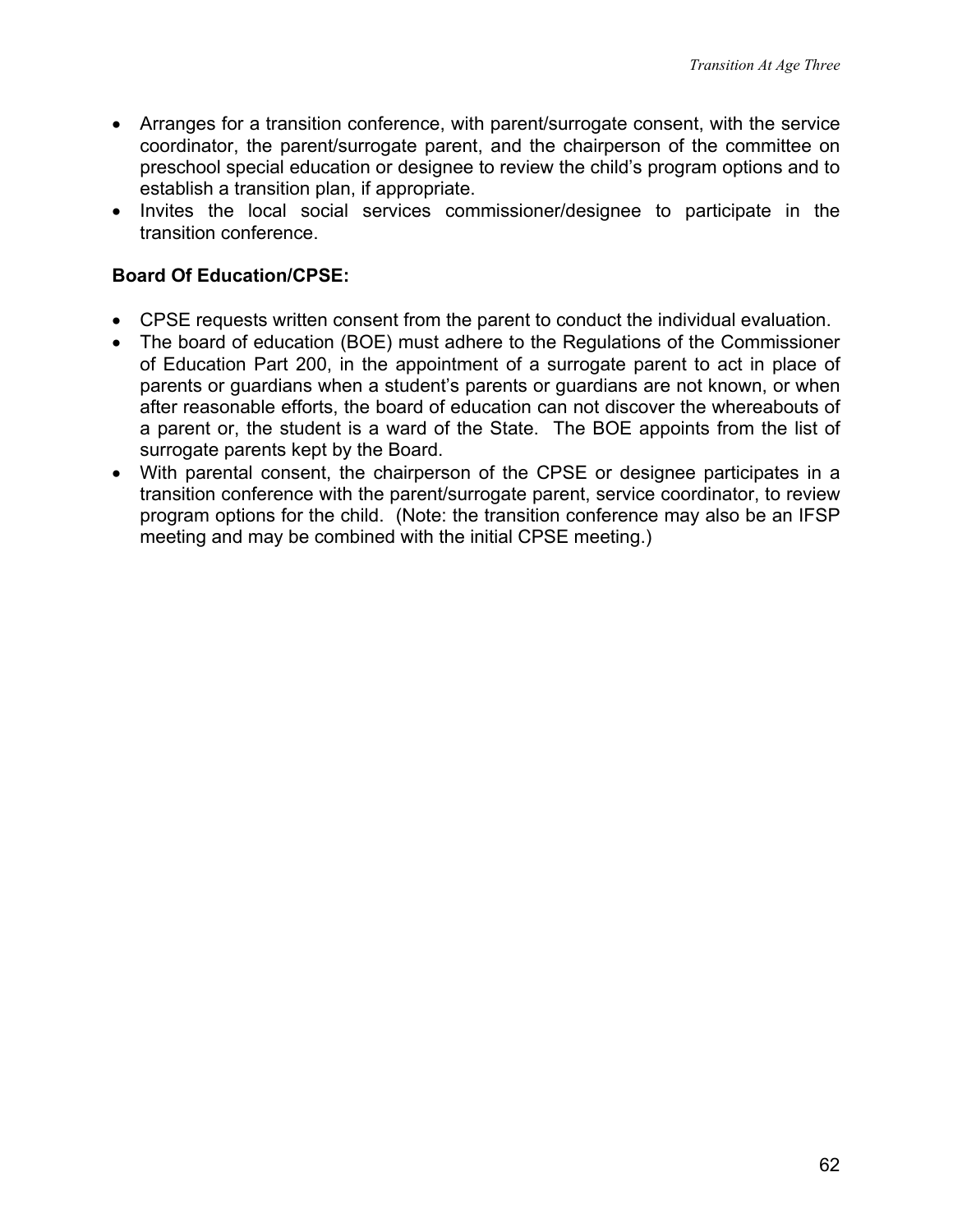- Arranges for a transition conference, with parent/surrogate consent, with the service coordinator, the parent/surrogate parent, and the chairperson of the committee on preschool special education or designee to review the child's program options and to establish a transition plan, if appropriate.
- Invites the local social services commissioner/designee to participate in the transition conference.

**Board Of Education/CPSE:**

- CPSE requests written consent from the parent to conduct the individual evaluation.
- The board of education (BOE) must adhere to the Regulations of the Commissioner of Education Part 200, in the appointment of a surrogate parent to act in place of parents or guardians when a student's parents or guardians are not known, or when after reasonable efforts, the board of education can not discover the whereabouts of a parent or, the student is a ward of the State. The BOE appoints from the list of surrogate parents kept by the Board.
- With parental consent, the chairperson of the CPSE or designee participates in a transition conference with the parent/surrogate parent, service coordinator, to review program options for the child. (Note: the transition conference may also be an IFSP meeting and may be combined with the initial CPSE meeting.)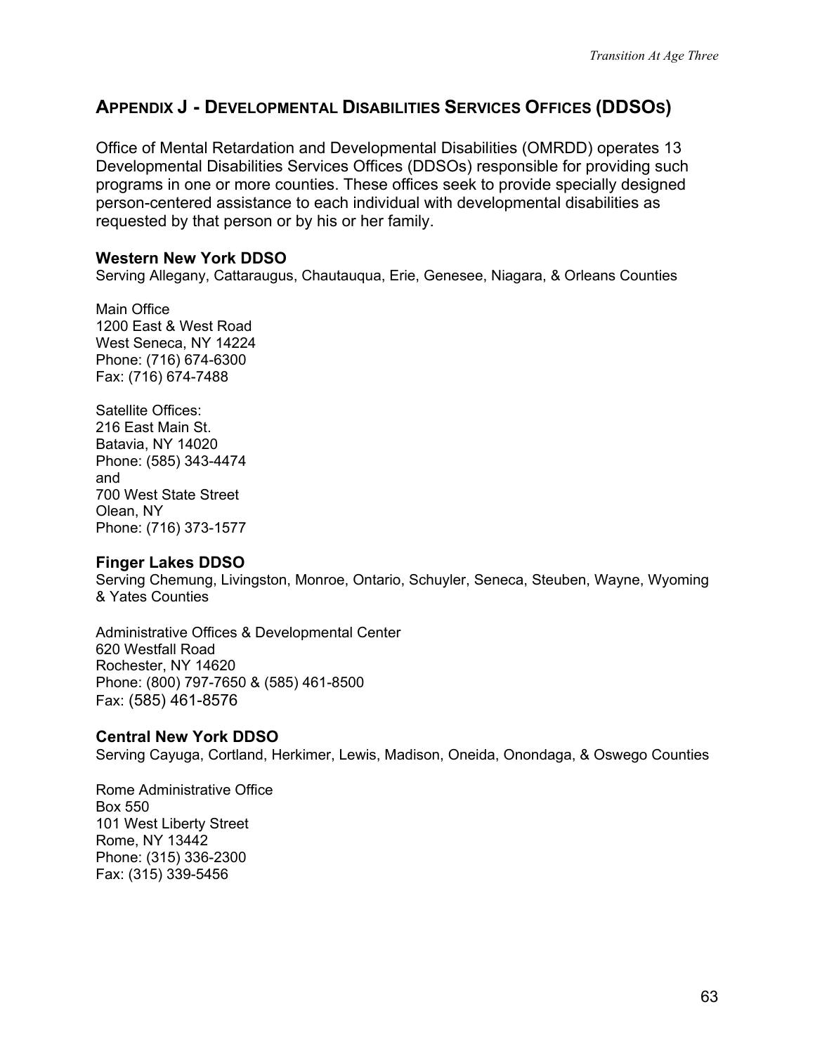## APPENDIX J - DEVELOPMENTAL DISABILITIES SERVICES OFFICES (DDSOS)

Office of Mental Retardation and Developmental Disabilities (OMRDD) operates 13 Developmental Disabilities Services Offices (DDSOs) responsible for providing such programs in one or more counties. These offices seek to provide specially designed person-centered assistance to each individual with developmental disabilities as requested by that person or by his or her family.

### Western New York DDSO

Serving Allegany, Cattaraugus, Chautauqua, Erie, Genesee, Niagara, & Orleans Counties

Main Office
1200 East & West Road
West Seneca, NY 14224
Phone: (716) 674-6300
Fax: (716) 674-7488

Satellite Offices:
216 East Main St.
Batavia, NY 14020
Phone: (585) 343-4474
and
700 West State Street
Olean, NY
Phone: (716) 373-1577

### Finger Lakes DDSO

Serving Chemung, Livingston, Monroe, Ontario, Schuyler, Seneca, Steuben, Wayne, Wyoming & Yates Counties

Administrative Offices & Developmental Center
620 Westfall Road
Rochester, NY 14620
Phone: (800) 797-7650 & (585) 461-8500
Fax: (585) 461-8576

### Central New York DDSO

Serving Cayuga, Cortland, Herkimer, Lewis, Madison, Oneida, Onondaga, & Oswego Counties

Rome Administrative Office
Box 550
101 West Liberty Street
Rome, NY 13442
Phone: (315) 336-2300
Fax: (315) 339-5456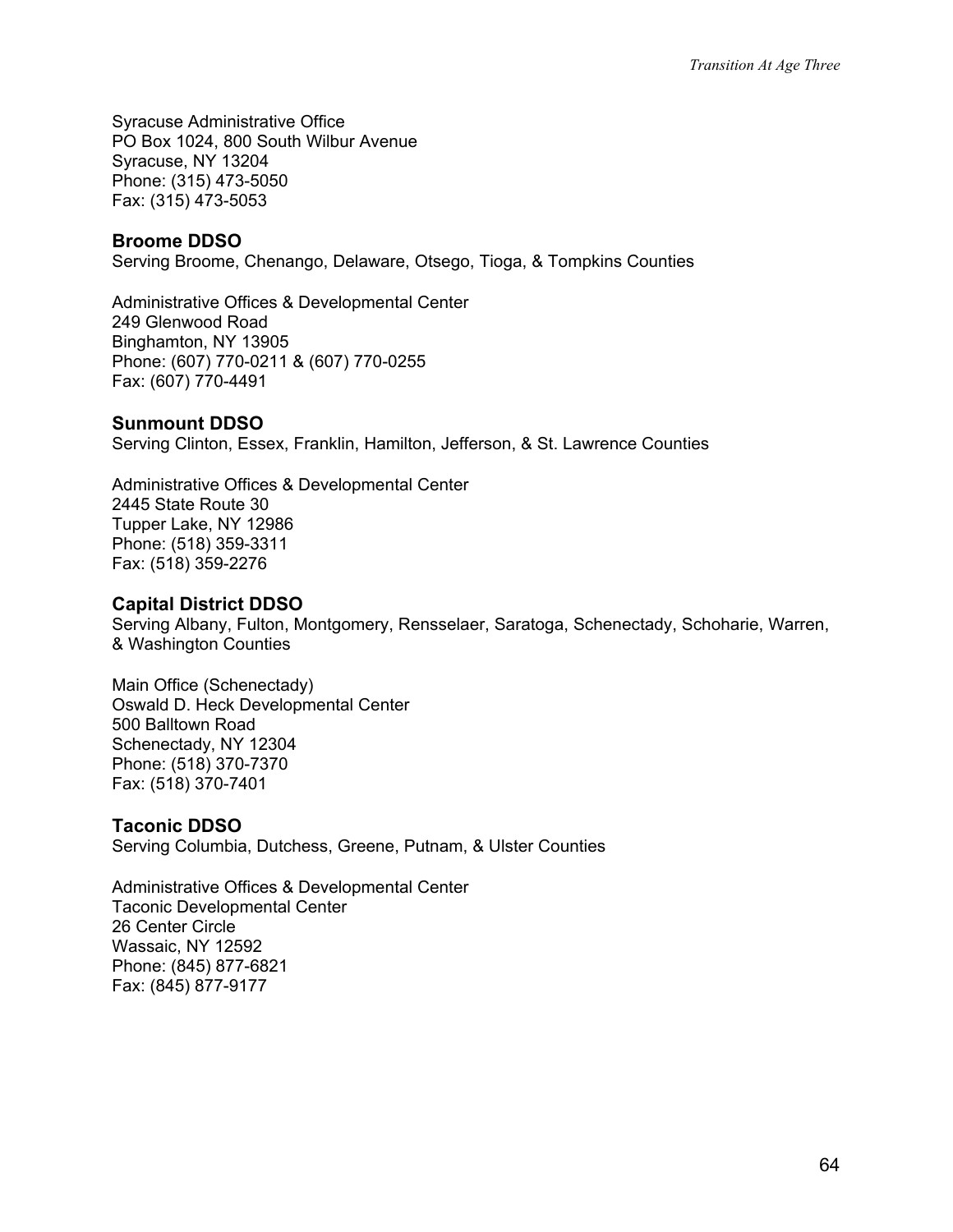Syracuse Administrative Office
PO Box 1024, 800 South Wilbur Avenue
Syracuse, NY 13204
Phone: (315) 473-5050
Fax: (315) 473-5053

### Broome DDSO

Serving Broome, Chenango, Delaware, Otsego, Tioga, & Tompkins Counties

Administrative Offices & Developmental Center
249 Glenwood Road
Binghamton, NY 13905
Phone: (607) 770-0211 & (607) 770-0255
Fax: (607) 770-4491

### Sunmount DDSO

Serving Clinton, Essex, Franklin, Hamilton, Jefferson, & St. Lawrence Counties

Administrative Offices & Developmental Center
2445 State Route 30
Tupper Lake, NY 12986
Phone: (518) 359-3311
Fax: (518) 359-2276

### Capital District DDSO

Serving Albany, Fulton, Montgomery, Rensselaer, Saratoga, Schenectady, Schoharie, Warren, & Washington Counties

Main Office (Schenectady)
Oswald D. Heck Developmental Center
500 Balltown Road
Schenectady, NY 12304
Phone: (518) 370-7370
Fax: (518) 370-7401

### Taconic DDSO

Serving Columbia, Dutchess, Greene, Putnam, & Ulster Counties

Administrative Offices & Developmental Center
Taconic Developmental Center
26 Center Circle
Wassaic, NY 12592
Phone: (845) 877-6821
Fax: (845) 877-9177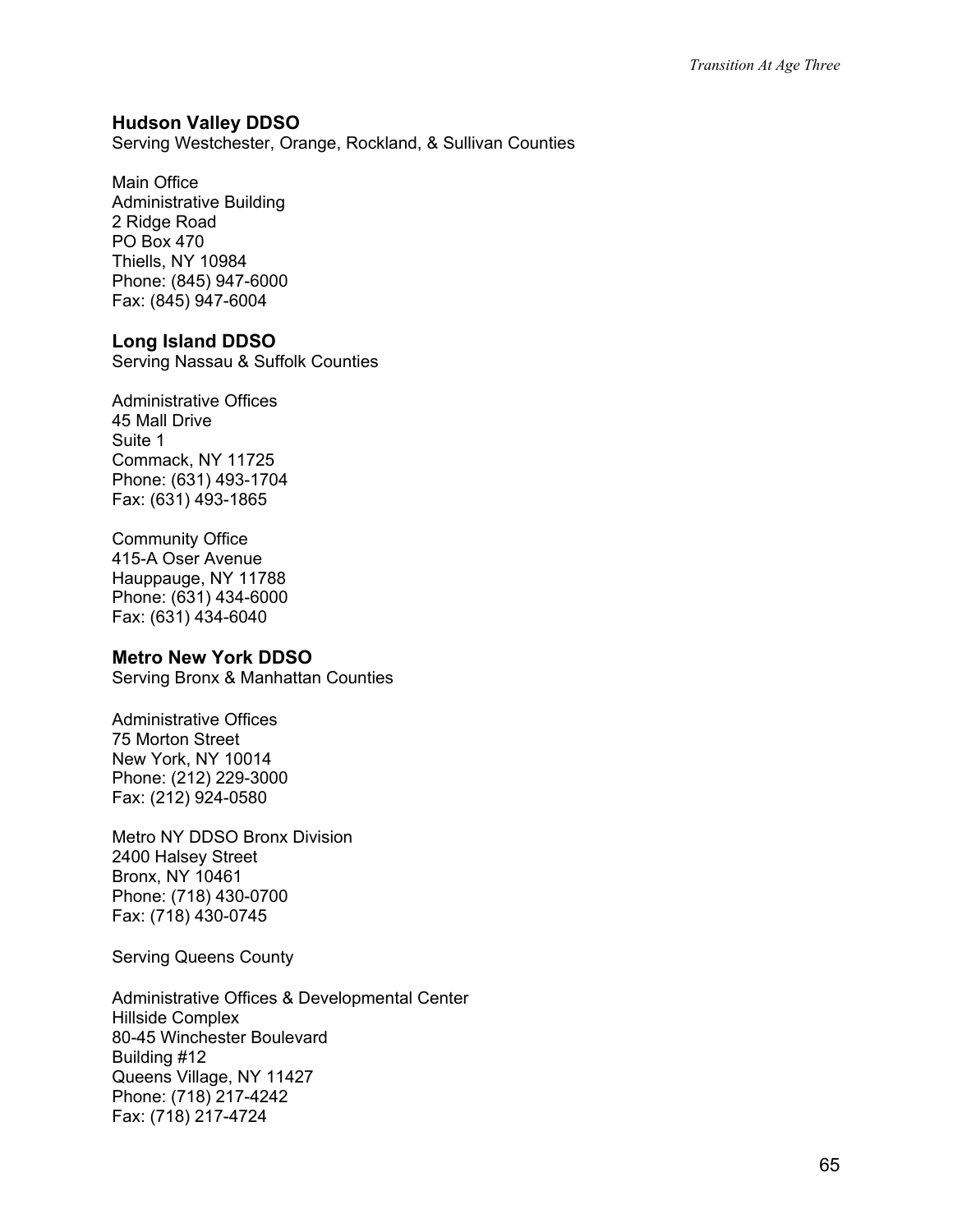### Hudson Valley DDSO

Serving Westchester, Orange, Rockland, & Sullivan Counties

Main Office
Administrative Building
2 Ridge Road
PO Box 470
Thiells, NY 10984
Phone: (845) 947-6000
Fax: (845) 947-6004

### Long Island DDSO

Serving Nassau & Suffolk Counties

Administrative Offices
45 Mall Drive
Suite 1
Commack, NY 11725
Phone: (631) 493-1704
Fax: (631) 493-1865

Community Office
415-A Oser Avenue
Hauppauge, NY 11788
Phone: (631) 434-6000
Fax: (631) 434-6040

### Metro New York DDSO

Serving Bronx & Manhattan Counties

Administrative Offices
75 Morton Street
New York, NY 10014
Phone: (212) 229-3000
Fax: (212) 924-0580

Metro NY DDSO Bronx Division
2400 Halsey Street
Bronx, NY 10461
Phone: (718) 430-0700
Fax: (718) 430-0745

Serving Queens County

Administrative Offices & Developmental Center
Hillside Complex
80-45 Winchester Boulevard
Building #12
Queens Village, NY 11427
Phone: (718) 217-4242
Fax: (718) 217-4724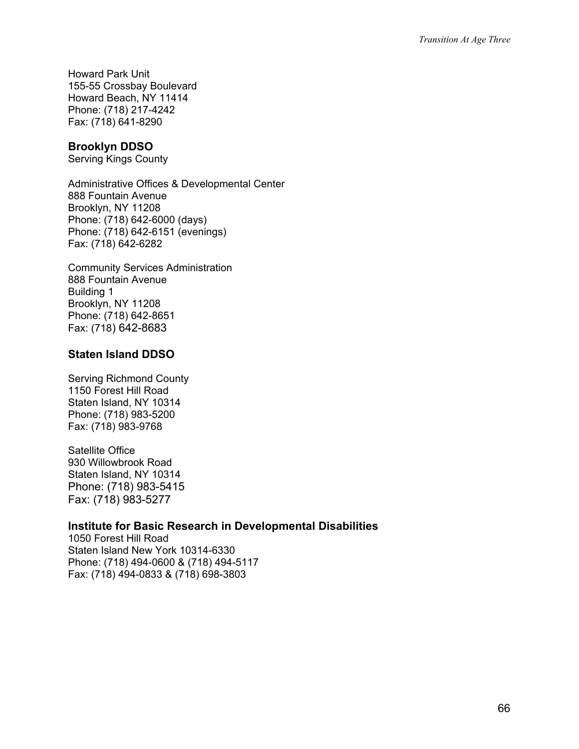Howard Park Unit
155-55 Crossbay Boulevard
Howard Beach, NY 11414
Phone: (718) 217-4242
Fax: (718) 641-8290

### Brooklyn DDSO

Serving Kings County

Administrative Offices & Developmental Center
888 Fountain Avenue
Brooklyn, NY 11208
Phone: (718) 642-6000 (days)
Phone: (718) 642-6151 (evenings)
Fax: (718) 642-6282

Community Services Administration
888 Fountain Avenue
Building 1
Brooklyn, NY 11208
Phone: (718) 642-8651
Fax: (718) 642-8683

### Staten Island DDSO

Serving Richmond County
1150 Forest Hill Road
Staten Island, NY 10314
Phone: (718) 983-5200
Fax: (718) 983-9768

Satellite Office
930 Willowbrook Road
Staten Island, NY 10314
Phone: (718) 983-5415
Fax: (718) 983-5277

### Institute for Basic Research in Developmental Disabilities

1050 Forest Hill Road
Staten Island New York 10314-6330
Phone: (718) 494-0600 & (718) 494-5117
Fax: (718) 494-0833 & (718) 698-3803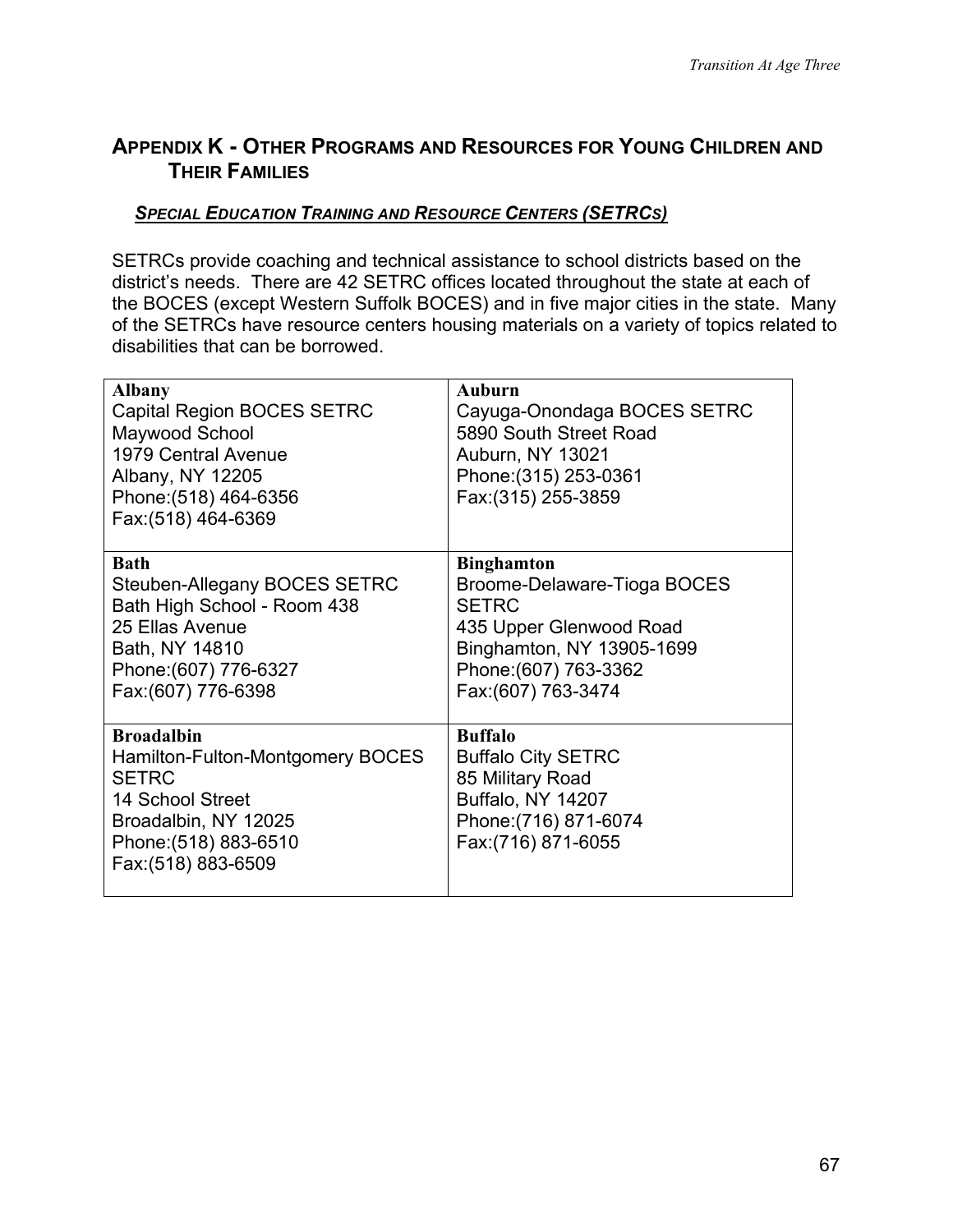## APPENDIX K - OTHER PROGRAMS AND RESOURCES FOR YOUNG CHILDREN AND THEIR FAMILIES

### *SPECIAL EDUCATION TRAINING AND RESOURCE CENTERS (SETRCS)*

SETRCs provide coaching and technical assistance to school districts based on the district's needs. There are 42 SETRC offices located throughout the state at each of the BOCES (except Western Suffolk BOCES) and in five major cities in the state. Many of the SETRCs have resource centers housing materials on a variety of topics related to disabilities that can be borrowed.

| | |
|---|---|
| **Albany**<br>Capital Region BOCES SETRC<br>Maywood School<br>1979 Central Avenue<br>Albany, NY 12205<br>Phone:(518) 464-6356<br>Fax:(518) 464-6369 | **Auburn**<br>Cayuga-Onondaga BOCES SETRC<br>5890 South Street Road<br>Auburn, NY 13021<br>Phone:(315) 253-0361<br>Fax:(315) 255-3859 |
| **Bath**<br>Steuben-Allegany BOCES SETRC<br>Bath High School - Room 438<br>25 Ellas Avenue<br>Bath, NY 14810<br>Phone:(607) 776-6327<br>Fax:(607) 776-6398 | **Binghamton**<br>Broome-Delaware-Tioga BOCES SETRC<br>435 Upper Glenwood Road<br>Binghamton, NY 13905-1699<br>Phone:(607) 763-3362<br>Fax:(607) 763-3474 |
| **Broadalbin**<br>Hamilton-Fulton-Montgomery BOCES SETRC<br>14 School Street<br>Broadalbin, NY 12025<br>Phone:(518) 883-6510<br>Fax:(518) 883-6509 | **Buffalo**<br>Buffalo City SETRC<br>85 Military Road<br>Buffalo, NY 14207<br>Phone:(716) 871-6074<br>Fax:(716) 871-6055 |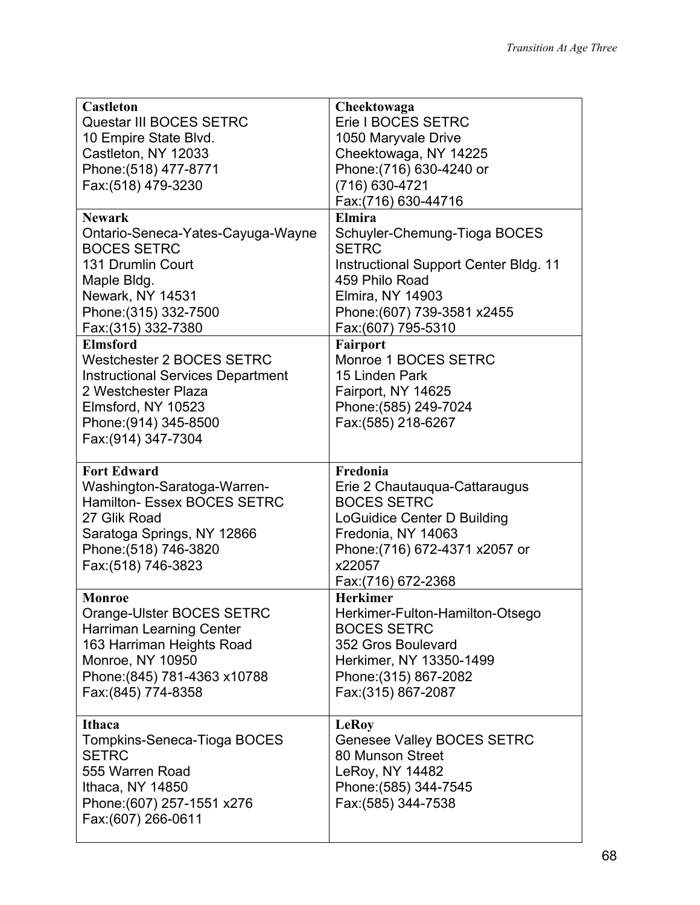| **Castleton**<br>Questar III BOCES SETRC<br>10 Empire State Blvd.<br>Castleton, NY 12033<br>Phone:(518) 477-8771<br>Fax:(518) 479-3230 | **Cheektowaga**<br>Erie I BOCES SETRC<br>1050 Maryvale Drive<br>Cheektowaga, NY 14225<br>Phone:(716) 630-4240 or<br>(716) 630-4721<br>Fax:(716) 630-44716 |
|---|---|
| **Newark**<br>Ontario-Seneca-Yates-Cayuga-Wayne BOCES SETRC<br>131 Drumlin Court<br>Maple Bldg.<br>Newark, NY 14531<br>Phone:(315) 332-7500<br>Fax:(315) 332-7380 | **Elmira**<br>Schuyler-Chemung-Tioga BOCES SETRC<br>Instructional Support Center Bldg. 11<br>459 Philo Road<br>Elmira, NY 14903<br>Phone:(607) 739-3581 x2455<br>Fax:(607) 795-5310 |
| **Elmsford**<br>Westchester 2 BOCES SETRC<br>Instructional Services Department<br>2 Westchester Plaza<br>Elmsford, NY 10523<br>Phone:(914) 345-8500<br>Fax:(914) 347-7304 | **Fairport**<br>Monroe 1 BOCES SETRC<br>15 Linden Park<br>Fairport, NY 14625<br>Phone:(585) 249-7024<br>Fax:(585) 218-6267 |
| **Fort Edward**<br>Washington-Saratoga-Warren-Hamilton- Essex BOCES SETRC<br>27 Glik Road<br>Saratoga Springs, NY 12866<br>Phone:(518) 746-3820<br>Fax:(518) 746-3823 | **Fredonia**<br>Erie 2 Chautauqua-Cattaraugus BOCES SETRC<br>LoGuidice Center D Building<br>Fredonia, NY 14063<br>Phone:(716) 672-4371 x2057 or x22057<br>Fax:(716) 672-2368 |
| **Monroe**<br>Orange-Ulster BOCES SETRC<br>Harriman Learning Center<br>163 Harriman Heights Road<br>Monroe, NY 10950<br>Phone:(845) 781-4363 x10788<br>Fax:(845) 774-8358 | **Herkimer**<br>Herkimer-Fulton-Hamilton-Otsego BOCES SETRC<br>352 Gros Boulevard<br>Herkimer, NY 13350-1499<br>Phone:(315) 867-2082<br>Fax:(315) 867-2087 |
| **Ithaca**<br>Tompkins-Seneca-Tioga BOCES SETRC<br>555 Warren Road<br>Ithaca, NY 14850<br>Phone:(607) 257-1551 x276<br>Fax:(607) 266-0611 | **LeRoy**<br>Genesee Valley BOCES SETRC<br>80 Munson Street<br>LeRoy, NY 14482<br>Phone:(585) 344-7545<br>Fax:(585) 344-7538 |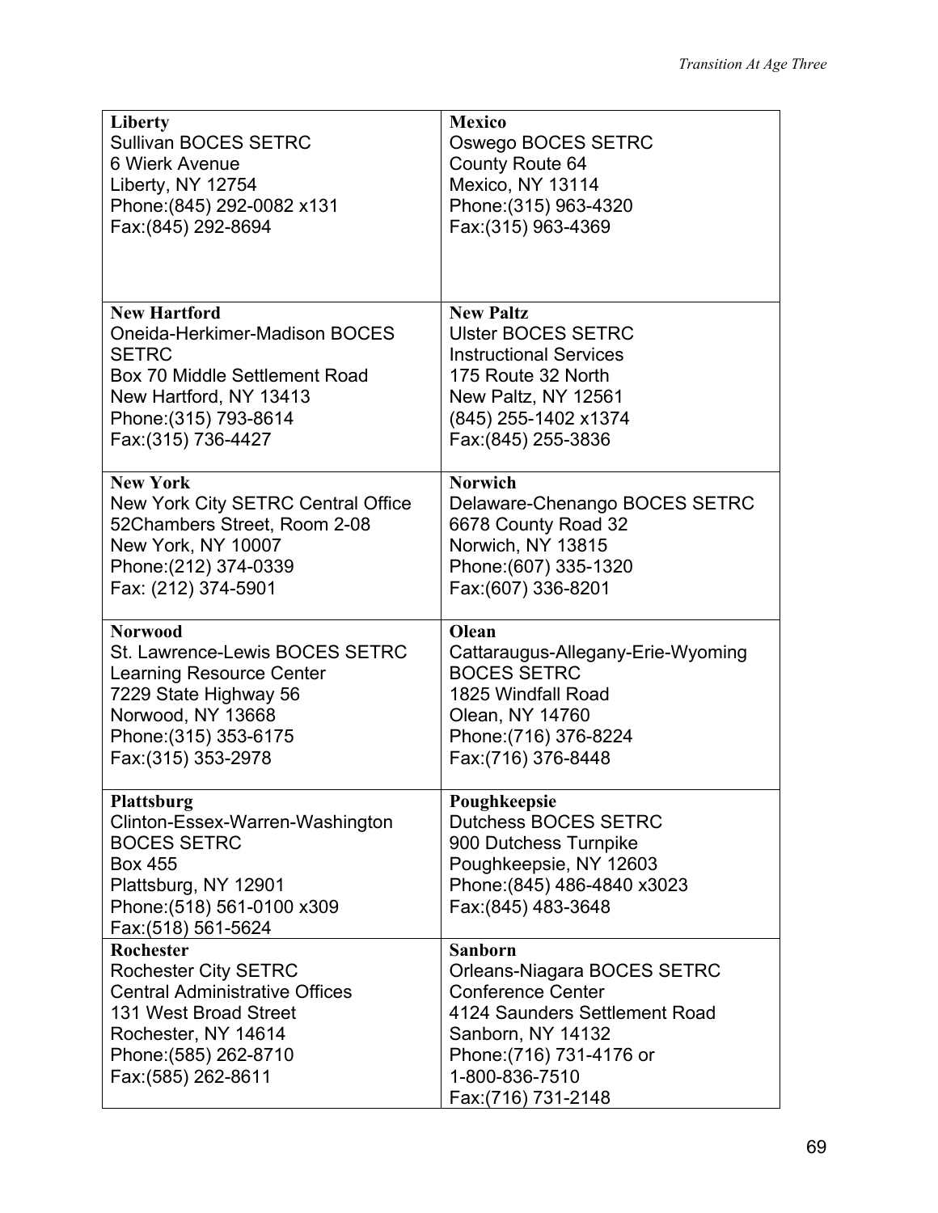| **Liberty**<br>Sullivan BOCES SETRC<br>6 Wierk Avenue<br>Liberty, NY 12754<br>Phone:(845) 292-0082 x131<br>Fax:(845) 292-8694 | **Mexico**<br>Oswego BOCES SETRC<br>County Route 64<br>Mexico, NY 13114<br>Phone:(315) 963-4320<br>Fax:(315) 963-4369 |
|---|---|
| **New Hartford**<br>Oneida-Herkimer-Madison BOCES SETRC<br>Box 70 Middle Settlement Road<br>New Hartford, NY 13413<br>Phone:(315) 793-8614<br>Fax:(315) 736-4427 | **New Paltz**<br>Ulster BOCES SETRC<br>Instructional Services<br>175 Route 32 North<br>New Paltz, NY 12561<br>(845) 255-1402 x1374<br>Fax:(845) 255-3836 |
| **New York**<br>New York City SETRC Central Office<br>52Chambers Street, Room 2-08<br>New York, NY 10007<br>Phone:(212) 374-0339<br>Fax: (212) 374-5901 | **Norwich**<br>Delaware-Chenango BOCES SETRC<br>6678 County Road 32<br>Norwich, NY 13815<br>Phone:(607) 335-1320<br>Fax:(607) 336-8201 |
| **Norwood**<br>St. Lawrence-Lewis BOCES SETRC<br>Learning Resource Center<br>7229 State Highway 56<br>Norwood, NY 13668<br>Phone:(315) 353-6175<br>Fax:(315) 353-2978 | **Olean**<br>Cattaraugus-Allegany-Erie-Wyoming BOCES SETRC<br>1825 Windfall Road<br>Olean, NY 14760<br>Phone:(716) 376-8224<br>Fax:(716) 376-8448 |
| **Plattsburg**<br>Clinton-Essex-Warren-Washington BOCES SETRC<br>Box 455<br>Plattsburg, NY 12901<br>Phone:(518) 561-0100 x309<br>Fax:(518) 561-5624 | **Poughkeepsie**<br>Dutchess BOCES SETRC<br>900 Dutchess Turnpike<br>Poughkeepsie, NY 12603<br>Phone:(845) 486-4840 x3023<br>Fax:(845) 483-3648 |
| **Rochester**<br>Rochester City SETRC<br>Central Administrative Offices<br>131 West Broad Street<br>Rochester, NY 14614<br>Phone:(585) 262-8710<br>Fax:(585) 262-8611 | **Sanborn**<br>Orleans-Niagara BOCES SETRC<br>Conference Center<br>4124 Saunders Settlement Road<br>Sanborn, NY 14132<br>Phone:(716) 731-4176 or<br>1-800-836-7510<br>Fax:(716) 731-2148 |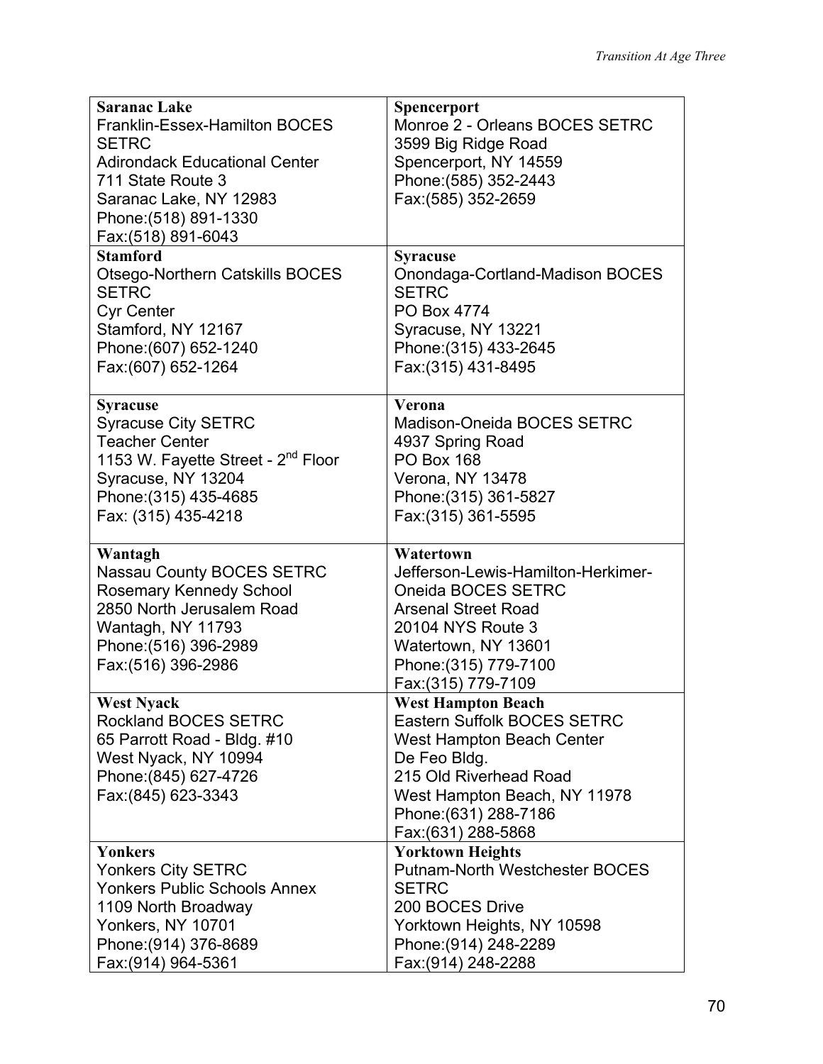| | |
|---|---|
| **Saranac Lake**<br>Franklin-Essex-Hamilton BOCES SETRC<br>Adirondack Educational Center<br>711 State Route 3<br>Saranac Lake, NY 12983<br>Phone:(518) 891-1330<br>Fax:(518) 891-6043 | **Spencerport**<br>Monroe 2 - Orleans BOCES SETRC<br>3599 Big Ridge Road<br>Spencerport, NY 14559<br>Phone:(585) 352-2443<br>Fax:(585) 352-2659 |
| **Stamford**<br>Otsego-Northern Catskills BOCES SETRC<br>Cyr Center<br>Stamford, NY 12167<br>Phone:(607) 652-1240<br>Fax:(607) 652-1264 | **Syracuse**<br>Onondaga-Cortland-Madison BOCES SETRC<br>PO Box 4774<br>Syracuse, NY 13221<br>Phone:(315) 433-2645<br>Fax:(315) 431-8495 |
| **Syracuse**<br>Syracuse City SETRC<br>Teacher Center<br>1153 W. Fayette Street - 2nd Floor<br>Syracuse, NY 13204<br>Phone:(315) 435-4685<br>Fax: (315) 435-4218 | **Verona**<br>Madison-Oneida BOCES SETRC<br>4937 Spring Road<br>PO Box 168<br>Verona, NY 13478<br>Phone:(315) 361-5827<br>Fax:(315) 361-5595 |
| **Wantagh**<br>Nassau County BOCES SETRC<br>Rosemary Kennedy School<br>2850 North Jerusalem Road<br>Wantagh, NY 11793<br>Phone:(516) 396-2989<br>Fax:(516) 396-2986 | **Watertown**<br>Jefferson-Lewis-Hamilton-Herkimer-Oneida BOCES SETRC<br>Arsenal Street Road<br>20104 NYS Route 3<br>Watertown, NY 13601<br>Phone:(315) 779-7100<br>Fax:(315) 779-7109 |
| **West Nyack**<br>Rockland BOCES SETRC<br>65 Parrott Road - Bldg. #10<br>West Nyack, NY 10994<br>Phone:(845) 627-4726<br>Fax:(845) 623-3343 | **West Hampton Beach**<br>Eastern Suffolk BOCES SETRC<br>West Hampton Beach Center<br>De Feo Bldg.<br>215 Old Riverhead Road<br>West Hampton Beach, NY 11978<br>Phone:(631) 288-7186<br>Fax:(631) 288-5868 |
| **Yonkers**<br>Yonkers City SETRC<br>Yonkers Public Schools Annex<br>1109 North Broadway<br>Yonkers, NY 10701<br>Phone:(914) 376-8689<br>Fax:(914) 964-5361 | **Yorktown Heights**<br>Putnam-North Westchester BOCES SETRC<br>200 BOCES Drive<br>Yorktown Heights, NY 10598<br>Phone:(914) 248-2289<br>Fax:(914) 248-2288 |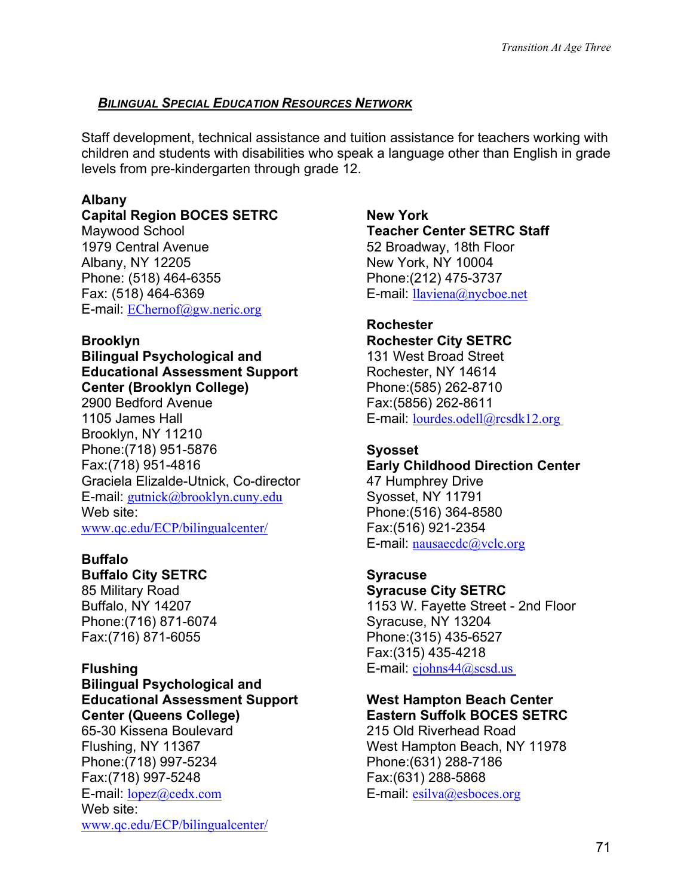## ***BILINGUAL SPECIAL EDUCATION RESOURCES NETWORK***

Staff development, technical assistance and tuition assistance for teachers working with children and students with disabilities who speak a language other than English in grade levels from pre-kindergarten through grade 12.

**Albany**
**Capital Region BOCES SETRC**
Maywood School
1979 Central Avenue
Albany, NY 12205
Phone: (518) 464-6355
Fax: (518) 464-6369
E-mail: EChernof@gw.neric.org

**Brooklyn**
**Bilingual Psychological and Educational Assessment Support Center (Brooklyn College)**
2900 Bedford Avenue
1105 James Hall
Brooklyn, NY 11210
Phone:(718) 951-5876
Fax:(718) 951-4816
Graciela Elizalde-Utnick, Co-director
E-mail: gutnick@brooklyn.cuny.edu
Web site:
www.qc.edu/ECP/bilingualcenter/

**Buffalo**
**Buffalo City SETRC**
85 Military Road
Buffalo, NY 14207
Phone:(716) 871-6074
Fax:(716) 871-6055

**Flushing**
**Bilingual Psychological and Educational Assessment Support Center (Queens College)**
65-30 Kissena Boulevard
Flushing, NY 11367
Phone:(718) 997-5234
Fax:(718) 997-5248
E-mail: lopez@cedx.com
Web site:
www.qc.edu/ECP/bilingualcenter/

**New York**
**Teacher Center SETRC Staff**
52 Broadway, 18th Floor
New York, NY 10004
Phone:(212) 475-3737
E-mail: llaviena@nycboe.net

**Rochester**
**Rochester City SETRC**
131 West Broad Street
Rochester, NY 14614
Phone:(585) 262-8710
Fax:(5856) 262-8611
E-mail: lourdes.odell@rcsdk12.org

**Syosset**
**Early Childhood Direction Center**
47 Humphrey Drive
Syosset, NY 11791
Phone:(516) 364-8580
Fax:(516) 921-2354
E-mail: nausaecdc@vclc.org

**Syracuse**
**Syracuse City SETRC**
1153 W. Fayette Street - 2nd Floor
Syracuse, NY 13204
Phone:(315) 435-6527
Fax:(315) 435-4218
E-mail: cjohns44@scsd.us

**West Hampton Beach Center**
**Eastern Suffolk BOCES SETRC**
215 Old Riverhead Road
West Hampton Beach, NY 11978
Phone:(631) 288-7186
Fax:(631) 288-5868
E-mail: esilva@esboces.org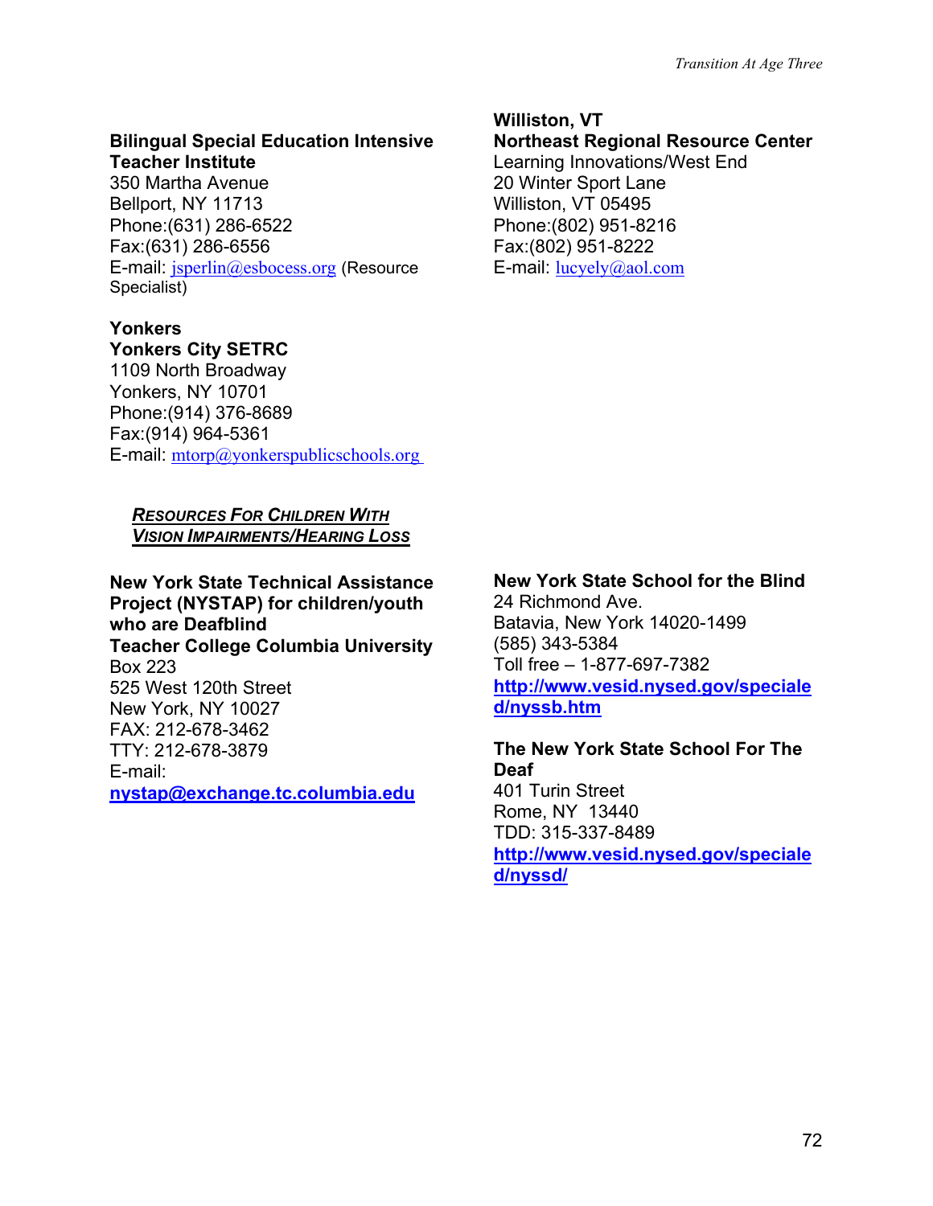**Bilingual Special Education Intensive Teacher Institute**
350 Martha Avenue
Bellport, NY 11713
Phone:(631) 286-6522
Fax:(631) 286-6556
E-mail: jsperlin@esbocess.org (Resource Specialist)

**Yonkers**
**Yonkers City SETRC**
1109 North Broadway
Yonkers, NY 10701
Phone:(914) 376-8689
Fax:(914) 964-5361
E-mail: mtorp@yonkerspublicschools.org

**Williston, VT**
**Northeast Regional Resource Center**
Learning Innovations/West End
20 Winter Sport Lane
Williston, VT 05495
Phone:(802) 951-8216
Fax:(802) 951-8222
E-mail: lucyely@aol.com

## *Resources For Children With Vision Impairments/Hearing Loss*

**New York State Technical Assistance Project (NYSTAP) for children/youth who are Deafblind**
**Teacher College Columbia University**
Box 223
525 West 120th Street
New York, NY 10027
FAX: 212-678-3462
TTY: 212-678-3879
E-mail:
**nystap@exchange.tc.columbia.edu**

**New York State School for the Blind**
24 Richmond Ave.
Batavia, New York 14020-1499
(585) 343-5384
Toll free – 1-877-697-7382
**http://www.vesid.nysed.gov/specialed/nyssb.htm**

**The New York State School For The Deaf**
401 Turin Street
Rome, NY 13440
TDD: 315-337-8489
**http://www.vesid.nysed.gov/specialed/nyssd/**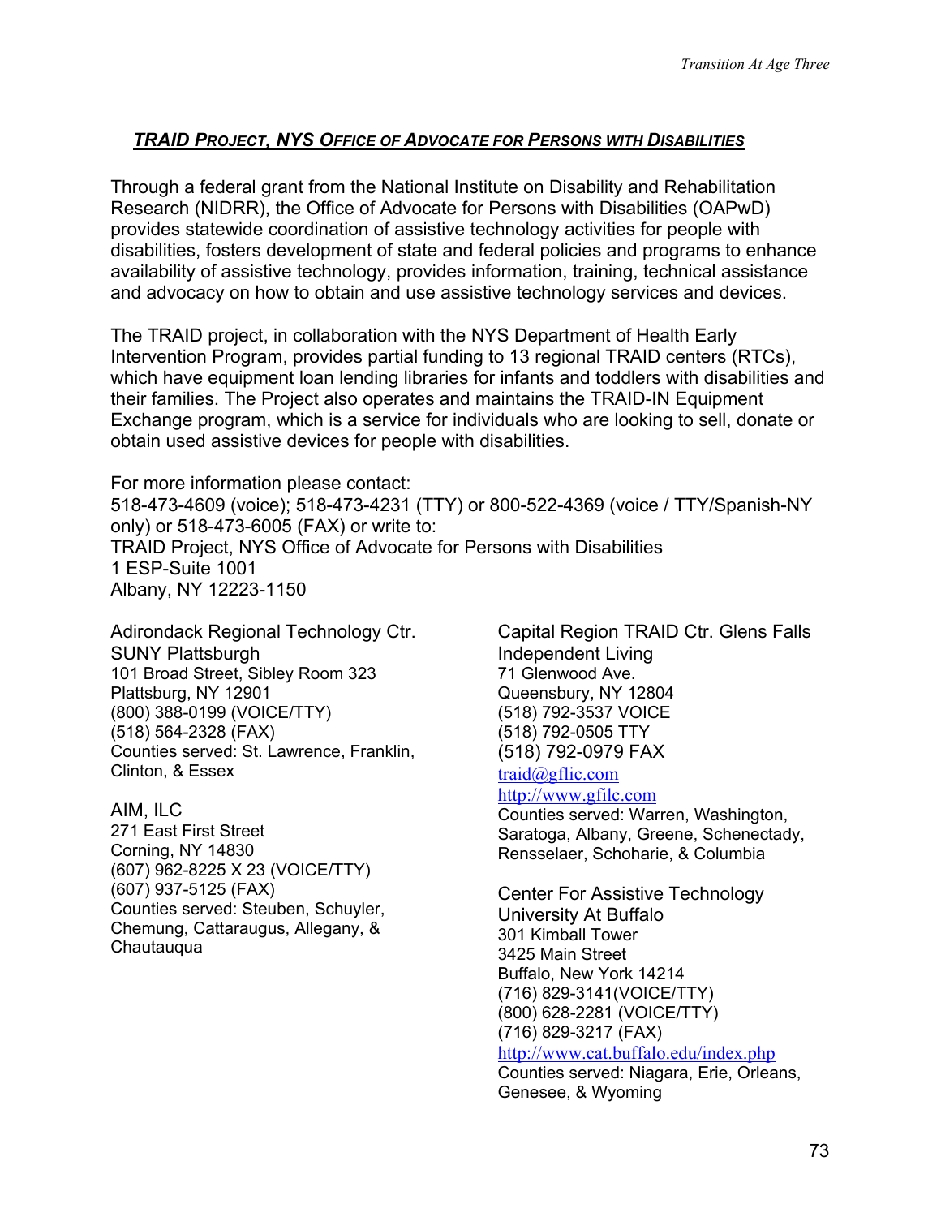## ***TRAID PROJECT, NYS OFFICE OF ADVOCATE FOR PERSONS WITH DISABILITIES***

Through a federal grant from the National Institute on Disability and Rehabilitation Research (NIDRR), the Office of Advocate for Persons with Disabilities (OAPwD) provides statewide coordination of assistive technology activities for people with disabilities, fosters development of state and federal policies and programs to enhance availability of assistive technology, provides information, training, technical assistance and advocacy on how to obtain and use assistive technology services and devices.

The TRAID project, in collaboration with the NYS Department of Health Early Intervention Program, provides partial funding to 13 regional TRAID centers (RTCs), which have equipment loan lending libraries for infants and toddlers with disabilities and their families. The Project also operates and maintains the TRAID-IN Equipment Exchange program, which is a service for individuals who are looking to sell, donate or obtain used assistive devices for people with disabilities.

For more information please contact:
518-473-4609 (voice); 518-473-4231 (TTY) or 800-522-4369 (voice / TTY/Spanish-NY only) or 518-473-6005 (FAX) or write to:
TRAID Project, NYS Office of Advocate for Persons with Disabilities
1 ESP-Suite 1001
Albany, NY 12223-1150

Adirondack Regional Technology Ctr.
SUNY Plattsburgh
101 Broad Street, Sibley Room 323
Plattsburg, NY 12901
(800) 388-0199 (VOICE/TTY)
(518) 564-2328 (FAX)
Counties served: St. Lawrence, Franklin, Clinton, & Essex

AIM, ILC
271 East First Street
Corning, NY 14830
(607) 962-8225 X 23 (VOICE/TTY)
(607) 937-5125 (FAX)
Counties served: Steuben, Schuyler, Chemung, Cattaraugus, Allegany, & Chautauqua

Capital Region TRAID Ctr. Glens Falls Independent Living
71 Glenwood Ave.
Queensbury, NY 12804
(518) 792-3537 VOICE
(518) 792-0505 TTY
(518) 792-0979 FAX
traid@gflic.com
http://www.gfilc.com
Counties served: Warren, Washington, Saratoga, Albany, Greene, Schenectady, Rensselaer, Schoharie, & Columbia

Center For Assistive Technology
University At Buffalo
301 Kimball Tower
3425 Main Street
Buffalo, New York 14214
(716) 829-3141(VOICE/TTY)
(800) 628-2281 (VOICE/TTY)
(716) 829-3217 (FAX)
http://www.cat.buffalo.edu/index.php
Counties served: Niagara, Erie, Orleans, Genesee, & Wyoming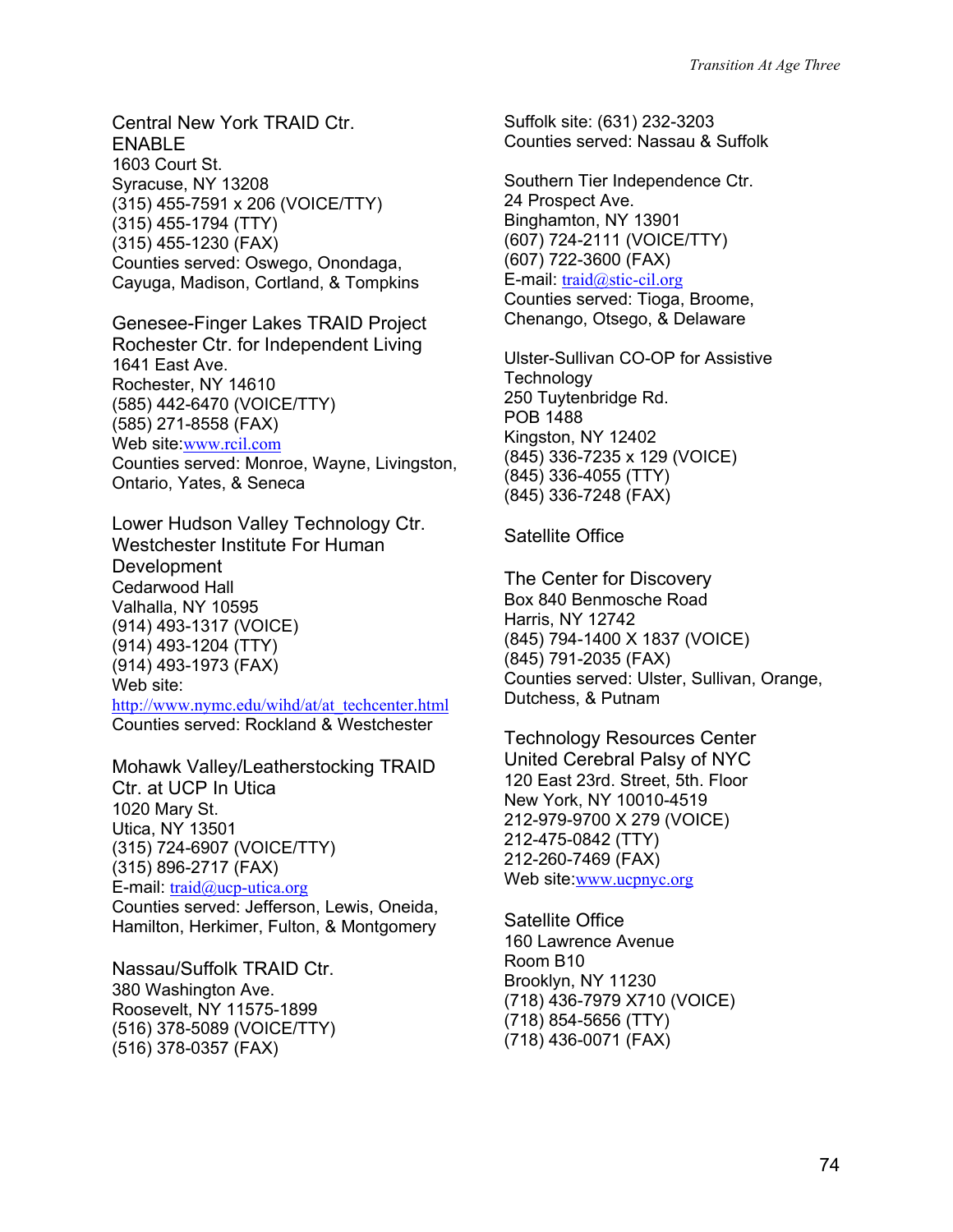Central New York TRAID Ctr.
ENABLE
1603 Court St.
Syracuse, NY 13208
(315) 455-7591 x 206 (VOICE/TTY)
(315) 455-1794 (TTY)
(315) 455-1230 (FAX)
Counties served: Oswego, Onondaga, Cayuga, Madison, Cortland, & Tompkins

Genesee-Finger Lakes TRAID Project
Rochester Ctr. for Independent Living
1641 East Ave.
Rochester, NY 14610
(585) 442-6470 (VOICE/TTY)
(585) 271-8558 (FAX)
Web site: www.rcil.com
Counties served: Monroe, Wayne, Livingston, Ontario, Yates, & Seneca

Lower Hudson Valley Technology Ctr.
Westchester Institute For Human Development
Cedarwood Hall
Valhalla, NY 10595
(914) 493-1317 (VOICE)
(914) 493-1204 (TTY)
(914) 493-1973 (FAX)
Web site:
http://www.nymc.edu/wihd/at/at_techcenter.html
Counties served: Rockland & Westchester

Mohawk Valley/Leatherstocking TRAID Ctr. at UCP In Utica
1020 Mary St.
Utica, NY 13501
(315) 724-6907 (VOICE/TTY)
(315) 896-2717 (FAX)
E-mail: traid@ucp-utica.org
Counties served: Jefferson, Lewis, Oneida, Hamilton, Herkimer, Fulton, & Montgomery

Nassau/Suffolk TRAID Ctr.
380 Washington Ave.
Roosevelt, NY 11575-1899
(516) 378-5089 (VOICE/TTY)
(516) 378-0357 (FAX)
Suffolk site: (631) 232-3203
Counties served: Nassau & Suffolk

Southern Tier Independence Ctr.
24 Prospect Ave.
Binghamton, NY 13901
(607) 724-2111 (VOICE/TTY)
(607) 722-3600 (FAX)
E-mail: traid@stic-cil.org
Counties served: Tioga, Broome, Chenango, Otsego, & Delaware

Ulster-Sullivan CO-OP for Assistive Technology
250 Tuytenbridge Rd.
POB 1488
Kingston, NY 12402
(845) 336-7235 x 129 (VOICE)
(845) 336-4055 (TTY)
(845) 336-7248 (FAX)

Satellite Office

The Center for Discovery
Box 840 Benmosche Road
Harris, NY 12742
(845) 794-1400 X 1837 (VOICE)
(845) 791-2035 (FAX)
Counties served: Ulster, Sullivan, Orange, Dutchess, & Putnam

Technology Resources Center
United Cerebral Palsy of NYC
120 East 23rd. Street, 5th. Floor
New York, NY 10010-4519
212-979-9700 X 279 (VOICE)
212-475-0842 (TTY)
212-260-7469 (FAX)
Web site: www.ucpnyc.org

Satellite Office
160 Lawrence Avenue
Room B10
Brooklyn, NY 11230
(718) 436-7979 X710 (VOICE)
(718) 854-5656 (TTY)
(718) 436-0071 (FAX)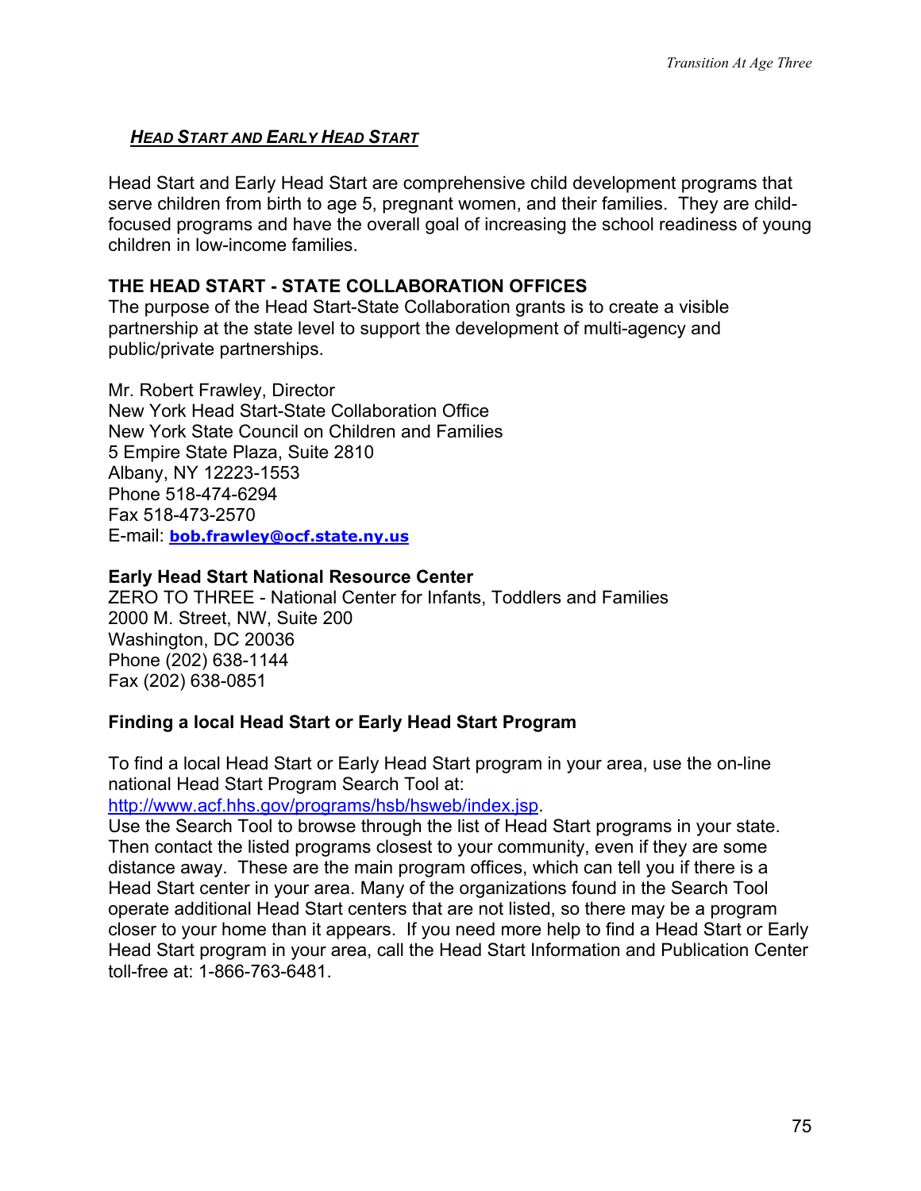## *HEAD START AND EARLY HEAD START*

Head Start and Early Head Start are comprehensive child development programs that serve children from birth to age 5, pregnant women, and their families. They are child-focused programs and have the overall goal of increasing the school readiness of young children in low-income families.

### THE HEAD START - STATE COLLABORATION OFFICES

The purpose of the Head Start-State Collaboration grants is to create a visible partnership at the state level to support the development of multi-agency and public/private partnerships.

Mr. Robert Frawley, Director
New York Head Start-State Collaboration Office
New York State Council on Children and Families
5 Empire State Plaza, Suite 2810
Albany, NY 12223-1553
Phone 518-474-6294
Fax 518-473-2570
E-mail: **bob.frawley@ocf.state.ny.us**

### Early Head Start National Resource Center

ZERO TO THREE - National Center for Infants, Toddlers and Families
2000 M. Street, NW, Suite 200
Washington, DC 20036
Phone (202) 638-1144
Fax (202) 638-0851

### Finding a local Head Start or Early Head Start Program

To find a local Head Start or Early Head Start program in your area, use the on-line national Head Start Program Search Tool at:
http://www.acf.hhs.gov/programs/hsb/hsweb/index.jsp.
Use the Search Tool to browse through the list of Head Start programs in your state. Then contact the listed programs closest to your community, even if they are some distance away. These are the main program offices, which can tell you if there is a Head Start center in your area. Many of the organizations found in the Search Tool operate additional Head Start centers that are not listed, so there may be a program closer to your home than it appears. If you need more help to find a Head Start or Early Head Start program in your area, call the Head Start Information and Publication Center toll-free at: 1-866-763-6481.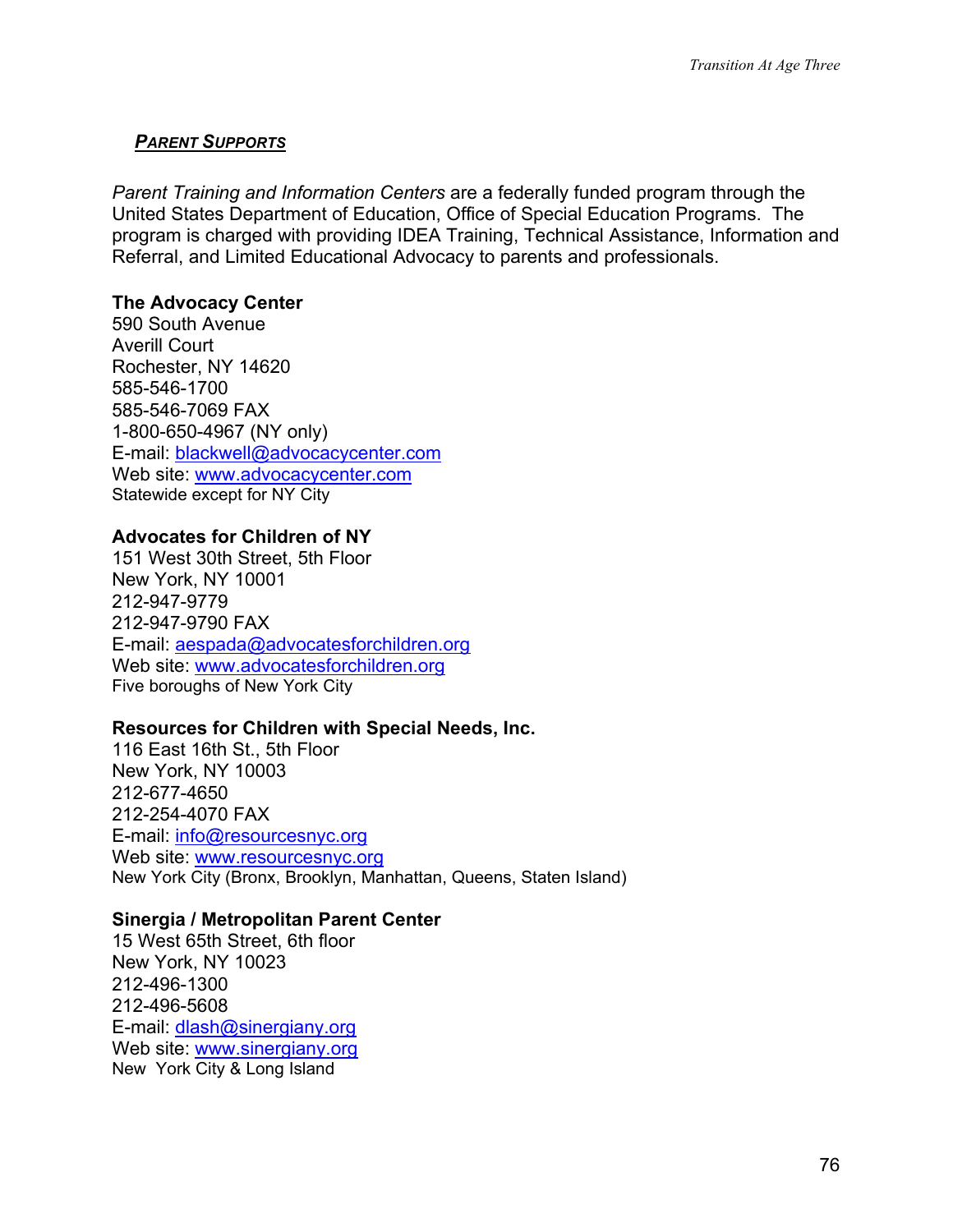## ***PARENT SUPPORTS***

*Parent Training and Information Centers* are a federally funded program through the United States Department of Education, Office of Special Education Programs. The program is charged with providing IDEA Training, Technical Assistance, Information and Referral, and Limited Educational Advocacy to parents and professionals.

**The Advocacy Center**
590 South Avenue
Averill Court
Rochester, NY 14620
585-546-1700
585-546-7069 FAX
1-800-650-4967 (NY only)
E-mail: blackwell@advocacycenter.com
Web site: www.advocacycenter.com
Statewide except for NY City

**Advocates for Children of NY**
151 West 30th Street, 5th Floor
New York, NY 10001
212-947-9779
212-947-9790 FAX
E-mail: aespada@advocatesforchildren.org
Web site: www.advocatesforchildren.org
Five boroughs of New York City

**Resources for Children with Special Needs, Inc.**
116 East 16th St., 5th Floor
New York, NY 10003
212-677-4650
212-254-4070 FAX
E-mail: info@resourcesnyc.org
Web site: www.resourcesnyc.org
New York City (Bronx, Brooklyn, Manhattan, Queens, Staten Island)

**Sinergia / Metropolitan Parent Center**
15 West 65th Street, 6th floor
New York, NY 10023
212-496-1300
212-496-5608
E-mail: dlash@sinergiany.org
Web site: www.sinergiany.org
New York City & Long Island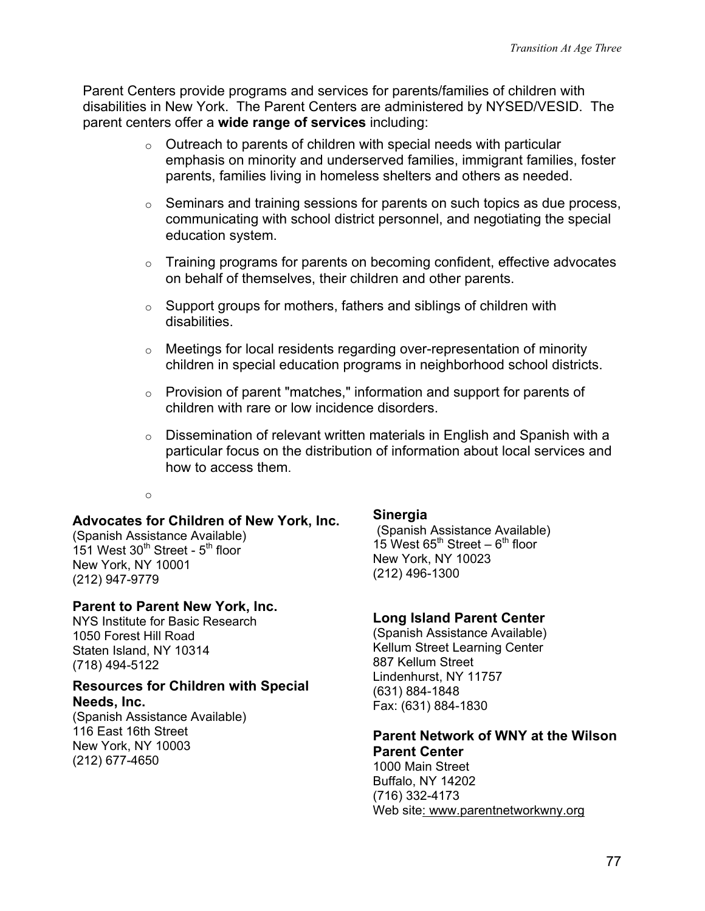Parent Centers provide programs and services for parents/families of children with disabilities in New York. The Parent Centers are administered by NYSED/VESID. The parent centers offer a **wide range of services** including:

- Outreach to parents of children with special needs with particular emphasis on minority and underserved families, immigrant families, foster parents, families living in homeless shelters and others as needed.
- Seminars and training sessions for parents on such topics as due process, communicating with school district personnel, and negotiating the special education system.
- Training programs for parents on becoming confident, effective advocates on behalf of themselves, their children and other parents.
- Support groups for mothers, fathers and siblings of children with disabilities.
- Meetings for local residents regarding over-representation of minority children in special education programs in neighborhood school districts.
- Provision of parent "matches," information and support for parents of children with rare or low incidence disorders.
- Dissemination of relevant written materials in English and Spanish with a particular focus on the distribution of information about local services and how to access them.

**Advocates for Children of New York, Inc.**
(Spanish Assistance Available)
151 West 30th Street - 5th floor
New York, NY 10001
(212) 947-9779

**Parent to Parent New York, Inc.**
NYS Institute for Basic Research
1050 Forest Hill Road
Staten Island, NY 10314
(718) 494-5122

**Resources for Children with Special Needs, Inc.**
(Spanish Assistance Available)
116 East 16th Street
New York, NY 10003
(212) 677-4650

**Sinergia**
(Spanish Assistance Available)
15 West 65th Street – 6th floor
New York, NY 10023
(212) 496-1300

**Long Island Parent Center**
(Spanish Assistance Available)
Kellum Street Learning Center
887 Kellum Street
Lindenhurst, NY 11757
(631) 884-1848
Fax: (631) 884-1830

**Parent Network of WNY at the Wilson Parent Center**
1000 Main Street
Buffalo, NY 14202
(716) 332-4173
Web site: www.parentnetworkwny.org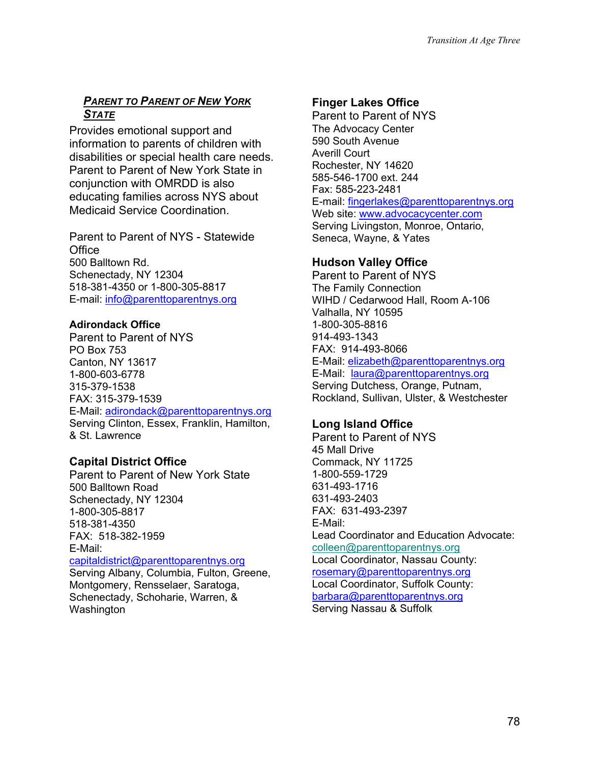## *Parent to Parent of New York State*

Provides emotional support and information to parents of children with disabilities or special health care needs. Parent to Parent of New York State in conjunction with OMRDD is also educating families across NYS about Medicaid Service Coordination.

Parent to Parent of NYS - Statewide Office
500 Balltown Rd.
Schenectady, NY 12304
518-381-4350 or 1-800-305-8817
E-mail: info@parenttoparentnys.org

**Adirondack Office**
Parent to Parent of NYS
PO Box 753
Canton, NY 13617
1-800-603-6778
315-379-1538
FAX: 315-379-1539
E-Mail: adirondack@parenttoparentnys.org
Serving Clinton, Essex, Franklin, Hamilton, & St. Lawrence

**Capital District Office**
Parent to Parent of New York State
500 Balltown Road
Schenectady, NY 12304
1-800-305-8817
518-381-4350
FAX: 518-382-1959
E-Mail:
capitaldistrict@parenttoparentnys.org
Serving Albany, Columbia, Fulton, Greene, Montgomery, Rensselaer, Saratoga, Schenectady, Schoharie, Warren, & Washington

**Finger Lakes Office**
Parent to Parent of NYS
The Advocacy Center
590 South Avenue
Averill Court
Rochester, NY 14620
585-546-1700 ext. 244
Fax: 585-223-2481
E-mail: fingerlakes@parenttoparentnys.org
Web site: www.advocacycenter.com
Serving Livingston, Monroe, Ontario, Seneca, Wayne, & Yates

**Hudson Valley Office**
Parent to Parent of NYS
The Family Connection
WIHD / Cedarwood Hall, Room A-106
Valhalla, NY 10595
1-800-305-8816
914-493-1343
FAX: 914-493-8066
E-Mail: elizabeth@parenttoparentnys.org
E-Mail: laura@parenttoparentnys.org
Serving Dutchess, Orange, Putnam, Rockland, Sullivan, Ulster, & Westchester

**Long Island Office**
Parent to Parent of NYS
45 Mall Drive
Commack, NY 11725
1-800-559-1729
631-493-1716
631-493-2403
FAX: 631-493-2397
E-Mail:
Lead Coordinator and Education Advocate:
colleen@parenttoparentnys.org
Local Coordinator, Nassau County:
rosemary@parenttoparentnys.org
Local Coordinator, Suffolk County:
barbara@parenttoparentnys.org
Serving Nassau & Suffolk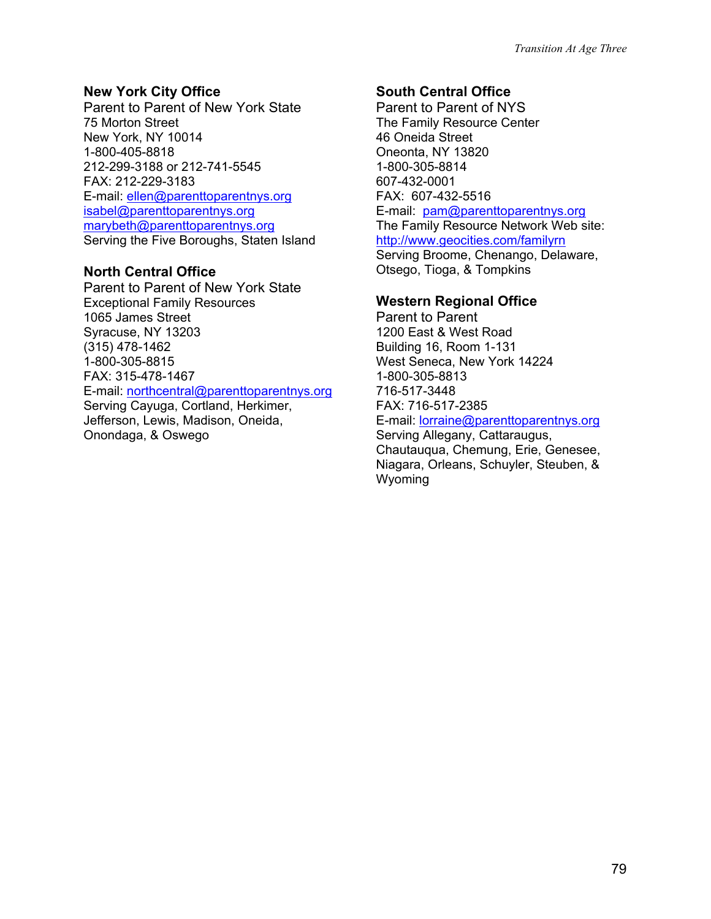### New York City Office

Parent to Parent of New York State
75 Morton Street
New York, NY 10014
1-800-405-8818
212-299-3188 or 212-741-5545
FAX: 212-229-3183
E-mail: ellen@parenttoparentnys.org
isabel@parenttoparentnys.org
marybeth@parenttoparentnys.org
Serving the Five Boroughs, Staten Island

### North Central Office

Parent to Parent of New York State
Exceptional Family Resources
1065 James Street
Syracuse, NY 13203
(315) 478-1462
1-800-305-8815
FAX: 315-478-1467
E-mail: northcentral@parenttoparentnys.org
Serving Cayuga, Cortland, Herkimer, Jefferson, Lewis, Madison, Oneida, Onondaga, & Oswego

### South Central Office

Parent to Parent of NYS
The Family Resource Center
46 Oneida Street
Oneonta, NY 13820
1-800-305-8814
607-432-0001
FAX: 607-432-5516
E-mail: pam@parenttoparentnys.org
The Family Resource Network Web site:
http://www.geocities.com/familyrn
Serving Broome, Chenango, Delaware, Otsego, Tioga, & Tompkins

### Western Regional Office

Parent to Parent
1200 East & West Road
Building 16, Room 1-131
West Seneca, New York 14224
1-800-305-8813
716-517-3448
FAX: 716-517-2385
E-mail: lorraine@parenttoparentnys.org
Serving Allegany, Cattaraugus, Chautauqua, Chemung, Erie, Genesee, Niagara, Orleans, Schuyler, Steuben, & Wyoming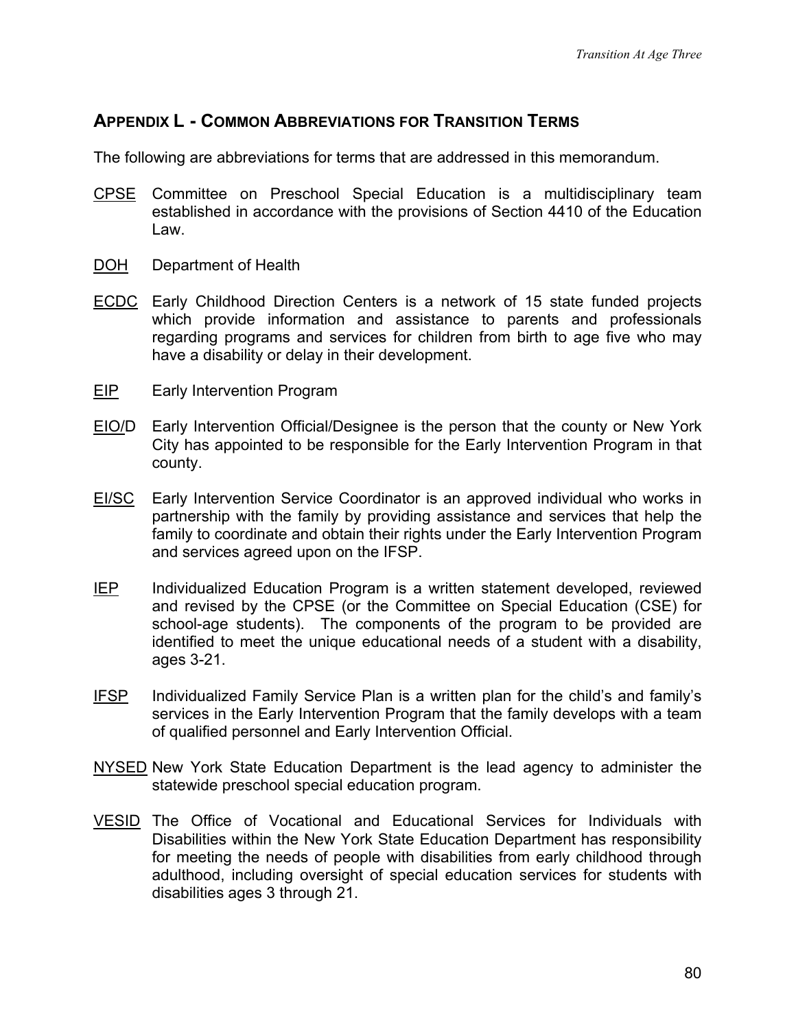## APPENDIX L - COMMON ABBREVIATIONS FOR TRANSITION TERMS

The following are abbreviations for terms that are addressed in this memorandum.

<u>CPSE</u> Committee on Preschool Special Education is a multidisciplinary team established in accordance with the provisions of Section 4410 of the Education Law.

<u>DOH</u> Department of Health

<u>ECDC</u> Early Childhood Direction Centers is a network of 15 state funded projects which provide information and assistance to parents and professionals regarding programs and services for children from birth to age five who may have a disability or delay in their development.

<u>EIP</u> Early Intervention Program

<u>EIO/</u>D Early Intervention Official/Designee is the person that the county or New York City has appointed to be responsible for the Early Intervention Program in that county.

<u>EI/SC</u> Early Intervention Service Coordinator is an approved individual who works in partnership with the family by providing assistance and services that help the family to coordinate and obtain their rights under the Early Intervention Program and services agreed upon on the IFSP.

<u>IEP</u> Individualized Education Program is a written statement developed, reviewed and revised by the CPSE (or the Committee on Special Education (CSE) for school-age students). The components of the program to be provided are identified to meet the unique educational needs of a student with a disability, ages 3-21.

<u>IFSP</u> Individualized Family Service Plan is a written plan for the child's and family's services in the Early Intervention Program that the family develops with a team of qualified personnel and Early Intervention Official.

<u>NYSED</u> New York State Education Department is the lead agency to administer the statewide preschool special education program.

<u>VESID</u> The Office of Vocational and Educational Services for Individuals with Disabilities within the New York State Education Department has responsibility for meeting the needs of people with disabilities from early childhood through adulthood, including oversight of special education services for students with disabilities ages 3 through 21.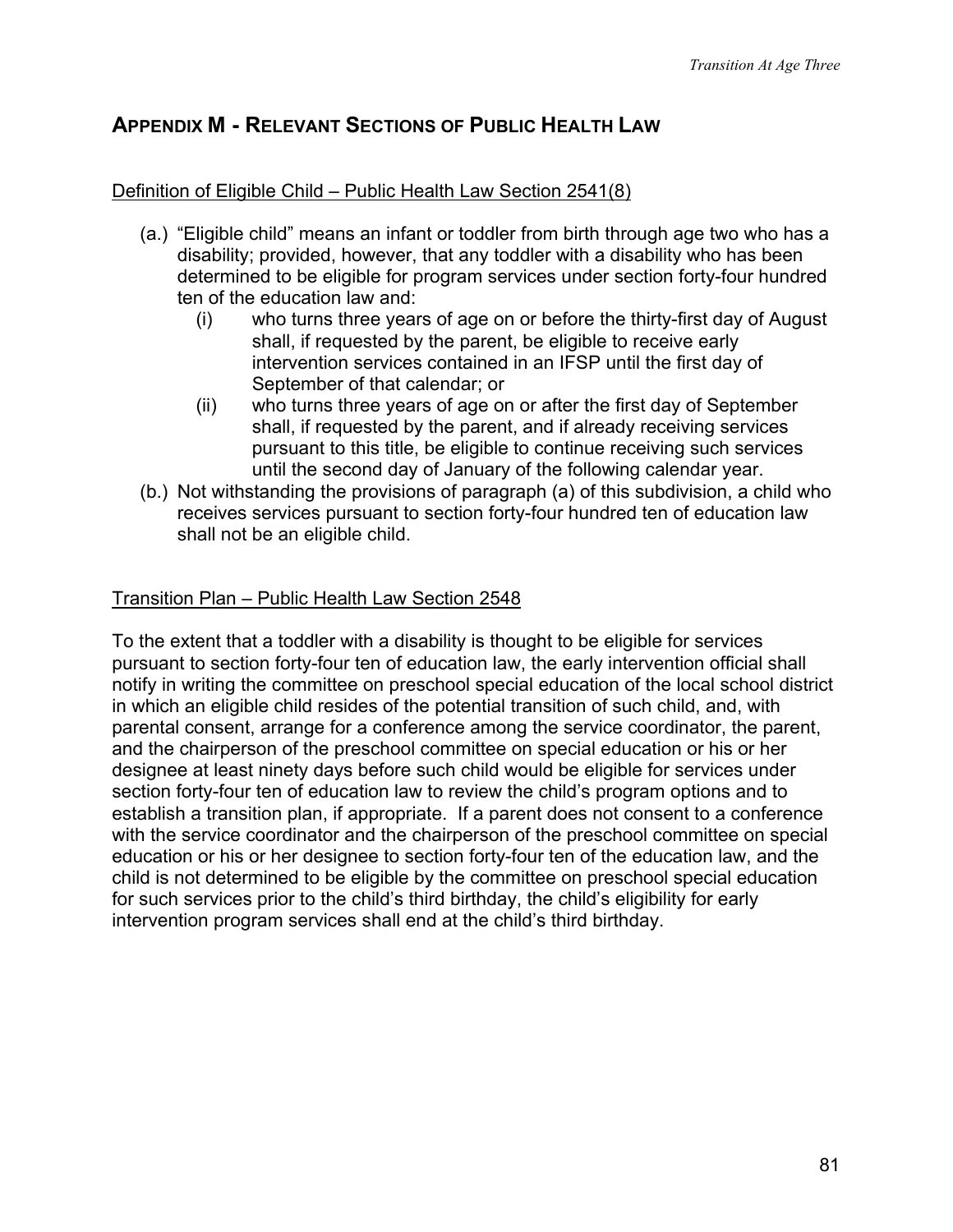## APPENDIX M - RELEVANT SECTIONS OF PUBLIC HEALTH LAW

Definition of Eligible Child – Public Health Law Section 2541(8)

(a.) “Eligible child” means an infant or toddler from birth through age two who has a disability; provided, however, that any toddler with a disability who has been determined to be eligible for program services under section forty-four hundred ten of the education law and:

   (i) who turns three years of age on or before the thirty-first day of August shall, if requested by the parent, be eligible to receive early intervention services contained in an IFSP until the first day of September of that calendar; or

   (ii) who turns three years of age on or after the first day of September shall, if requested by the parent, and if already receiving services pursuant to this title, be eligible to continue receiving such services until the second day of January of the following calendar year.

(b.) Not withstanding the provisions of paragraph (a) of this subdivision, a child who receives services pursuant to section forty-four hundred ten of education law shall not be an eligible child.

Transition Plan – Public Health Law Section 2548

To the extent that a toddler with a disability is thought to be eligible for services pursuant to section forty-four ten of education law, the early intervention official shall notify in writing the committee on preschool special education of the local school district in which an eligible child resides of the potential transition of such child, and, with parental consent, arrange for a conference among the service coordinator, the parent, and the chairperson of the preschool committee on special education or his or her designee at least ninety days before such child would be eligible for services under section forty-four ten of education law to review the child’s program options and to establish a transition plan, if appropriate. If a parent does not consent to a conference with the service coordinator and the chairperson of the preschool committee on special education or his or her designee to section forty-four ten of the education law, and the child is not determined to be eligible by the committee on preschool special education for such services prior to the child’s third birthday, the child’s eligibility for early intervention program services shall end at the child’s third birthday.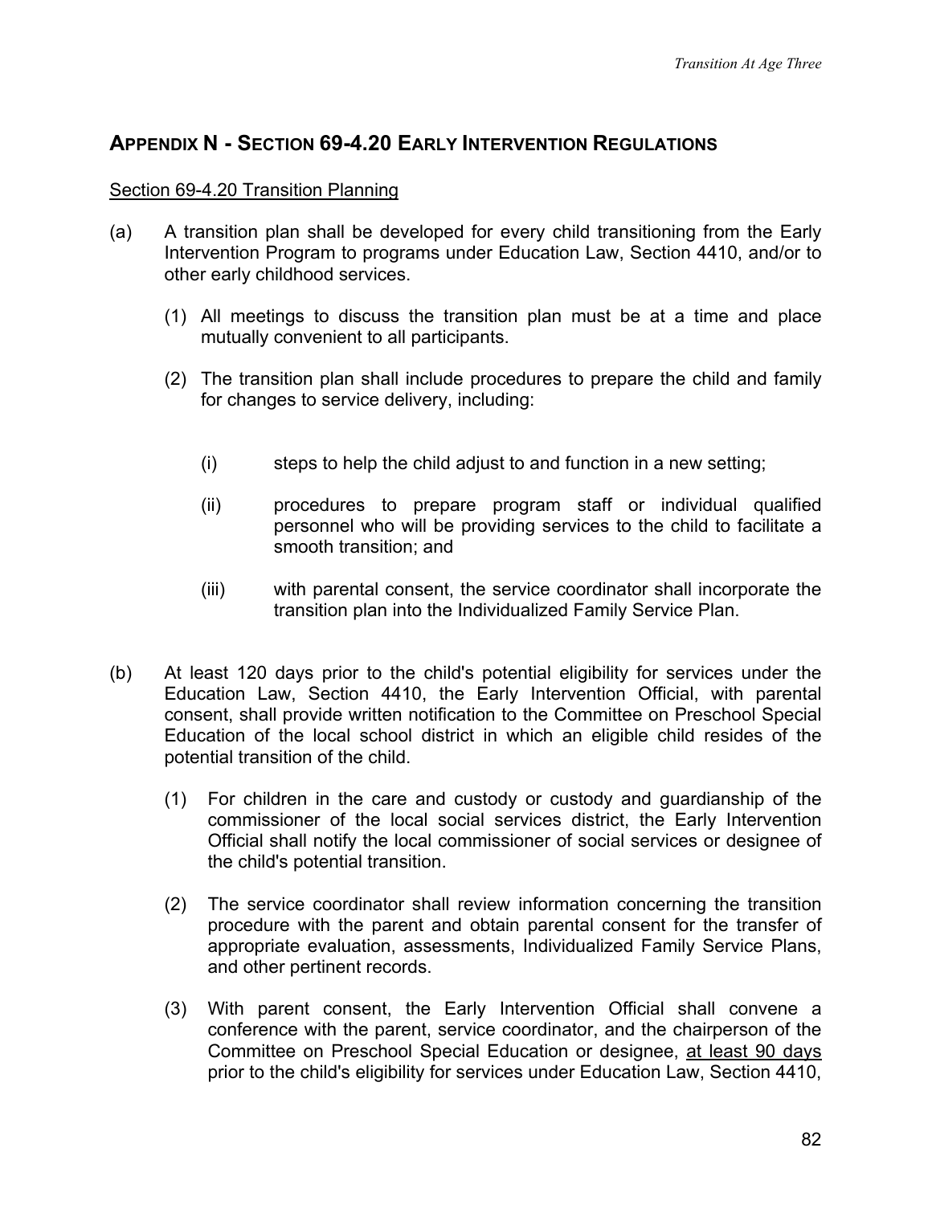## APPENDIX N - SECTION 69-4.20 EARLY INTERVENTION REGULATIONS

<u>Section 69-4.20 Transition Planning</u>

(a) A transition plan shall be developed for every child transitioning from the Early Intervention Program to programs under Education Law, Section 4410, and/or to other early childhood services.

   (1) All meetings to discuss the transition plan must be at a time and place mutually convenient to all participants.

   (2) The transition plan shall include procedures to prepare the child and family for changes to service delivery, including:

      (i) steps to help the child adjust to and function in a new setting;

      (ii) procedures to prepare program staff or individual qualified personnel who will be providing services to the child to facilitate a smooth transition; and

      (iii) with parental consent, the service coordinator shall incorporate the transition plan into the Individualized Family Service Plan.

(b) At least 120 days prior to the child's potential eligibility for services under the Education Law, Section 4410, the Early Intervention Official, with parental consent, shall provide written notification to the Committee on Preschool Special Education of the local school district in which an eligible child resides of the potential transition of the child.

   (1) For children in the care and custody or custody and guardianship of the commissioner of the local social services district, the Early Intervention Official shall notify the local commissioner of social services or designee of the child's potential transition.

   (2) The service coordinator shall review information concerning the transition procedure with the parent and obtain parental consent for the transfer of appropriate evaluation, assessments, Individualized Family Service Plans, and other pertinent records.

   (3) With parent consent, the Early Intervention Official shall convene a conference with the parent, service coordinator, and the chairperson of the Committee on Preschool Special Education or designee, <u>at least 90 days</u> prior to the child's eligibility for services under Education Law, Section 4410,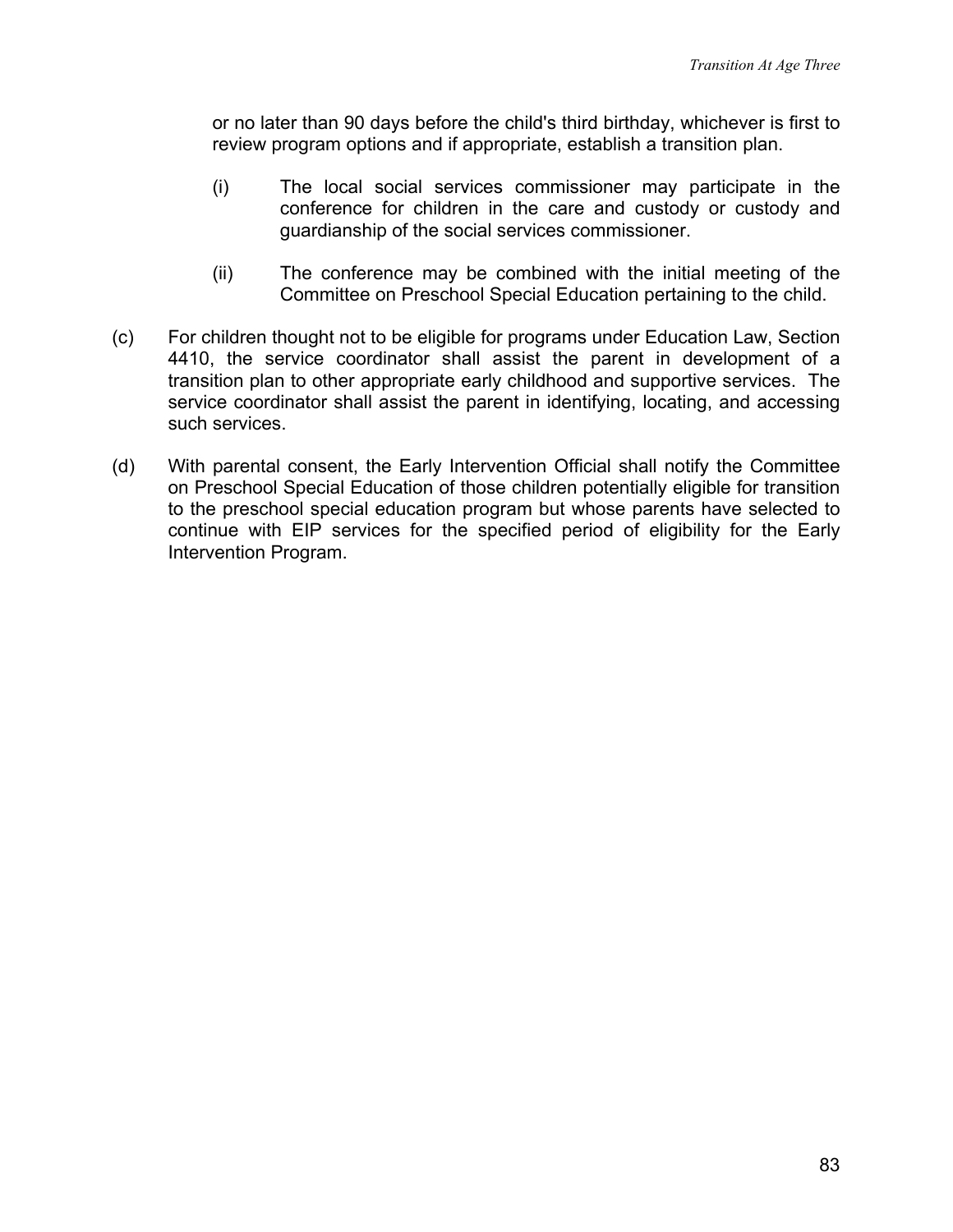or no later than 90 days before the child's third birthday, whichever is first to review program options and if appropriate, establish a transition plan.

(i) The local social services commissioner may participate in the conference for children in the care and custody or custody and guardianship of the social services commissioner.

(ii) The conference may be combined with the initial meeting of the Committee on Preschool Special Education pertaining to the child.

(c) For children thought not to be eligible for programs under Education Law, Section 4410, the service coordinator shall assist the parent in development of a transition plan to other appropriate early childhood and supportive services. The service coordinator shall assist the parent in identifying, locating, and accessing such services.

(d) With parental consent, the Early Intervention Official shall notify the Committee on Preschool Special Education of those children potentially eligible for transition to the preschool special education program but whose parents have selected to continue with EIP services for the specified period of eligibility for the Early Intervention Program.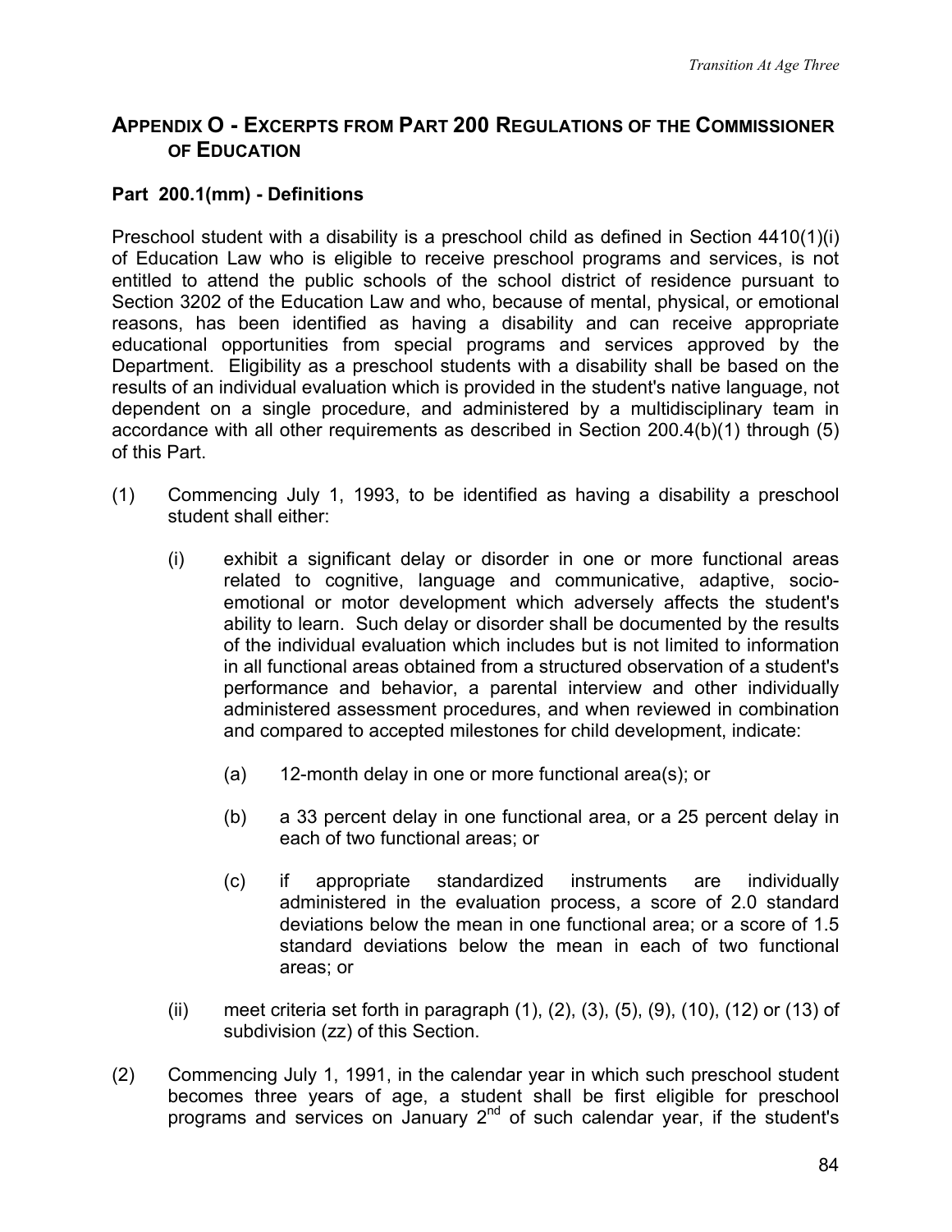## APPENDIX O - EXCERPTS FROM PART 200 REGULATIONS OF THE COMMISSIONER OF EDUCATION

### Part 200.1(mm) - Definitions

Preschool student with a disability is a preschool child as defined in Section 4410(1)(i) of Education Law who is eligible to receive preschool programs and services, is not entitled to attend the public schools of the school district of residence pursuant to Section 3202 of the Education Law and who, because of mental, physical, or emotional reasons, has been identified as having a disability and can receive appropriate educational opportunities from special programs and services approved by the Department. Eligibility as a preschool students with a disability shall be based on the results of an individual evaluation which is provided in the student's native language, not dependent on a single procedure, and administered by a multidisciplinary team in accordance with all other requirements as described in Section 200.4(b)(1) through (5) of this Part.

(1) Commencing July 1, 1993, to be identified as having a disability a preschool student shall either:

 (i) exhibit a significant delay or disorder in one or more functional areas related to cognitive, language and communicative, adaptive, socio-emotional or motor development which adversely affects the student's ability to learn. Such delay or disorder shall be documented by the results of the individual evaluation which includes but is not limited to information in all functional areas obtained from a structured observation of a student's performance and behavior, a parental interview and other individually administered assessment procedures, and when reviewed in combination and compared to accepted milestones for child development, indicate:

  (a) 12-month delay in one or more functional area(s); or

  (b) a 33 percent delay in one functional area, or a 25 percent delay in each of two functional areas; or

  (c) if appropriate standardized instruments are individually administered in the evaluation process, a score of 2.0 standard deviations below the mean in one functional area; or a score of 1.5 standard deviations below the mean in each of two functional areas; or

 (ii) meet criteria set forth in paragraph (1), (2), (3), (5), (9), (10), (12) or (13) of subdivision (zz) of this Section.

(2) Commencing July 1, 1991, in the calendar year in which such preschool student becomes three years of age, a student shall be first eligible for preschool programs and services on January 2nd of such calendar year, if the student's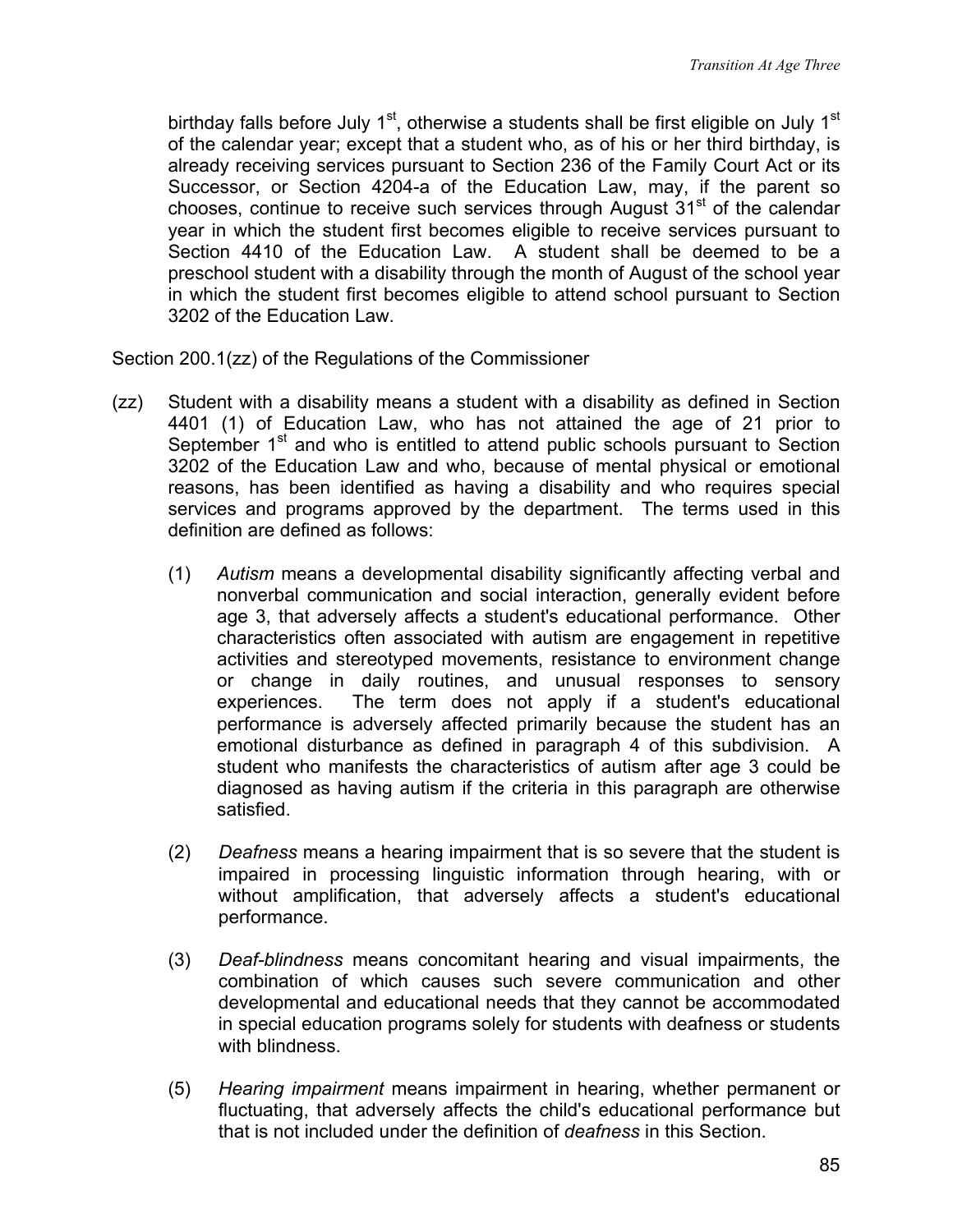birthday falls before July 1st, otherwise a students shall be first eligible on July 1st of the calendar year; except that a student who, as of his or her third birthday, is already receiving services pursuant to Section 236 of the Family Court Act or its Successor, or Section 4204-a of the Education Law, may, if the parent so chooses, continue to receive such services through August 31st of the calendar year in which the student first becomes eligible to receive services pursuant to Section 4410 of the Education Law. A student shall be deemed to be a preschool student with a disability through the month of August of the school year in which the student first becomes eligible to attend school pursuant to Section 3202 of the Education Law.

Section 200.1(zz) of the Regulations of the Commissioner

(zz) Student with a disability means a student with a disability as defined in Section 4401 (1) of Education Law, who has not attained the age of 21 prior to September 1st and who is entitled to attend public schools pursuant to Section 3202 of the Education Law and who, because of mental physical or emotional reasons, has been identified as having a disability and who requires special services and programs approved by the department. The terms used in this definition are defined as follows:

(1) *Autism* means a developmental disability significantly affecting verbal and nonverbal communication and social interaction, generally evident before age 3, that adversely affects a student's educational performance. Other characteristics often associated with autism are engagement in repetitive activities and stereotyped movements, resistance to environment change or change in daily routines, and unusual responses to sensory experiences. The term does not apply if a student's educational performance is adversely affected primarily because the student has an emotional disturbance as defined in paragraph 4 of this subdivision. A student who manifests the characteristics of autism after age 3 could be diagnosed as having autism if the criteria in this paragraph are otherwise satisfied.

(2) *Deafness* means a hearing impairment that is so severe that the student is impaired in processing linguistic information through hearing, with or without amplification, that adversely affects a student's educational performance.

(3) *Deaf-blindness* means concomitant hearing and visual impairments, the combination of which causes such severe communication and other developmental and educational needs that they cannot be accommodated in special education programs solely for students with deafness or students with blindness.

(5) *Hearing impairment* means impairment in hearing, whether permanent or fluctuating, that adversely affects the child's educational performance but that is not included under the definition of *deafness* in this Section.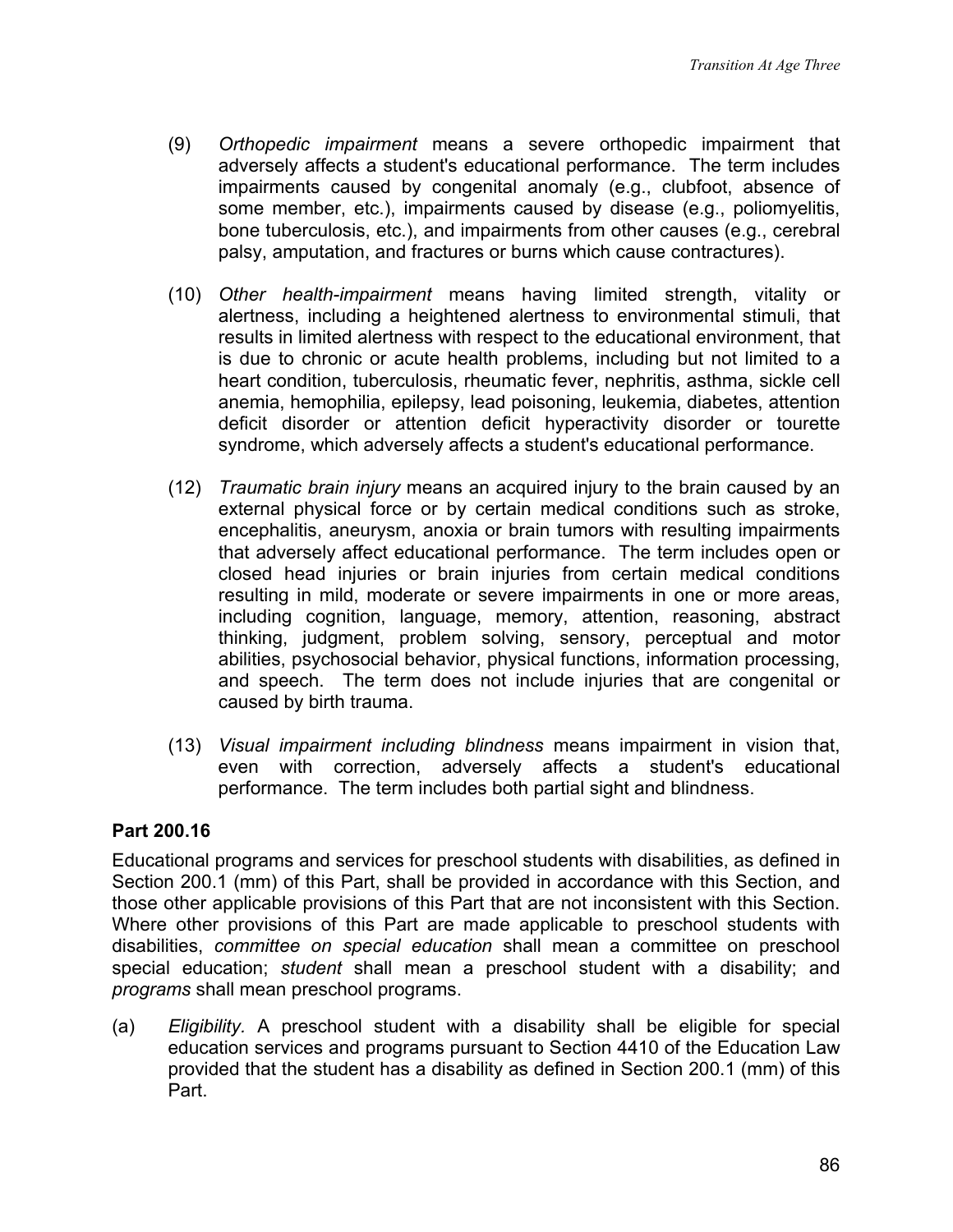(9) *Orthopedic impairment* means a severe orthopedic impairment that adversely affects a student's educational performance. The term includes impairments caused by congenital anomaly (e.g., clubfoot, absence of some member, etc.), impairments caused by disease (e.g., poliomyelitis, bone tuberculosis, etc.), and impairments from other causes (e.g., cerebral palsy, amputation, and fractures or burns which cause contractures).

(10) *Other health-impairment* means having limited strength, vitality or alertness, including a heightened alertness to environmental stimuli, that results in limited alertness with respect to the educational environment, that is due to chronic or acute health problems, including but not limited to a heart condition, tuberculosis, rheumatic fever, nephritis, asthma, sickle cell anemia, hemophilia, epilepsy, lead poisoning, leukemia, diabetes, attention deficit disorder or attention deficit hyperactivity disorder or tourette syndrome, which adversely affects a student's educational performance.

(12) *Traumatic brain injury* means an acquired injury to the brain caused by an external physical force or by certain medical conditions such as stroke, encephalitis, aneurysm, anoxia or brain tumors with resulting impairments that adversely affect educational performance. The term includes open or closed head injuries or brain injuries from certain medical conditions resulting in mild, moderate or severe impairments in one or more areas, including cognition, language, memory, attention, reasoning, abstract thinking, judgment, problem solving, sensory, perceptual and motor abilities, psychosocial behavior, physical functions, information processing, and speech. The term does not include injuries that are congenital or caused by birth trauma.

(13) *Visual impairment including blindness* means impairment in vision that, even with correction, adversely affects a student's educational performance. The term includes both partial sight and blindness.

**Part 200.16**

Educational programs and services for preschool students with disabilities, as defined in Section 200.1 (mm) of this Part, shall be provided in accordance with this Section, and those other applicable provisions of this Part that are not inconsistent with this Section. Where other provisions of this Part are made applicable to preschool students with disabilities, *committee on special education* shall mean a committee on preschool special education; *student* shall mean a preschool student with a disability; and *programs* shall mean preschool programs.

(a) *Eligibility.* A preschool student with a disability shall be eligible for special education services and programs pursuant to Section 4410 of the Education Law provided that the student has a disability as defined in Section 200.1 (mm) of this Part.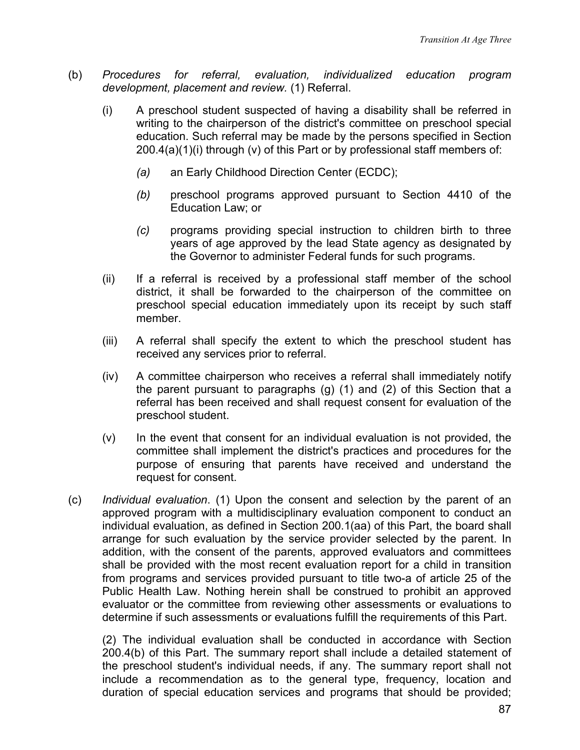(b) *Procedures for referral, evaluation, individualized education program development, placement and review.* (1) Referral.

(i) A preschool student suspected of having a disability shall be referred in writing to the chairperson of the district's committee on preschool special education. Such referral may be made by the persons specified in Section 200.4(a)(1)(i) through (v) of this Part or by professional staff members of:

*(a)* an Early Childhood Direction Center (ECDC);

*(b)* preschool programs approved pursuant to Section 4410 of the Education Law; or

*(c)* programs providing special instruction to children birth to three years of age approved by the lead State agency as designated by the Governor to administer Federal funds for such programs.

(ii) If a referral is received by a professional staff member of the school district, it shall be forwarded to the chairperson of the committee on preschool special education immediately upon its receipt by such staff member.

(iii) A referral shall specify the extent to which the preschool student has received any services prior to referral.

(iv) A committee chairperson who receives a referral shall immediately notify the parent pursuant to paragraphs (g) (1) and (2) of this Section that a referral has been received and shall request consent for evaluation of the preschool student.

(v) In the event that consent for an individual evaluation is not provided, the committee shall implement the district's practices and procedures for the purpose of ensuring that parents have received and understand the request for consent.

(c) *Individual evaluation*. (1) Upon the consent and selection by the parent of an approved program with a multidisciplinary evaluation component to conduct an individual evaluation, as defined in Section 200.1(aa) of this Part, the board shall arrange for such evaluation by the service provider selected by the parent. In addition, with the consent of the parents, approved evaluators and committees shall be provided with the most recent evaluation report for a child in transition from programs and services provided pursuant to title two-a of article 25 of the Public Health Law. Nothing herein shall be construed to prohibit an approved evaluator or the committee from reviewing other assessments or evaluations to determine if such assessments or evaluations fulfill the requirements of this Part.

(2) The individual evaluation shall be conducted in accordance with Section 200.4(b) of this Part. The summary report shall include a detailed statement of the preschool student's individual needs, if any. The summary report shall not include a recommendation as to the general type, frequency, location and duration of special education services and programs that should be provided;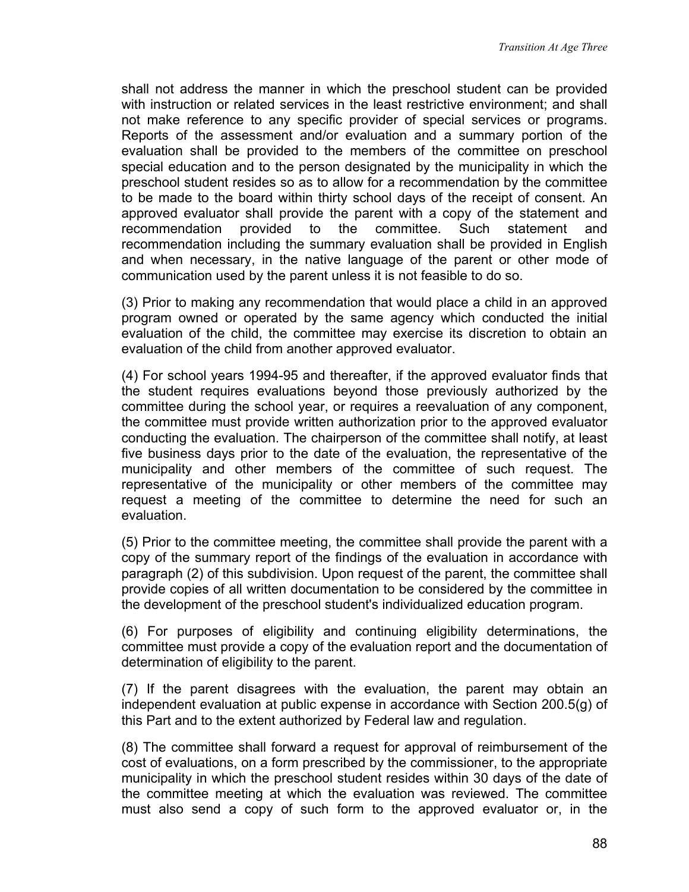shall not address the manner in which the preschool student can be provided with instruction or related services in the least restrictive environment; and shall not make reference to any specific provider of special services or programs. Reports of the assessment and/or evaluation and a summary portion of the evaluation shall be provided to the members of the committee on preschool special education and to the person designated by the municipality in which the preschool student resides so as to allow for a recommendation by the committee to be made to the board within thirty school days of the receipt of consent. An approved evaluator shall provide the parent with a copy of the statement and recommendation provided to the committee. Such statement and recommendation including the summary evaluation shall be provided in English and when necessary, in the native language of the parent or other mode of communication used by the parent unless it is not feasible to do so.

(3) Prior to making any recommendation that would place a child in an approved program owned or operated by the same agency which conducted the initial evaluation of the child, the committee may exercise its discretion to obtain an evaluation of the child from another approved evaluator.

(4) For school years 1994-95 and thereafter, if the approved evaluator finds that the student requires evaluations beyond those previously authorized by the committee during the school year, or requires a reevaluation of any component, the committee must provide written authorization prior to the approved evaluator conducting the evaluation. The chairperson of the committee shall notify, at least five business days prior to the date of the evaluation, the representative of the municipality and other members of the committee of such request. The representative of the municipality or other members of the committee may request a meeting of the committee to determine the need for such an evaluation.

(5) Prior to the committee meeting, the committee shall provide the parent with a copy of the summary report of the findings of the evaluation in accordance with paragraph (2) of this subdivision. Upon request of the parent, the committee shall provide copies of all written documentation to be considered by the committee in the development of the preschool student's individualized education program.

(6) For purposes of eligibility and continuing eligibility determinations, the committee must provide a copy of the evaluation report and the documentation of determination of eligibility to the parent.

(7) If the parent disagrees with the evaluation, the parent may obtain an independent evaluation at public expense in accordance with Section 200.5(g) of this Part and to the extent authorized by Federal law and regulation.

(8) The committee shall forward a request for approval of reimbursement of the cost of evaluations, on a form prescribed by the commissioner, to the appropriate municipality in which the preschool student resides within 30 days of the date of the committee meeting at which the evaluation was reviewed. The committee must also send a copy of such form to the approved evaluator or, in the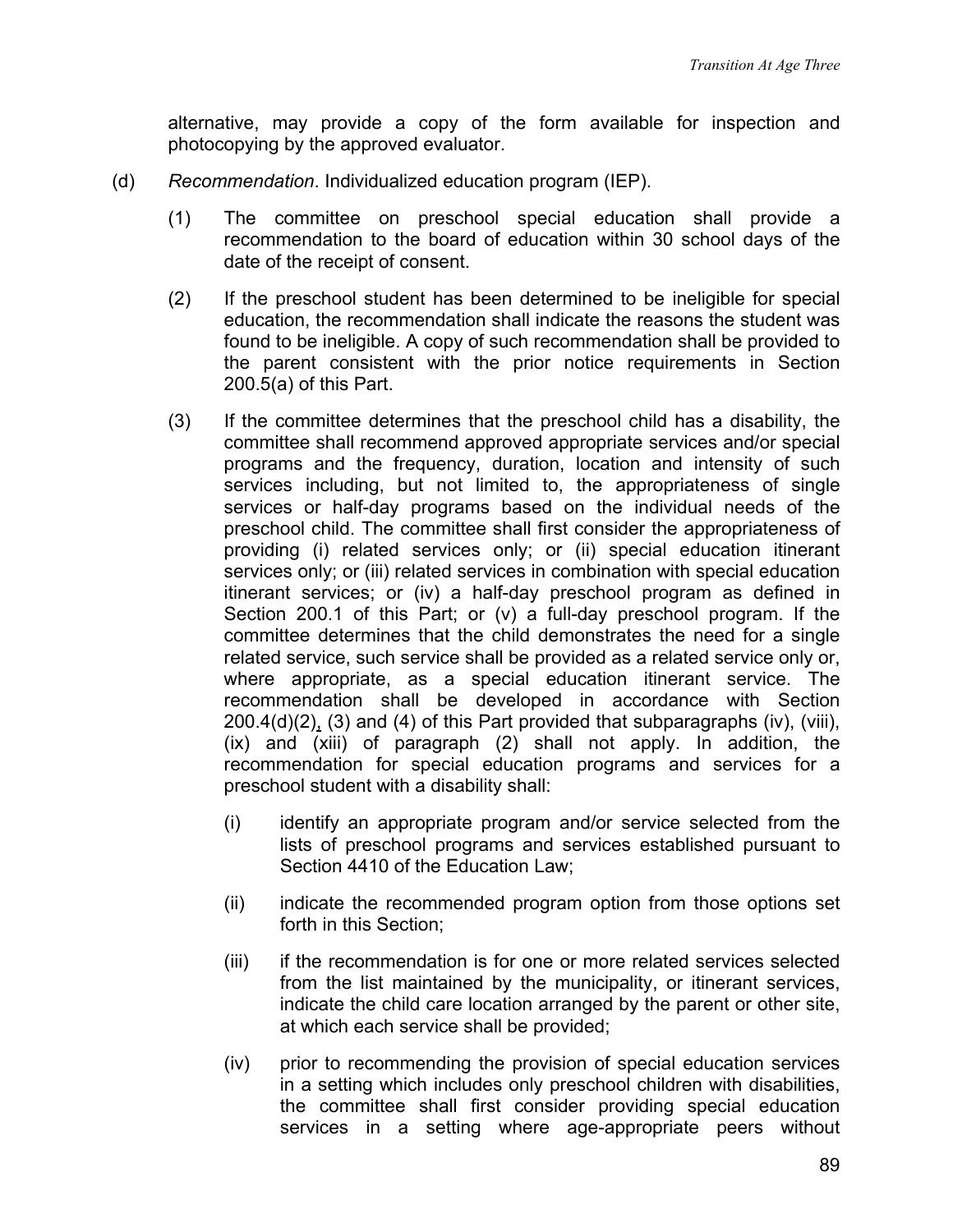alternative, may provide a copy of the form available for inspection and photocopying by the approved evaluator.

(d) *Recommendation*. Individualized education program (IEP).

(1) The committee on preschool special education shall provide a recommendation to the board of education within 30 school days of the date of the receipt of consent.

(2) If the preschool student has been determined to be ineligible for special education, the recommendation shall indicate the reasons the student was found to be ineligible. A copy of such recommendation shall be provided to the parent consistent with the prior notice requirements in Section 200.5(a) of this Part.

(3) If the committee determines that the preschool child has a disability, the committee shall recommend approved appropriate services and/or special programs and the frequency, duration, location and intensity of such services including, but not limited to, the appropriateness of single services or half-day programs based on the individual needs of the preschool child. The committee shall first consider the appropriateness of providing (i) related services only; or (ii) special education itinerant services only; or (iii) related services in combination with special education itinerant services; or (iv) a half-day preschool program as defined in Section 200.1 of this Part; or (v) a full-day preschool program. If the committee determines that the child demonstrates the need for a single related service, such service shall be provided as a related service only or, where appropriate, as a special education itinerant service. The recommendation shall be developed in accordance with Section 200.4(d)(2), (3) and (4) of this Part provided that subparagraphs (iv), (viii), (ix) and (xiii) of paragraph (2) shall not apply. In addition, the recommendation for special education programs and services for a preschool student with a disability shall:

(i) identify an appropriate program and/or service selected from the lists of preschool programs and services established pursuant to Section 4410 of the Education Law;

(ii) indicate the recommended program option from those options set forth in this Section;

(iii) if the recommendation is for one or more related services selected from the list maintained by the municipality, or itinerant services, indicate the child care location arranged by the parent or other site, at which each service shall be provided;

(iv) prior to recommending the provision of special education services in a setting which includes only preschool children with disabilities, the committee shall first consider providing special education services in a setting where age-appropriate peers without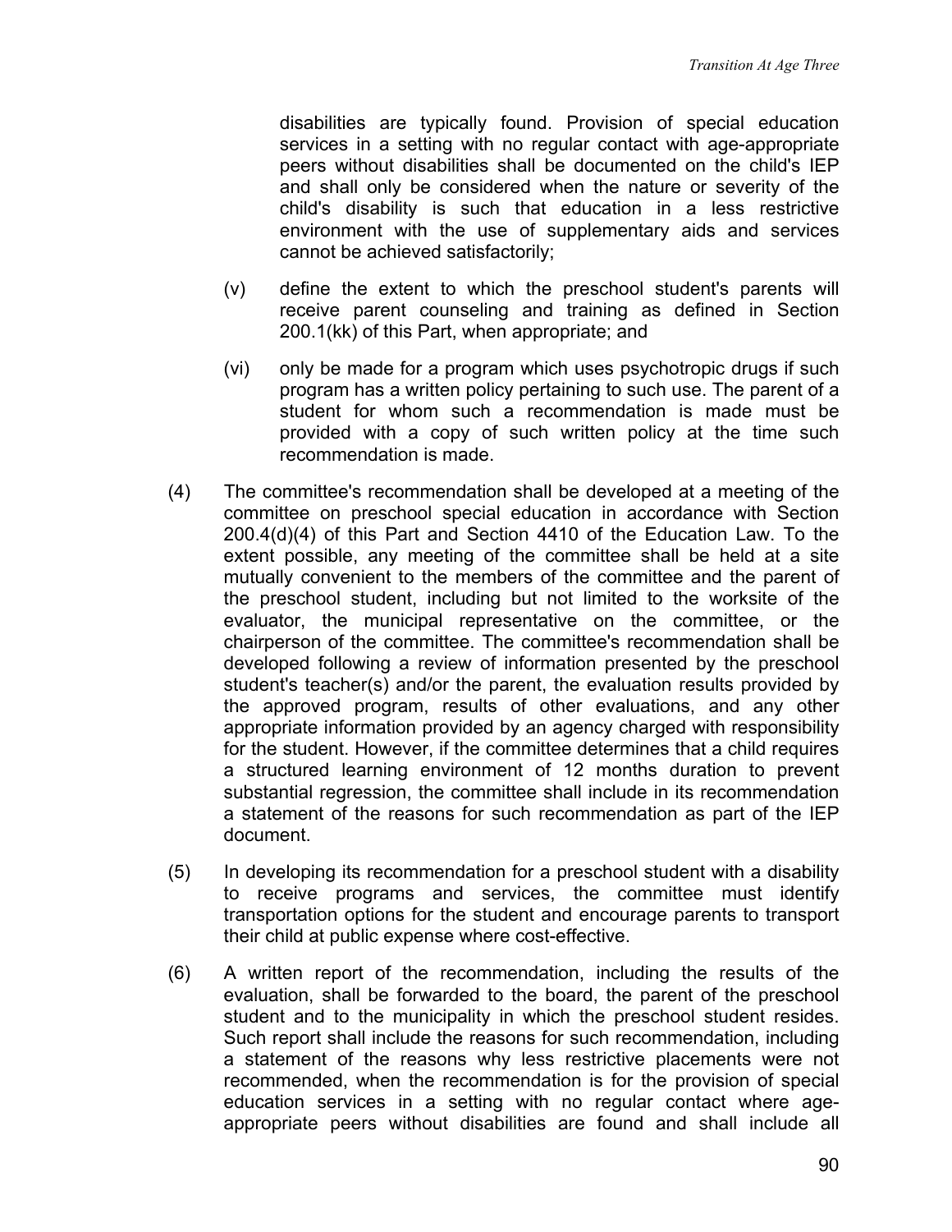disabilities are typically found. Provision of special education services in a setting with no regular contact with age-appropriate peers without disabilities shall be documented on the child's IEP and shall only be considered when the nature or severity of the child's disability is such that education in a less restrictive environment with the use of supplementary aids and services cannot be achieved satisfactorily;

(v) define the extent to which the preschool student's parents will receive parent counseling and training as defined in Section 200.1(kk) of this Part, when appropriate; and

(vi) only be made for a program which uses psychotropic drugs if such program has a written policy pertaining to such use. The parent of a student for whom such a recommendation is made must be provided with a copy of such written policy at the time such recommendation is made.

(4) The committee's recommendation shall be developed at a meeting of the committee on preschool special education in accordance with Section 200.4(d)(4) of this Part and Section 4410 of the Education Law. To the extent possible, any meeting of the committee shall be held at a site mutually convenient to the members of the committee and the parent of the preschool student, including but not limited to the worksite of the evaluator, the municipal representative on the committee, or the chairperson of the committee. The committee's recommendation shall be developed following a review of information presented by the preschool student's teacher(s) and/or the parent, the evaluation results provided by the approved program, results of other evaluations, and any other appropriate information provided by an agency charged with responsibility for the student. However, if the committee determines that a child requires a structured learning environment of 12 months duration to prevent substantial regression, the committee shall include in its recommendation a statement of the reasons for such recommendation as part of the IEP document.

(5) In developing its recommendation for a preschool student with a disability to receive programs and services, the committee must identify transportation options for the student and encourage parents to transport their child at public expense where cost-effective.

(6) A written report of the recommendation, including the results of the evaluation, shall be forwarded to the board, the parent of the preschool student and to the municipality in which the preschool student resides. Such report shall include the reasons for such recommendation, including a statement of the reasons why less restrictive placements were not recommended, when the recommendation is for the provision of special education services in a setting with no regular contact where age-appropriate peers without disabilities are found and shall include all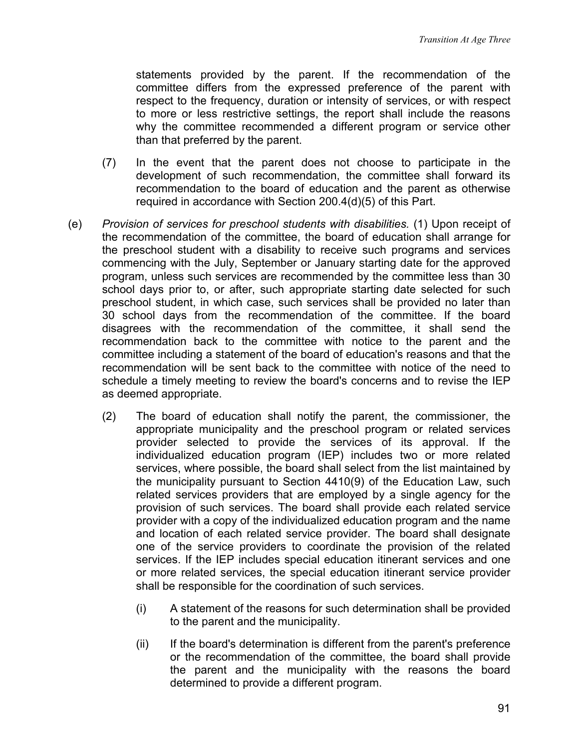statements provided by the parent. If the recommendation of the committee differs from the expressed preference of the parent with respect to the frequency, duration or intensity of services, or with respect to more or less restrictive settings, the report shall include the reasons why the committee recommended a different program or service other than that preferred by the parent.

(7) In the event that the parent does not choose to participate in the development of such recommendation, the committee shall forward its recommendation to the board of education and the parent as otherwise required in accordance with Section 200.4(d)(5) of this Part.

(e) *Provision of services for preschool students with disabilities.* (1) Upon receipt of the recommendation of the committee, the board of education shall arrange for the preschool student with a disability to receive such programs and services commencing with the July, September or January starting date for the approved program, unless such services are recommended by the committee less than 30 school days prior to, or after, such appropriate starting date selected for such preschool student, in which case, such services shall be provided no later than 30 school days from the recommendation of the committee. If the board disagrees with the recommendation of the committee, it shall send the recommendation back to the committee with notice to the parent and the committee including a statement of the board of education's reasons and that the recommendation will be sent back to the committee with notice of the need to schedule a timely meeting to review the board's concerns and to revise the IEP as deemed appropriate.

(2) The board of education shall notify the parent, the commissioner, the appropriate municipality and the preschool program or related services provider selected to provide the services of its approval. If the individualized education program (IEP) includes two or more related services, where possible, the board shall select from the list maintained by the municipality pursuant to Section 4410(9) of the Education Law, such related services providers that are employed by a single agency for the provision of such services. The board shall provide each related service provider with a copy of the individualized education program and the name and location of each related service provider. The board shall designate one of the service providers to coordinate the provision of the related services. If the IEP includes special education itinerant services and one or more related services, the special education itinerant service provider shall be responsible for the coordination of such services.

(i) A statement of the reasons for such determination shall be provided to the parent and the municipality.

(ii) If the board's determination is different from the parent's preference or the recommendation of the committee, the board shall provide the parent and the municipality with the reasons the board determined to provide a different program.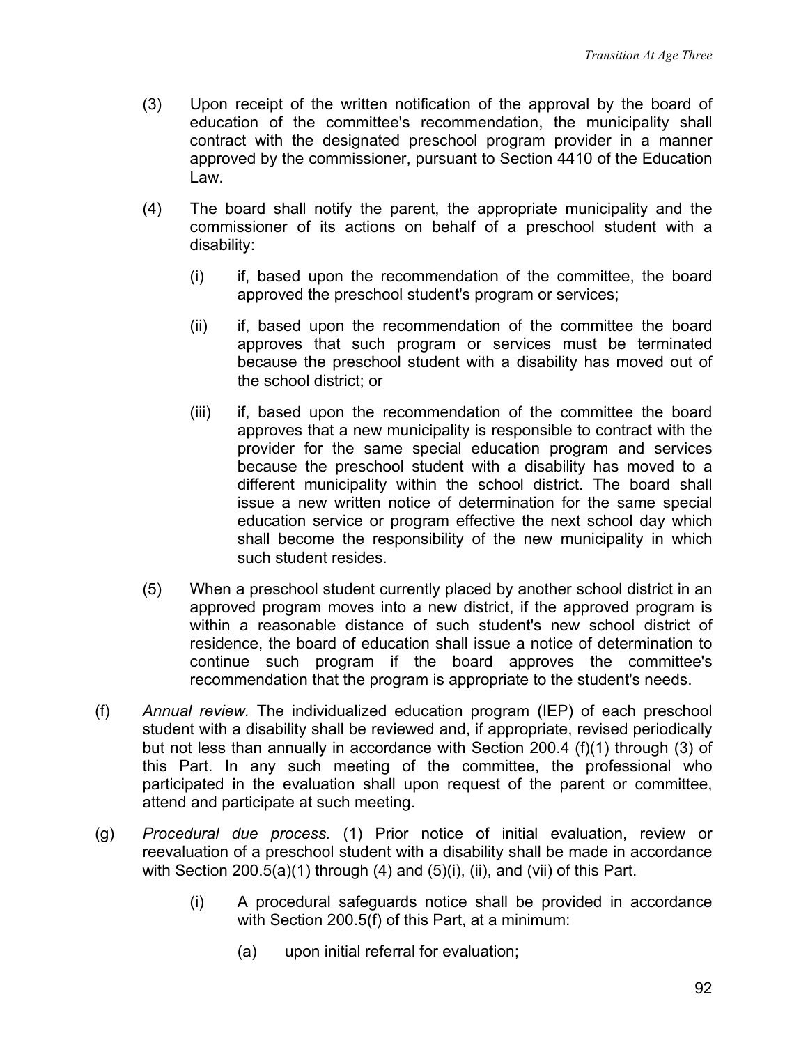(3) Upon receipt of the written notification of the approval by the board of education of the committee's recommendation, the municipality shall contract with the designated preschool program provider in a manner approved by the commissioner, pursuant to Section 4410 of the Education Law.

(4) The board shall notify the parent, the appropriate municipality and the commissioner of its actions on behalf of a preschool student with a disability:

   (i) if, based upon the recommendation of the committee, the board approved the preschool student's program or services;

   (ii) if, based upon the recommendation of the committee the board approves that such program or services must be terminated because the preschool student with a disability has moved out of the school district; or

   (iii) if, based upon the recommendation of the committee the board approves that a new municipality is responsible to contract with the provider for the same special education program and services because the preschool student with a disability has moved to a different municipality within the school district. The board shall issue a new written notice of determination for the same special education service or program effective the next school day which shall become the responsibility of the new municipality in which such student resides.

(5) When a preschool student currently placed by another school district in an approved program moves into a new district, if the approved program is within a reasonable distance of such student's new school district of residence, the board of education shall issue a notice of determination to continue such program if the board approves the committee's recommendation that the program is appropriate to the student's needs.

(f) *Annual review.* The individualized education program (IEP) of each preschool student with a disability shall be reviewed and, if appropriate, revised periodically but not less than annually in accordance with Section 200.4 (f)(1) through (3) of this Part. In any such meeting of the committee, the professional who participated in the evaluation shall upon request of the parent or committee, attend and participate at such meeting.

(g) *Procedural due process.* (1) Prior notice of initial evaluation, review or reevaluation of a preschool student with a disability shall be made in accordance with Section 200.5(a)(1) through (4) and (5)(i), (ii), and (vii) of this Part.

   (i) A procedural safeguards notice shall be provided in accordance with Section 200.5(f) of this Part, at a minimum:

      (a) upon initial referral for evaluation;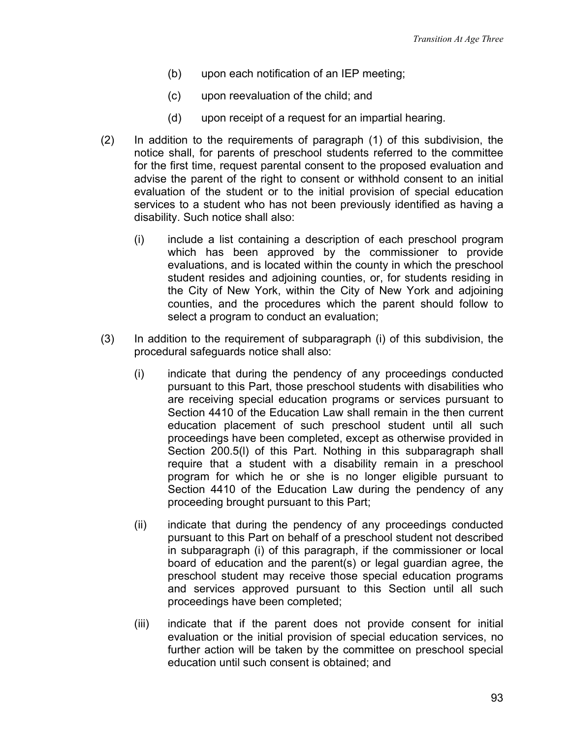(b) upon each notification of an IEP meeting;

(c) upon reevaluation of the child; and

(d) upon receipt of a request for an impartial hearing.

(2) In addition to the requirements of paragraph (1) of this subdivision, the notice shall, for parents of preschool students referred to the committee for the first time, request parental consent to the proposed evaluation and advise the parent of the right to consent or withhold consent to an initial evaluation of the student or to the initial provision of special education services to a student who has not been previously identified as having a disability. Such notice shall also:

(i) include a list containing a description of each preschool program which has been approved by the commissioner to provide evaluations, and is located within the county in which the preschool student resides and adjoining counties, or, for students residing in the City of New York, within the City of New York and adjoining counties, and the procedures which the parent should follow to select a program to conduct an evaluation;

(3) In addition to the requirement of subparagraph (i) of this subdivision, the procedural safeguards notice shall also:

(i) indicate that during the pendency of any proceedings conducted pursuant to this Part, those preschool students with disabilities who are receiving special education programs or services pursuant to Section 4410 of the Education Law shall remain in the then current education placement of such preschool student until all such proceedings have been completed, except as otherwise provided in Section 200.5(l) of this Part. Nothing in this subparagraph shall require that a student with a disability remain in a preschool program for which he or she is no longer eligible pursuant to Section 4410 of the Education Law during the pendency of any proceeding brought pursuant to this Part;

(ii) indicate that during the pendency of any proceedings conducted pursuant to this Part on behalf of a preschool student not described in subparagraph (i) of this paragraph, if the commissioner or local board of education and the parent(s) or legal guardian agree, the preschool student may receive those special education programs and services approved pursuant to this Section until all such proceedings have been completed;

(iii) indicate that if the parent does not provide consent for initial evaluation or the initial provision of special education services, no further action will be taken by the committee on preschool special education until such consent is obtained; and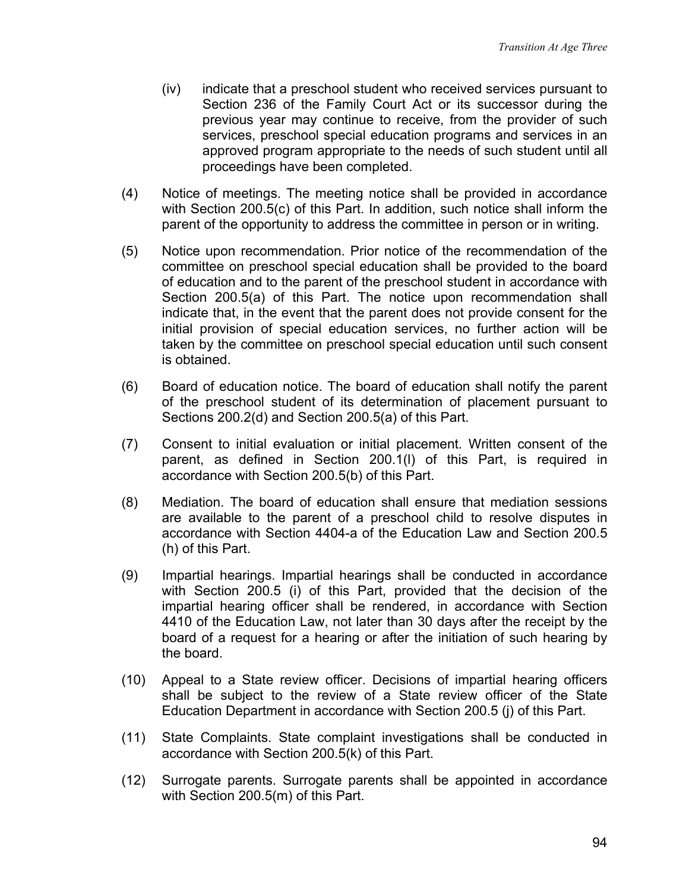(iv) indicate that a preschool student who received services pursuant to Section 236 of the Family Court Act or its successor during the previous year may continue to receive, from the provider of such services, preschool special education programs and services in an approved program appropriate to the needs of such student until all proceedings have been completed.

(4) Notice of meetings. The meeting notice shall be provided in accordance with Section 200.5(c) of this Part. In addition, such notice shall inform the parent of the opportunity to address the committee in person or in writing.

(5) Notice upon recommendation. Prior notice of the recommendation of the committee on preschool special education shall be provided to the board of education and to the parent of the preschool student in accordance with Section 200.5(a) of this Part. The notice upon recommendation shall indicate that, in the event that the parent does not provide consent for the initial provision of special education services, no further action will be taken by the committee on preschool special education until such consent is obtained.

(6) Board of education notice. The board of education shall notify the parent of the preschool student of its determination of placement pursuant to Sections 200.2(d) and Section 200.5(a) of this Part.

(7) Consent to initial evaluation or initial placement. Written consent of the parent, as defined in Section 200.1(l) of this Part, is required in accordance with Section 200.5(b) of this Part.

(8) Mediation. The board of education shall ensure that mediation sessions are available to the parent of a preschool child to resolve disputes in accordance with Section 4404-a of the Education Law and Section 200.5 (h) of this Part.

(9) Impartial hearings. Impartial hearings shall be conducted in accordance with Section 200.5 (i) of this Part, provided that the decision of the impartial hearing officer shall be rendered, in accordance with Section 4410 of the Education Law, not later than 30 days after the receipt by the board of a request for a hearing or after the initiation of such hearing by the board.

(10) Appeal to a State review officer. Decisions of impartial hearing officers shall be subject to the review of a State review officer of the State Education Department in accordance with Section 200.5 (j) of this Part.

(11) State Complaints. State complaint investigations shall be conducted in accordance with Section 200.5(k) of this Part.

(12) Surrogate parents. Surrogate parents shall be appointed in accordance with Section 200.5(m) of this Part.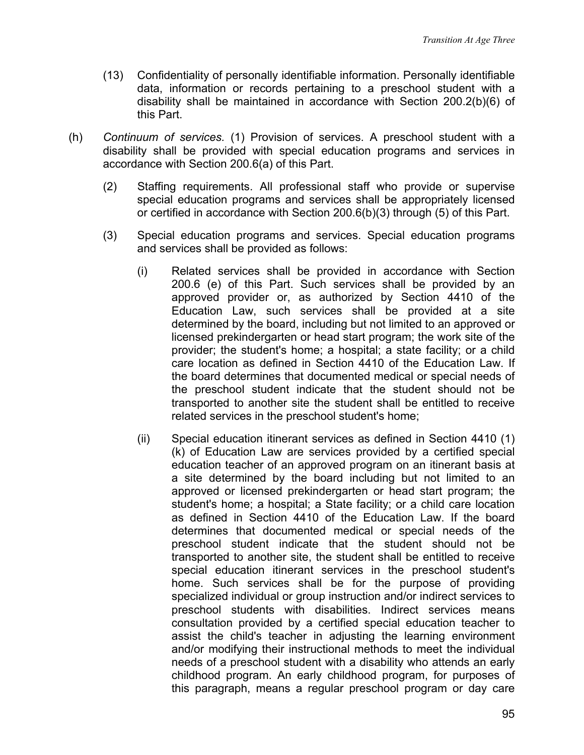(13) Confidentiality of personally identifiable information. Personally identifiable data, information or records pertaining to a preschool student with a disability shall be maintained in accordance with Section 200.2(b)(6) of this Part.

(h) *Continuum of services.* (1) Provision of services. A preschool student with a disability shall be provided with special education programs and services in accordance with Section 200.6(a) of this Part.

(2) Staffing requirements. All professional staff who provide or supervise special education programs and services shall be appropriately licensed or certified in accordance with Section 200.6(b)(3) through (5) of this Part.

(3) Special education programs and services. Special education programs and services shall be provided as follows:

(i) Related services shall be provided in accordance with Section 200.6 (e) of this Part. Such services shall be provided by an approved provider or, as authorized by Section 4410 of the Education Law, such services shall be provided at a site determined by the board, including but not limited to an approved or licensed prekindergarten or head start program; the work site of the provider; the student's home; a hospital; a state facility; or a child care location as defined in Section 4410 of the Education Law. If the board determines that documented medical or special needs of the preschool student indicate that the student should not be transported to another site the student shall be entitled to receive related services in the preschool student's home;

(ii) Special education itinerant services as defined in Section 4410 (1) (k) of Education Law are services provided by a certified special education teacher of an approved program on an itinerant basis at a site determined by the board including but not limited to an approved or licensed prekindergarten or head start program; the student's home; a hospital; a State facility; or a child care location as defined in Section 4410 of the Education Law. If the board determines that documented medical or special needs of the preschool student indicate that the student should not be transported to another site, the student shall be entitled to receive special education itinerant services in the preschool student's home. Such services shall be for the purpose of providing specialized individual or group instruction and/or indirect services to preschool students with disabilities. Indirect services means consultation provided by a certified special education teacher to assist the child's teacher in adjusting the learning environment and/or modifying their instructional methods to meet the individual needs of a preschool student with a disability who attends an early childhood program. An early childhood program, for purposes of this paragraph, means a regular preschool program or day care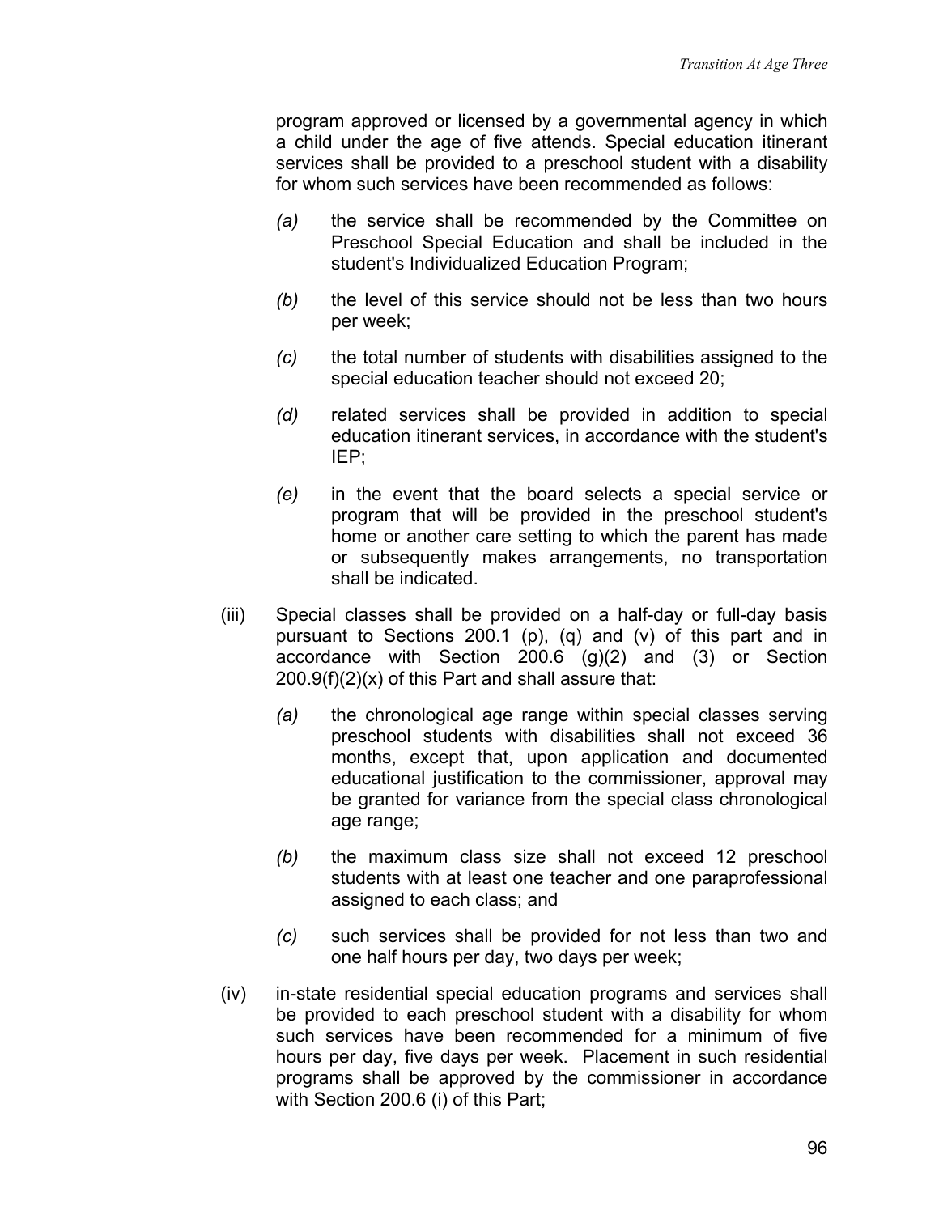program approved or licensed by a governmental agency in which a child under the age of five attends. Special education itinerant services shall be provided to a preschool student with a disability for whom such services have been recommended as follows:

- *(a)* the service shall be recommended by the Committee on Preschool Special Education and shall be included in the student's Individualized Education Program;
- *(b)* the level of this service should not be less than two hours per week;
- *(c)* the total number of students with disabilities assigned to the special education teacher should not exceed 20;
- *(d)* related services shall be provided in addition to special education itinerant services, in accordance with the student's IEP;
- *(e)* in the event that the board selects a special service or program that will be provided in the preschool student's home or another care setting to which the parent has made or subsequently makes arrangements, no transportation shall be indicated.

(iii) Special classes shall be provided on a half-day or full-day basis pursuant to Sections 200.1 (p), (q) and (v) of this part and in accordance with Section 200.6 (g)(2) and (3) or Section 200.9(f)(2)(x) of this Part and shall assure that:

- *(a)* the chronological age range within special classes serving preschool students with disabilities shall not exceed 36 months, except that, upon application and documented educational justification to the commissioner, approval may be granted for variance from the special class chronological age range;
- *(b)* the maximum class size shall not exceed 12 preschool students with at least one teacher and one paraprofessional assigned to each class; and
- *(c)* such services shall be provided for not less than two and one half hours per day, two days per week;

(iv) in-state residential special education programs and services shall be provided to each preschool student with a disability for whom such services have been recommended for a minimum of five hours per day, five days per week. Placement in such residential programs shall be approved by the commissioner in accordance with Section 200.6 (i) of this Part;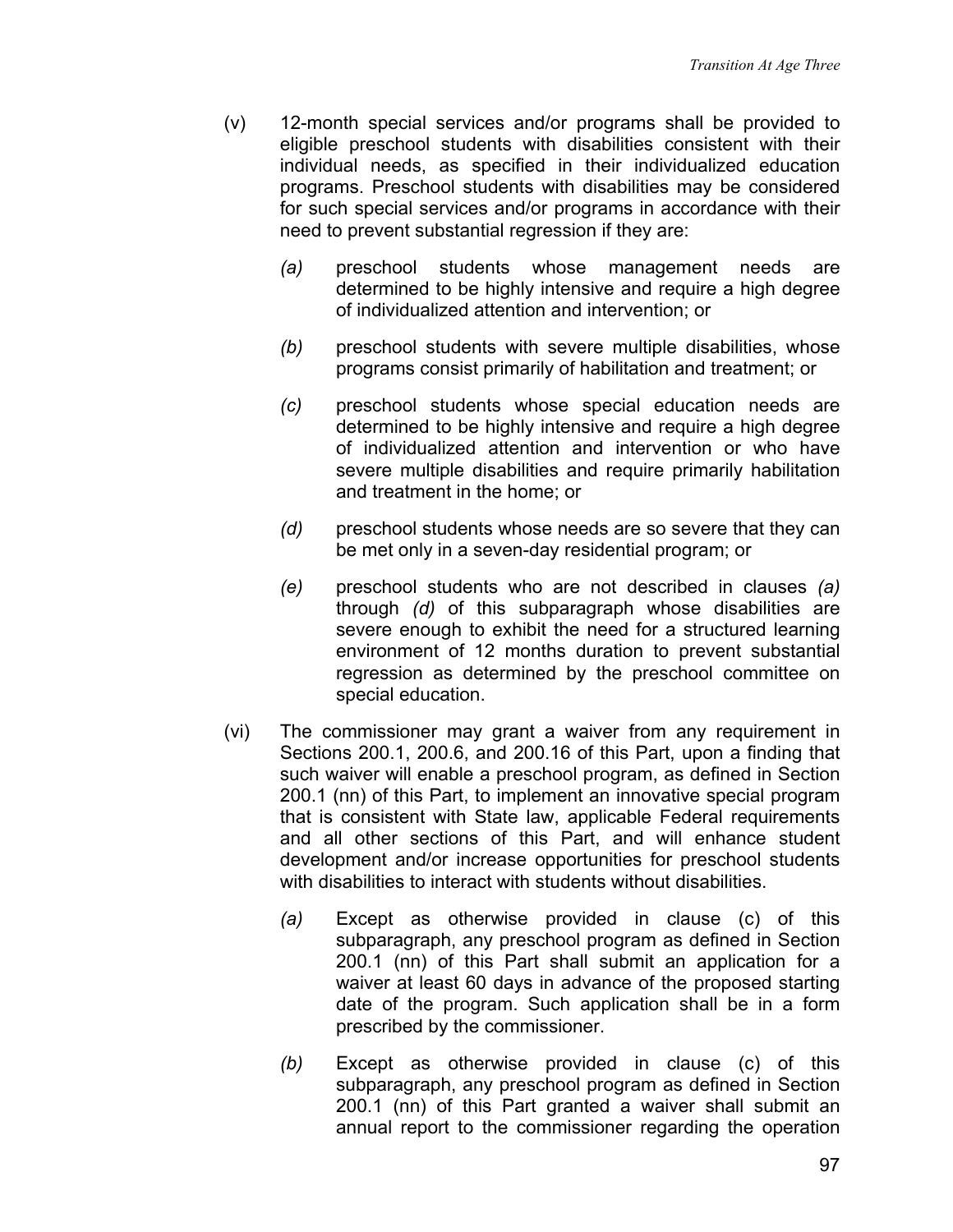(v) 12-month special services and/or programs shall be provided to eligible preschool students with disabilities consistent with their individual needs, as specified in their individualized education programs. Preschool students with disabilities may be considered for such special services and/or programs in accordance with their need to prevent substantial regression if they are:

   *(a)* preschool students whose management needs are determined to be highly intensive and require a high degree of individualized attention and intervention; or

   *(b)* preschool students with severe multiple disabilities, whose programs consist primarily of habilitation and treatment; or

   *(c)* preschool students whose special education needs are determined to be highly intensive and require a high degree of individualized attention and intervention or who have severe multiple disabilities and require primarily habilitation and treatment in the home; or

   *(d)* preschool students whose needs are so severe that they can be met only in a seven-day residential program; or

   *(e)* preschool students who are not described in clauses *(a)* through *(d)* of this subparagraph whose disabilities are severe enough to exhibit the need for a structured learning environment of 12 months duration to prevent substantial regression as determined by the preschool committee on special education.

(vi) The commissioner may grant a waiver from any requirement in Sections 200.1, 200.6, and 200.16 of this Part, upon a finding that such waiver will enable a preschool program, as defined in Section 200.1 (nn) of this Part, to implement an innovative special program that is consistent with State law, applicable Federal requirements and all other sections of this Part, and will enhance student development and/or increase opportunities for preschool students with disabilities to interact with students without disabilities.

   *(a)* Except as otherwise provided in clause (c) of this subparagraph, any preschool program as defined in Section 200.1 (nn) of this Part shall submit an application for a waiver at least 60 days in advance of the proposed starting date of the program. Such application shall be in a form prescribed by the commissioner.

   *(b)* Except as otherwise provided in clause (c) of this subparagraph, any preschool program as defined in Section 200.1 (nn) of this Part granted a waiver shall submit an annual report to the commissioner regarding the operation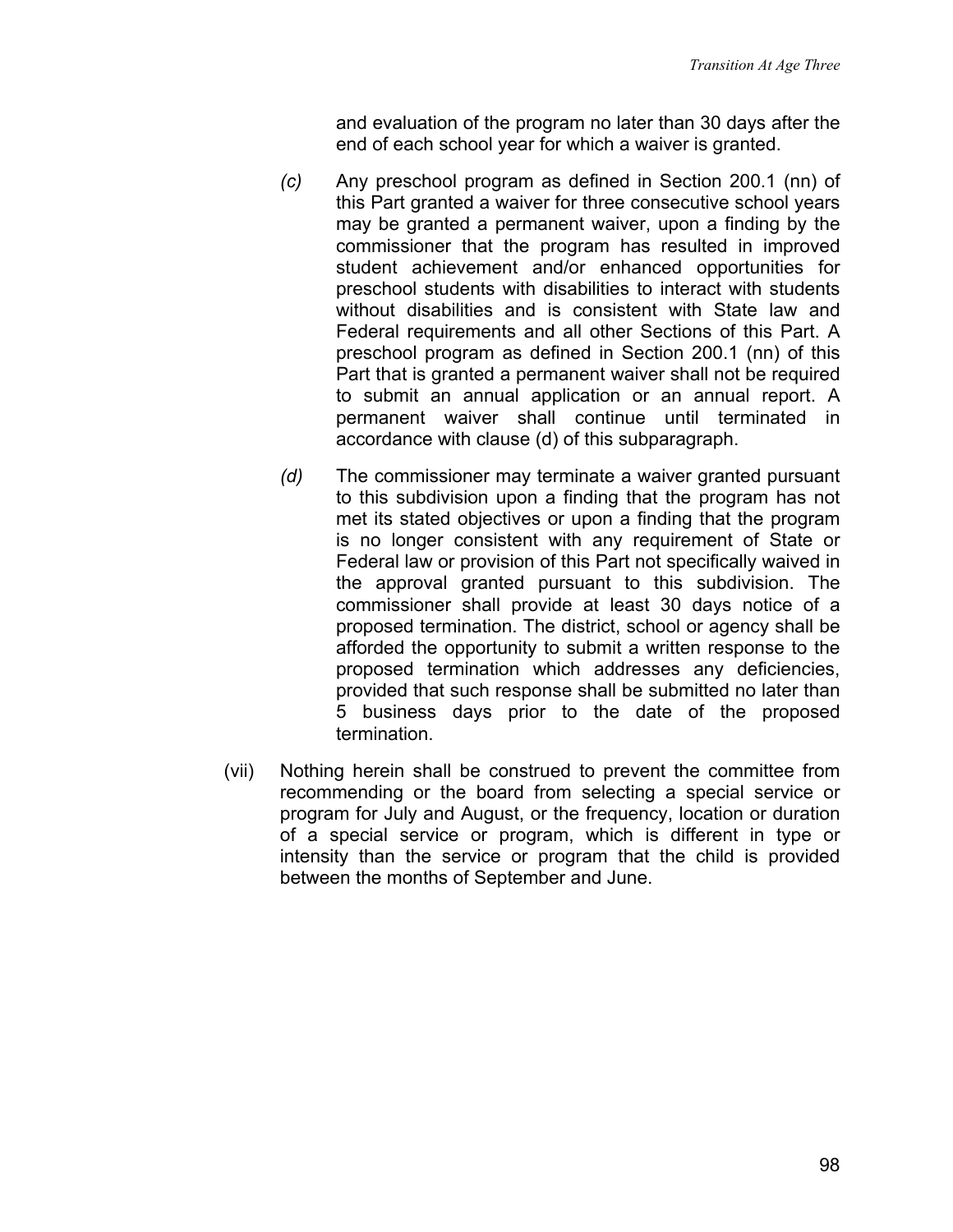and evaluation of the program no later than 30 days after the end of each school year for which a waiver is granted.

*(c)* Any preschool program as defined in Section 200.1 (nn) of this Part granted a waiver for three consecutive school years may be granted a permanent waiver, upon a finding by the commissioner that the program has resulted in improved student achievement and/or enhanced opportunities for preschool students with disabilities to interact with students without disabilities and is consistent with State law and Federal requirements and all other Sections of this Part. A preschool program as defined in Section 200.1 (nn) of this Part that is granted a permanent waiver shall not be required to submit an annual application or an annual report. A permanent waiver shall continue until terminated in accordance with clause (d) of this subparagraph.

*(d)* The commissioner may terminate a waiver granted pursuant to this subdivision upon a finding that the program has not met its stated objectives or upon a finding that the program is no longer consistent with any requirement of State or Federal law or provision of this Part not specifically waived in the approval granted pursuant to this subdivision. The commissioner shall provide at least 30 days notice of a proposed termination. The district, school or agency shall be afforded the opportunity to submit a written response to the proposed termination which addresses any deficiencies, provided that such response shall be submitted no later than 5 business days prior to the date of the proposed termination.

(vii) Nothing herein shall be construed to prevent the committee from recommending or the board from selecting a special service or program for July and August, or the frequency, location or duration of a special service or program, which is different in type or intensity than the service or program that the child is provided between the months of September and June.